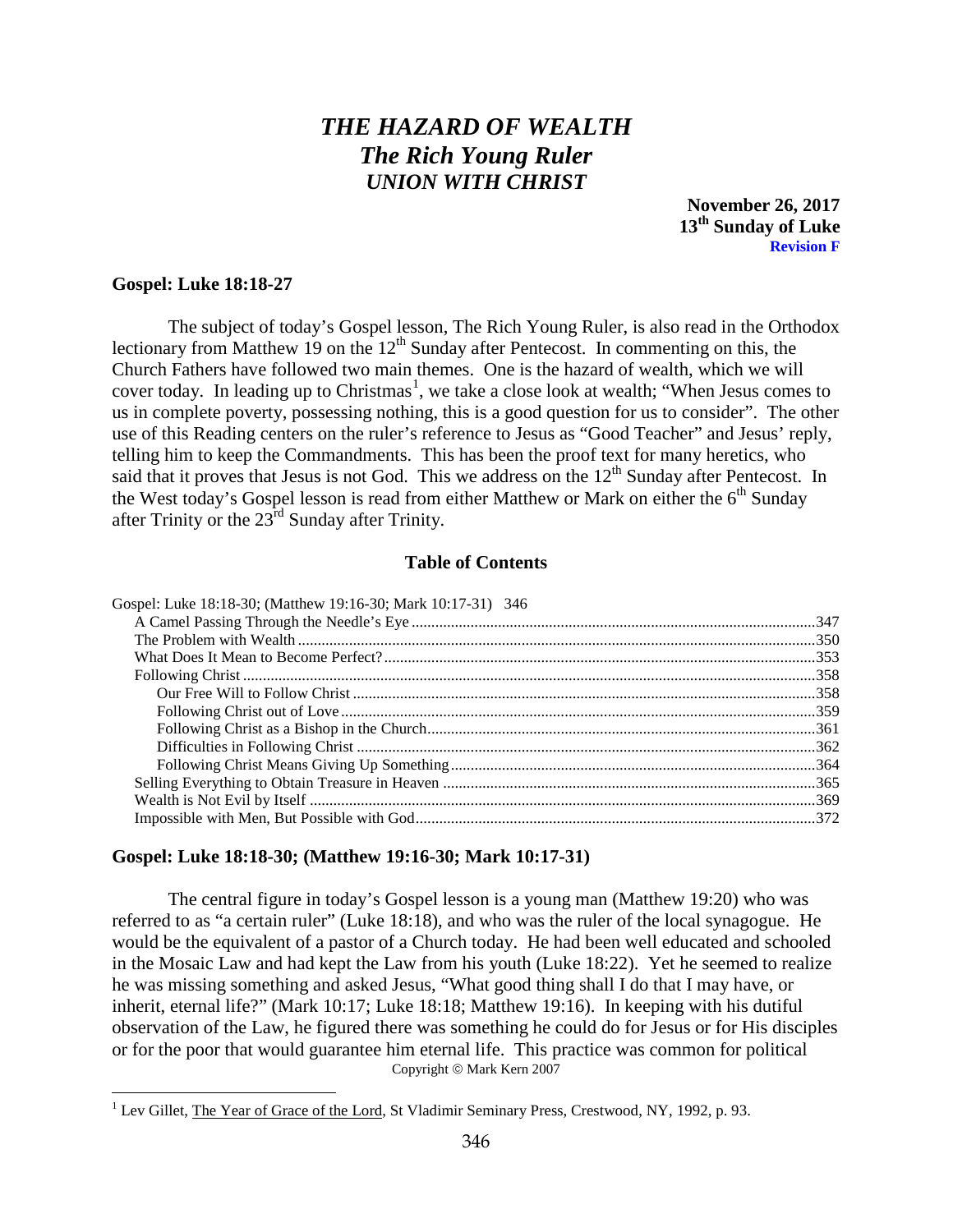# *THE HAZARD OF WEALTH*
# *The Rich Young Ruler*
## *UNION WITH CHRIST*

**November 26, 2017**
**13th Sunday of Luke**
**Revision F**

**Gospel: Luke 18:18-27**

The subject of today's Gospel lesson, The Rich Young Ruler, is also read in the Orthodox lectionary from Matthew 19 on the 12th Sunday after Pentecost. In commenting on this, the Church Fathers have followed two main themes. One is the hazard of wealth, which we will cover today. In leading up to Christmas[1], we take a close look at wealth; "When Jesus comes to us in complete poverty, possessing nothing, this is a good question for us to consider". The other use of this Reading centers on the ruler's reference to Jesus as "Good Teacher" and Jesus' reply, telling him to keep the Commandments. This has been the proof text for many heretics, who said that it proves that Jesus is not God. This we address on the 12th Sunday after Pentecost. In the West today's Gospel lesson is read from either Matthew or Mark on either the 6th Sunday after Trinity or the 23rd Sunday after Trinity.

**Table of Contents**

Gospel: Luke 18:18-30; (Matthew 19:16-30; Mark 10:17-31) 346
- A Camel Passing Through the Needle's Eye ....347
- The Problem with Wealth ....350
- What Does It Mean to Become Perfect? ....353
- Following Christ ....358
  - Our Free Will to Follow Christ ....358
  - Following Christ out of Love ....359
  - Following Christ as a Bishop in the Church ....361
  - Difficulties in Following Christ ....362
  - Following Christ Means Giving Up Something ....364
- Selling Everything to Obtain Treasure in Heaven ....365
- Wealth is Not Evil by Itself ....369
- Impossible with Men, But Possible with God ....372

**Gospel: Luke 18:18-30; (Matthew 19:16-30; Mark 10:17-31)**

The central figure in today's Gospel lesson is a young man (Matthew 19:20) who was referred to as "a certain ruler" (Luke 18:18), and who was the ruler of the local synagogue. He would be the equivalent of a pastor of a Church today. He had been well educated and schooled in the Mosaic Law and had kept the Law from his youth (Luke 18:22). Yet he seemed to realize he was missing something and asked Jesus, "What good thing shall I do that I may have, or inherit, eternal life?" (Mark 10:17; Luke 18:18; Matthew 19:16). In keeping with his dutiful observation of the Law, he figured there was something he could do for Jesus or for His disciples or for the poor that would guarantee him eternal life. This practice was common for political

Copyright © Mark Kern 2007

[1] Lev Gillet, The Year of Grace of the Lord, St Vladimir Seminary Press, Crestwood, NY, 1992, p. 93.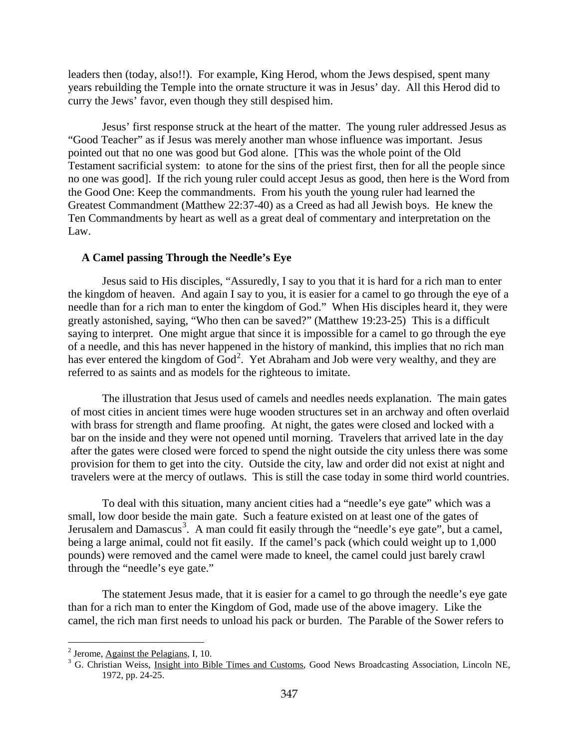leaders then (today, also!!). For example, King Herod, whom the Jews despised, spent many years rebuilding the Temple into the ornate structure it was in Jesus' day. All this Herod did to curry the Jews' favor, even though they still despised him.

Jesus' first response struck at the heart of the matter. The young ruler addressed Jesus as "Good Teacher" as if Jesus was merely another man whose influence was important. Jesus pointed out that no one was good but God alone. [This was the whole point of the Old Testament sacrificial system: to atone for the sins of the priest first, then for all the people since no one was good]. If the rich young ruler could accept Jesus as good, then here is the Word from the Good One: Keep the commandments. From his youth the young ruler had learned the Greatest Commandment (Matthew 22:37-40) as a Creed as had all Jewish boys. He knew the Ten Commandments by heart as well as a great deal of commentary and interpretation on the Law.

**A Camel passing Through the Needle's Eye**

Jesus said to His disciples, "Assuredly, I say to you that it is hard for a rich man to enter the kingdom of heaven. And again I say to you, it is easier for a camel to go through the eye of a needle than for a rich man to enter the kingdom of God." When His disciples heard it, they were greatly astonished, saying, "Who then can be saved?" (Matthew 19:23-25) This is a difficult saying to interpret. One might argue that since it is impossible for a camel to go through the eye of a needle, and this has never happened in the history of mankind, this implies that no rich man has ever entered the kingdom of God[2]. Yet Abraham and Job were very wealthy, and they are referred to as saints and as models for the righteous to imitate.

The illustration that Jesus used of camels and needles needs explanation. The main gates of most cities in ancient times were huge wooden structures set in an archway and often overlaid with brass for strength and flame proofing. At night, the gates were closed and locked with a bar on the inside and they were not opened until morning. Travelers that arrived late in the day after the gates were closed were forced to spend the night outside the city unless there was some provision for them to get into the city. Outside the city, law and order did not exist at night and travelers were at the mercy of outlaws. This is still the case today in some third world countries.

To deal with this situation, many ancient cities had a "needle's eye gate" which was a small, low door beside the main gate. Such a feature existed on at least one of the gates of Jerusalem and Damascus[3]. A man could fit easily through the "needle's eye gate", but a camel, being a large animal, could not fit easily. If the camel's pack (which could weight up to 1,000 pounds) were removed and the camel were made to kneel, the camel could just barely crawl through the "needle's eye gate."

The statement Jesus made, that it is easier for a camel to go through the needle's eye gate than for a rich man to enter the Kingdom of God, made use of the above imagery. Like the camel, the rich man first needs to unload his pack or burden. The Parable of the Sower refers to

---

[2] Jerome, Against the Pelagians, I, 10.

[3] G. Christian Weiss, Insight into Bible Times and Customs, Good News Broadcasting Association, Lincoln NE, 1972, pp. 24-25.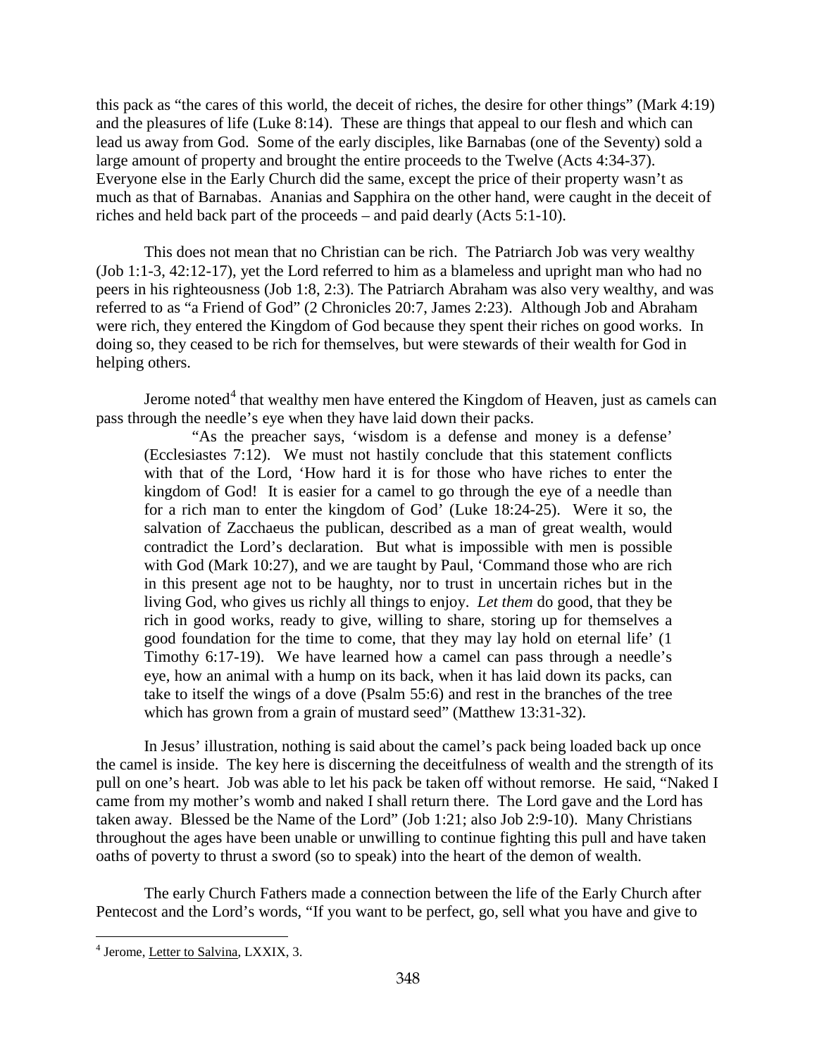this pack as "the cares of this world, the deceit of riches, the desire for other things" (Mark 4:19) and the pleasures of life (Luke 8:14). These are things that appeal to our flesh and which can lead us away from God. Some of the early disciples, like Barnabas (one of the Seventy) sold a large amount of property and brought the entire proceeds to the Twelve (Acts 4:34-37). Everyone else in the Early Church did the same, except the price of their property wasn't as much as that of Barnabas. Ananias and Sapphira on the other hand, were caught in the deceit of riches and held back part of the proceeds – and paid dearly (Acts 5:1-10).

This does not mean that no Christian can be rich. The Patriarch Job was very wealthy (Job 1:1-3, 42:12-17), yet the Lord referred to him as a blameless and upright man who had no peers in his righteousness (Job 1:8, 2:3). The Patriarch Abraham was also very wealthy, and was referred to as "a Friend of God" (2 Chronicles 20:7, James 2:23). Although Job and Abraham were rich, they entered the Kingdom of God because they spent their riches on good works. In doing so, they ceased to be rich for themselves, but were stewards of their wealth for God in helping others.

Jerome noted[4] that wealthy men have entered the Kingdom of Heaven, just as camels can pass through the needle's eye when they have laid down their packs.

> "As the preacher says, 'wisdom is a defense and money is a defense' (Ecclesiastes 7:12). We must not hastily conclude that this statement conflicts with that of the Lord, 'How hard it is for those who have riches to enter the kingdom of God! It is easier for a camel to go through the eye of a needle than for a rich man to enter the kingdom of God' (Luke 18:24-25). Were it so, the salvation of Zacchaeus the publican, described as a man of great wealth, would contradict the Lord's declaration. But what is impossible with men is possible with God (Mark 10:27), and we are taught by Paul, 'Command those who are rich in this present age not to be haughty, nor to trust in uncertain riches but in the living God, who gives us richly all things to enjoy. *Let them* do good, that they be rich in good works, ready to give, willing to share, storing up for themselves a good foundation for the time to come, that they may lay hold on eternal life' (1 Timothy 6:17-19). We have learned how a camel can pass through a needle's eye, how an animal with a hump on its back, when it has laid down its packs, can take to itself the wings of a dove (Psalm 55:6) and rest in the branches of the tree which has grown from a grain of mustard seed" (Matthew 13:31-32).

In Jesus' illustration, nothing is said about the camel's pack being loaded back up once the camel is inside. The key here is discerning the deceitfulness of wealth and the strength of its pull on one's heart. Job was able to let his pack be taken off without remorse. He said, "Naked I came from my mother's womb and naked I shall return there. The Lord gave and the Lord has taken away. Blessed be the Name of the Lord" (Job 1:21; also Job 2:9-10). Many Christians throughout the ages have been unable or unwilling to continue fighting this pull and have taken oaths of poverty to thrust a sword (so to speak) into the heart of the demon of wealth.

The early Church Fathers made a connection between the life of the Early Church after Pentecost and the Lord's words, "If you want to be perfect, go, sell what you have and give to

---

[4] Jerome, Letter to Salvina, LXXIX, 3.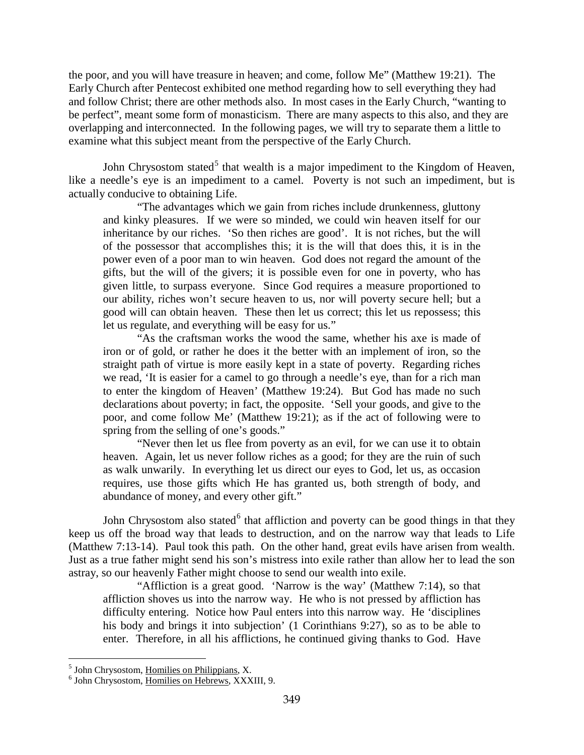the poor, and you will have treasure in heaven; and come, follow Me" (Matthew 19:21). The Early Church after Pentecost exhibited one method regarding how to sell everything they had and follow Christ; there are other methods also. In most cases in the Early Church, "wanting to be perfect", meant some form of monasticism. There are many aspects to this also, and they are overlapping and interconnected. In the following pages, we will try to separate them a little to examine what this subject meant from the perspective of the Early Church.

John Chrysostom stated[5] that wealth is a major impediment to the Kingdom of Heaven, like a needle's eye is an impediment to a camel. Poverty is not such an impediment, but is actually conducive to obtaining Life.

> "The advantages which we gain from riches include drunkenness, gluttony and kinky pleasures. If we were so minded, we could win heaven itself for our inheritance by our riches. 'So then riches are good'. It is not riches, but the will of the possessor that accomplishes this; it is the will that does this, it is in the power even of a poor man to win heaven. God does not regard the amount of the gifts, but the will of the givers; it is possible even for one in poverty, who has given little, to surpass everyone. Since God requires a measure proportioned to our ability, riches won't secure heaven to us, nor will poverty secure hell; but a good will can obtain heaven. These then let us correct; this let us repossess; this let us regulate, and everything will be easy for us."
>
> "As the craftsman works the wood the same, whether his axe is made of iron or of gold, or rather he does it the better with an implement of iron, so the straight path of virtue is more easily kept in a state of poverty. Regarding riches we read, 'It is easier for a camel to go through a needle's eye, than for a rich man to enter the kingdom of Heaven' (Matthew 19:24). But God has made no such declarations about poverty; in fact, the opposite. 'Sell your goods, and give to the poor, and come follow Me' (Matthew 19:21); as if the act of following were to spring from the selling of one's goods."
>
> "Never then let us flee from poverty as an evil, for we can use it to obtain heaven. Again, let us never follow riches as a good; for they are the ruin of such as walk unwarily. In everything let us direct our eyes to God, let us, as occasion requires, use those gifts which He has granted us, both strength of body, and abundance of money, and every other gift."

John Chrysostom also stated[6] that affliction and poverty can be good things in that they keep us off the broad way that leads to destruction, and on the narrow way that leads to Life (Matthew 7:13-14). Paul took this path. On the other hand, great evils have arisen from wealth. Just as a true father might send his son's mistress into exile rather than allow her to lead the son astray, so our heavenly Father might choose to send our wealth into exile.

> "Affliction is a great good. 'Narrow is the way' (Matthew 7:14), so that affliction shoves us into the narrow way. He who is not pressed by affliction has difficulty entering. Notice how Paul enters into this narrow way. He 'disciplines his body and brings it into subjection' (1 Corinthians 9:27), so as to be able to enter. Therefore, in all his afflictions, he continued giving thanks to God. Have

---

[5] John Chrysostom, Homilies on Philippians, X.

[6] John Chrysostom, Homilies on Hebrews, XXXIII, 9.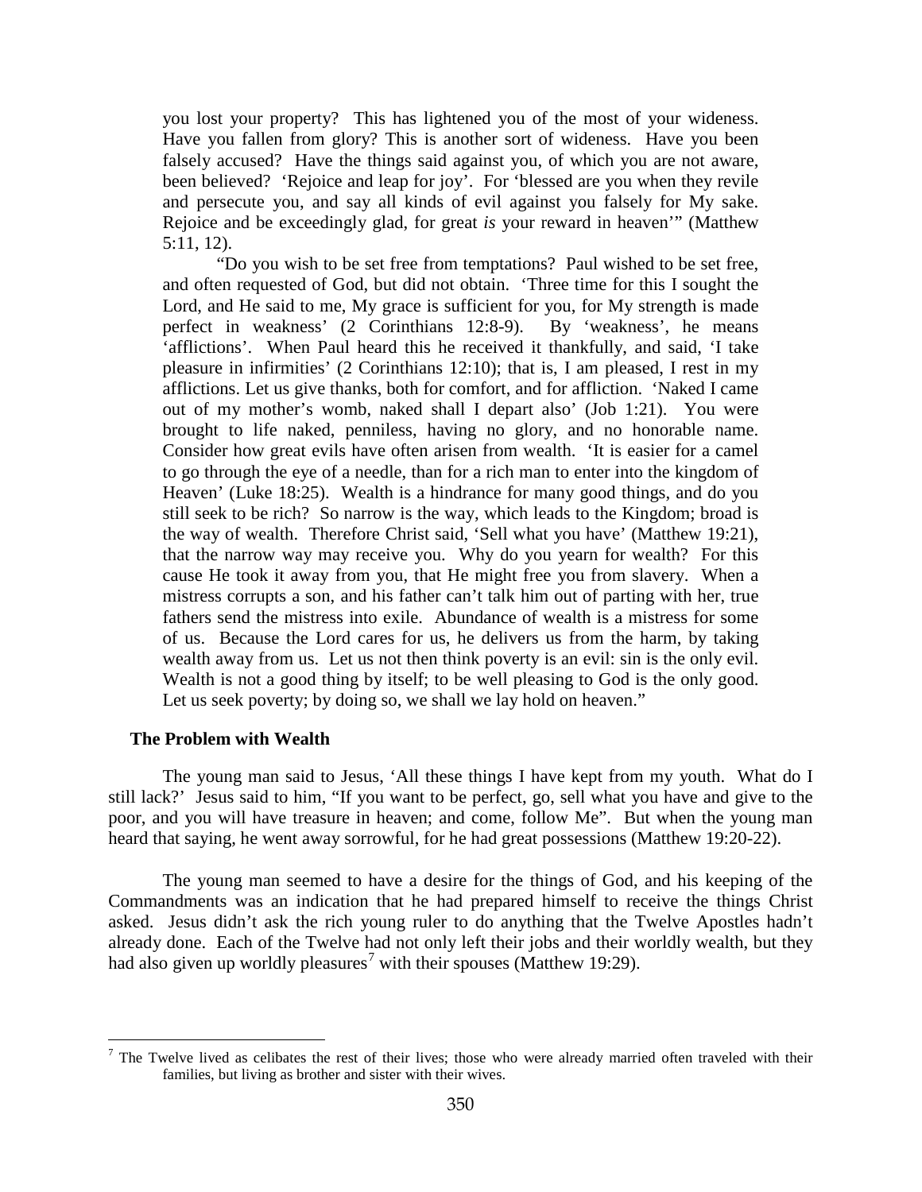you lost your property? This has lightened you of the most of your wideness. Have you fallen from glory? This is another sort of wideness. Have you been falsely accused? Have the things said against you, of which you are not aware, been believed? 'Rejoice and leap for joy'. For 'blessed are you when they revile and persecute you, and say all kinds of evil against you falsely for My sake. Rejoice and be exceedingly glad, for great *is* your reward in heaven'" (Matthew 5:11, 12).

"Do you wish to be set free from temptations? Paul wished to be set free, and often requested of God, but did not obtain. 'Three time for this I sought the Lord, and He said to me, My grace is sufficient for you, for My strength is made perfect in weakness' (2 Corinthians 12:8-9). By 'weakness', he means 'afflictions'. When Paul heard this he received it thankfully, and said, 'I take pleasure in infirmities' (2 Corinthians 12:10); that is, I am pleased, I rest in my afflictions. Let us give thanks, both for comfort, and for affliction. 'Naked I came out of my mother's womb, naked shall I depart also' (Job 1:21). You were brought to life naked, penniless, having no glory, and no honorable name. Consider how great evils have often arisen from wealth. 'It is easier for a camel to go through the eye of a needle, than for a rich man to enter into the kingdom of Heaven' (Luke 18:25). Wealth is a hindrance for many good things, and do you still seek to be rich? So narrow is the way, which leads to the Kingdom; broad is the way of wealth. Therefore Christ said, 'Sell what you have' (Matthew 19:21), that the narrow way may receive you. Why do you yearn for wealth? For this cause He took it away from you, that He might free you from slavery. When a mistress corrupts a son, and his father can't talk him out of parting with her, true fathers send the mistress into exile. Abundance of wealth is a mistress for some of us. Because the Lord cares for us, he delivers us from the harm, by taking wealth away from us. Let us not then think poverty is an evil: sin is the only evil. Wealth is not a good thing by itself; to be well pleasing to God is the only good. Let us seek poverty; by doing so, we shall we lay hold on heaven."

**The Problem with Wealth**

The young man said to Jesus, 'All these things I have kept from my youth. What do I still lack?' Jesus said to him, "If you want to be perfect, go, sell what you have and give to the poor, and you will have treasure in heaven; and come, follow Me". But when the young man heard that saying, he went away sorrowful, for he had great possessions (Matthew 19:20-22).

The young man seemed to have a desire for the things of God, and his keeping of the Commandments was an indication that he had prepared himself to receive the things Christ asked. Jesus didn't ask the rich young ruler to do anything that the Twelve Apostles hadn't already done. Each of the Twelve had not only left their jobs and their worldly wealth, but they had also given up worldly pleasures[7] with their spouses (Matthew 19:29).

[7] The Twelve lived as celibates the rest of their lives; those who were already married often traveled with their families, but living as brother and sister with their wives.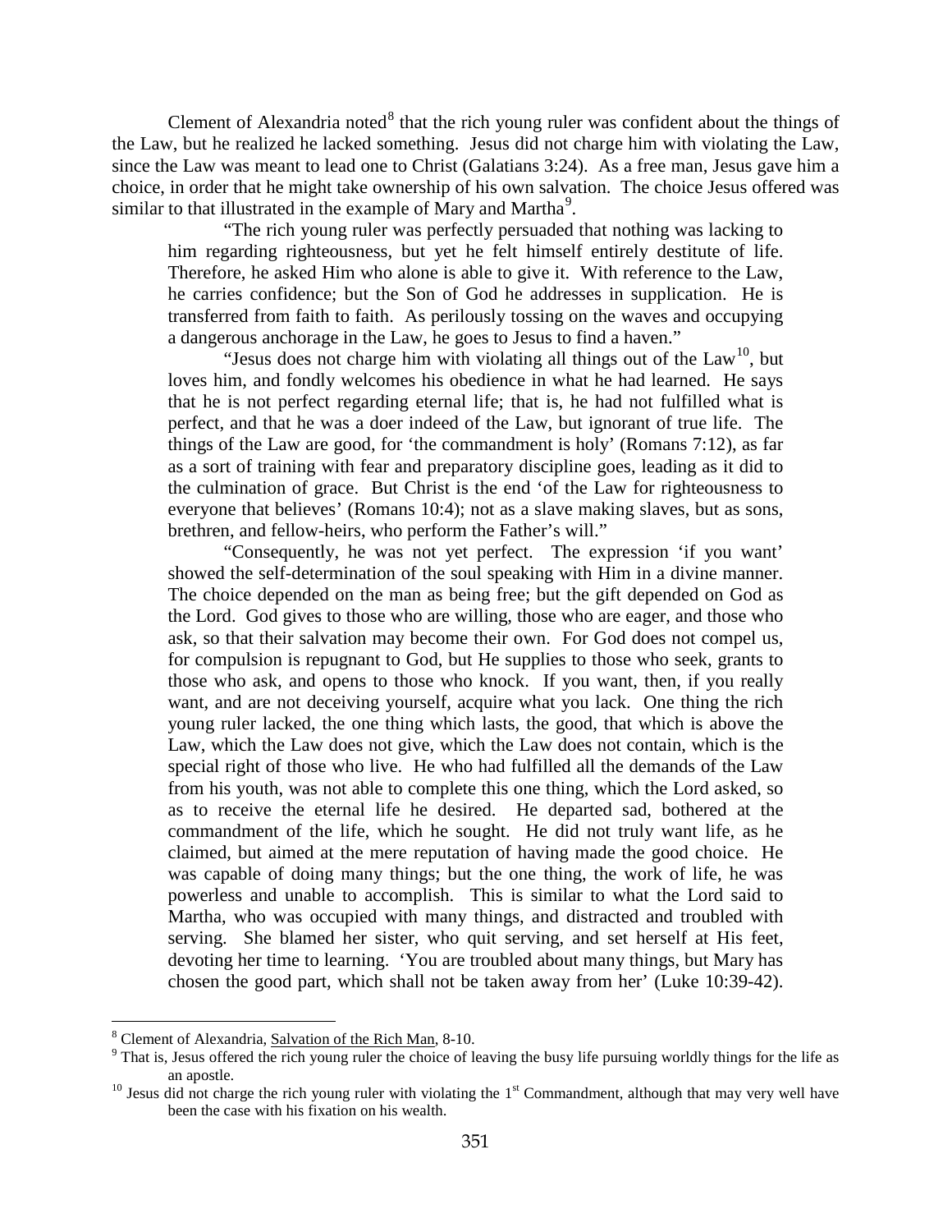Clement of Alexandria noted[8] that the rich young ruler was confident about the things of the Law, but he realized he lacked something. Jesus did not charge him with violating the Law, since the Law was meant to lead one to Christ (Galatians 3:24). As a free man, Jesus gave him a choice, in order that he might take ownership of his own salvation. The choice Jesus offered was similar to that illustrated in the example of Mary and Martha[9].

> "The rich young ruler was perfectly persuaded that nothing was lacking to him regarding righteousness, but yet he felt himself entirely destitute of life. Therefore, he asked Him who alone is able to give it. With reference to the Law, he carries confidence; but the Son of God he addresses in supplication. He is transferred from faith to faith. As perilously tossing on the waves and occupying a dangerous anchorage in the Law, he goes to Jesus to find a haven."
>
> "Jesus does not charge him with violating all things out of the Law[10], but loves him, and fondly welcomes his obedience in what he had learned. He says that he is not perfect regarding eternal life; that is, he had not fulfilled what is perfect, and that he was a doer indeed of the Law, but ignorant of true life. The things of the Law are good, for 'the commandment is holy' (Romans 7:12), as far as a sort of training with fear and preparatory discipline goes, leading as it did to the culmination of grace. But Christ is the end 'of the Law for righteousness to everyone that believes' (Romans 10:4); not as a slave making slaves, but as sons, brethren, and fellow-heirs, who perform the Father's will."
>
> "Consequently, he was not yet perfect. The expression 'if you want' showed the self-determination of the soul speaking with Him in a divine manner. The choice depended on the man as being free; but the gift depended on God as the Lord. God gives to those who are willing, those who are eager, and those who ask, so that their salvation may become their own. For God does not compel us, for compulsion is repugnant to God, but He supplies to those who seek, grants to those who ask, and opens to those who knock. If you want, then, if you really want, and are not deceiving yourself, acquire what you lack. One thing the rich young ruler lacked, the one thing which lasts, the good, that which is above the Law, which the Law does not give, which the Law does not contain, which is the special right of those who live. He who had fulfilled all the demands of the Law from his youth, was not able to complete this one thing, which the Lord asked, so as to receive the eternal life he desired. He departed sad, bothered at the commandment of the life, which he sought. He did not truly want life, as he claimed, but aimed at the mere reputation of having made the good choice. He was capable of doing many things; but the one thing, the work of life, he was powerless and unable to accomplish. This is similar to what the Lord said to Martha, who was occupied with many things, and distracted and troubled with serving. She blamed her sister, who quit serving, and set herself at His feet, devoting her time to learning. 'You are troubled about many things, but Mary has chosen the good part, which shall not be taken away from her' (Luke 10:39-42).

---

[8] Clement of Alexandria, Salvation of the Rich Man, 8-10.

[9] That is, Jesus offered the rich young ruler the choice of leaving the busy life pursuing worldly things for the life as an apostle.

[10] Jesus did not charge the rich young ruler with violating the 1st Commandment, although that may very well have been the case with his fixation on his wealth.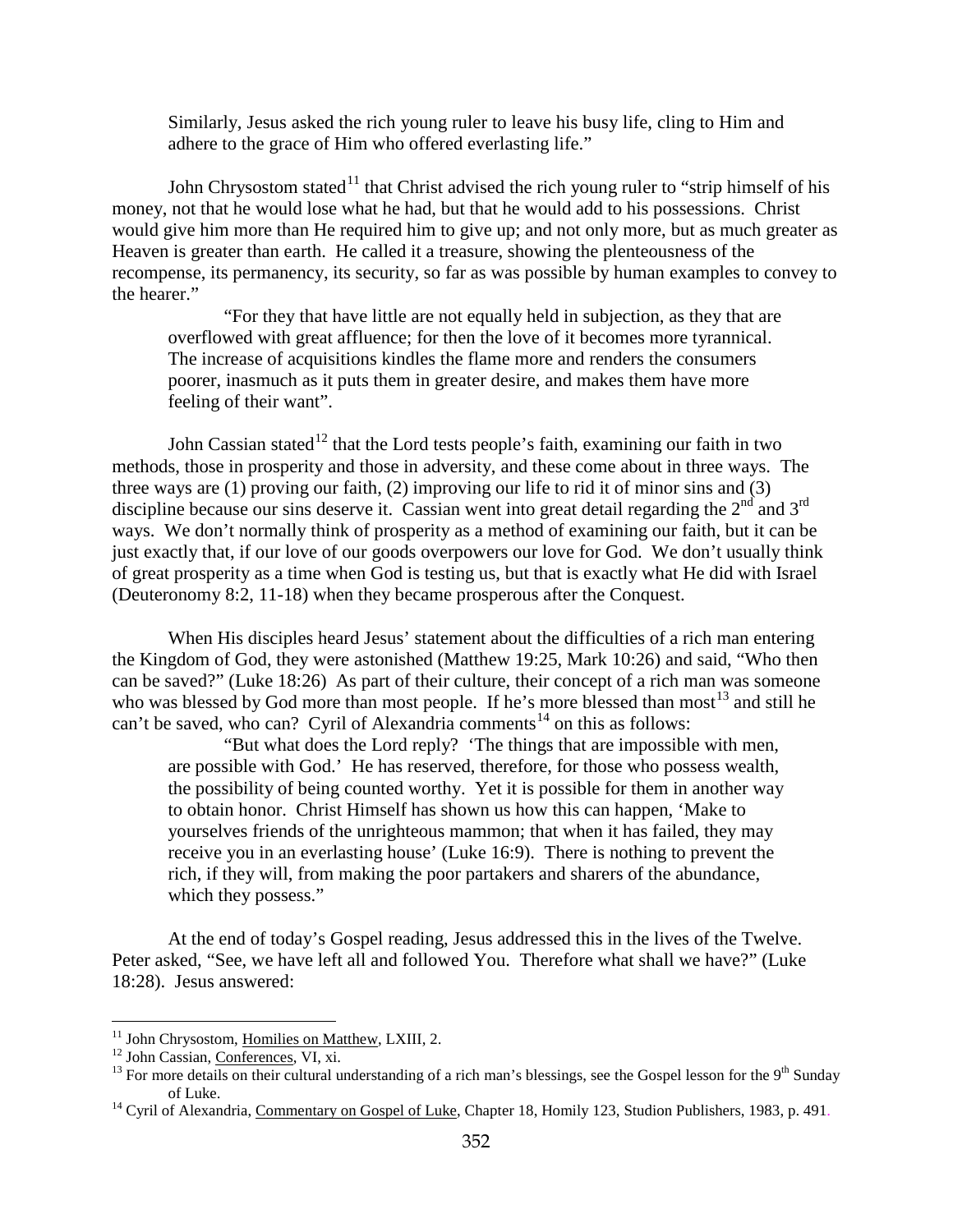> Similarly, Jesus asked the rich young ruler to leave his busy life, cling to Him and adhere to the grace of Him who offered everlasting life."

John Chrysostom stated[11] that Christ advised the rich young ruler to "strip himself of his money, not that he would lose what he had, but that he would add to his possessions. Christ would give him more than He required him to give up; and not only more, but as much greater as Heaven is greater than earth. He called it a treasure, showing the plenteousness of the recompense, its permanency, its security, so far as was possible by human examples to convey to the hearer."

> "For they that have little are not equally held in subjection, as they that are overflowed with great affluence; for then the love of it becomes more tyrannical. The increase of acquisitions kindles the flame more and renders the consumers poorer, inasmuch as it puts them in greater desire, and makes them have more feeling of their want".

John Cassian stated[12] that the Lord tests people's faith, examining our faith in two methods, those in prosperity and those in adversity, and these come about in three ways. The three ways are (1) proving our faith, (2) improving our life to rid it of minor sins and (3) discipline because our sins deserve it. Cassian went into great detail regarding the 2nd and 3rd ways. We don't normally think of prosperity as a method of examining our faith, but it can be just exactly that, if our love of our goods overpowers our love for God. We don't usually think of great prosperity as a time when God is testing us, but that is exactly what He did with Israel (Deuteronomy 8:2, 11-18) when they became prosperous after the Conquest.

When His disciples heard Jesus' statement about the difficulties of a rich man entering the Kingdom of God, they were astonished (Matthew 19:25, Mark 10:26) and said, "Who then can be saved?" (Luke 18:26) As part of their culture, their concept of a rich man was someone who was blessed by God more than most people. If he's more blessed than most[13] and still he can't be saved, who can? Cyril of Alexandria comments[14] on this as follows:

> "But what does the Lord reply? 'The things that are impossible with men, are possible with God.' He has reserved, therefore, for those who possess wealth, the possibility of being counted worthy. Yet it is possible for them in another way to obtain honor. Christ Himself has shown us how this can happen, 'Make to yourselves friends of the unrighteous mammon; that when it has failed, they may receive you in an everlasting house' (Luke 16:9). There is nothing to prevent the rich, if they will, from making the poor partakers and sharers of the abundance, which they possess."

At the end of today's Gospel reading, Jesus addressed this in the lives of the Twelve. Peter asked, "See, we have left all and followed You. Therefore what shall we have?" (Luke 18:28). Jesus answered:

---

[11] John Chrysostom, Homilies on Matthew, LXIII, 2.

[12] John Cassian, Conferences, VI, xi.

[13] For more details on their cultural understanding of a rich man's blessings, see the Gospel lesson for the 9th Sunday of Luke.

[14] Cyril of Alexandria, Commentary on Gospel of Luke, Chapter 18, Homily 123, Studion Publishers, 1983, p. 491.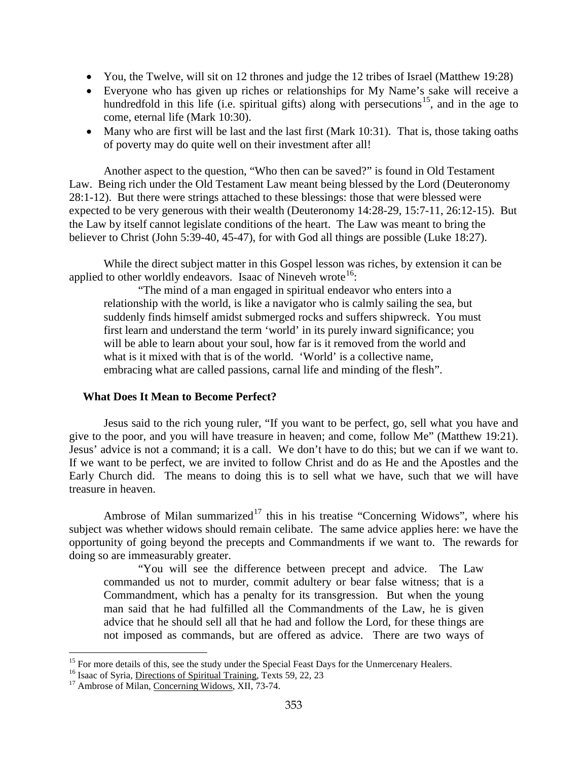- You, the Twelve, will sit on 12 thrones and judge the 12 tribes of Israel (Matthew 19:28)
- Everyone who has given up riches or relationships for My Name's sake will receive a hundredfold in this life (i.e. spiritual gifts) along with persecutions[15], and in the age to come, eternal life (Mark 10:30).
- Many who are first will be last and the last first (Mark 10:31). That is, those taking oaths of poverty may do quite well on their investment after all!

Another aspect to the question, "Who then can be saved?" is found in Old Testament Law. Being rich under the Old Testament Law meant being blessed by the Lord (Deuteronomy 28:1-12). But there were strings attached to these blessings: those that were blessed were expected to be very generous with their wealth (Deuteronomy 14:28-29, 15:7-11, 26:12-15). But the Law by itself cannot legislate conditions of the heart. The Law was meant to bring the believer to Christ (John 5:39-40, 45-47), for with God all things are possible (Luke 18:27).

While the direct subject matter in this Gospel lesson was riches, by extension it can be applied to other worldly endeavors. Isaac of Nineveh wrote[16]:

> "The mind of a man engaged in spiritual endeavor who enters into a relationship with the world, is like a navigator who is calmly sailing the sea, but suddenly finds himself amidst submerged rocks and suffers shipwreck. You must first learn and understand the term 'world' in its purely inward significance; you will be able to learn about your soul, how far is it removed from the world and what is it mixed with that is of the world. 'World' is a collective name, embracing what are called passions, carnal life and minding of the flesh".

**What Does It Mean to Become Perfect?**

Jesus said to the rich young ruler, "If you want to be perfect, go, sell what you have and give to the poor, and you will have treasure in heaven; and come, follow Me" (Matthew 19:21). Jesus' advice is not a command; it is a call. We don't have to do this; but we can if we want to. If we want to be perfect, we are invited to follow Christ and do as He and the Apostles and the Early Church did. The means to doing this is to sell what we have, such that we will have treasure in heaven.

Ambrose of Milan summarized[17] this in his treatise "Concerning Widows", where his subject was whether widows should remain celibate. The same advice applies here: we have the opportunity of going beyond the precepts and Commandments if we want to. The rewards for doing so are immeasurably greater.

> "You will see the difference between precept and advice. The Law commanded us not to murder, commit adultery or bear false witness; that is a Commandment, which has a penalty for its transgression. But when the young man said that he had fulfilled all the Commandments of the Law, he is given advice that he should sell all that he had and follow the Lord, for these things are not imposed as commands, but are offered as advice. There are two ways of

---

[15] For more details of this, see the study under the Special Feast Days for the Unmercenary Healers.

[16] Isaac of Syria, Directions of Spiritual Training, Texts 59, 22, 23

[17] Ambrose of Milan, Concerning Widows, XII, 73-74.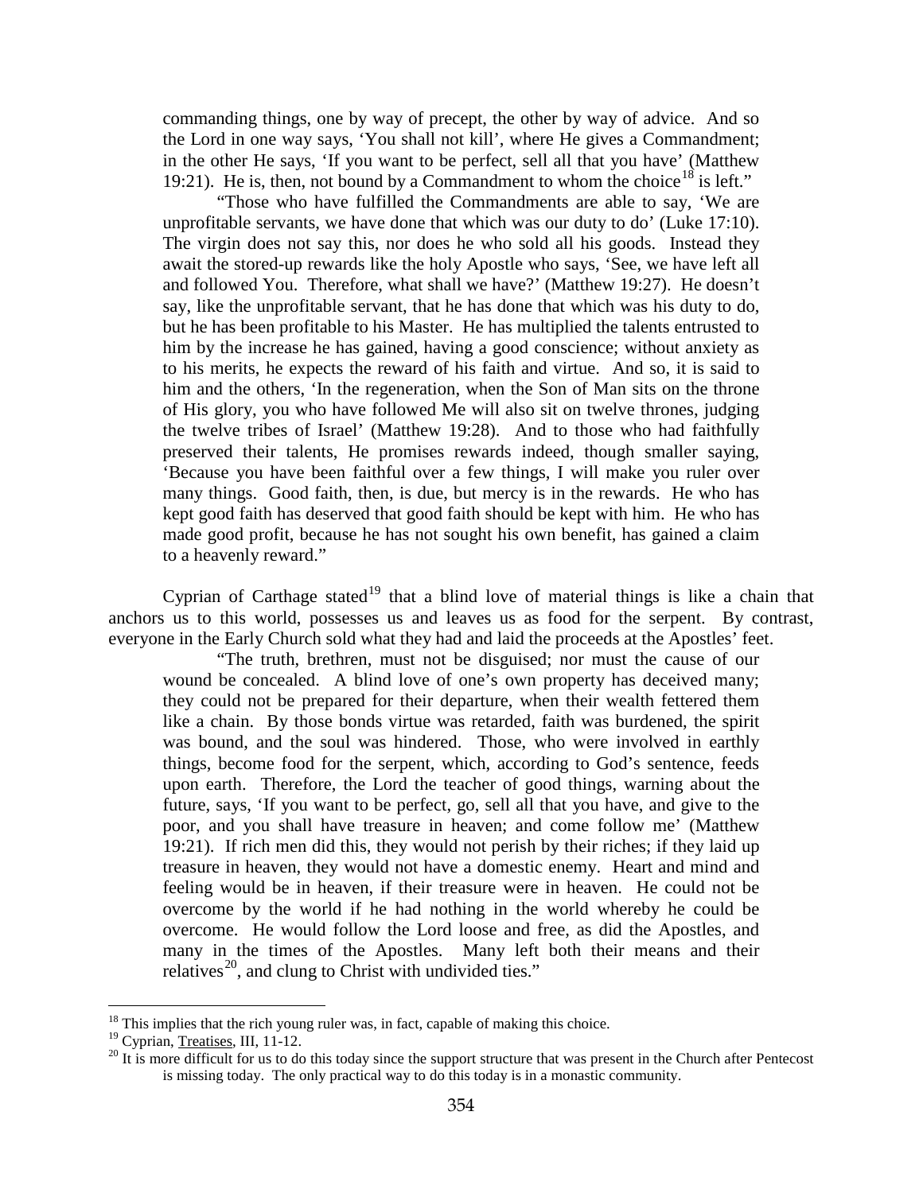commanding things, one by way of precept, the other by way of advice. And so the Lord in one way says, 'You shall not kill', where He gives a Commandment; in the other He says, 'If you want to be perfect, sell all that you have' (Matthew 19:21). He is, then, not bound by a Commandment to whom the choice[18] is left."

"Those who have fulfilled the Commandments are able to say, 'We are unprofitable servants, we have done that which was our duty to do' (Luke 17:10). The virgin does not say this, nor does he who sold all his goods. Instead they await the stored-up rewards like the holy Apostle who says, 'See, we have left all and followed You. Therefore, what shall we have?' (Matthew 19:27). He doesn't say, like the unprofitable servant, that he has done that which was his duty to do, but he has been profitable to his Master. He has multiplied the talents entrusted to him by the increase he has gained, having a good conscience; without anxiety as to his merits, he expects the reward of his faith and virtue. And so, it is said to him and the others, 'In the regeneration, when the Son of Man sits on the throne of His glory, you who have followed Me will also sit on twelve thrones, judging the twelve tribes of Israel' (Matthew 19:28). And to those who had faithfully preserved their talents, He promises rewards indeed, though smaller saying, 'Because you have been faithful over a few things, I will make you ruler over many things. Good faith, then, is due, but mercy is in the rewards. He who has kept good faith has deserved that good faith should be kept with him. He who has made good profit, because he has not sought his own benefit, has gained a claim to a heavenly reward."

Cyprian of Carthage stated[19] that a blind love of material things is like a chain that anchors us to this world, possesses us and leaves us as food for the serpent. By contrast, everyone in the Early Church sold what they had and laid the proceeds at the Apostles' feet.

"The truth, brethren, must not be disguised; nor must the cause of our wound be concealed. A blind love of one's own property has deceived many; they could not be prepared for their departure, when their wealth fettered them like a chain. By those bonds virtue was retarded, faith was burdened, the spirit was bound, and the soul was hindered. Those, who were involved in earthly things, become food for the serpent, which, according to God's sentence, feeds upon earth. Therefore, the Lord the teacher of good things, warning about the future, says, 'If you want to be perfect, go, sell all that you have, and give to the poor, and you shall have treasure in heaven; and come follow me' (Matthew 19:21). If rich men did this, they would not perish by their riches; if they laid up treasure in heaven, they would not have a domestic enemy. Heart and mind and feeling would be in heaven, if their treasure were in heaven. He could not be overcome by the world if he had nothing in the world whereby he could be overcome. He would follow the Lord loose and free, as did the Apostles, and many in the times of the Apostles. Many left both their means and their relatives[20], and clung to Christ with undivided ties."

---

[18] This implies that the rich young ruler was, in fact, capable of making this choice.

[19] Cyprian, Treatises, III, 11-12.

[20] It is more difficult for us to do this today since the support structure that was present in the Church after Pentecost is missing today. The only practical way to do this today is in a monastic community.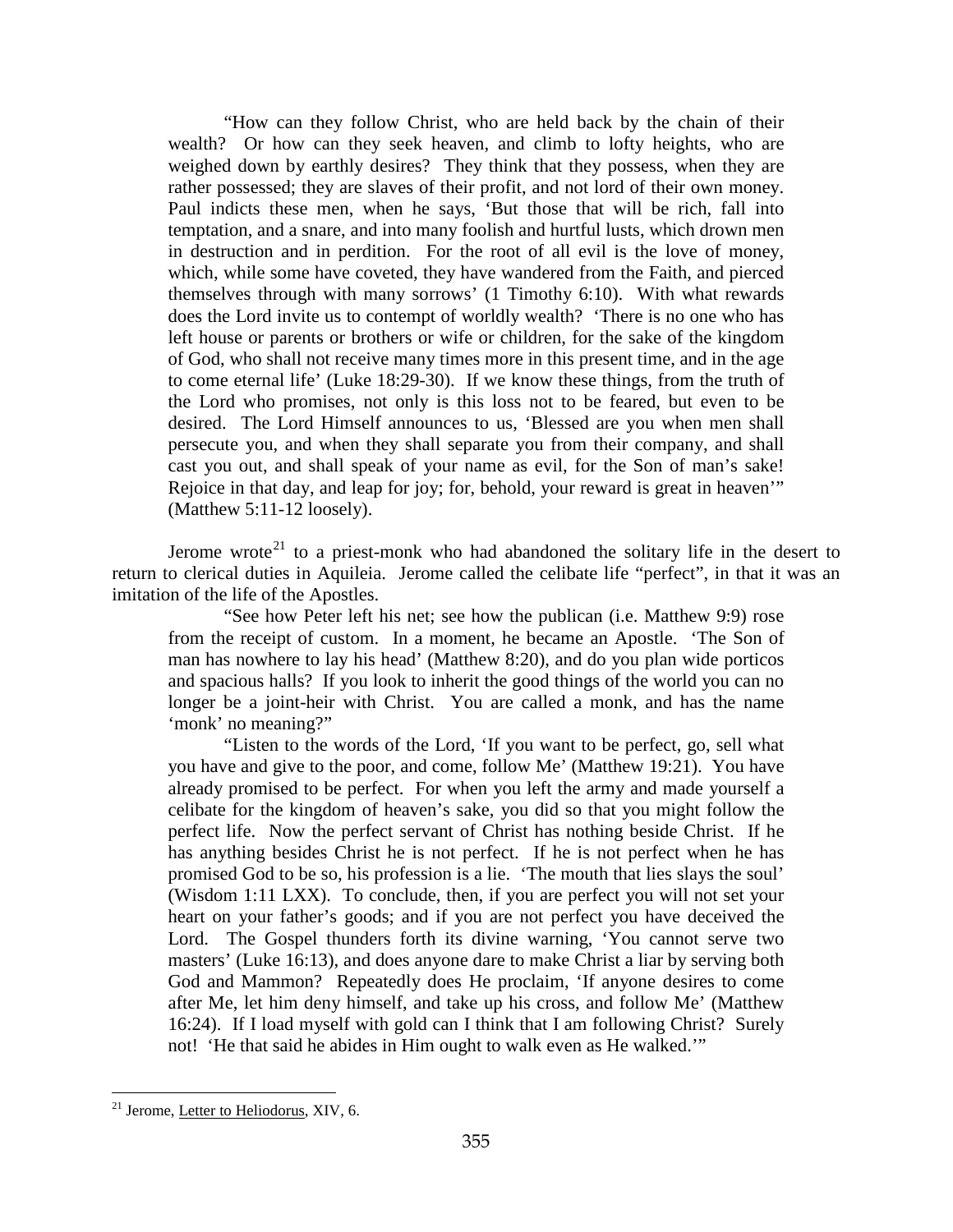> "How can they follow Christ, who are held back by the chain of their wealth? Or how can they seek heaven, and climb to lofty heights, who are weighed down by earthly desires? They think that they possess, when they are rather possessed; they are slaves of their profit, and not lord of their own money. Paul indicts these men, when he says, 'But those that will be rich, fall into temptation, and a snare, and into many foolish and hurtful lusts, which drown men in destruction and in perdition. For the root of all evil is the love of money, which, while some have coveted, they have wandered from the Faith, and pierced themselves through with many sorrows' (1 Timothy 6:10). With what rewards does the Lord invite us to contempt of worldly wealth? 'There is no one who has left house or parents or brothers or wife or children, for the sake of the kingdom of God, who shall not receive many times more in this present time, and in the age to come eternal life' (Luke 18:29-30). If we know these things, from the truth of the Lord who promises, not only is this loss not to be feared, but even to be desired. The Lord Himself announces to us, 'Blessed are you when men shall persecute you, and when they shall separate you from their company, and shall cast you out, and shall speak of your name as evil, for the Son of man's sake! Rejoice in that day, and leap for joy; for, behold, your reward is great in heaven'" (Matthew 5:11-12 loosely).

Jerome wrote[21] to a priest-monk who had abandoned the solitary life in the desert to return to clerical duties in Aquileia. Jerome called the celibate life "perfect", in that it was an imitation of the life of the Apostles.

> "See how Peter left his net; see how the publican (i.e. Matthew 9:9) rose from the receipt of custom. In a moment, he became an Apostle. 'The Son of man has nowhere to lay his head' (Matthew 8:20), and do you plan wide porticos and spacious halls? If you look to inherit the good things of the world you can no longer be a joint-heir with Christ. You are called a monk, and has the name 'monk' no meaning?"
>
> "Listen to the words of the Lord, 'If you want to be perfect, go, sell what you have and give to the poor, and come, follow Me' (Matthew 19:21). You have already promised to be perfect. For when you left the army and made yourself a celibate for the kingdom of heaven's sake, you did so that you might follow the perfect life. Now the perfect servant of Christ has nothing beside Christ. If he has anything besides Christ he is not perfect. If he is not perfect when he has promised God to be so, his profession is a lie. 'The mouth that lies slays the soul' (Wisdom 1:11 LXX). To conclude, then, if you are perfect you will not set your heart on your father's goods; and if you are not perfect you have deceived the Lord. The Gospel thunders forth its divine warning, 'You cannot serve two masters' (Luke 16:13), and does anyone dare to make Christ a liar by serving both God and Mammon? Repeatedly does He proclaim, 'If anyone desires to come after Me, let him deny himself, and take up his cross, and follow Me' (Matthew 16:24). If I load myself with gold can I think that I am following Christ? Surely not! 'He that said he abides in Him ought to walk even as He walked.'"

---

[21] Jerome, Letter to Heliodorus, XIV, 6.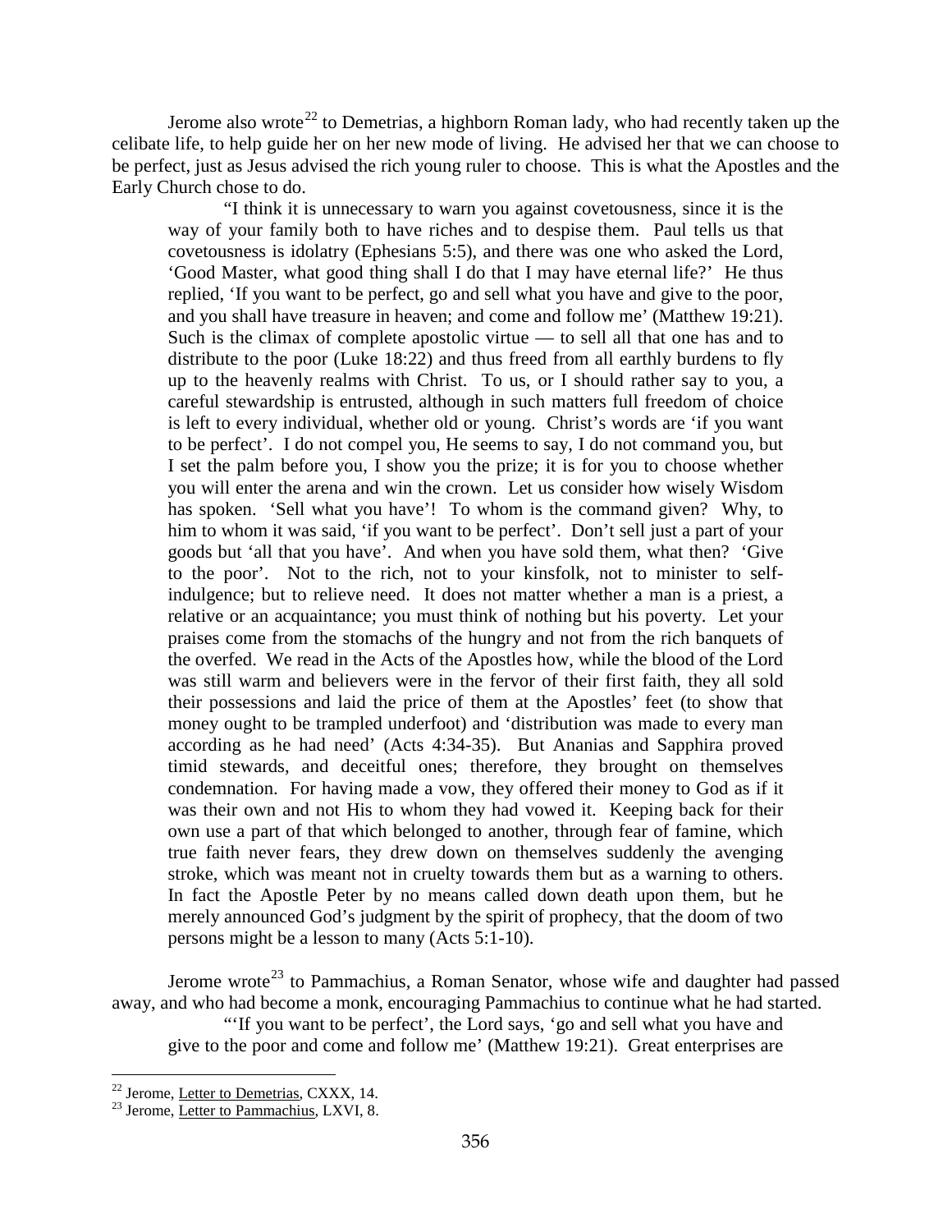Jerome also wrote[22] to Demetrias, a highborn Roman lady, who had recently taken up the celibate life, to help guide her on her new mode of living. He advised her that we can choose to be perfect, just as Jesus advised the rich young ruler to choose. This is what the Apostles and the Early Church chose to do.

> "I think it is unnecessary to warn you against covetousness, since it is the way of your family both to have riches and to despise them. Paul tells us that covetousness is idolatry (Ephesians 5:5), and there was one who asked the Lord, 'Good Master, what good thing shall I do that I may have eternal life?' He thus replied, 'If you want to be perfect, go and sell what you have and give to the poor, and you shall have treasure in heaven; and come and follow me' (Matthew 19:21). Such is the climax of complete apostolic virtue — to sell all that one has and to distribute to the poor (Luke 18:22) and thus freed from all earthly burdens to fly up to the heavenly realms with Christ. To us, or I should rather say to you, a careful stewardship is entrusted, although in such matters full freedom of choice is left to every individual, whether old or young. Christ's words are 'if you want to be perfect'. I do not compel you, He seems to say, I do not command you, but I set the palm before you, I show you the prize; it is for you to choose whether you will enter the arena and win the crown. Let us consider how wisely Wisdom has spoken. 'Sell what you have'! To whom is the command given? Why, to him to whom it was said, 'if you want to be perfect'. Don't sell just a part of your goods but 'all that you have'. And when you have sold them, what then? 'Give to the poor'. Not to the rich, not to your kinsfolk, not to minister to self-indulgence; but to relieve need. It does not matter whether a man is a priest, a relative or an acquaintance; you must think of nothing but his poverty. Let your praises come from the stomachs of the hungry and not from the rich banquets of the overfed. We read in the Acts of the Apostles how, while the blood of the Lord was still warm and believers were in the fervor of their first faith, they all sold their possessions and laid the price of them at the Apostles' feet (to show that money ought to be trampled underfoot) and 'distribution was made to every man according as he had need' (Acts 4:34-35). But Ananias and Sapphira proved timid stewards, and deceitful ones; therefore, they brought on themselves condemnation. For having made a vow, they offered their money to God as if it was their own and not His to whom they had vowed it. Keeping back for their own use a part of that which belonged to another, through fear of famine, which true faith never fears, they drew down on themselves suddenly the avenging stroke, which was meant not in cruelty towards them but as a warning to others. In fact the Apostle Peter by no means called down death upon them, but he merely announced God's judgment by the spirit of prophecy, that the doom of two persons might be a lesson to many (Acts 5:1-10).

Jerome wrote[23] to Pammachius, a Roman Senator, whose wife and daughter had passed away, and who had become a monk, encouraging Pammachius to continue what he had started.

> "'If you want to be perfect', the Lord says, 'go and sell what you have and give to the poor and come and follow me' (Matthew 19:21). Great enterprises are

[22] Jerome, Letter to Demetrias, CXXX, 14.

[23] Jerome, Letter to Pammachius, LXVI, 8.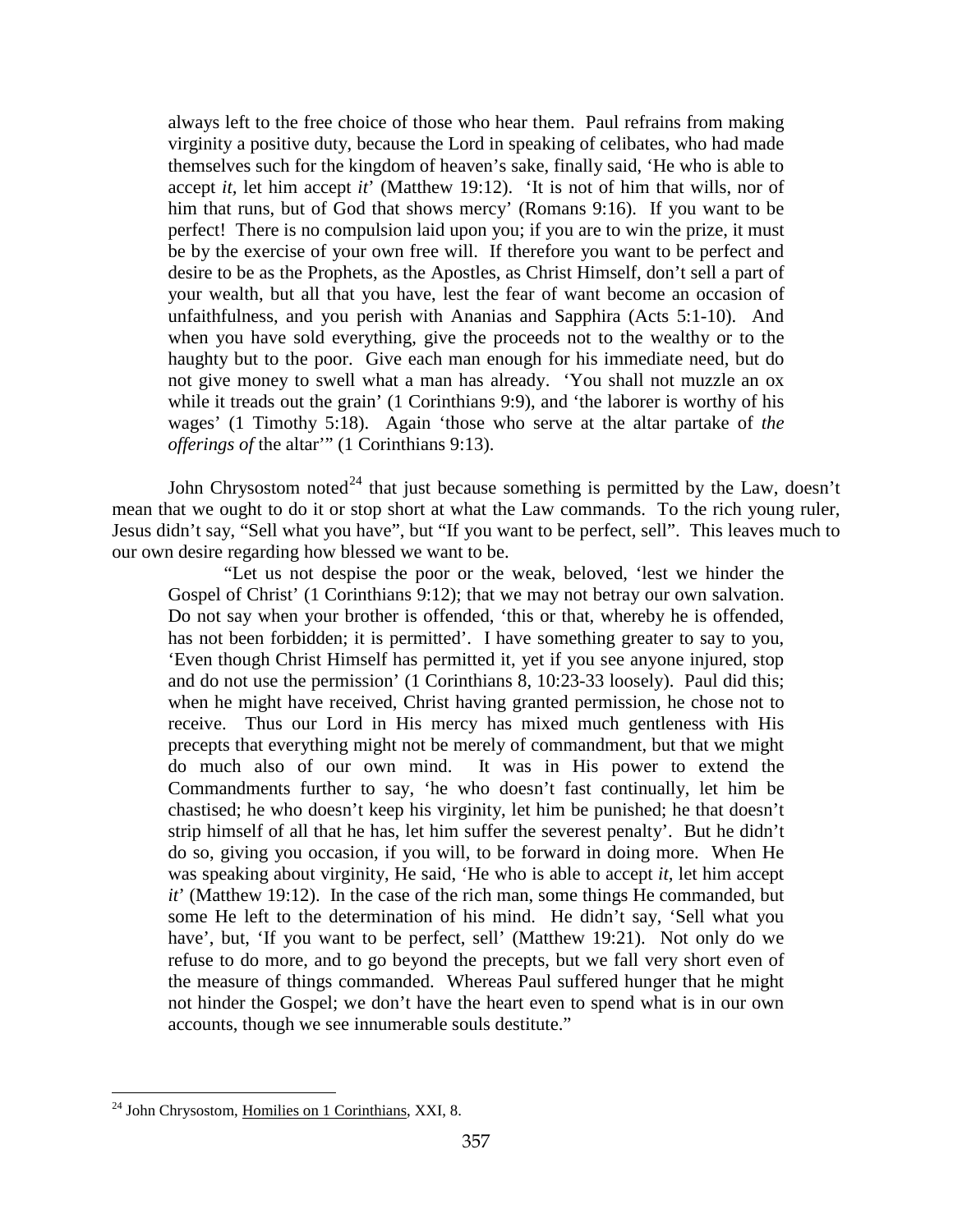> always left to the free choice of those who hear them. Paul refrains from making virginity a positive duty, because the Lord in speaking of celibates, who had made themselves such for the kingdom of heaven's sake, finally said, 'He who is able to accept *it*, let him accept *it*' (Matthew 19:12). 'It is not of him that wills, nor of him that runs, but of God that shows mercy' (Romans 9:16). If you want to be perfect! There is no compulsion laid upon you; if you are to win the prize, it must be by the exercise of your own free will. If therefore you want to be perfect and desire to be as the Prophets, as the Apostles, as Christ Himself, don't sell a part of your wealth, but all that you have, lest the fear of want become an occasion of unfaithfulness, and you perish with Ananias and Sapphira (Acts 5:1-10). And when you have sold everything, give the proceeds not to the wealthy or to the haughty but to the poor. Give each man enough for his immediate need, but do not give money to swell what a man has already. 'You shall not muzzle an ox while it treads out the grain' (1 Corinthians 9:9), and 'the laborer is worthy of his wages' (1 Timothy 5:18). Again 'those who serve at the altar partake of *the offerings of* the altar'" (1 Corinthians 9:13).

John Chrysostom noted[24] that just because something is permitted by the Law, doesn't mean that we ought to do it or stop short at what the Law commands. To the rich young ruler, Jesus didn't say, "Sell what you have", but "If you want to be perfect, sell". This leaves much to our own desire regarding how blessed we want to be.

> "Let us not despise the poor or the weak, beloved, 'lest we hinder the Gospel of Christ' (1 Corinthians 9:12); that we may not betray our own salvation. Do not say when your brother is offended, 'this or that, whereby he is offended, has not been forbidden; it is permitted'. I have something greater to say to you, 'Even though Christ Himself has permitted it, yet if you see anyone injured, stop and do not use the permission' (1 Corinthians 8, 10:23-33 loosely). Paul did this; when he might have received, Christ having granted permission, he chose not to receive. Thus our Lord in His mercy has mixed much gentleness with His precepts that everything might not be merely of commandment, but that we might do much also of our own mind. It was in His power to extend the Commandments further to say, 'he who doesn't fast continually, let him be chastised; he who doesn't keep his virginity, let him be punished; he that doesn't strip himself of all that he has, let him suffer the severest penalty'. But he didn't do so, giving you occasion, if you will, to be forward in doing more. When He was speaking about virginity, He said, 'He who is able to accept *it*, let him accept *it*' (Matthew 19:12). In the case of the rich man, some things He commanded, but some He left to the determination of his mind. He didn't say, 'Sell what you have', but, 'If you want to be perfect, sell' (Matthew 19:21). Not only do we refuse to do more, and to go beyond the precepts, but we fall very short even of the measure of things commanded. Whereas Paul suffered hunger that he might not hinder the Gospel; we don't have the heart even to spend what is in our own accounts, though we see innumerable souls destitute."

---

[24] John Chrysostom, Homilies on 1 Corinthians, XXI, 8.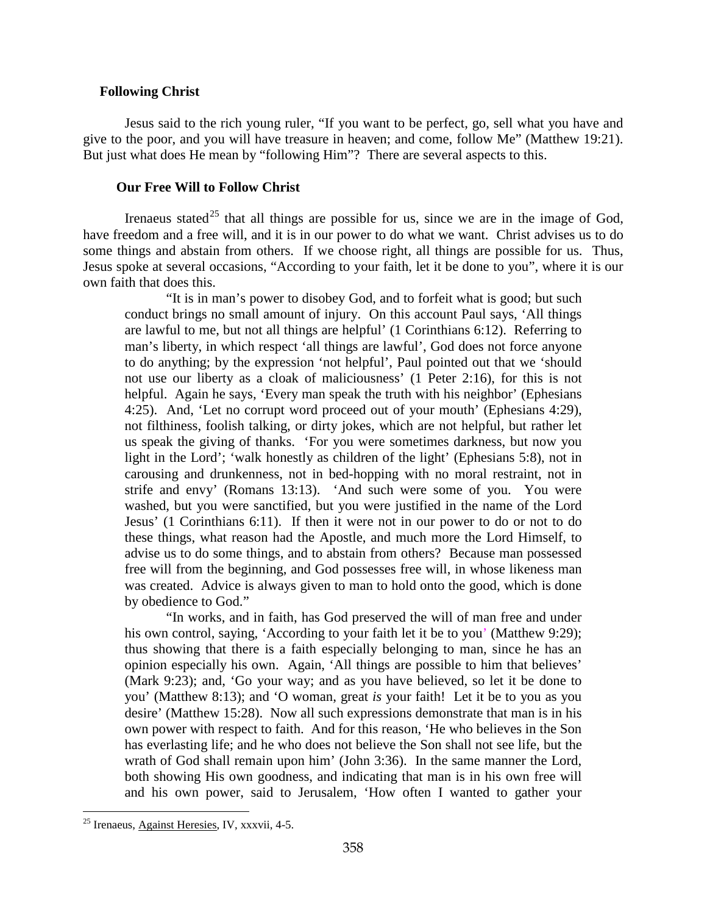## Following Christ

Jesus said to the rich young ruler, "If you want to be perfect, go, sell what you have and give to the poor, and you will have treasure in heaven; and come, follow Me" (Matthew 19:21). But just what does He mean by "following Him"? There are several aspects to this.

### Our Free Will to Follow Christ

Irenaeus stated[25] that all things are possible for us, since we are in the image of God, have freedom and a free will, and it is in our power to do what we want. Christ advises us to do some things and abstain from others. If we choose right, all things are possible for us. Thus, Jesus spoke at several occasions, "According to your faith, let it be done to you", where it is our own faith that does this.

> "It is in man's power to disobey God, and to forfeit what is good; but such conduct brings no small amount of injury. On this account Paul says, 'All things are lawful to me, but not all things are helpful' (1 Corinthians 6:12). Referring to man's liberty, in which respect 'all things are lawful', God does not force anyone to do anything; by the expression 'not helpful', Paul pointed out that we 'should not use our liberty as a cloak of maliciousness' (1 Peter 2:16), for this is not helpful. Again he says, 'Every man speak the truth with his neighbor' (Ephesians 4:25). And, 'Let no corrupt word proceed out of your mouth' (Ephesians 4:29), not filthiness, foolish talking, or dirty jokes, which are not helpful, but rather let us speak the giving of thanks. 'For you were sometimes darkness, but now you light in the Lord'; 'walk honestly as children of the light' (Ephesians 5:8), not in carousing and drunkenness, not in bed-hopping with no moral restraint, not in strife and envy' (Romans 13:13). 'And such were some of you. You were washed, but you were sanctified, but you were justified in the name of the Lord Jesus' (1 Corinthians 6:11). If then it were not in our power to do or not to do these things, what reason had the Apostle, and much more the Lord Himself, to advise us to do some things, and to abstain from others? Because man possessed free will from the beginning, and God possesses free will, in whose likeness man was created. Advice is always given to man to hold onto the good, which is done by obedience to God."
>
> "In works, and in faith, has God preserved the will of man free and under his own control, saying, 'According to your faith let it be to you' (Matthew 9:29); thus showing that there is a faith especially belonging to man, since he has an opinion especially his own. Again, 'All things are possible to him that believes' (Mark 9:23); and, 'Go your way; and as you have believed, so let it be done to you' (Matthew 8:13); and 'O woman, great *is* your faith! Let it be to you as you desire' (Matthew 15:28). Now all such expressions demonstrate that man is in his own power with respect to faith. And for this reason, 'He who believes in the Son has everlasting life; and he who does not believe the Son shall not see life, but the wrath of God shall remain upon him' (John 3:36). In the same manner the Lord, both showing His own goodness, and indicating that man is in his own free will and his own power, said to Jerusalem, 'How often I wanted to gather your

[25] Irenaeus, Against Heresies, IV, xxxvii, 4-5.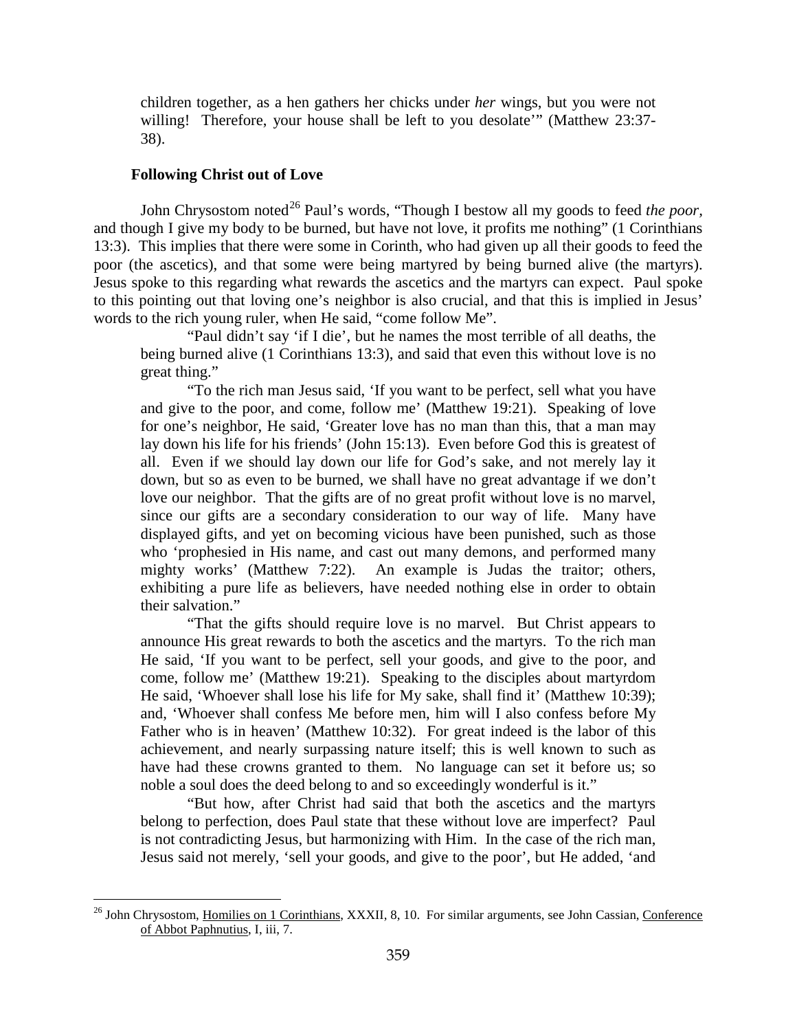> children together, as a hen gathers her chicks under *her* wings, but you were not willing! Therefore, your house shall be left to you desolate'" (Matthew 23:37-38).

### Following Christ out of Love

John Chrysostom noted[26] Paul's words, "Though I bestow all my goods to feed *the poor*, and though I give my body to be burned, but have not love, it profits me nothing" (1 Corinthians 13:3). This implies that there were some in Corinth, who had given up all their goods to feed the poor (the ascetics), and that some were being martyred by being burned alive (the martyrs). Jesus spoke to this regarding what rewards the ascetics and the martyrs can expect. Paul spoke to this pointing out that loving one's neighbor is also crucial, and that this is implied in Jesus' words to the rich young ruler, when He said, "come follow Me".

> "Paul didn't say 'if I die', but he names the most terrible of all deaths, the being burned alive (1 Corinthians 13:3), and said that even this without love is no great thing."
>
> "To the rich man Jesus said, 'If you want to be perfect, sell what you have and give to the poor, and come, follow me' (Matthew 19:21). Speaking of love for one's neighbor, He said, 'Greater love has no man than this, that a man may lay down his life for his friends' (John 15:13). Even before God this is greatest of all. Even if we should lay down our life for God's sake, and not merely lay it down, but so as even to be burned, we shall have no great advantage if we don't love our neighbor. That the gifts are of no great profit without love is no marvel, since our gifts are a secondary consideration to our way of life. Many have displayed gifts, and yet on becoming vicious have been punished, such as those who 'prophesied in His name, and cast out many demons, and performed many mighty works' (Matthew 7:22). An example is Judas the traitor; others, exhibiting a pure life as believers, have needed nothing else in order to obtain their salvation."
>
> "That the gifts should require love is no marvel. But Christ appears to announce His great rewards to both the ascetics and the martyrs. To the rich man He said, 'If you want to be perfect, sell your goods, and give to the poor, and come, follow me' (Matthew 19:21). Speaking to the disciples about martyrdom He said, 'Whoever shall lose his life for My sake, shall find it' (Matthew 10:39); and, 'Whoever shall confess Me before men, him will I also confess before My Father who is in heaven' (Matthew 10:32). For great indeed is the labor of this achievement, and nearly surpassing nature itself; this is well known to such as have had these crowns granted to them. No language can set it before us; so noble a soul does the deed belong to and so exceedingly wonderful is it."
>
> "But how, after Christ had said that both the ascetics and the martyrs belong to perfection, does Paul state that these without love are imperfect? Paul is not contradicting Jesus, but harmonizing with Him. In the case of the rich man, Jesus said not merely, 'sell your goods, and give to the poor', but He added, 'and

---

[26] John Chrysostom, Homilies on 1 Corinthians, XXXII, 8, 10. For similar arguments, see John Cassian, Conference of Abbot Paphnutius, I, iii, 7.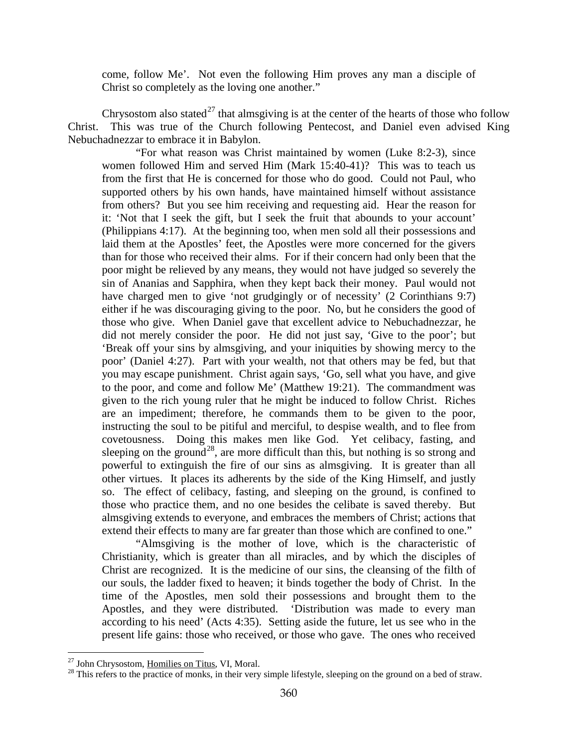> come, follow Me'. Not even the following Him proves any man a disciple of Christ so completely as the loving one another."

Chrysostom also stated[27] that almsgiving is at the center of the hearts of those who follow Christ. This was true of the Church following Pentecost, and Daniel even advised King Nebuchadnezzar to embrace it in Babylon.

> "For what reason was Christ maintained by women (Luke 8:2-3), since women followed Him and served Him (Mark 15:40-41)? This was to teach us from the first that He is concerned for those who do good. Could not Paul, who supported others by his own hands, have maintained himself without assistance from others? But you see him receiving and requesting aid. Hear the reason for it: 'Not that I seek the gift, but I seek the fruit that abounds to your account' (Philippians 4:17). At the beginning too, when men sold all their possessions and laid them at the Apostles' feet, the Apostles were more concerned for the givers than for those who received their alms. For if their concern had only been that the poor might be relieved by any means, they would not have judged so severely the sin of Ananias and Sapphira, when they kept back their money. Paul would not have charged men to give 'not grudgingly or of necessity' (2 Corinthians 9:7) either if he was discouraging giving to the poor. No, but he considers the good of those who give. When Daniel gave that excellent advice to Nebuchadnezzar, he did not merely consider the poor. He did not just say, 'Give to the poor'; but 'Break off your sins by almsgiving, and your iniquities by showing mercy to the poor' (Daniel 4:27). Part with your wealth, not that others may be fed, but that you may escape punishment. Christ again says, 'Go, sell what you have, and give to the poor, and come and follow Me' (Matthew 19:21). The commandment was given to the rich young ruler that he might be induced to follow Christ. Riches are an impediment; therefore, he commands them to be given to the poor, instructing the soul to be pitiful and merciful, to despise wealth, and to flee from covetousness. Doing this makes men like God. Yet celibacy, fasting, and sleeping on the ground[28], are more difficult than this, but nothing is so strong and powerful to extinguish the fire of our sins as almsgiving. It is greater than all other virtues. It places its adherents by the side of the King Himself, and justly so. The effect of celibacy, fasting, and sleeping on the ground, is confined to those who practice them, and no one besides the celibate is saved thereby. But almsgiving extends to everyone, and embraces the members of Christ; actions that extend their effects to many are far greater than those which are confined to one."
>
> "Almsgiving is the mother of love, which is the characteristic of Christianity, which is greater than all miracles, and by which the disciples of Christ are recognized. It is the medicine of our sins, the cleansing of the filth of our souls, the ladder fixed to heaven; it binds together the body of Christ. In the time of the Apostles, men sold their possessions and brought them to the Apostles, and they were distributed. 'Distribution was made to every man according to his need' (Acts 4:35). Setting aside the future, let us see who in the present life gains: those who received, or those who gave. The ones who received

---

[27] John Chrysostom, Homilies on Titus, VI, Moral.

[28] This refers to the practice of monks, in their very simple lifestyle, sleeping on the ground on a bed of straw.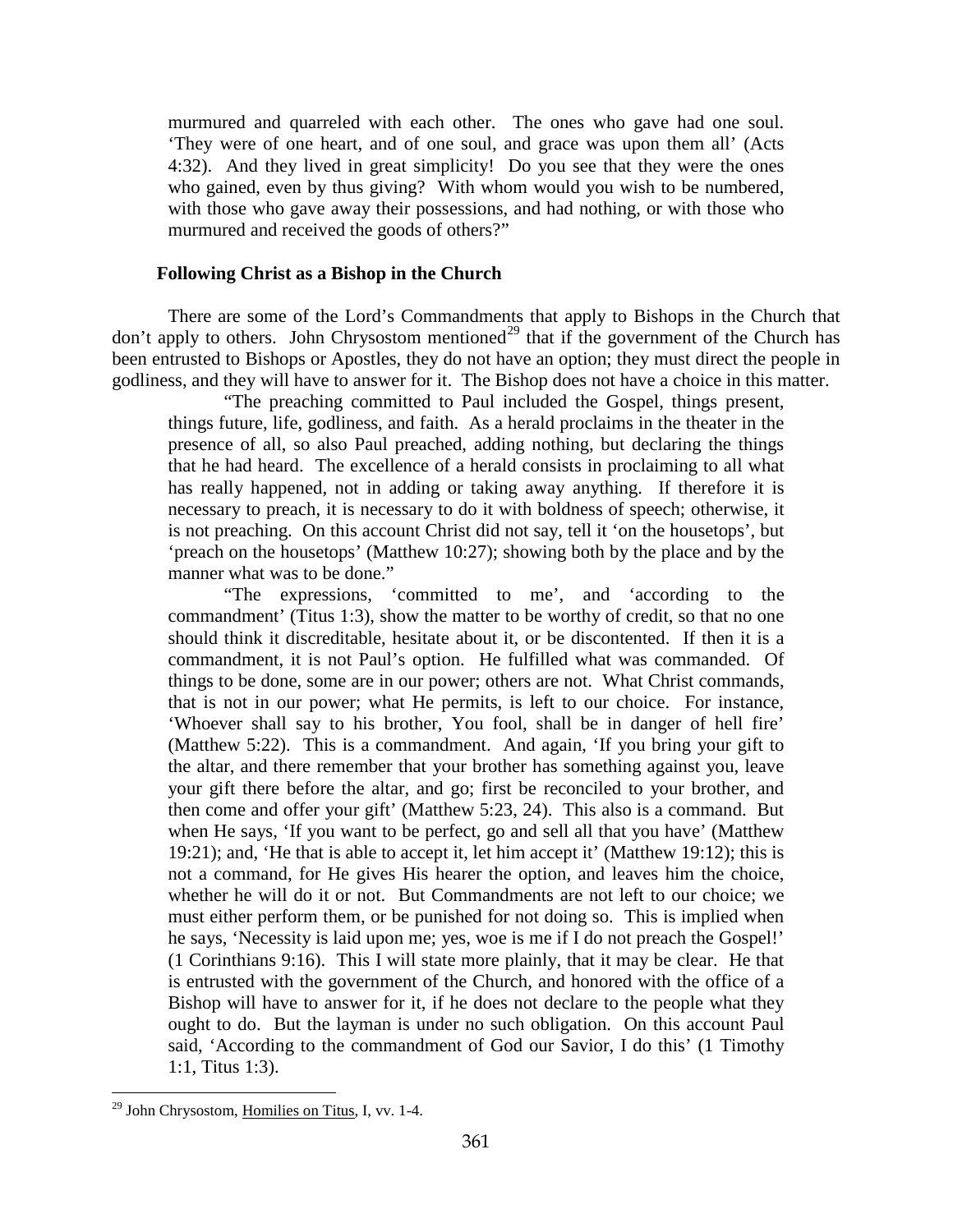murmured and quarreled with each other. The ones who gave had one soul. 'They were of one heart, and of one soul, and grace was upon them all' (Acts 4:32). And they lived in great simplicity! Do you see that they were the ones who gained, even by thus giving? With whom would you wish to be numbered, with those who gave away their possessions, and had nothing, or with those who murmured and received the goods of others?"

### Following Christ as a Bishop in the Church

There are some of the Lord's Commandments that apply to Bishops in the Church that don't apply to others. John Chrysostom mentioned[29] that if the government of the Church has been entrusted to Bishops or Apostles, they do not have an option; they must direct the people in godliness, and they will have to answer for it. The Bishop does not have a choice in this matter.

> "The preaching committed to Paul included the Gospel, things present, things future, life, godliness, and faith. As a herald proclaims in the theater in the presence of all, so also Paul preached, adding nothing, but declaring the things that he had heard. The excellence of a herald consists in proclaiming to all what has really happened, not in adding or taking away anything. If therefore it is necessary to preach, it is necessary to do it with boldness of speech; otherwise, it is not preaching. On this account Christ did not say, tell it 'on the housetops', but 'preach on the housetops' (Matthew 10:27); showing both by the place and by the manner what was to be done."
>
> "The expressions, 'committed to me', and 'according to the commandment' (Titus 1:3), show the matter to be worthy of credit, so that no one should think it discreditable, hesitate about it, or be discontented. If then it is a commandment, it is not Paul's option. He fulfilled what was commanded. Of things to be done, some are in our power; others are not. What Christ commands, that is not in our power; what He permits, is left to our choice. For instance, 'Whoever shall say to his brother, You fool, shall be in danger of hell fire' (Matthew 5:22). This is a commandment. And again, 'If you bring your gift to the altar, and there remember that your brother has something against you, leave your gift there before the altar, and go; first be reconciled to your brother, and then come and offer your gift' (Matthew 5:23, 24). This also is a command. But when He says, 'If you want to be perfect, go and sell all that you have' (Matthew 19:21); and, 'He that is able to accept it, let him accept it' (Matthew 19:12); this is not a command, for He gives His hearer the option, and leaves him the choice, whether he will do it or not. But Commandments are not left to our choice; we must either perform them, or be punished for not doing so. This is implied when he says, 'Necessity is laid upon me; yes, woe is me if I do not preach the Gospel!' (1 Corinthians 9:16). This I will state more plainly, that it may be clear. He that is entrusted with the government of the Church, and honored with the office of a Bishop will have to answer for it, if he does not declare to the people what they ought to do. But the layman is under no such obligation. On this account Paul said, 'According to the commandment of God our Savior, I do this' (1 Timothy 1:1, Titus 1:3).

---

[29] John Chrysostom, Homilies on Titus, I, vv. 1-4.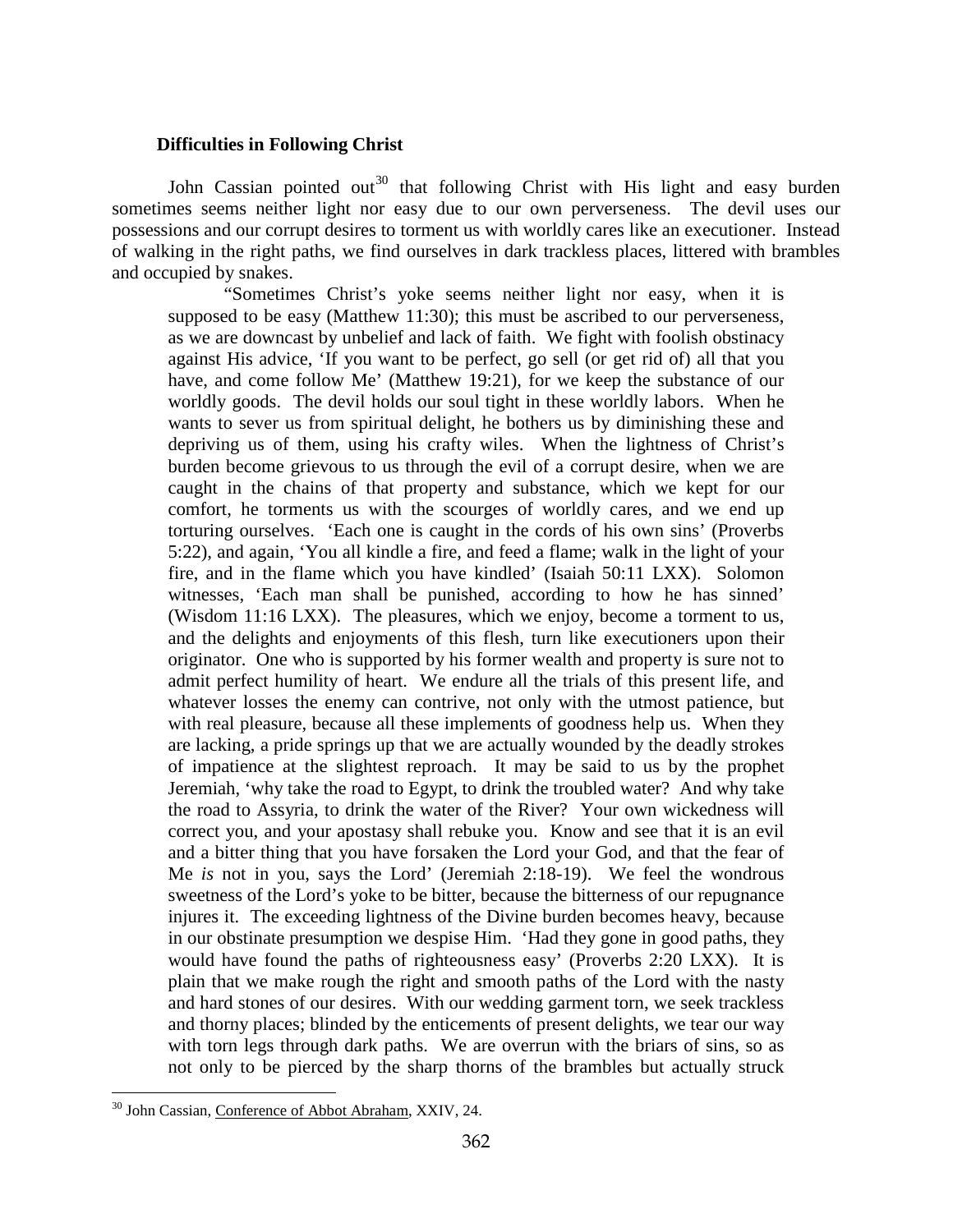### Difficulties in Following Christ

John Cassian pointed out[30] that following Christ with His light and easy burden sometimes seems neither light nor easy due to our own perverseness. The devil uses our possessions and our corrupt desires to torment us with worldly cares like an executioner. Instead of walking in the right paths, we find ourselves in dark trackless places, littered with brambles and occupied by snakes.

> "Sometimes Christ's yoke seems neither light nor easy, when it is supposed to be easy (Matthew 11:30); this must be ascribed to our perverseness, as we are downcast by unbelief and lack of faith. We fight with foolish obstinacy against His advice, 'If you want to be perfect, go sell (or get rid of) all that you have, and come follow Me' (Matthew 19:21), for we keep the substance of our worldly goods. The devil holds our soul tight in these worldly labors. When he wants to sever us from spiritual delight, he bothers us by diminishing these and depriving us of them, using his crafty wiles. When the lightness of Christ's burden become grievous to us through the evil of a corrupt desire, when we are caught in the chains of that property and substance, which we kept for our comfort, he torments us with the scourges of worldly cares, and we end up torturing ourselves. 'Each one is caught in the cords of his own sins' (Proverbs 5:22), and again, 'You all kindle a fire, and feed a flame; walk in the light of your fire, and in the flame which you have kindled' (Isaiah 50:11 LXX). Solomon witnesses, 'Each man shall be punished, according to how he has sinned' (Wisdom 11:16 LXX). The pleasures, which we enjoy, become a torment to us, and the delights and enjoyments of this flesh, turn like executioners upon their originator. One who is supported by his former wealth and property is sure not to admit perfect humility of heart. We endure all the trials of this present life, and whatever losses the enemy can contrive, not only with the utmost patience, but with real pleasure, because all these implements of goodness help us. When they are lacking, a pride springs up that we are actually wounded by the deadly strokes of impatience at the slightest reproach. It may be said to us by the prophet Jeremiah, 'why take the road to Egypt, to drink the troubled water? And why take the road to Assyria, to drink the water of the River? Your own wickedness will correct you, and your apostasy shall rebuke you. Know and see that it is an evil and a bitter thing that you have forsaken the Lord your God, and that the fear of Me *is* not in you, says the Lord' (Jeremiah 2:18-19). We feel the wondrous sweetness of the Lord's yoke to be bitter, because the bitterness of our repugnance injures it. The exceeding lightness of the Divine burden becomes heavy, because in our obstinate presumption we despise Him. 'Had they gone in good paths, they would have found the paths of righteousness easy' (Proverbs 2:20 LXX). It is plain that we make rough the right and smooth paths of the Lord with the nasty and hard stones of our desires. With our wedding garment torn, we seek trackless and thorny places; blinded by the enticements of present delights, we tear our way with torn legs through dark paths. We are overrun with the briars of sins, so as not only to be pierced by the sharp thorns of the brambles but actually struck

[30] John Cassian, Conference of Abbot Abraham, XXIV, 24.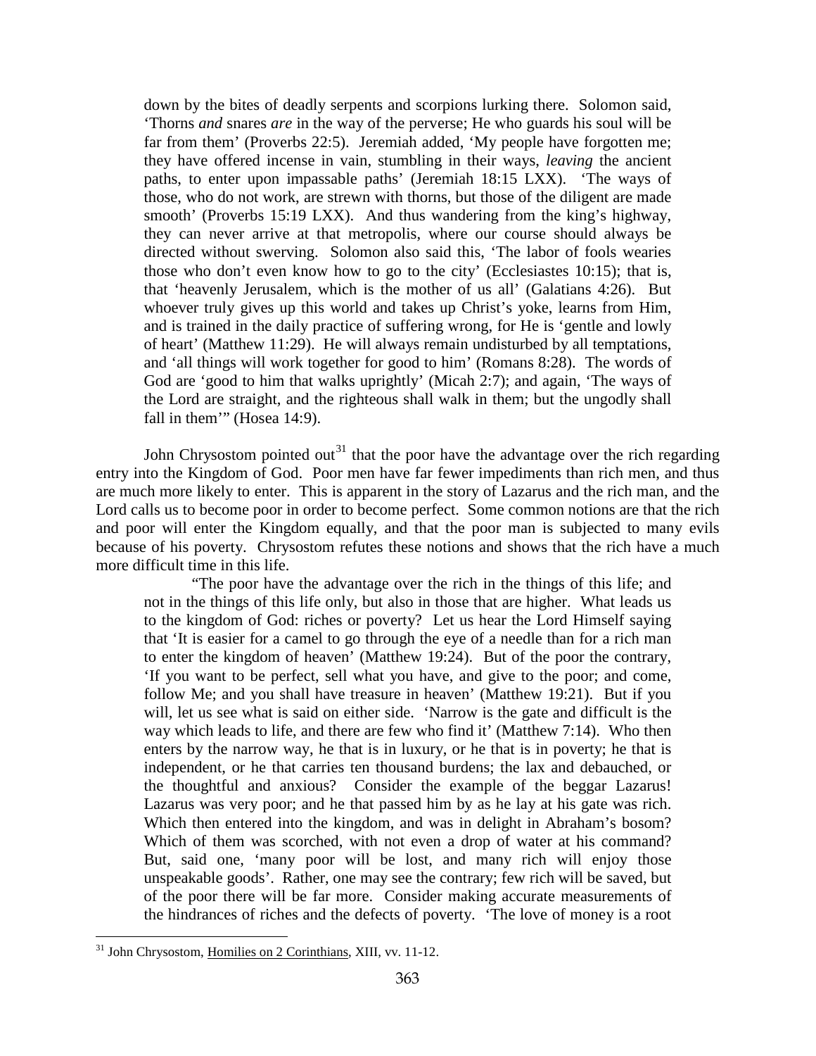> down by the bites of deadly serpents and scorpions lurking there. Solomon said, 'Thorns *and* snares *are* in the way of the perverse; He who guards his soul will be far from them' (Proverbs 22:5). Jeremiah added, 'My people have forgotten me; they have offered incense in vain, stumbling in their ways, *leaving* the ancient paths, to enter upon impassable paths' (Jeremiah 18:15 LXX). 'The ways of those, who do not work, are strewn with thorns, but those of the diligent are made smooth' (Proverbs 15:19 LXX). And thus wandering from the king's highway, they can never arrive at that metropolis, where our course should always be directed without swerving. Solomon also said this, 'The labor of fools wearies those who don't even know how to go to the city' (Ecclesiastes 10:15); that is, that 'heavenly Jerusalem, which is the mother of us all' (Galatians 4:26). But whoever truly gives up this world and takes up Christ's yoke, learns from Him, and is trained in the daily practice of suffering wrong, for He is 'gentle and lowly of heart' (Matthew 11:29). He will always remain undisturbed by all temptations, and 'all things will work together for good to him' (Romans 8:28). The words of God are 'good to him that walks uprightly' (Micah 2:7); and again, 'The ways of the Lord are straight, and the righteous shall walk in them; but the ungodly shall fall in them'" (Hosea 14:9).

John Chrysostom pointed out[31] that the poor have the advantage over the rich regarding entry into the Kingdom of God. Poor men have far fewer impediments than rich men, and thus are much more likely to enter. This is apparent in the story of Lazarus and the rich man, and the Lord calls us to become poor in order to become perfect. Some common notions are that the rich and poor will enter the Kingdom equally, and that the poor man is subjected to many evils because of his poverty. Chrysostom refutes these notions and shows that the rich have a much more difficult time in this life.

> "The poor have the advantage over the rich in the things of this life; and not in the things of this life only, but also in those that are higher. What leads us to the kingdom of God: riches or poverty? Let us hear the Lord Himself saying that 'It is easier for a camel to go through the eye of a needle than for a rich man to enter the kingdom of heaven' (Matthew 19:24). But of the poor the contrary, 'If you want to be perfect, sell what you have, and give to the poor; and come, follow Me; and you shall have treasure in heaven' (Matthew 19:21). But if you will, let us see what is said on either side. 'Narrow is the gate and difficult is the way which leads to life, and there are few who find it' (Matthew 7:14). Who then enters by the narrow way, he that is in luxury, or he that is in poverty; he that is independent, or he that carries ten thousand burdens; the lax and debauched, or the thoughtful and anxious? Consider the example of the beggar Lazarus! Lazarus was very poor; and he that passed him by as he lay at his gate was rich. Which then entered into the kingdom, and was in delight in Abraham's bosom? Which of them was scorched, with not even a drop of water at his command? But, said one, 'many poor will be lost, and many rich will enjoy those unspeakable goods'. Rather, one may see the contrary; few rich will be saved, but of the poor there will be far more. Consider making accurate measurements of the hindrances of riches and the defects of poverty. 'The love of money is a root

---

[31] John Chrysostom, Homilies on 2 Corinthians, XIII, vv. 11-12.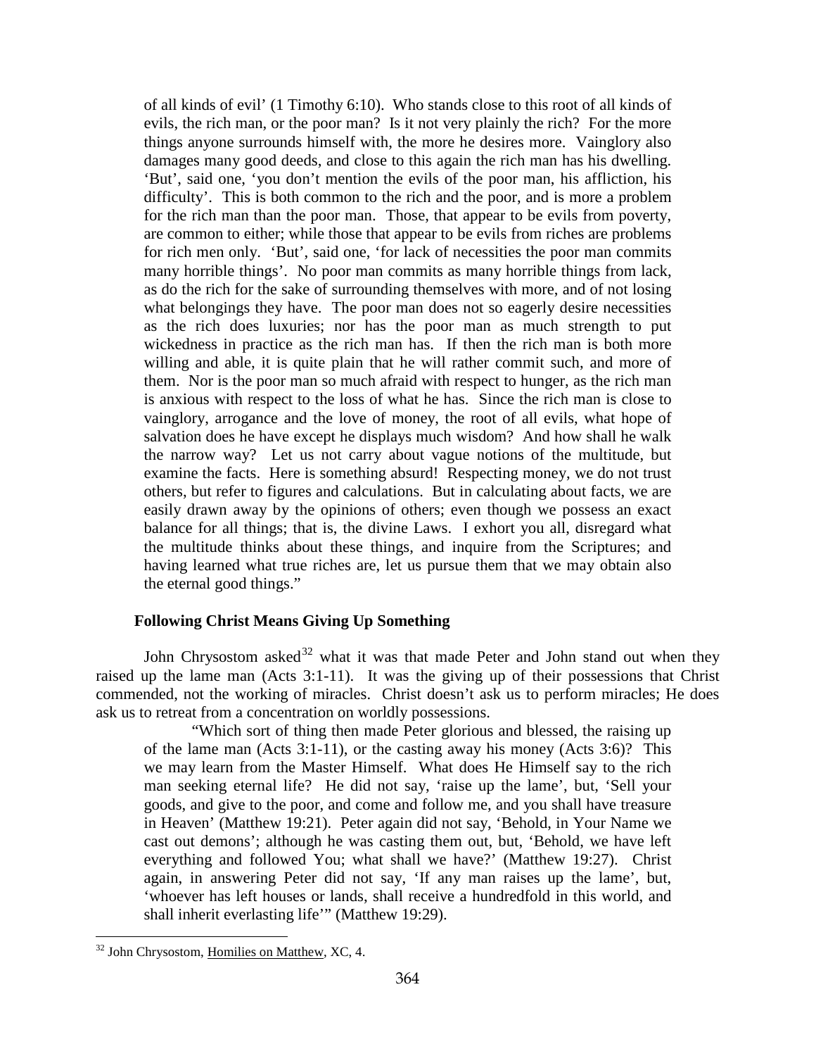of all kinds of evil' (1 Timothy 6:10). Who stands close to this root of all kinds of evils, the rich man, or the poor man? Is it not very plainly the rich? For the more things anyone surrounds himself with, the more he desires more. Vainglory also damages many good deeds, and close to this again the rich man has his dwelling. 'But', said one, 'you don't mention the evils of the poor man, his affliction, his difficulty'. This is both common to the rich and the poor, and is more a problem for the rich man than the poor man. Those, that appear to be evils from poverty, are common to either; while those that appear to be evils from riches are problems for rich men only. 'But', said one, 'for lack of necessities the poor man commits many horrible things'. No poor man commits as many horrible things from lack, as do the rich for the sake of surrounding themselves with more, and of not losing what belongings they have. The poor man does not so eagerly desire necessities as the rich does luxuries; nor has the poor man as much strength to put wickedness in practice as the rich man has. If then the rich man is both more willing and able, it is quite plain that he will rather commit such, and more of them. Nor is the poor man so much afraid with respect to hunger, as the rich man is anxious with respect to the loss of what he has. Since the rich man is close to vainglory, arrogance and the love of money, the root of all evils, what hope of salvation does he have except he displays much wisdom? And how shall he walk the narrow way? Let us not carry about vague notions of the multitude, but examine the facts. Here is something absurd! Respecting money, we do not trust others, but refer to figures and calculations. But in calculating about facts, we are easily drawn away by the opinions of others; even though we possess an exact balance for all things; that is, the divine Laws. I exhort you all, disregard what the multitude thinks about these things, and inquire from the Scriptures; and having learned what true riches are, let us pursue them that we may obtain also the eternal good things."

### Following Christ Means Giving Up Something

John Chrysostom asked[32] what it was that made Peter and John stand out when they raised up the lame man (Acts 3:1-11). It was the giving up of their possessions that Christ commended, not the working of miracles. Christ doesn't ask us to perform miracles; He does ask us to retreat from a concentration on worldly possessions.

"Which sort of thing then made Peter glorious and blessed, the raising up of the lame man (Acts 3:1-11), or the casting away his money (Acts 3:6)? This we may learn from the Master Himself. What does He Himself say to the rich man seeking eternal life? He did not say, 'raise up the lame', but, 'Sell your goods, and give to the poor, and come and follow me, and you shall have treasure in Heaven' (Matthew 19:21). Peter again did not say, 'Behold, in Your Name we cast out demons'; although he was casting them out, but, 'Behold, we have left everything and followed You; what shall we have?' (Matthew 19:27). Christ again, in answering Peter did not say, 'If any man raises up the lame', but, 'whoever has left houses or lands, shall receive a hundredfold in this world, and shall inherit everlasting life'" (Matthew 19:29).

[32] John Chrysostom, Homilies on Matthew, XC, 4.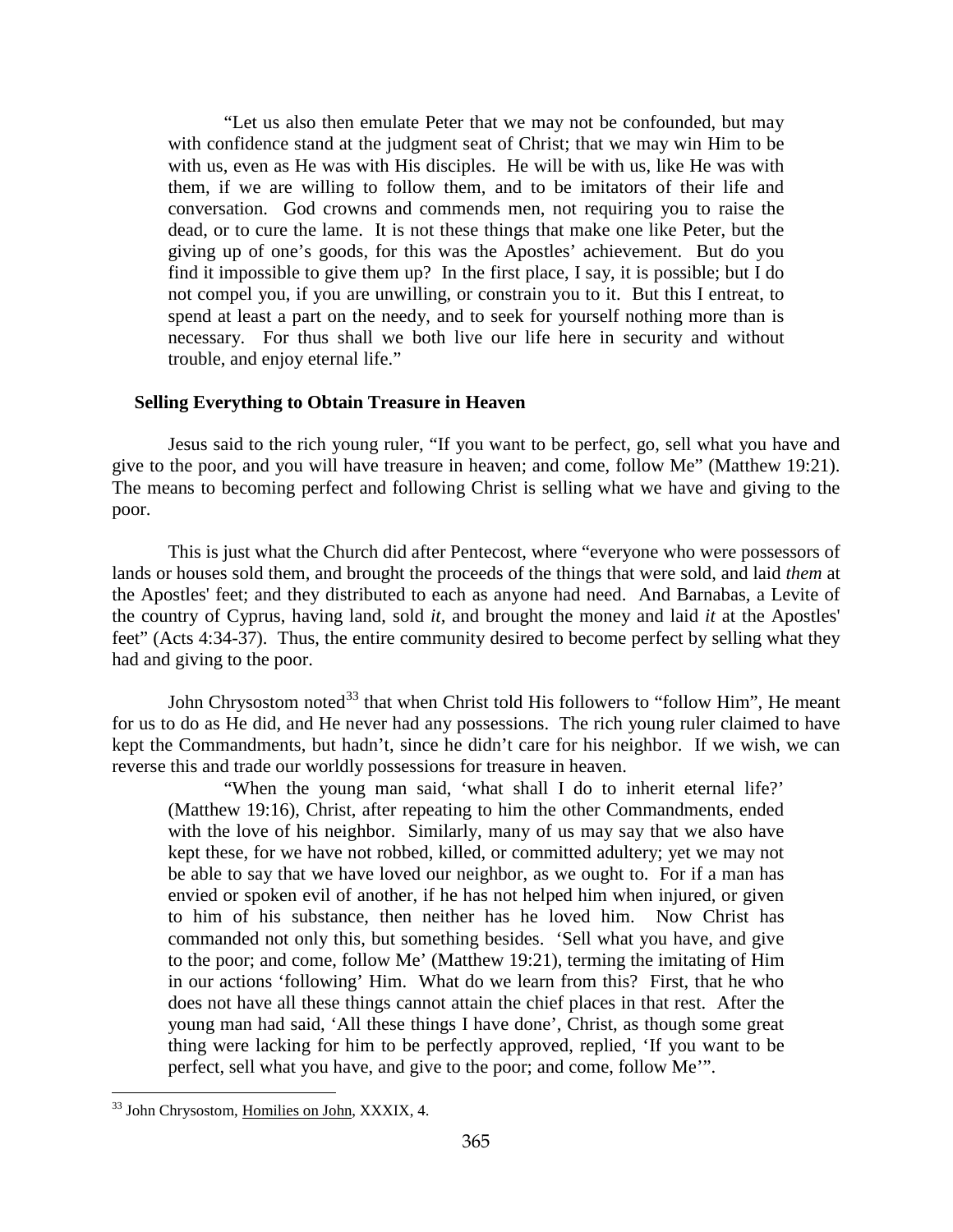> "Let us also then emulate Peter that we may not be confounded, but may with confidence stand at the judgment seat of Christ; that we may win Him to be with us, even as He was with His disciples. He will be with us, like He was with them, if we are willing to follow them, and to be imitators of their life and conversation. God crowns and commends men, not requiring you to raise the dead, or to cure the lame. It is not these things that make one like Peter, but the giving up of one's goods, for this was the Apostles' achievement. But do you find it impossible to give them up? In the first place, I say, it is possible; but I do not compel you, if you are unwilling, or constrain you to it. But this I entreat, to spend at least a part on the needy, and to seek for yourself nothing more than is necessary. For thus shall we both live our life here in security and without trouble, and enjoy eternal life."

### Selling Everything to Obtain Treasure in Heaven

Jesus said to the rich young ruler, "If you want to be perfect, go, sell what you have and give to the poor, and you will have treasure in heaven; and come, follow Me" (Matthew 19:21). The means to becoming perfect and following Christ is selling what we have and giving to the poor.

This is just what the Church did after Pentecost, where "everyone who were possessors of lands or houses sold them, and brought the proceeds of the things that were sold, and laid *them* at the Apostles' feet; and they distributed to each as anyone had need. And Barnabas, a Levite of the country of Cyprus, having land, sold *it*, and brought the money and laid *it* at the Apostles' feet" (Acts 4:34-37). Thus, the entire community desired to become perfect by selling what they had and giving to the poor.

John Chrysostom noted[33] that when Christ told His followers to "follow Him", He meant for us to do as He did, and He never had any possessions. The rich young ruler claimed to have kept the Commandments, but hadn't, since he didn't care for his neighbor. If we wish, we can reverse this and trade our worldly possessions for treasure in heaven.

> "When the young man said, 'what shall I do to inherit eternal life?' (Matthew 19:16), Christ, after repeating to him the other Commandments, ended with the love of his neighbor. Similarly, many of us may say that we also have kept these, for we have not robbed, killed, or committed adultery; yet we may not be able to say that we have loved our neighbor, as we ought to. For if a man has envied or spoken evil of another, if he has not helped him when injured, or given to him of his substance, then neither has he loved him. Now Christ has commanded not only this, but something besides. 'Sell what you have, and give to the poor; and come, follow Me' (Matthew 19:21), terming the imitating of Him in our actions 'following' Him. What do we learn from this? First, that he who does not have all these things cannot attain the chief places in that rest. After the young man had said, 'All these things I have done', Christ, as though some great thing were lacking for him to be perfectly approved, replied, 'If you want to be perfect, sell what you have, and give to the poor; and come, follow Me'".

[33] John Chrysostom, Homilies on John, XXXIX, 4.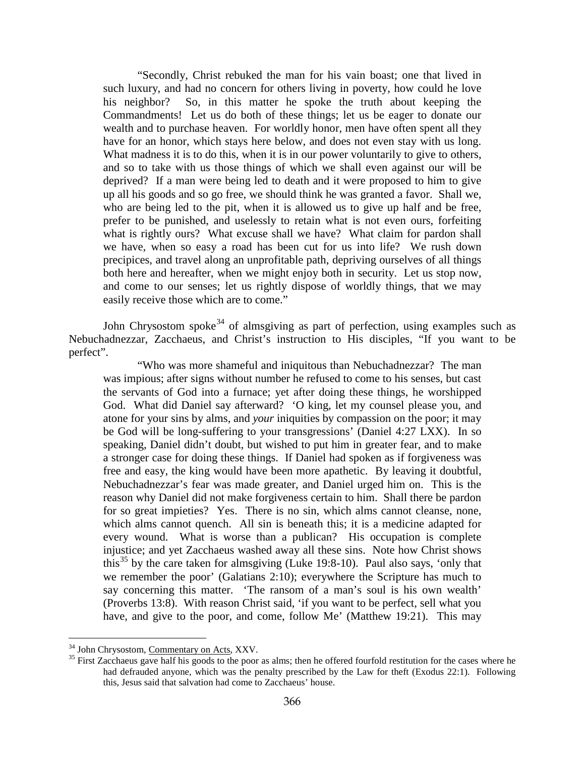> "Secondly, Christ rebuked the man for his vain boast; one that lived in such luxury, and had no concern for others living in poverty, how could he love his neighbor? So, in this matter he spoke the truth about keeping the Commandments! Let us do both of these things; let us be eager to donate our wealth and to purchase heaven. For worldly honor, men have often spent all they have for an honor, which stays here below, and does not even stay with us long. What madness it is to do this, when it is in our power voluntarily to give to others, and so to take with us those things of which we shall even against our will be deprived? If a man were being led to death and it were proposed to him to give up all his goods and so go free, we should think he was granted a favor. Shall we, who are being led to the pit, when it is allowed us to give up half and be free, prefer to be punished, and uselessly to retain what is not even ours, forfeiting what is rightly ours? What excuse shall we have? What claim for pardon shall we have, when so easy a road has been cut for us into life? We rush down precipices, and travel along an unprofitable path, depriving ourselves of all things both here and hereafter, when we might enjoy both in security. Let us stop now, and come to our senses; let us rightly dispose of worldly things, that we may easily receive those which are to come."

John Chrysostom spoke[34] of almsgiving as part of perfection, using examples such as Nebuchadnezzar, Zacchaeus, and Christ's instruction to His disciples, "If you want to be perfect".

> "Who was more shameful and iniquitous than Nebuchadnezzar? The man was impious; after signs without number he refused to come to his senses, but cast the servants of God into a furnace; yet after doing these things, he worshipped God. What did Daniel say afterward? 'O king, let my counsel please you, and atone for your sins by alms, and *your* iniquities by compassion on the poor; it may be God will be long-suffering to your transgressions' (Daniel 4:27 LXX). In so speaking, Daniel didn't doubt, but wished to put him in greater fear, and to make a stronger case for doing these things. If Daniel had spoken as if forgiveness was free and easy, the king would have been more apathetic. By leaving it doubtful, Nebuchadnezzar's fear was made greater, and Daniel urged him on. This is the reason why Daniel did not make forgiveness certain to him. Shall there be pardon for so great impieties? Yes. There is no sin, which alms cannot cleanse, none, which alms cannot quench. All sin is beneath this; it is a medicine adapted for every wound. What is worse than a publican? His occupation is complete injustice; and yet Zacchaeus washed away all these sins. Note how Christ shows this[35] by the care taken for almsgiving (Luke 19:8-10). Paul also says, 'only that we remember the poor' (Galatians 2:10); everywhere the Scripture has much to say concerning this matter. 'The ransom of a man's soul is his own wealth' (Proverbs 13:8). With reason Christ said, 'if you want to be perfect, sell what you have, and give to the poor, and come, follow Me' (Matthew 19:21). This may

[34] John Chrysostom, Commentary on Acts, XXV.

[35] First Zacchaeus gave half his goods to the poor as alms; then he offered fourfold restitution for the cases where he had defrauded anyone, which was the penalty prescribed by the Law for theft (Exodus 22:1). Following this, Jesus said that salvation had come to Zacchaeus' house.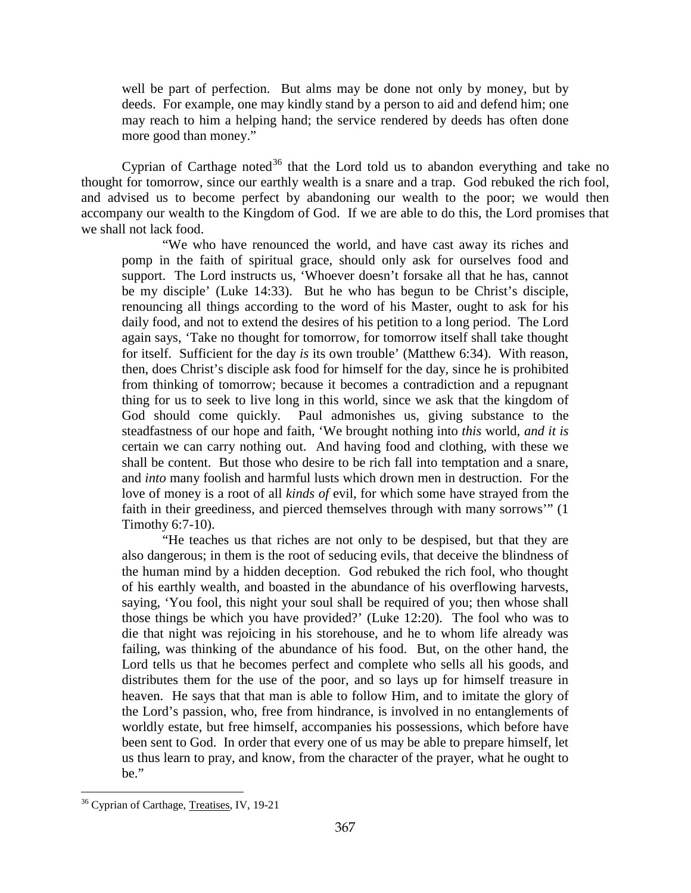> well be part of perfection. But alms may be done not only by money, but by deeds. For example, one may kindly stand by a person to aid and defend him; one may reach to him a helping hand; the service rendered by deeds has often done more good than money."

Cyprian of Carthage noted[36] that the Lord told us to abandon everything and take no thought for tomorrow, since our earthly wealth is a snare and a trap. God rebuked the rich fool, and advised us to become perfect by abandoning our wealth to the poor; we would then accompany our wealth to the Kingdom of God. If we are able to do this, the Lord promises that we shall not lack food.

> "We who have renounced the world, and have cast away its riches and pomp in the faith of spiritual grace, should only ask for ourselves food and support. The Lord instructs us, 'Whoever doesn't forsake all that he has, cannot be my disciple' (Luke 14:33). But he who has begun to be Christ's disciple, renouncing all things according to the word of his Master, ought to ask for his daily food, and not to extend the desires of his petition to a long period. The Lord again says, 'Take no thought for tomorrow, for tomorrow itself shall take thought for itself. Sufficient for the day *is* its own trouble' (Matthew 6:34). With reason, then, does Christ's disciple ask food for himself for the day, since he is prohibited from thinking of tomorrow; because it becomes a contradiction and a repugnant thing for us to seek to live long in this world, since we ask that the kingdom of God should come quickly. Paul admonishes us, giving substance to the steadfastness of our hope and faith, 'We brought nothing into *this* world, *and it is* certain we can carry nothing out. And having food and clothing, with these we shall be content. But those who desire to be rich fall into temptation and a snare, and *into* many foolish and harmful lusts which drown men in destruction. For the love of money is a root of all *kinds of* evil, for which some have strayed from the faith in their greediness, and pierced themselves through with many sorrows'" (1 Timothy 6:7-10).
>
> "He teaches us that riches are not only to be despised, but that they are also dangerous; in them is the root of seducing evils, that deceive the blindness of the human mind by a hidden deception. God rebuked the rich fool, who thought of his earthly wealth, and boasted in the abundance of his overflowing harvests, saying, 'You fool, this night your soul shall be required of you; then whose shall those things be which you have provided?' (Luke 12:20). The fool who was to die that night was rejoicing in his storehouse, and he to whom life already was failing, was thinking of the abundance of his food. But, on the other hand, the Lord tells us that he becomes perfect and complete who sells all his goods, and distributes them for the use of the poor, and so lays up for himself treasure in heaven. He says that that man is able to follow Him, and to imitate the glory of the Lord's passion, who, free from hindrance, is involved in no entanglements of worldly estate, but free himself, accompanies his possessions, which before have been sent to God. In order that every one of us may be able to prepare himself, let us thus learn to pray, and know, from the character of the prayer, what he ought to be."

---

[36] Cyprian of Carthage, Treatises, IV, 19-21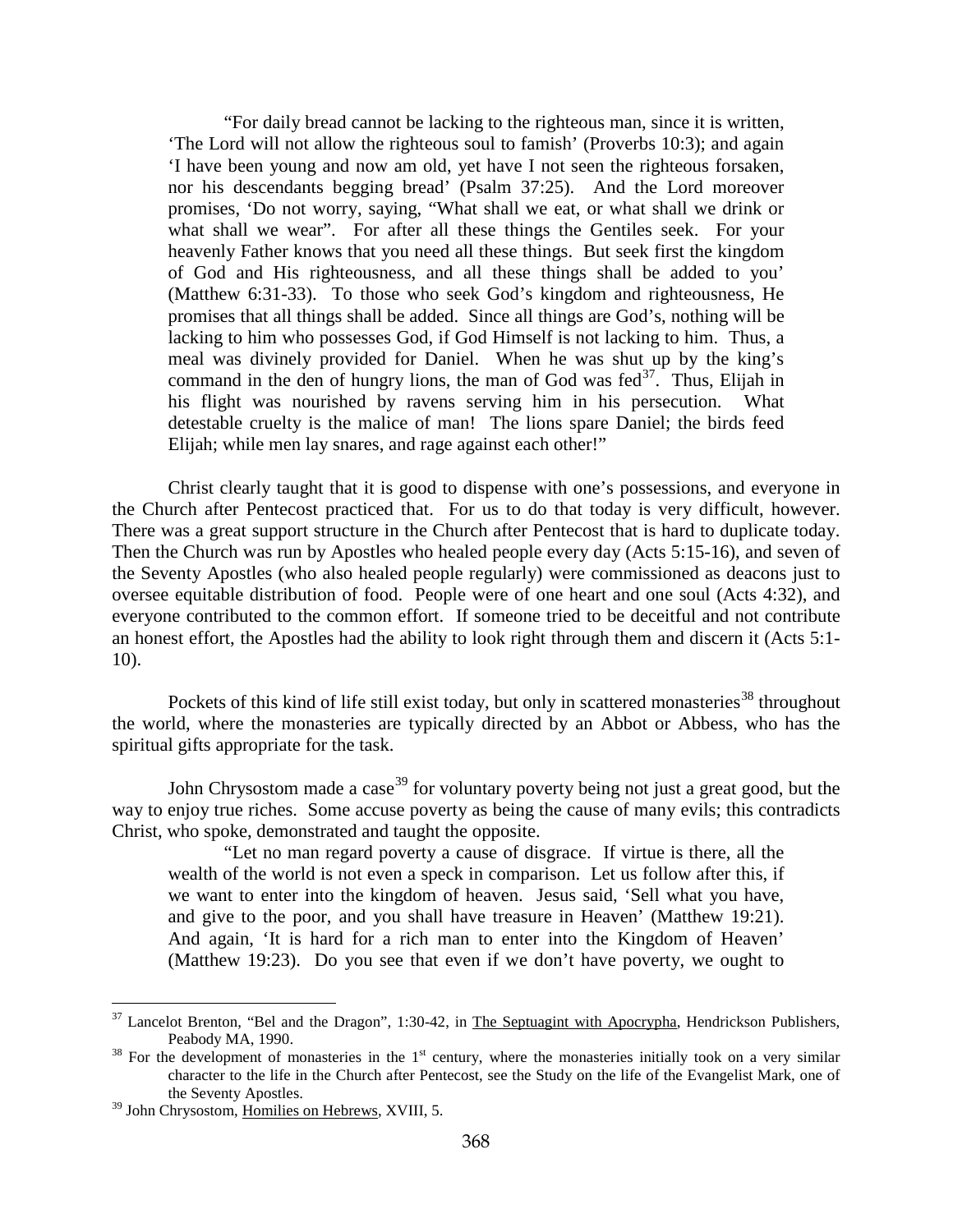> "For daily bread cannot be lacking to the righteous man, since it is written, 'The Lord will not allow the righteous soul to famish' (Proverbs 10:3); and again 'I have been young and now am old, yet have I not seen the righteous forsaken, nor his descendants begging bread' (Psalm 37:25). And the Lord moreover promises, 'Do not worry, saying, "What shall we eat, or what shall we drink or what shall we wear". For after all these things the Gentiles seek. For your heavenly Father knows that you need all these things. But seek first the kingdom of God and His righteousness, and all these things shall be added to you' (Matthew 6:31-33). To those who seek God's kingdom and righteousness, He promises that all things shall be added. Since all things are God's, nothing will be lacking to him who possesses God, if God Himself is not lacking to him. Thus, a meal was divinely provided for Daniel. When he was shut up by the king's command in the den of hungry lions, the man of God was fed[37]. Thus, Elijah in his flight was nourished by ravens serving him in his persecution. What detestable cruelty is the malice of man! The lions spare Daniel; the birds feed Elijah; while men lay snares, and rage against each other!"

Christ clearly taught that it is good to dispense with one's possessions, and everyone in the Church after Pentecost practiced that. For us to do that today is very difficult, however. There was a great support structure in the Church after Pentecost that is hard to duplicate today. Then the Church was run by Apostles who healed people every day (Acts 5:15-16), and seven of the Seventy Apostles (who also healed people regularly) were commissioned as deacons just to oversee equitable distribution of food. People were of one heart and one soul (Acts 4:32), and everyone contributed to the common effort. If someone tried to be deceitful and not contribute an honest effort, the Apostles had the ability to look right through them and discern it (Acts 5:1-10).

Pockets of this kind of life still exist today, but only in scattered monasteries[38] throughout the world, where the monasteries are typically directed by an Abbot or Abbess, who has the spiritual gifts appropriate for the task.

John Chrysostom made a case[39] for voluntary poverty being not just a great good, but the way to enjoy true riches. Some accuse poverty as being the cause of many evils; this contradicts Christ, who spoke, demonstrated and taught the opposite.

> "Let no man regard poverty a cause of disgrace. If virtue is there, all the wealth of the world is not even a speck in comparison. Let us follow after this, if we want to enter into the kingdom of heaven. Jesus said, 'Sell what you have, and give to the poor, and you shall have treasure in Heaven' (Matthew 19:21). And again, 'It is hard for a rich man to enter into the Kingdom of Heaven' (Matthew 19:23). Do you see that even if we don't have poverty, we ought to

---

[37] Lancelot Brenton, "Bel and the Dragon", 1:30-42, in The Septuagint with Apocrypha, Hendrickson Publishers, Peabody MA, 1990.

[38] For the development of monasteries in the 1st century, where the monasteries initially took on a very similar character to the life in the Church after Pentecost, see the Study on the life of the Evangelist Mark, one of the Seventy Apostles.

[39] John Chrysostom, Homilies on Hebrews, XVIII, 5.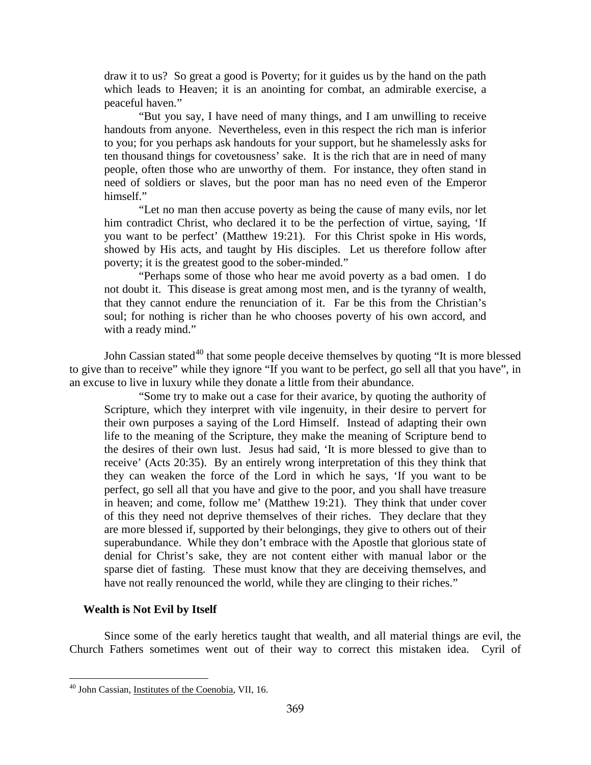> draw it to us? So great a good is Poverty; for it guides us by the hand on the path which leads to Heaven; it is an anointing for combat, an admirable exercise, a peaceful haven."
>
> "But you say, I have need of many things, and I am unwilling to receive handouts from anyone. Nevertheless, even in this respect the rich man is inferior to you; for you perhaps ask handouts for your support, but he shamelessly asks for ten thousand things for covetousness' sake. It is the rich that are in need of many people, often those who are unworthy of them. For instance, they often stand in need of soldiers or slaves, but the poor man has no need even of the Emperor himself."
>
> "Let no man then accuse poverty as being the cause of many evils, nor let him contradict Christ, who declared it to be the perfection of virtue, saying, 'If you want to be perfect' (Matthew 19:21). For this Christ spoke in His words, showed by His acts, and taught by His disciples. Let us therefore follow after poverty; it is the greatest good to the sober-minded."
>
> "Perhaps some of those who hear me avoid poverty as a bad omen. I do not doubt it. This disease is great among most men, and is the tyranny of wealth, that they cannot endure the renunciation of it. Far be this from the Christian's soul; for nothing is richer than he who chooses poverty of his own accord, and with a ready mind."

John Cassian stated[40] that some people deceive themselves by quoting "It is more blessed to give than to receive" while they ignore "If you want to be perfect, go sell all that you have", in an excuse to live in luxury while they donate a little from their abundance.

> "Some try to make out a case for their avarice, by quoting the authority of Scripture, which they interpret with vile ingenuity, in their desire to pervert for their own purposes a saying of the Lord Himself. Instead of adapting their own life to the meaning of the Scripture, they make the meaning of Scripture bend to the desires of their own lust. Jesus had said, 'It is more blessed to give than to receive' (Acts 20:35). By an entirely wrong interpretation of this they think that they can weaken the force of the Lord in which he says, 'If you want to be perfect, go sell all that you have and give to the poor, and you shall have treasure in heaven; and come, follow me' (Matthew 19:21). They think that under cover of this they need not deprive themselves of their riches. They declare that they are more blessed if, supported by their belongings, they give to others out of their superabundance. While they don't embrace with the Apostle that glorious state of denial for Christ's sake, they are not content either with manual labor or the sparse diet of fasting. These must know that they are deceiving themselves, and have not really renounced the world, while they are clinging to their riches."

### Wealth is Not Evil by Itself

Since some of the early heretics taught that wealth, and all material things are evil, the Church Fathers sometimes went out of their way to correct this mistaken idea. Cyril of

---

[40] John Cassian, Institutes of the Coenobia, VII, 16.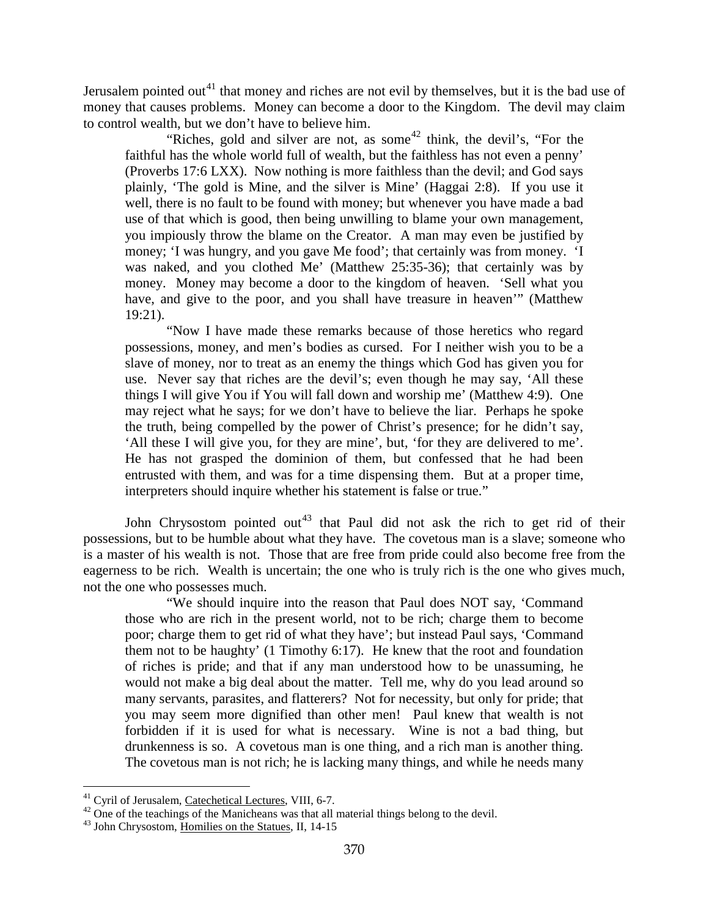Jerusalem pointed out[41] that money and riches are not evil by themselves, but it is the bad use of money that causes problems. Money can become a door to the Kingdom. The devil may claim to control wealth, but we don't have to believe him.

> "Riches, gold and silver are not, as some[42] think, the devil's, "For the faithful has the whole world full of wealth, but the faithless has not even a penny' (Proverbs 17:6 LXX). Now nothing is more faithless than the devil; and God says plainly, 'The gold is Mine, and the silver is Mine' (Haggai 2:8). If you use it well, there is no fault to be found with money; but whenever you have made a bad use of that which is good, then being unwilling to blame your own management, you impiously throw the blame on the Creator. A man may even be justified by money; 'I was hungry, and you gave Me food'; that certainly was from money. 'I was naked, and you clothed Me' (Matthew 25:35-36); that certainly was by money. Money may become a door to the kingdom of heaven. 'Sell what you have, and give to the poor, and you shall have treasure in heaven'" (Matthew 19:21).
>
> "Now I have made these remarks because of those heretics who regard possessions, money, and men's bodies as cursed. For I neither wish you to be a slave of money, nor to treat as an enemy the things which God has given you for use. Never say that riches are the devil's; even though he may say, 'All these things I will give You if You will fall down and worship me' (Matthew 4:9). One may reject what he says; for we don't have to believe the liar. Perhaps he spoke the truth, being compelled by the power of Christ's presence; for he didn't say, 'All these I will give you, for they are mine', but, 'for they are delivered to me'. He has not grasped the dominion of them, but confessed that he had been entrusted with them, and was for a time dispensing them. But at a proper time, interpreters should inquire whether his statement is false or true."

John Chrysostom pointed out[43] that Paul did not ask the rich to get rid of their possessions, but to be humble about what they have. The covetous man is a slave; someone who is a master of his wealth is not. Those that are free from pride could also become free from the eagerness to be rich. Wealth is uncertain; the one who is truly rich is the one who gives much, not the one who possesses much.

> "We should inquire into the reason that Paul does NOT say, 'Command those who are rich in the present world, not to be rich; charge them to become poor; charge them to get rid of what they have'; but instead Paul says, 'Command them not to be haughty' (1 Timothy 6:17). He knew that the root and foundation of riches is pride; and that if any man understood how to be unassuming, he would not make a big deal about the matter. Tell me, why do you lead around so many servants, parasites, and flatterers? Not for necessity, but only for pride; that you may seem more dignified than other men! Paul knew that wealth is not forbidden if it is used for what is necessary. Wine is not a bad thing, but drunkenness is so. A covetous man is one thing, and a rich man is another thing. The covetous man is not rich; he is lacking many things, and while he needs many

---

[41] Cyril of Jerusalem, Catechetical Lectures, VIII, 6-7.

[42] One of the teachings of the Manicheans was that all material things belong to the devil.

[43] John Chrysostom, Homilies on the Statues, II, 14-15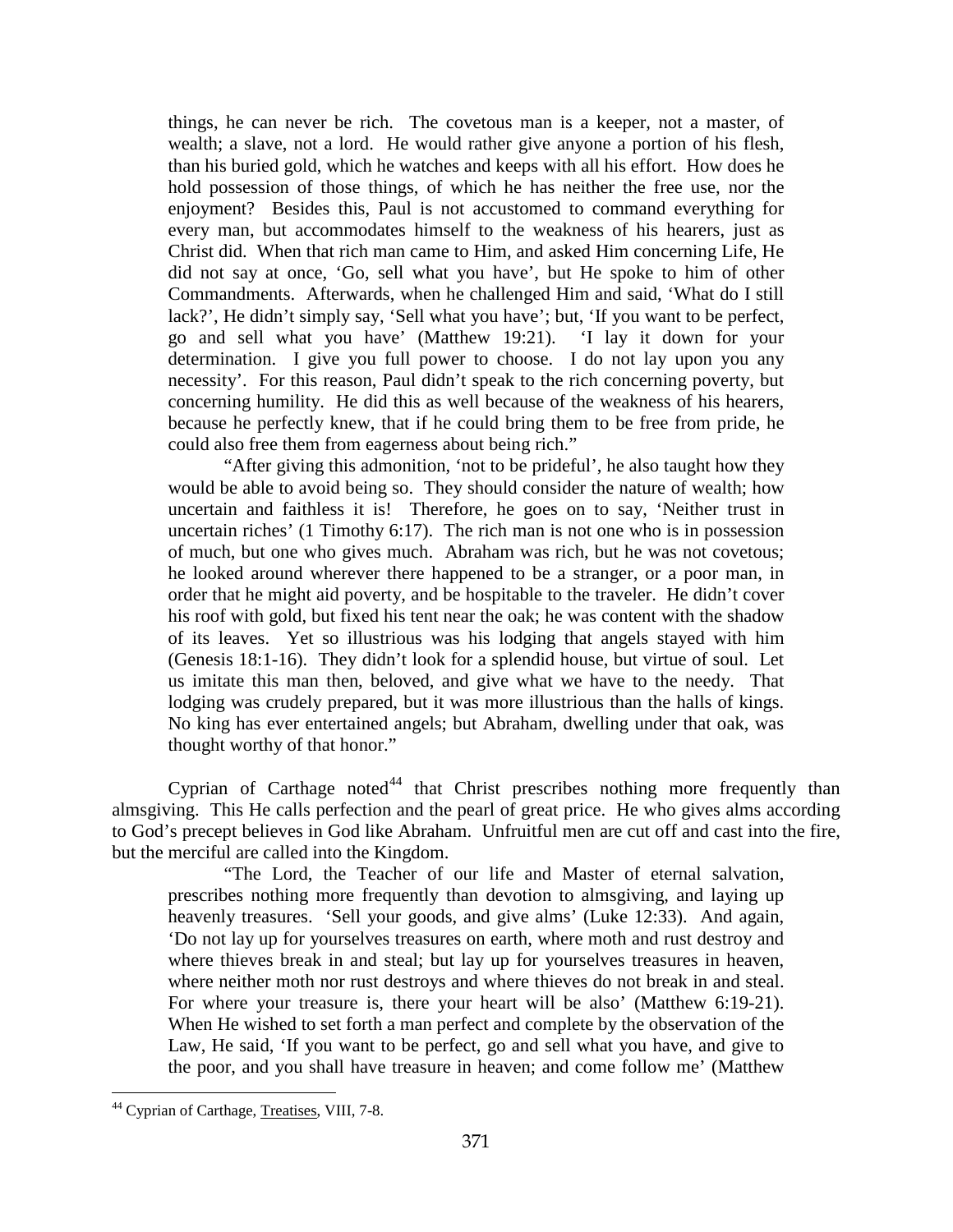things, he can never be rich. The covetous man is a keeper, not a master, of wealth; a slave, not a lord. He would rather give anyone a portion of his flesh, than his buried gold, which he watches and keeps with all his effort. How does he hold possession of those things, of which he has neither the free use, nor the enjoyment? Besides this, Paul is not accustomed to command everything for every man, but accommodates himself to the weakness of his hearers, just as Christ did. When that rich man came to Him, and asked Him concerning Life, He did not say at once, 'Go, sell what you have', but He spoke to him of other Commandments. Afterwards, when he challenged Him and said, 'What do I still lack?', He didn't simply say, 'Sell what you have'; but, 'If you want to be perfect, go and sell what you have' (Matthew 19:21). 'I lay it down for your determination. I give you full power to choose. I do not lay upon you any necessity'. For this reason, Paul didn't speak to the rich concerning poverty, but concerning humility. He did this as well because of the weakness of his hearers, because he perfectly knew, that if he could bring them to be free from pride, he could also free them from eagerness about being rich."

> "After giving this admonition, 'not to be prideful', he also taught how they would be able to avoid being so. They should consider the nature of wealth; how uncertain and faithless it is! Therefore, he goes on to say, 'Neither trust in uncertain riches' (1 Timothy 6:17). The rich man is not one who is in possession of much, but one who gives much. Abraham was rich, but he was not covetous; he looked around wherever there happened to be a stranger, or a poor man, in order that he might aid poverty, and be hospitable to the traveler. He didn't cover his roof with gold, but fixed his tent near the oak; he was content with the shadow of its leaves. Yet so illustrious was his lodging that angels stayed with him (Genesis 18:1-16). They didn't look for a splendid house, but virtue of soul. Let us imitate this man then, beloved, and give what we have to the needy. That lodging was crudely prepared, but it was more illustrious than the halls of kings. No king has ever entertained angels; but Abraham, dwelling under that oak, was thought worthy of that honor."

Cyprian of Carthage noted[44] that Christ prescribes nothing more frequently than almsgiving. This He calls perfection and the pearl of great price. He who gives alms according to God's precept believes in God like Abraham. Unfruitful men are cut off and cast into the fire, but the merciful are called into the Kingdom.

> "The Lord, the Teacher of our life and Master of eternal salvation, prescribes nothing more frequently than devotion to almsgiving, and laying up heavenly treasures. 'Sell your goods, and give alms' (Luke 12:33). And again, 'Do not lay up for yourselves treasures on earth, where moth and rust destroy and where thieves break in and steal; but lay up for yourselves treasures in heaven, where neither moth nor rust destroys and where thieves do not break in and steal. For where your treasure is, there your heart will be also' (Matthew 6:19-21). When He wished to set forth a man perfect and complete by the observation of the Law, He said, 'If you want to be perfect, go and sell what you have, and give to the poor, and you shall have treasure in heaven; and come follow me' (Matthew

---

[44] Cyprian of Carthage, Treatises, VIII, 7-8.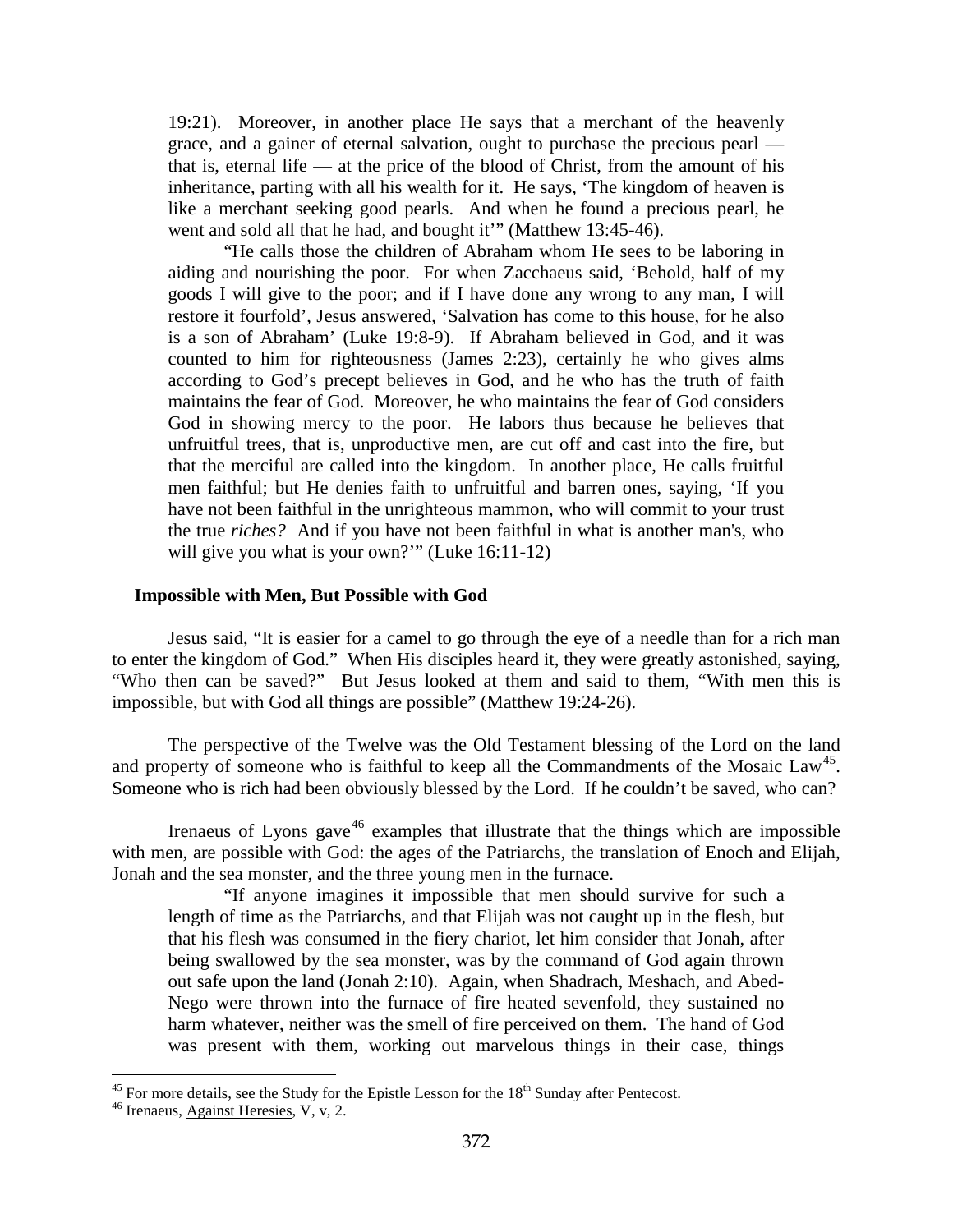19:21). Moreover, in another place He says that a merchant of the heavenly grace, and a gainer of eternal salvation, ought to purchase the precious pearl — that is, eternal life — at the price of the blood of Christ, from the amount of his inheritance, parting with all his wealth for it. He says, 'The kingdom of heaven is like a merchant seeking good pearls. And when he found a precious pearl, he went and sold all that he had, and bought it'" (Matthew 13:45-46).

"He calls those the children of Abraham whom He sees to be laboring in aiding and nourishing the poor. For when Zacchaeus said, 'Behold, half of my goods I will give to the poor; and if I have done any wrong to any man, I will restore it fourfold', Jesus answered, 'Salvation has come to this house, for he also is a son of Abraham' (Luke 19:8-9). If Abraham believed in God, and it was counted to him for righteousness (James 2:23), certainly he who gives alms according to God's precept believes in God, and he who has the truth of faith maintains the fear of God. Moreover, he who maintains the fear of God considers God in showing mercy to the poor. He labors thus because he believes that unfruitful trees, that is, unproductive men, are cut off and cast into the fire, but that the merciful are called into the kingdom. In another place, He calls fruitful men faithful; but He denies faith to unfruitful and barren ones, saying, 'If you have not been faithful in the unrighteous mammon, who will commit to your trust the true *riches?* And if you have not been faithful in what is another man's, who will give you what is your own?'" (Luke 16:11-12)

### Impossible with Men, But Possible with God

Jesus said, "It is easier for a camel to go through the eye of a needle than for a rich man to enter the kingdom of God." When His disciples heard it, they were greatly astonished, saying, "Who then can be saved?" But Jesus looked at them and said to them, "With men this is impossible, but with God all things are possible" (Matthew 19:24-26).

The perspective of the Twelve was the Old Testament blessing of the Lord on the land and property of someone who is faithful to keep all the Commandments of the Mosaic Law[45]. Someone who is rich had been obviously blessed by the Lord. If he couldn't be saved, who can?

Irenaeus of Lyons gave[46] examples that illustrate that the things which are impossible with men, are possible with God: the ages of the Patriarchs, the translation of Enoch and Elijah, Jonah and the sea monster, and the three young men in the furnace.

"If anyone imagines it impossible that men should survive for such a length of time as the Patriarchs, and that Elijah was not caught up in the flesh, but that his flesh was consumed in the fiery chariot, let him consider that Jonah, after being swallowed by the sea monster, was by the command of God again thrown out safe upon the land (Jonah 2:10). Again, when Shadrach, Meshach, and Abed-Nego were thrown into the furnace of fire heated sevenfold, they sustained no harm whatever, neither was the smell of fire perceived on them. The hand of God was present with them, working out marvelous things in their case, things

---

[45] For more details, see the Study for the Epistle Lesson for the 18th Sunday after Pentecost.

[46] Irenaeus, Against Heresies, V, v, 2.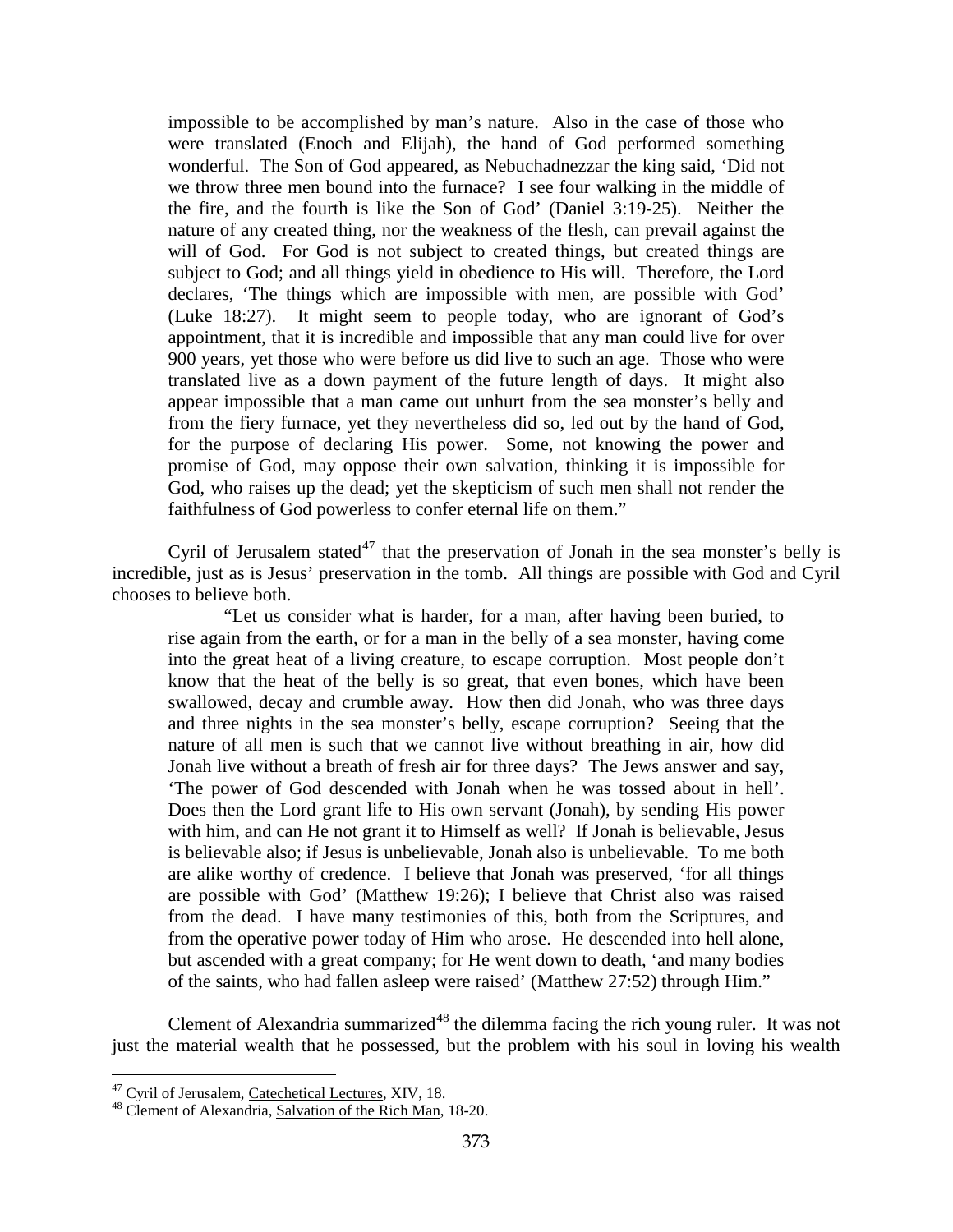> impossible to be accomplished by man's nature. Also in the case of those who were translated (Enoch and Elijah), the hand of God performed something wonderful. The Son of God appeared, as Nebuchadnezzar the king said, 'Did not we throw three men bound into the furnace? I see four walking in the middle of the fire, and the fourth is like the Son of God' (Daniel 3:19-25). Neither the nature of any created thing, nor the weakness of the flesh, can prevail against the will of God. For God is not subject to created things, but created things are subject to God; and all things yield in obedience to His will. Therefore, the Lord declares, 'The things which are impossible with men, are possible with God' (Luke 18:27). It might seem to people today, who are ignorant of God's appointment, that it is incredible and impossible that any man could live for over 900 years, yet those who were before us did live to such an age. Those who were translated live as a down payment of the future length of days. It might also appear impossible that a man came out unhurt from the sea monster's belly and from the fiery furnace, yet they nevertheless did so, led out by the hand of God, for the purpose of declaring His power. Some, not knowing the power and promise of God, may oppose their own salvation, thinking it is impossible for God, who raises up the dead; yet the skepticism of such men shall not render the faithfulness of God powerless to confer eternal life on them."

Cyril of Jerusalem stated[47] that the preservation of Jonah in the sea monster's belly is incredible, just as is Jesus' preservation in the tomb. All things are possible with God and Cyril chooses to believe both.

> "Let us consider what is harder, for a man, after having been buried, to rise again from the earth, or for a man in the belly of a sea monster, having come into the great heat of a living creature, to escape corruption. Most people don't know that the heat of the belly is so great, that even bones, which have been swallowed, decay and crumble away. How then did Jonah, who was three days and three nights in the sea monster's belly, escape corruption? Seeing that the nature of all men is such that we cannot live without breathing in air, how did Jonah live without a breath of fresh air for three days? The Jews answer and say, 'The power of God descended with Jonah when he was tossed about in hell'. Does then the Lord grant life to His own servant (Jonah), by sending His power with him, and can He not grant it to Himself as well? If Jonah is believable, Jesus is believable also; if Jesus is unbelievable, Jonah also is unbelievable. To me both are alike worthy of credence. I believe that Jonah was preserved, 'for all things are possible with God' (Matthew 19:26); I believe that Christ also was raised from the dead. I have many testimonies of this, both from the Scriptures, and from the operative power today of Him who arose. He descended into hell alone, but ascended with a great company; for He went down to death, 'and many bodies of the saints, who had fallen asleep were raised' (Matthew 27:52) through Him."

Clement of Alexandria summarized[48] the dilemma facing the rich young ruler. It was not just the material wealth that he possessed, but the problem with his soul in loving his wealth

---

[47] Cyril of Jerusalem, Catechetical Lectures, XIV, 18.

[48] Clement of Alexandria, Salvation of the Rich Man, 18-20.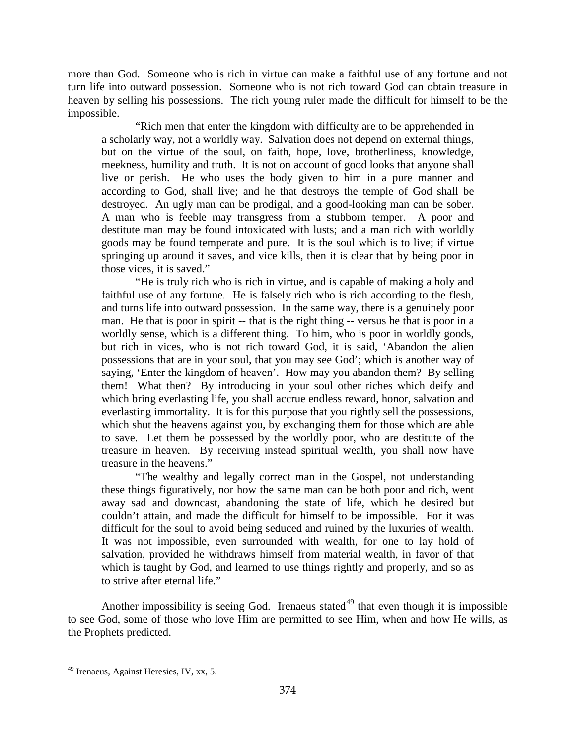more than God. Someone who is rich in virtue can make a faithful use of any fortune and not turn life into outward possession. Someone who is not rich toward God can obtain treasure in heaven by selling his possessions. The rich young ruler made the difficult for himself to be the impossible.

> "Rich men that enter the kingdom with difficulty are to be apprehended in a scholarly way, not a worldly way. Salvation does not depend on external things, but on the virtue of the soul, on faith, hope, love, brotherliness, knowledge, meekness, humility and truth. It is not on account of good looks that anyone shall live or perish. He who uses the body given to him in a pure manner and according to God, shall live; and he that destroys the temple of God shall be destroyed. An ugly man can be prodigal, and a good-looking man can be sober. A man who is feeble may transgress from a stubborn temper. A poor and destitute man may be found intoxicated with lusts; and a man rich with worldly goods may be found temperate and pure. It is the soul which is to live; if virtue springing up around it saves, and vice kills, then it is clear that by being poor in those vices, it is saved."
>
> "He is truly rich who is rich in virtue, and is capable of making a holy and faithful use of any fortune. He is falsely rich who is rich according to the flesh, and turns life into outward possession. In the same way, there is a genuinely poor man. He that is poor in spirit -- that is the right thing -- versus he that is poor in a worldly sense, which is a different thing. To him, who is poor in worldly goods, but rich in vices, who is not rich toward God, it is said, 'Abandon the alien possessions that are in your soul, that you may see God'; which is another way of saying, 'Enter the kingdom of heaven'. How may you abandon them? By selling them! What then? By introducing in your soul other riches which deify and which bring everlasting life, you shall accrue endless reward, honor, salvation and everlasting immortality. It is for this purpose that you rightly sell the possessions, which shut the heavens against you, by exchanging them for those which are able to save. Let them be possessed by the worldly poor, who are destitute of the treasure in heaven. By receiving instead spiritual wealth, you shall now have treasure in the heavens."
>
> "The wealthy and legally correct man in the Gospel, not understanding these things figuratively, nor how the same man can be both poor and rich, went away sad and downcast, abandoning the state of life, which he desired but couldn't attain, and made the difficult for himself to be impossible. For it was difficult for the soul to avoid being seduced and ruined by the luxuries of wealth. It was not impossible, even surrounded with wealth, for one to lay hold of salvation, provided he withdraws himself from material wealth, in favor of that which is taught by God, and learned to use things rightly and properly, and so as to strive after eternal life."

Another impossibility is seeing God. Irenaeus stated[49] that even though it is impossible to see God, some of those who love Him are permitted to see Him, when and how He wills, as the Prophets predicted.

---

[49] Irenaeus, Against Heresies, IV, xx, 5.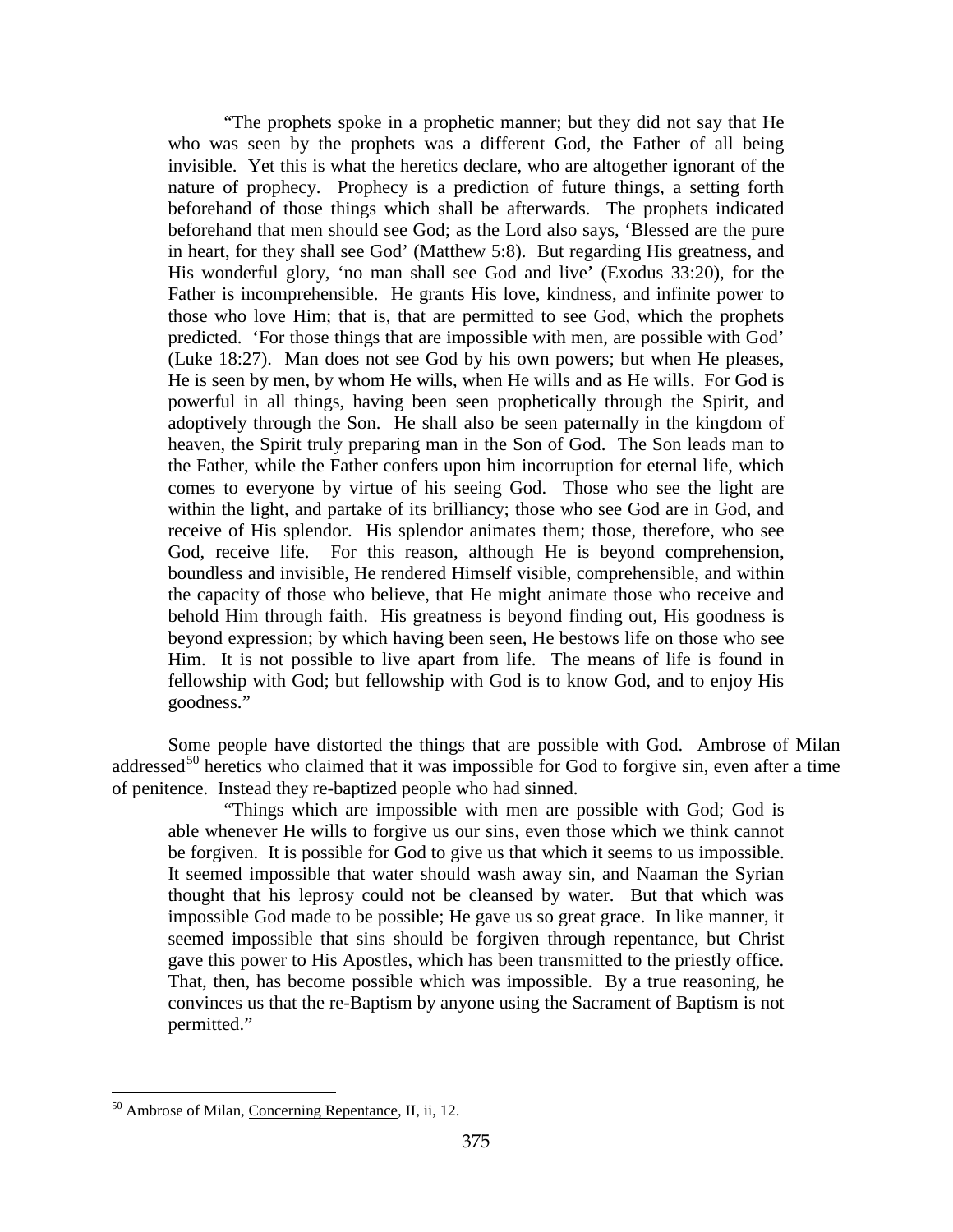> "The prophets spoke in a prophetic manner; but they did not say that He who was seen by the prophets was a different God, the Father of all being invisible. Yet this is what the heretics declare, who are altogether ignorant of the nature of prophecy. Prophecy is a prediction of future things, a setting forth beforehand of those things which shall be afterwards. The prophets indicated beforehand that men should see God; as the Lord also says, 'Blessed are the pure in heart, for they shall see God' (Matthew 5:8). But regarding His greatness, and His wonderful glory, 'no man shall see God and live' (Exodus 33:20), for the Father is incomprehensible. He grants His love, kindness, and infinite power to those who love Him; that is, that are permitted to see God, which the prophets predicted. 'For those things that are impossible with men, are possible with God' (Luke 18:27). Man does not see God by his own powers; but when He pleases, He is seen by men, by whom He wills, when He wills and as He wills. For God is powerful in all things, having been seen prophetically through the Spirit, and adoptively through the Son. He shall also be seen paternally in the kingdom of heaven, the Spirit truly preparing man in the Son of God. The Son leads man to the Father, while the Father confers upon him incorruption for eternal life, which comes to everyone by virtue of his seeing God. Those who see the light are within the light, and partake of its brilliancy; those who see God are in God, and receive of His splendor. His splendor animates them; those, therefore, who see God, receive life. For this reason, although He is beyond comprehension, boundless and invisible, He rendered Himself visible, comprehensible, and within the capacity of those who believe, that He might animate those who receive and behold Him through faith. His greatness is beyond finding out, His goodness is beyond expression; by which having been seen, He bestows life on those who see Him. It is not possible to live apart from life. The means of life is found in fellowship with God; but fellowship with God is to know God, and to enjoy His goodness."

Some people have distorted the things that are possible with God. Ambrose of Milan addressed[50] heretics who claimed that it was impossible for God to forgive sin, even after a time of penitence. Instead they re-baptized people who had sinned.

> "Things which are impossible with men are possible with God; God is able whenever He wills to forgive us our sins, even those which we think cannot be forgiven. It is possible for God to give us that which it seems to us impossible. It seemed impossible that water should wash away sin, and Naaman the Syrian thought that his leprosy could not be cleansed by water. But that which was impossible God made to be possible; He gave us so great grace. In like manner, it seemed impossible that sins should be forgiven through repentance, but Christ gave this power to His Apostles, which has been transmitted to the priestly office. That, then, has become possible which was impossible. By a true reasoning, he convinces us that the re-Baptism by anyone using the Sacrament of Baptism is not permitted."

[50] Ambrose of Milan, Concerning Repentance, II, ii, 12.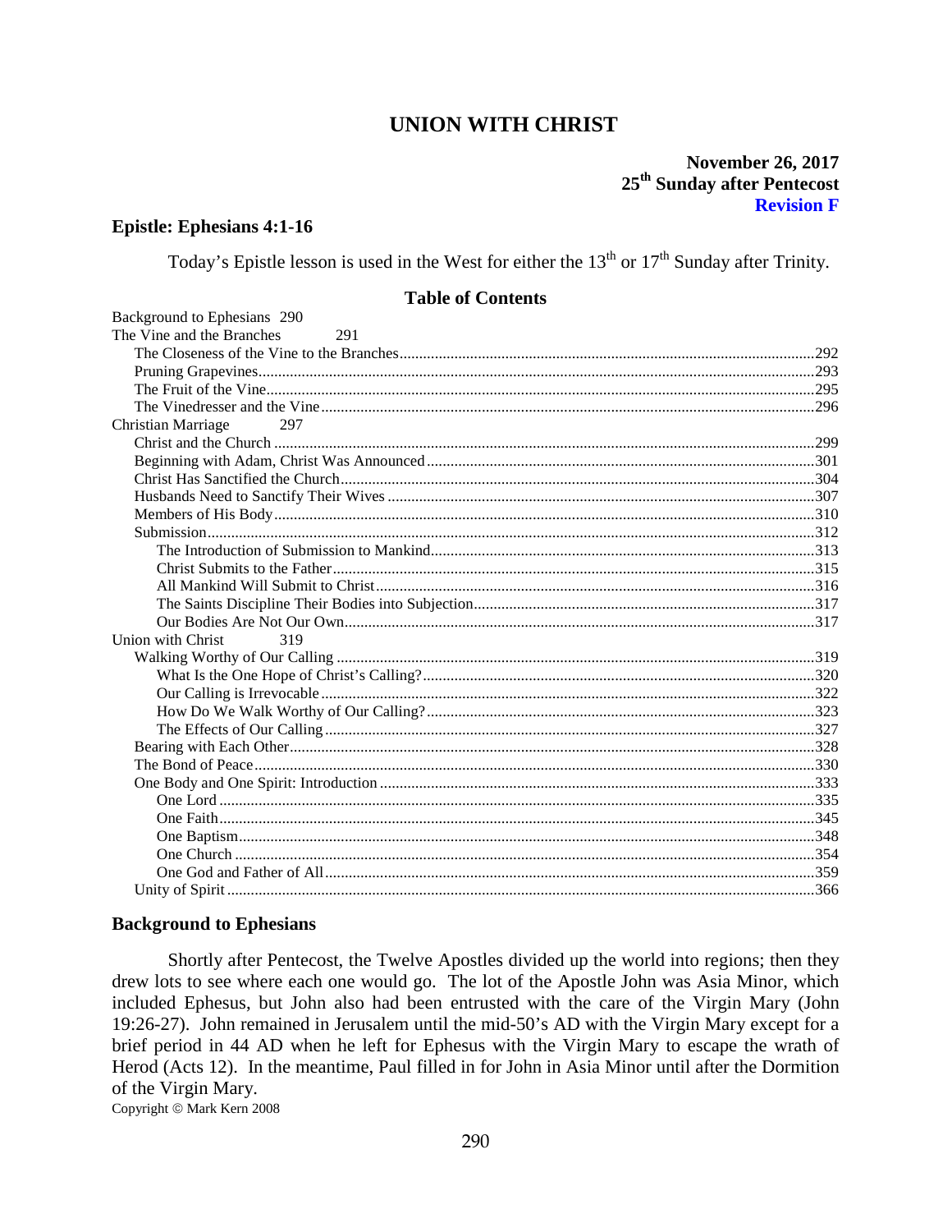# UNION WITH CHRIST

**November 26, 2017**
**25th Sunday after Pentecost**
**Revision F**

## Epistle: Ephesians 4:1-16

Today's Epistle lesson is used in the West for either the 13th or 17th Sunday after Trinity.

### Table of Contents

Background to Ephesians 290
The Vine and the Branches 291
- The Closeness of the Vine to the Branches ... 292
- Pruning Grapevines ... 293
- The Fruit of the Vine ... 295
- The Vinedresser and the Vine ... 296

Christian Marriage 297
- Christ and the Church ... 299
- Beginning with Adam, Christ Was Announced ... 301
- Christ Has Sanctified the Church ... 304
- Husbands Need to Sanctify Their Wives ... 307
- Members of His Body ... 310
- Submission ... 312
  - The Introduction of Submission to Mankind ... 313
  - Christ Submits to the Father ... 315
  - All Mankind Will Submit to Christ ... 316
  - The Saints Discipline Their Bodies into Subjection ... 317
  - Our Bodies Are Not Our Own ... 317

Union with Christ 319
- Walking Worthy of Our Calling ... 319
  - What Is the One Hope of Christ's Calling? ... 320
  - Our Calling is Irrevocable ... 322
  - How Do We Walk Worthy of Our Calling? ... 323
  - The Effects of Our Calling ... 327
- Bearing with Each Other ... 328
- The Bond of Peace ... 330
- One Body and One Spirit: Introduction ... 333
  - One Lord ... 335
  - One Faith ... 345
  - One Baptism ... 348
  - One Church ... 354
  - One God and Father of All ... 359
- Unity of Spirit ... 366

## Background to Ephesians

Shortly after Pentecost, the Twelve Apostles divided up the world into regions; then they drew lots to see where each one would go. The lot of the Apostle John was Asia Minor, which included Ephesus, but John also had been entrusted with the care of the Virgin Mary (John 19:26-27). John remained in Jerusalem until the mid-50's AD with the Virgin Mary except for a brief period in 44 AD when he left for Ephesus with the Virgin Mary to escape the wrath of Herod (Acts 12). In the meantime, Paul filled in for John in Asia Minor until after the Dormition of the Virgin Mary.

Copyright © Mark Kern 2008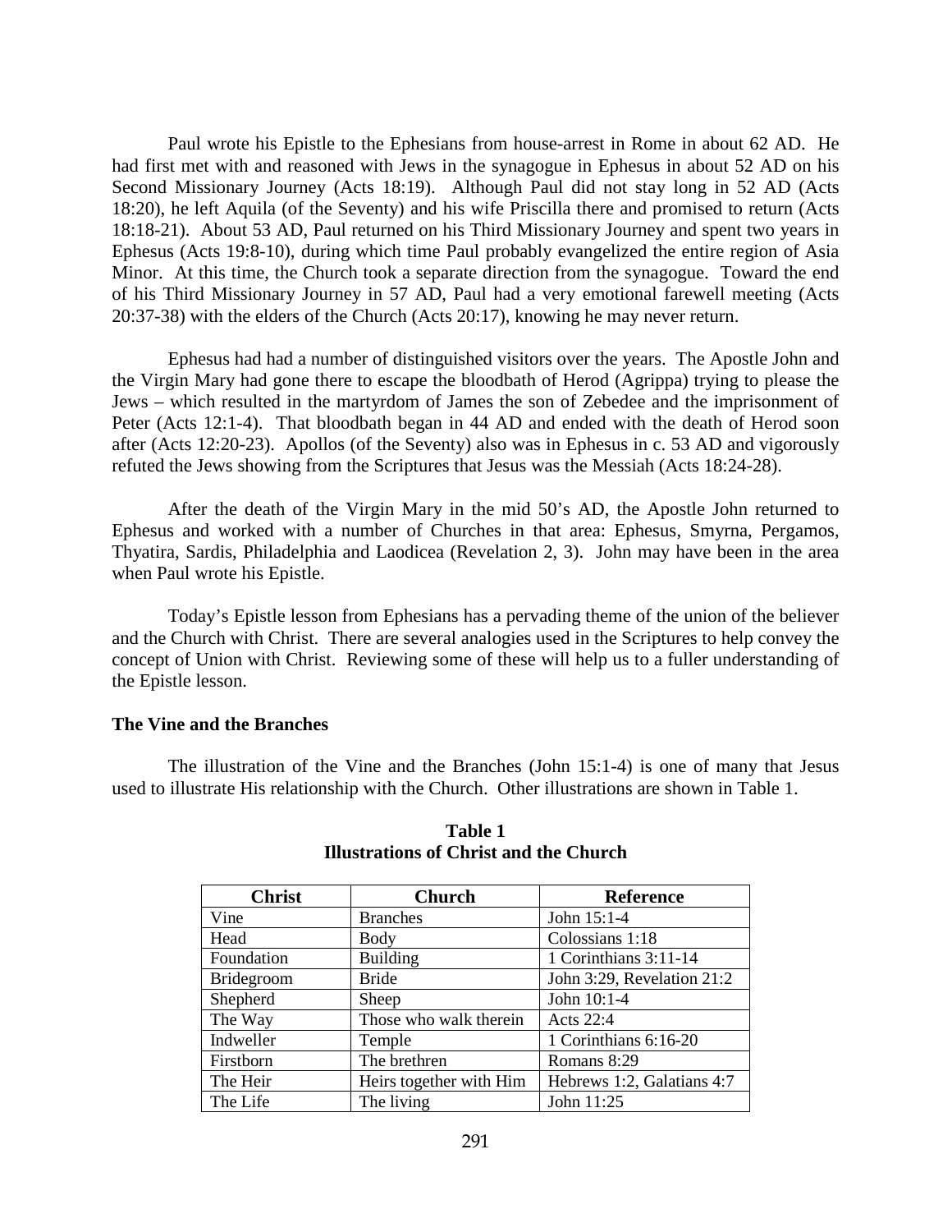Paul wrote his Epistle to the Ephesians from house-arrest in Rome in about 62 AD. He had first met with and reasoned with Jews in the synagogue in Ephesus in about 52 AD on his Second Missionary Journey (Acts 18:19). Although Paul did not stay long in 52 AD (Acts 18:20), he left Aquila (of the Seventy) and his wife Priscilla there and promised to return (Acts 18:18-21). About 53 AD, Paul returned on his Third Missionary Journey and spent two years in Ephesus (Acts 19:8-10), during which time Paul probably evangelized the entire region of Asia Minor. At this time, the Church took a separate direction from the synagogue. Toward the end of his Third Missionary Journey in 57 AD, Paul had a very emotional farewell meeting (Acts 20:37-38) with the elders of the Church (Acts 20:17), knowing he may never return.

Ephesus had had a number of distinguished visitors over the years. The Apostle John and the Virgin Mary had gone there to escape the bloodbath of Herod (Agrippa) trying to please the Jews – which resulted in the martyrdom of James the son of Zebedee and the imprisonment of Peter (Acts 12:1-4). That bloodbath began in 44 AD and ended with the death of Herod soon after (Acts 12:20-23). Apollos (of the Seventy) also was in Ephesus in c. 53 AD and vigorously refuted the Jews showing from the Scriptures that Jesus was the Messiah (Acts 18:24-28).

After the death of the Virgin Mary in the mid 50's AD, the Apostle John returned to Ephesus and worked with a number of Churches in that area: Ephesus, Smyrna, Pergamos, Thyatira, Sardis, Philadelphia and Laodicea (Revelation 2, 3). John may have been in the area when Paul wrote his Epistle.

Today's Epistle lesson from Ephesians has a pervading theme of the union of the believer and the Church with Christ. There are several analogies used in the Scriptures to help convey the concept of Union with Christ. Reviewing some of these will help us to a fuller understanding of the Epistle lesson.

**The Vine and the Branches**

The illustration of the Vine and the Branches (John 15:1-4) is one of many that Jesus used to illustrate His relationship with the Church. Other illustrations are shown in Table 1.

**Table 1**
**Illustrations of Christ and the Church**

| Christ | Church | Reference |
|---|---|---|
| Vine | Branches | John 15:1-4 |
| Head | Body | Colossians 1:18 |
| Foundation | Building | 1 Corinthians 3:11-14 |
| Bridegroom | Bride | John 3:29, Revelation 21:2 |
| Shepherd | Sheep | John 10:1-4 |
| The Way | Those who walk therein | Acts 22:4 |
| Indweller | Temple | 1 Corinthians 6:16-20 |
| Firstborn | The brethren | Romans 8:29 |
| The Heir | Heirs together with Him | Hebrews 1:2, Galatians 4:7 |
| The Life | The living | John 11:25 |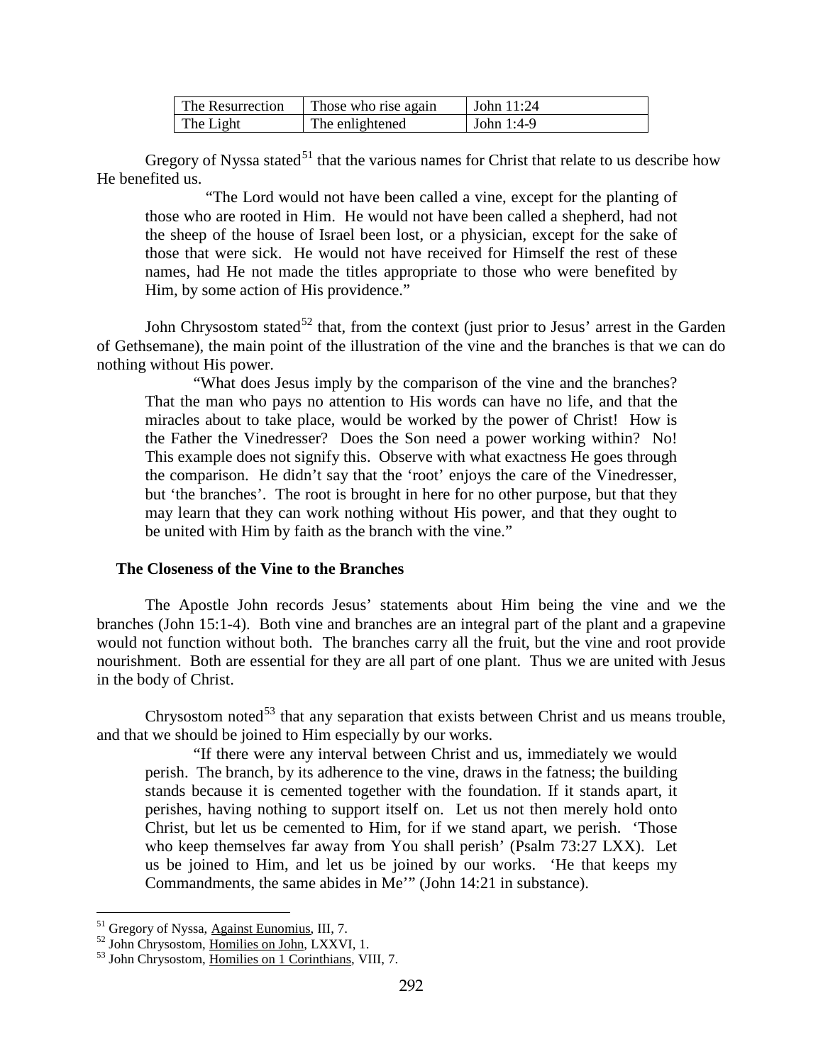| The Resurrection | Those who rise again | John 11:24 |
|---|---|---|
| The Light | The enlightened | John 1:4-9 |

Gregory of Nyssa stated[51] that the various names for Christ that relate to us describe how He benefited us.

> "The Lord would not have been called a vine, except for the planting of those who are rooted in Him. He would not have been called a shepherd, had not the sheep of the house of Israel been lost, or a physician, except for the sake of those that were sick. He would not have received for Himself the rest of these names, had He not made the titles appropriate to those who were benefited by Him, by some action of His providence."

John Chrysostom stated[52] that, from the context (just prior to Jesus' arrest in the Garden of Gethsemane), the main point of the illustration of the vine and the branches is that we can do nothing without His power.

> "What does Jesus imply by the comparison of the vine and the branches? That the man who pays no attention to His words can have no life, and that the miracles about to take place, would be worked by the power of Christ! How is the Father the Vinedresser? Does the Son need a power working within? No! This example does not signify this. Observe with what exactness He goes through the comparison. He didn't say that the 'root' enjoys the care of the Vinedresser, but 'the branches'. The root is brought in here for no other purpose, but that they may learn that they can work nothing without His power, and that they ought to be united with Him by faith as the branch with the vine."

### The Closeness of the Vine to the Branches

The Apostle John records Jesus' statements about Him being the vine and we the branches (John 15:1-4). Both vine and branches are an integral part of the plant and a grapevine would not function without both. The branches carry all the fruit, but the vine and root provide nourishment. Both are essential for they are all part of one plant. Thus we are united with Jesus in the body of Christ.

Chrysostom noted[53] that any separation that exists between Christ and us means trouble, and that we should be joined to Him especially by our works.

> "If there were any interval between Christ and us, immediately we would perish. The branch, by its adherence to the vine, draws in the fatness; the building stands because it is cemented together with the foundation. If it stands apart, it perishes, having nothing to support itself on. Let us not then merely hold onto Christ, but let us be cemented to Him, for if we stand apart, we perish. 'Those who keep themselves far away from You shall perish' (Psalm 73:27 LXX). Let us be joined to Him, and let us be joined by our works. 'He that keeps my Commandments, the same abides in Me'" (John 14:21 in substance).

---

[51] Gregory of Nyssa, Against Eunomius, III, 7.
[52] John Chrysostom, Homilies on John, LXXVI, 1.
[53] John Chrysostom, Homilies on 1 Corinthians, VIII, 7.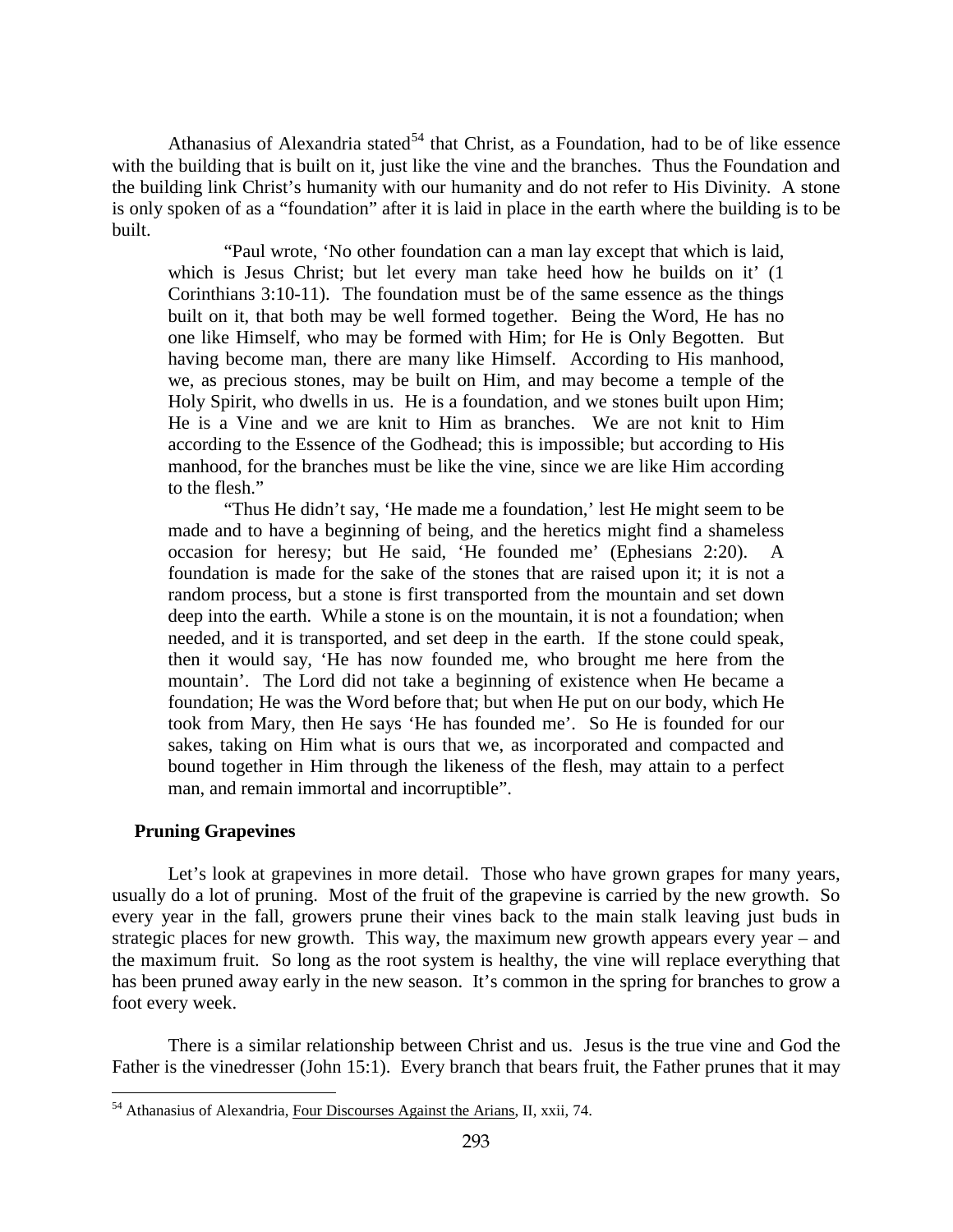Athanasius of Alexandria stated[54] that Christ, as a Foundation, had to be of like essence with the building that is built on it, just like the vine and the branches. Thus the Foundation and the building link Christ's humanity with our humanity and do not refer to His Divinity. A stone is only spoken of as a "foundation" after it is laid in place in the earth where the building is to be built.

> "Paul wrote, 'No other foundation can a man lay except that which is laid, which is Jesus Christ; but let every man take heed how he builds on it' (1 Corinthians 3:10-11). The foundation must be of the same essence as the things built on it, that both may be well formed together. Being the Word, He has no one like Himself, who may be formed with Him; for He is Only Begotten. But having become man, there are many like Himself. According to His manhood, we, as precious stones, may be built on Him, and may become a temple of the Holy Spirit, who dwells in us. He is a foundation, and we stones built upon Him; He is a Vine and we are knit to Him as branches. We are not knit to Him according to the Essence of the Godhead; this is impossible; but according to His manhood, for the branches must be like the vine, since we are like Him according to the flesh."
>
> "Thus He didn't say, 'He made me a foundation,' lest He might seem to be made and to have a beginning of being, and the heretics might find a shameless occasion for heresy; but He said, 'He founded me' (Ephesians 2:20). A foundation is made for the sake of the stones that are raised upon it; it is not a random process, but a stone is first transported from the mountain and set down deep into the earth. While a stone is on the mountain, it is not a foundation; when needed, and it is transported, and set deep in the earth. If the stone could speak, then it would say, 'He has now founded me, who brought me here from the mountain'. The Lord did not take a beginning of existence when He became a foundation; He was the Word before that; but when He put on our body, which He took from Mary, then He says 'He has founded me'. So He is founded for our sakes, taking on Him what is ours that we, as incorporated and compacted and bound together in Him through the likeness of the flesh, may attain to a perfect man, and remain immortal and incorruptible".

### Pruning Grapevines

Let's look at grapevines in more detail. Those who have grown grapes for many years, usually do a lot of pruning. Most of the fruit of the grapevine is carried by the new growth. So every year in the fall, growers prune their vines back to the main stalk leaving just buds in strategic places for new growth. This way, the maximum new growth appears every year – and the maximum fruit. So long as the root system is healthy, the vine will replace everything that has been pruned away early in the new season. It's common in the spring for branches to grow a foot every week.

There is a similar relationship between Christ and us. Jesus is the true vine and God the Father is the vinedresser (John 15:1). Every branch that bears fruit, the Father prunes that it may

---

[54] Athanasius of Alexandria, Four Discourses Against the Arians, II, xxii, 74.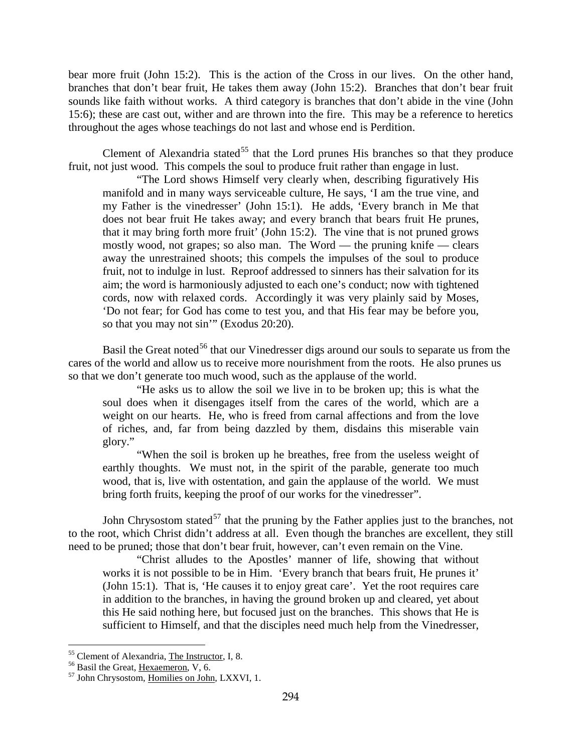bear more fruit (John 15:2). This is the action of the Cross in our lives. On the other hand, branches that don't bear fruit, He takes them away (John 15:2). Branches that don't bear fruit sounds like faith without works. A third category is branches that don't abide in the vine (John 15:6); these are cast out, wither and are thrown into the fire. This may be a reference to heretics throughout the ages whose teachings do not last and whose end is Perdition.

Clement of Alexandria stated[55] that the Lord prunes His branches so that they produce fruit, not just wood. This compels the soul to produce fruit rather than engage in lust.

> "The Lord shows Himself very clearly when, describing figuratively His manifold and in many ways serviceable culture, He says, 'I am the true vine, and my Father is the vinedresser' (John 15:1). He adds, 'Every branch in Me that does not bear fruit He takes away; and every branch that bears fruit He prunes, that it may bring forth more fruit' (John 15:2). The vine that is not pruned grows mostly wood, not grapes; so also man. The Word — the pruning knife — clears away the unrestrained shoots; this compels the impulses of the soul to produce fruit, not to indulge in lust. Reproof addressed to sinners has their salvation for its aim; the word is harmoniously adjusted to each one's conduct; now with tightened cords, now with relaxed cords. Accordingly it was very plainly said by Moses, 'Do not fear; for God has come to test you, and that His fear may be before you, so that you may not sin'" (Exodus 20:20).

Basil the Great noted[56] that our Vinedresser digs around our souls to separate us from the cares of the world and allow us to receive more nourishment from the roots. He also prunes us so that we don't generate too much wood, such as the applause of the world.

> "He asks us to allow the soil we live in to be broken up; this is what the soul does when it disengages itself from the cares of the world, which are a weight on our hearts. He, who is freed from carnal affections and from the love of riches, and, far from being dazzled by them, disdains this miserable vain glory."
>
> "When the soil is broken up he breathes, free from the useless weight of earthly thoughts. We must not, in the spirit of the parable, generate too much wood, that is, live with ostentation, and gain the applause of the world. We must bring forth fruits, keeping the proof of our works for the vinedresser".

John Chrysostom stated[57] that the pruning by the Father applies just to the branches, not to the root, which Christ didn't address at all. Even though the branches are excellent, they still need to be pruned; those that don't bear fruit, however, can't even remain on the Vine.

> "Christ alludes to the Apostles' manner of life, showing that without works it is not possible to be in Him. 'Every branch that bears fruit, He prunes it' (John 15:1). That is, 'He causes it to enjoy great care'. Yet the root requires care in addition to the branches, in having the ground broken up and cleared, yet about this He said nothing here, but focused just on the branches. This shows that He is sufficient to Himself, and that the disciples need much help from the Vinedresser,

---

[55] Clement of Alexandria, The Instructor, I, 8.

[56] Basil the Great, Hexaemeron, V, 6.

[57] John Chrysostom, Homilies on John, LXXVI, 1.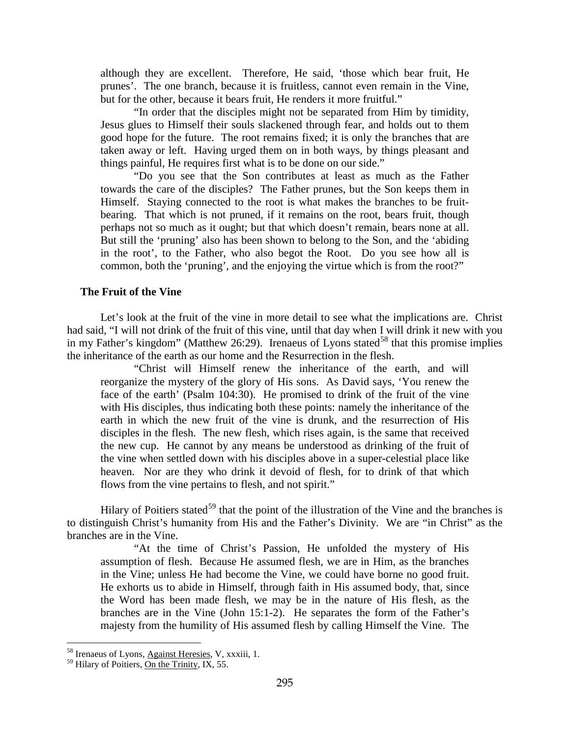although they are excellent. Therefore, He said, 'those which bear fruit, He prunes'. The one branch, because it is fruitless, cannot even remain in the Vine, but for the other, because it bears fruit, He renders it more fruitful."

> "In order that the disciples might not be separated from Him by timidity, Jesus glues to Himself their souls slackened through fear, and holds out to them good hope for the future. The root remains fixed; it is only the branches that are taken away or left. Having urged them on in both ways, by things pleasant and things painful, He requires first what is to be done on our side."

> "Do you see that the Son contributes at least as much as the Father towards the care of the disciples? The Father prunes, but the Son keeps them in Himself. Staying connected to the root is what makes the branches to be fruit-bearing. That which is not pruned, if it remains on the root, bears fruit, though perhaps not so much as it ought; but that which doesn't remain, bears none at all. But still the 'pruning' also has been shown to belong to the Son, and the 'abiding in the root', to the Father, who also begot the Root. Do you see how all is common, both the 'pruning', and the enjoying the virtue which is from the root?"

### The Fruit of the Vine

Let's look at the fruit of the vine in more detail to see what the implications are. Christ had said, "I will not drink of the fruit of this vine, until that day when I will drink it new with you in my Father's kingdom" (Matthew 26:29). Irenaeus of Lyons stated[58] that this promise implies the inheritance of the earth as our home and the Resurrection in the flesh.

> "Christ will Himself renew the inheritance of the earth, and will reorganize the mystery of the glory of His sons. As David says, 'You renew the face of the earth' (Psalm 104:30). He promised to drink of the fruit of the vine with His disciples, thus indicating both these points: namely the inheritance of the earth in which the new fruit of the vine is drunk, and the resurrection of His disciples in the flesh. The new flesh, which rises again, is the same that received the new cup. He cannot by any means be understood as drinking of the fruit of the vine when settled down with his disciples above in a super-celestial place like heaven. Nor are they who drink it devoid of flesh, for to drink of that which flows from the vine pertains to flesh, and not spirit."

Hilary of Poitiers stated[59] that the point of the illustration of the Vine and the branches is to distinguish Christ's humanity from His and the Father's Divinity. We are "in Christ" as the branches are in the Vine.

> "At the time of Christ's Passion, He unfolded the mystery of His assumption of flesh. Because He assumed flesh, we are in Him, as the branches in the Vine; unless He had become the Vine, we could have borne no good fruit. He exhorts us to abide in Himself, through faith in His assumed body, that, since the Word has been made flesh, we may be in the nature of His flesh, as the branches are in the Vine (John 15:1-2). He separates the form of the Father's majesty from the humility of His assumed flesh by calling Himself the Vine. The

---

[58] Irenaeus of Lyons, Against Heresies, V, xxxiii, 1.

[59] Hilary of Poitiers, On the Trinity, IX, 55.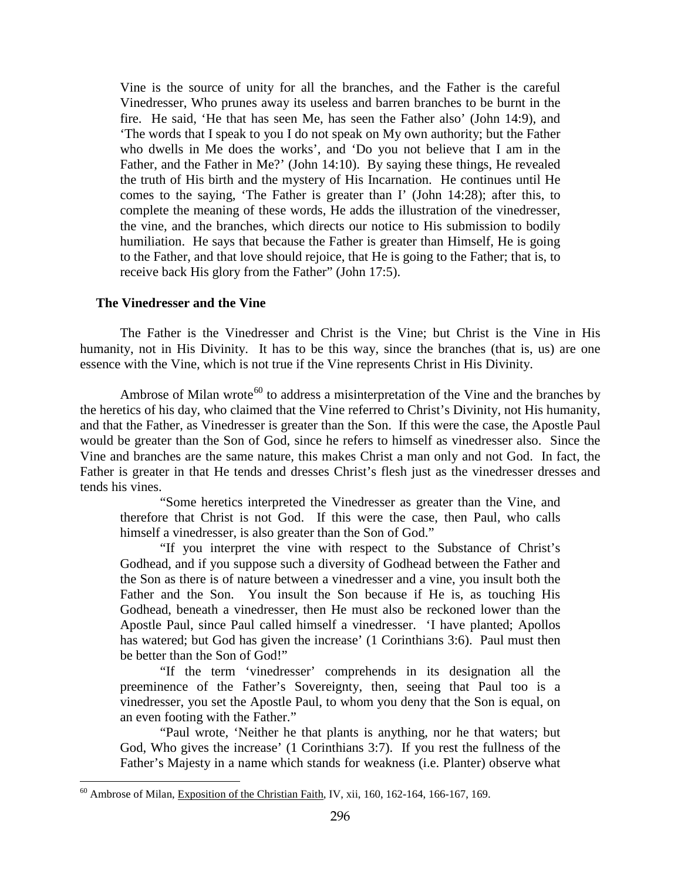> Vine is the source of unity for all the branches, and the Father is the careful Vinedresser, Who prunes away its useless and barren branches to be burnt in the fire. He said, 'He that has seen Me, has seen the Father also' (John 14:9), and 'The words that I speak to you I do not speak on My own authority; but the Father who dwells in Me does the works', and 'Do you not believe that I am in the Father, and the Father in Me?' (John 14:10). By saying these things, He revealed the truth of His birth and the mystery of His Incarnation. He continues until He comes to the saying, 'The Father is greater than I' (John 14:28); after this, to complete the meaning of these words, He adds the illustration of the vinedresser, the vine, and the branches, which directs our notice to His submission to bodily humiliation. He says that because the Father is greater than Himself, He is going to the Father, and that love should rejoice, that He is going to the Father; that is, to receive back His glory from the Father" (John 17:5).

### The Vinedresser and the Vine

The Father is the Vinedresser and Christ is the Vine; but Christ is the Vine in His humanity, not in His Divinity. It has to be this way, since the branches (that is, us) are one essence with the Vine, which is not true if the Vine represents Christ in His Divinity.

Ambrose of Milan wrote[60] to address a misinterpretation of the Vine and the branches by the heretics of his day, who claimed that the Vine referred to Christ's Divinity, not His humanity, and that the Father, as Vinedresser is greater than the Son. If this were the case, the Apostle Paul would be greater than the Son of God, since he refers to himself as vinedresser also. Since the Vine and branches are the same nature, this makes Christ a man only and not God. In fact, the Father is greater in that He tends and dresses Christ's flesh just as the vinedresser dresses and tends his vines.

> "Some heretics interpreted the Vinedresser as greater than the Vine, and therefore that Christ is not God. If this were the case, then Paul, who calls himself a vinedresser, is also greater than the Son of God."
>
> "If you interpret the vine with respect to the Substance of Christ's Godhead, and if you suppose such a diversity of Godhead between the Father and the Son as there is of nature between a vinedresser and a vine, you insult both the Father and the Son. You insult the Son because if He is, as touching His Godhead, beneath a vinedresser, then He must also be reckoned lower than the Apostle Paul, since Paul called himself a vinedresser. 'I have planted; Apollos has watered; but God has given the increase' (1 Corinthians 3:6). Paul must then be better than the Son of God!"
>
> "If the term 'vinedresser' comprehends in its designation all the preeminence of the Father's Sovereignty, then, seeing that Paul too is a vinedresser, you set the Apostle Paul, to whom you deny that the Son is equal, on an even footing with the Father."
>
> "Paul wrote, 'Neither he that plants is anything, nor he that waters; but God, Who gives the increase' (1 Corinthians 3:7). If you rest the fullness of the Father's Majesty in a name which stands for weakness (i.e. Planter) observe what

---

[60] Ambrose of Milan, Exposition of the Christian Faith, IV, xii, 160, 162-164, 166-167, 169.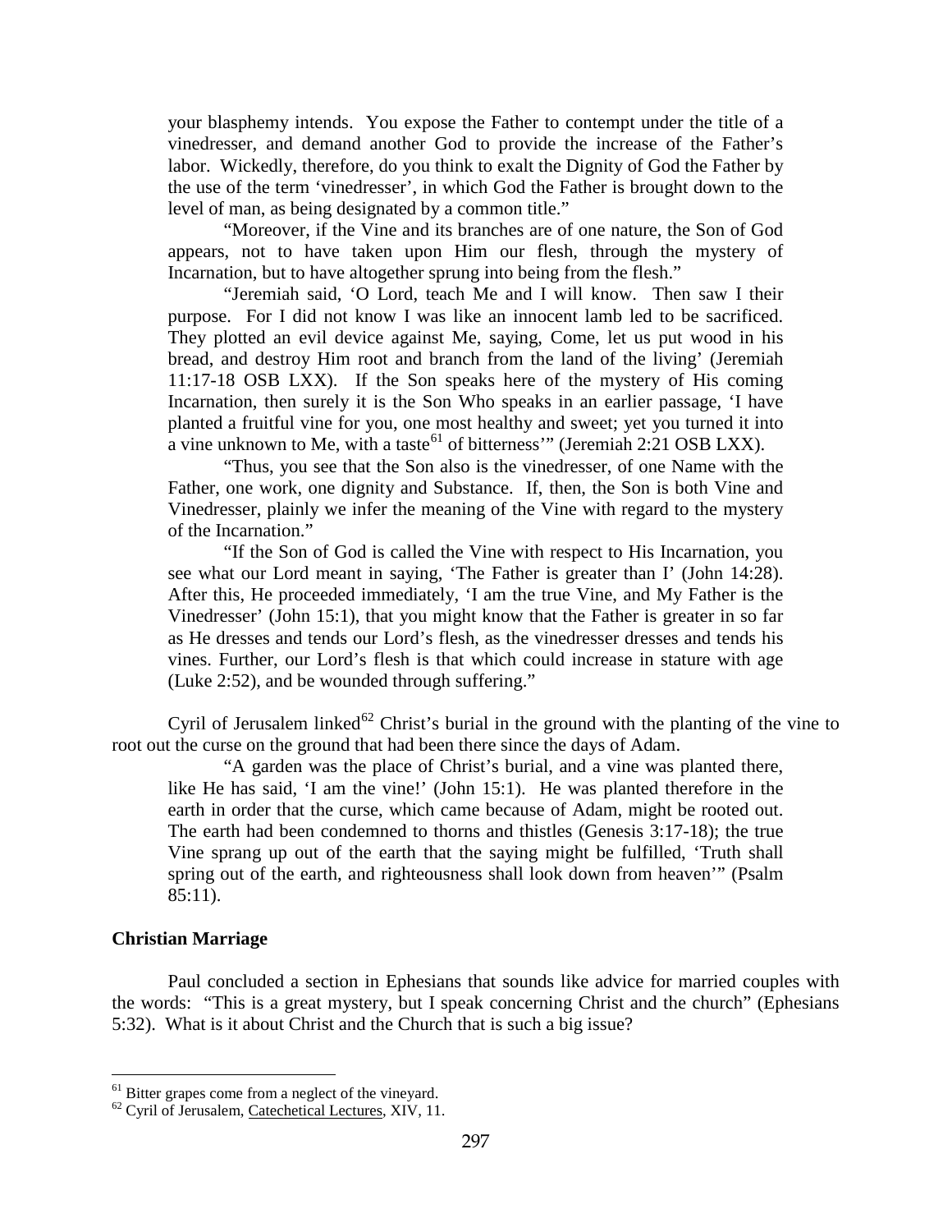your blasphemy intends. You expose the Father to contempt under the title of a vinedresser, and demand another God to provide the increase of the Father's labor. Wickedly, therefore, do you think to exalt the Dignity of God the Father by the use of the term 'vinedresser', in which God the Father is brought down to the level of man, as being designated by a common title."

> "Moreover, if the Vine and its branches are of one nature, the Son of God appears, not to have taken upon Him our flesh, through the mystery of Incarnation, but to have altogether sprung into being from the flesh."
>
> "Jeremiah said, 'O Lord, teach Me and I will know. Then saw I their purpose. For I did not know I was like an innocent lamb led to be sacrificed. They plotted an evil device against Me, saying, Come, let us put wood in his bread, and destroy Him root and branch from the land of the living' (Jeremiah 11:17-18 OSB LXX). If the Son speaks here of the mystery of His coming Incarnation, then surely it is the Son Who speaks in an earlier passage, 'I have planted a fruitful vine for you, one most healthy and sweet; yet you turned it into a vine unknown to Me, with a taste[61] of bitterness'" (Jeremiah 2:21 OSB LXX).
>
> "Thus, you see that the Son also is the vinedresser, of one Name with the Father, one work, one dignity and Substance. If, then, the Son is both Vine and Vinedresser, plainly we infer the meaning of the Vine with regard to the mystery of the Incarnation."
>
> "If the Son of God is called the Vine with respect to His Incarnation, you see what our Lord meant in saying, 'The Father is greater than I' (John 14:28). After this, He proceeded immediately, 'I am the true Vine, and My Father is the Vinedresser' (John 15:1), that you might know that the Father is greater in so far as He dresses and tends our Lord's flesh, as the vinedresser dresses and tends his vines. Further, our Lord's flesh is that which could increase in stature with age (Luke 2:52), and be wounded through suffering."

Cyril of Jerusalem linked[62] Christ's burial in the ground with the planting of the vine to root out the curse on the ground that had been there since the days of Adam.

> "A garden was the place of Christ's burial, and a vine was planted there, like He has said, 'I am the vine!' (John 15:1). He was planted therefore in the earth in order that the curse, which came because of Adam, might be rooted out. The earth had been condemned to thorns and thistles (Genesis 3:17-18); the true Vine sprang up out of the earth that the saying might be fulfilled, 'Truth shall spring out of the earth, and righteousness shall look down from heaven'" (Psalm 85:11).

**Christian Marriage**

Paul concluded a section in Ephesians that sounds like advice for married couples with the words: "This is a great mystery, but I speak concerning Christ and the church" (Ephesians 5:32). What is it about Christ and the Church that is such a big issue?

---

[61] Bitter grapes come from a neglect of the vineyard.

[62] Cyril of Jerusalem, Catechetical Lectures, XIV, 11.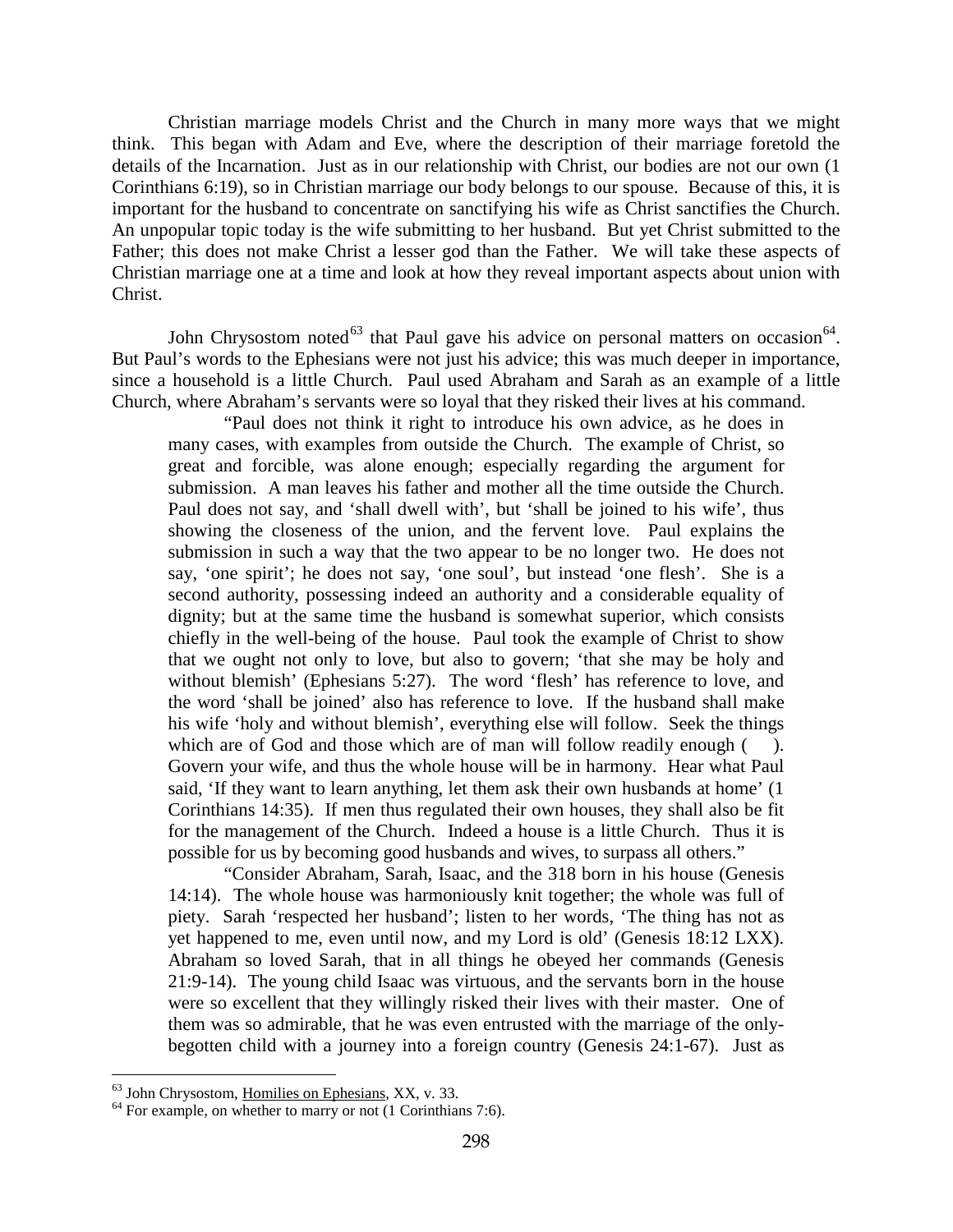Christian marriage models Christ and the Church in many more ways that we might think. This began with Adam and Eve, where the description of their marriage foretold the details of the Incarnation. Just as in our relationship with Christ, our bodies are not our own (1 Corinthians 6:19), so in Christian marriage our body belongs to our spouse. Because of this, it is important for the husband to concentrate on sanctifying his wife as Christ sanctifies the Church. An unpopular topic today is the wife submitting to her husband. But yet Christ submitted to the Father; this does not make Christ a lesser god than the Father. We will take these aspects of Christian marriage one at a time and look at how they reveal important aspects about union with Christ.

John Chrysostom noted[63] that Paul gave his advice on personal matters on occasion[64]. But Paul's words to the Ephesians were not just his advice; this was much deeper in importance, since a household is a little Church. Paul used Abraham and Sarah as an example of a little Church, where Abraham's servants were so loyal that they risked their lives at his command.

> "Paul does not think it right to introduce his own advice, as he does in many cases, with examples from outside the Church. The example of Christ, so great and forcible, was alone enough; especially regarding the argument for submission. A man leaves his father and mother all the time outside the Church. Paul does not say, and 'shall dwell with', but 'shall be joined to his wife', thus showing the closeness of the union, and the fervent love. Paul explains the submission in such a way that the two appear to be no longer two. He does not say, 'one spirit'; he does not say, 'one soul', but instead 'one flesh'. She is a second authority, possessing indeed an authority and a considerable equality of dignity; but at the same time the husband is somewhat superior, which consists chiefly in the well-being of the house. Paul took the example of Christ to show that we ought not only to love, but also to govern; 'that she may be holy and without blemish' (Ephesians 5:27). The word 'flesh' has reference to love, and the word 'shall be joined' also has reference to love. If the husband shall make his wife 'holy and without blemish', everything else will follow. Seek the things which are of God and those which are of man will follow readily enough ( ). Govern your wife, and thus the whole house will be in harmony. Hear what Paul said, 'If they want to learn anything, let them ask their own husbands at home' (1 Corinthians 14:35). If men thus regulated their own houses, they shall also be fit for the management of the Church. Indeed a house is a little Church. Thus it is possible for us by becoming good husbands and wives, to surpass all others."
>
> "Consider Abraham, Sarah, Isaac, and the 318 born in his house (Genesis 14:14). The whole house was harmoniously knit together; the whole was full of piety. Sarah 'respected her husband'; listen to her words, 'The thing has not as yet happened to me, even until now, and my Lord is old' (Genesis 18:12 LXX). Abraham so loved Sarah, that in all things he obeyed her commands (Genesis 21:9-14). The young child Isaac was virtuous, and the servants born in the house were so excellent that they willingly risked their lives with their master. One of them was so admirable, that he was even entrusted with the marriage of the only-begotten child with a journey into a foreign country (Genesis 24:1-67). Just as

---

[63] John Chrysostom, Homilies on Ephesians, XX, v. 33.

[64] For example, on whether to marry or not (1 Corinthians 7:6).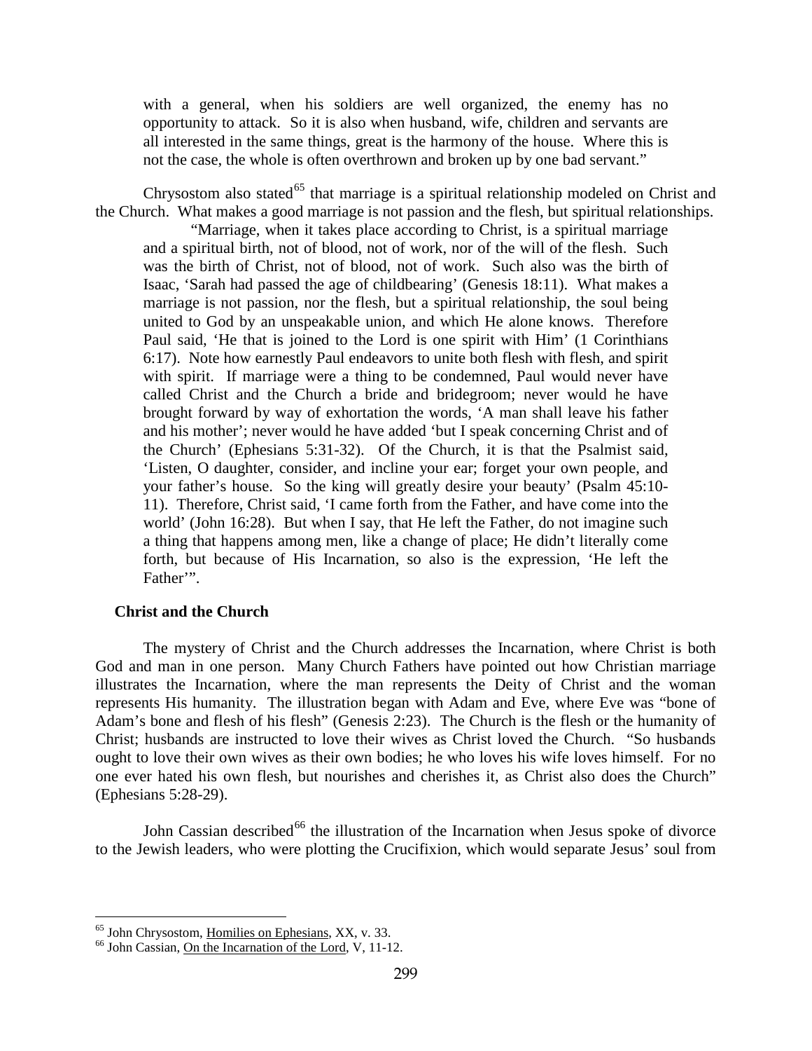> with a general, when his soldiers are well organized, the enemy has no opportunity to attack. So it is also when husband, wife, children and servants are all interested in the same things, great is the harmony of the house. Where this is not the case, the whole is often overthrown and broken up by one bad servant."

Chrysostom also stated[65] that marriage is a spiritual relationship modeled on Christ and the Church. What makes a good marriage is not passion and the flesh, but spiritual relationships.

> "Marriage, when it takes place according to Christ, is a spiritual marriage and a spiritual birth, not of blood, not of work, nor of the will of the flesh. Such was the birth of Christ, not of blood, not of work. Such also was the birth of Isaac, 'Sarah had passed the age of childbearing' (Genesis 18:11). What makes a marriage is not passion, nor the flesh, but a spiritual relationship, the soul being united to God by an unspeakable union, and which He alone knows. Therefore Paul said, 'He that is joined to the Lord is one spirit with Him' (1 Corinthians 6:17). Note how earnestly Paul endeavors to unite both flesh with flesh, and spirit with spirit. If marriage were a thing to be condemned, Paul would never have called Christ and the Church a bride and bridegroom; never would he have brought forward by way of exhortation the words, 'A man shall leave his father and his mother'; never would he have added 'but I speak concerning Christ and of the Church' (Ephesians 5:31-32). Of the Church, it is that the Psalmist said, 'Listen, O daughter, consider, and incline your ear; forget your own people, and your father's house. So the king will greatly desire your beauty' (Psalm 45:10-11). Therefore, Christ said, 'I came forth from the Father, and have come into the world' (John 16:28). But when I say, that He left the Father, do not imagine such a thing that happens among men, like a change of place; He didn't literally come forth, but because of His Incarnation, so also is the expression, 'He left the Father'".

### Christ and the Church

The mystery of Christ and the Church addresses the Incarnation, where Christ is both God and man in one person. Many Church Fathers have pointed out how Christian marriage illustrates the Incarnation, where the man represents the Deity of Christ and the woman represents His humanity. The illustration began with Adam and Eve, where Eve was "bone of Adam's bone and flesh of his flesh" (Genesis 2:23). The Church is the flesh or the humanity of Christ; husbands are instructed to love their wives as Christ loved the Church. "So husbands ought to love their own wives as their own bodies; he who loves his wife loves himself. For no one ever hated his own flesh, but nourishes and cherishes it, as Christ also does the Church" (Ephesians 5:28-29).

John Cassian described[66] the illustration of the Incarnation when Jesus spoke of divorce to the Jewish leaders, who were plotting the Crucifixion, which would separate Jesus' soul from

---

[65] John Chrysostom, Homilies on Ephesians, XX, v. 33.

[66] John Cassian, On the Incarnation of the Lord, V, 11-12.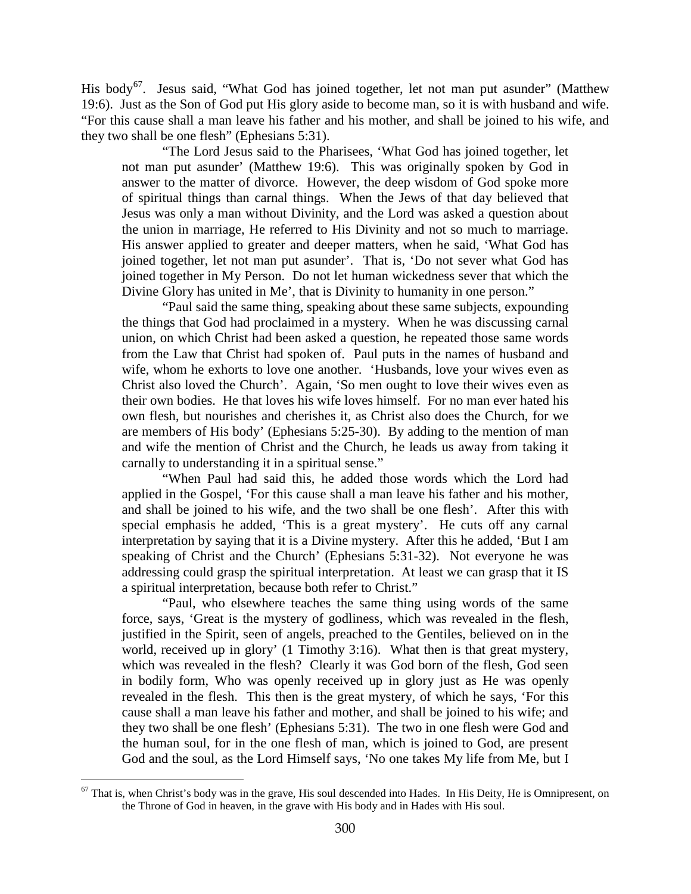His body[67]. Jesus said, "What God has joined together, let not man put asunder" (Matthew 19:6). Just as the Son of God put His glory aside to become man, so it is with husband and wife. "For this cause shall a man leave his father and his mother, and shall be joined to his wife, and they two shall be one flesh" (Ephesians 5:31).

> "The Lord Jesus said to the Pharisees, 'What God has joined together, let not man put asunder' (Matthew 19:6). This was originally spoken by God in answer to the matter of divorce. However, the deep wisdom of God spoke more of spiritual things than carnal things. When the Jews of that day believed that Jesus was only a man without Divinity, and the Lord was asked a question about the union in marriage, He referred to His Divinity and not so much to marriage. His answer applied to greater and deeper matters, when he said, 'What God has joined together, let not man put asunder'. That is, 'Do not sever what God has joined together in My Person. Do not let human wickedness sever that which the Divine Glory has united in Me', that is Divinity to humanity in one person."
>
> "Paul said the same thing, speaking about these same subjects, expounding the things that God had proclaimed in a mystery. When he was discussing carnal union, on which Christ had been asked a question, he repeated those same words from the Law that Christ had spoken of. Paul puts in the names of husband and wife, whom he exhorts to love one another. 'Husbands, love your wives even as Christ also loved the Church'. Again, 'So men ought to love their wives even as their own bodies. He that loves his wife loves himself. For no man ever hated his own flesh, but nourishes and cherishes it, as Christ also does the Church, for we are members of His body' (Ephesians 5:25-30). By adding to the mention of man and wife the mention of Christ and the Church, he leads us away from taking it carnally to understanding it in a spiritual sense."
>
> "When Paul had said this, he added those words which the Lord had applied in the Gospel, 'For this cause shall a man leave his father and his mother, and shall be joined to his wife, and the two shall be one flesh'. After this with special emphasis he added, 'This is a great mystery'. He cuts off any carnal interpretation by saying that it is a Divine mystery. After this he added, 'But I am speaking of Christ and the Church' (Ephesians 5:31-32). Not everyone he was addressing could grasp the spiritual interpretation. At least we can grasp that it IS a spiritual interpretation, because both refer to Christ."
>
> "Paul, who elsewhere teaches the same thing using words of the same force, says, 'Great is the mystery of godliness, which was revealed in the flesh, justified in the Spirit, seen of angels, preached to the Gentiles, believed on in the world, received up in glory' (1 Timothy 3:16). What then is that great mystery, which was revealed in the flesh? Clearly it was God born of the flesh, God seen in bodily form, Who was openly received up in glory just as He was openly revealed in the flesh. This then is the great mystery, of which he says, 'For this cause shall a man leave his father and mother, and shall be joined to his wife; and they two shall be one flesh' (Ephesians 5:31). The two in one flesh were God and the human soul, for in the one flesh of man, which is joined to God, are present God and the soul, as the Lord Himself says, 'No one takes My life from Me, but I

---

[67] That is, when Christ's body was in the grave, His soul descended into Hades. In His Deity, He is Omnipresent, on the Throne of God in heaven, in the grave with His body and in Hades with His soul.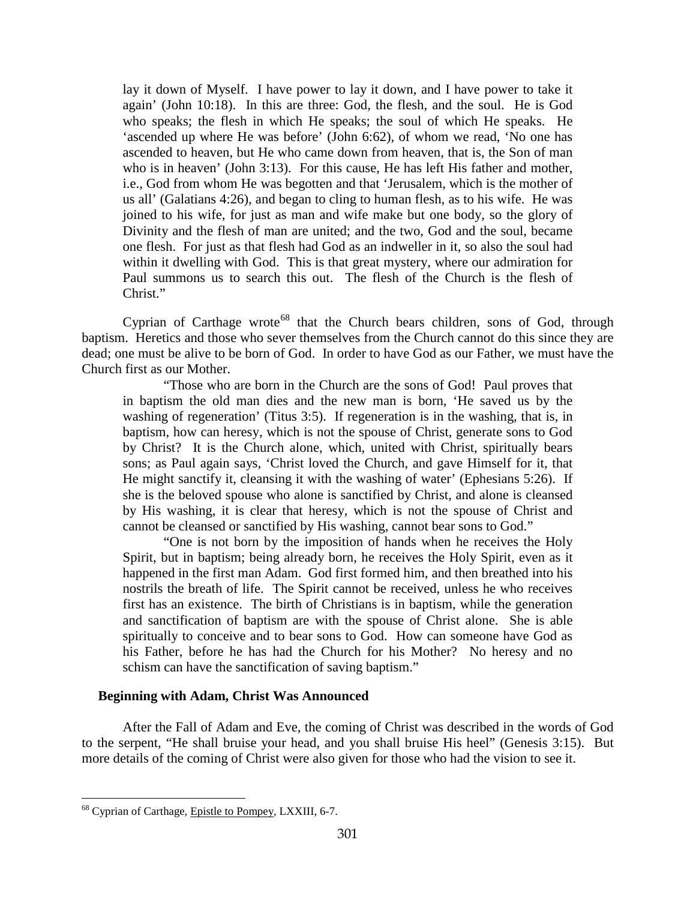lay it down of Myself. I have power to lay it down, and I have power to take it again' (John 10:18). In this are three: God, the flesh, and the soul. He is God who speaks; the flesh in which He speaks; the soul of which He speaks. He 'ascended up where He was before' (John 6:62), of whom we read, 'No one has ascended to heaven, but He who came down from heaven, that is, the Son of man who is in heaven' (John 3:13). For this cause, He has left His father and mother, i.e., God from whom He was begotten and that 'Jerusalem, which is the mother of us all' (Galatians 4:26), and began to cling to human flesh, as to his wife. He was joined to his wife, for just as man and wife make but one body, so the glory of Divinity and the flesh of man are united; and the two, God and the soul, became one flesh. For just as that flesh had God as an indweller in it, so also the soul had within it dwelling with God. This is that great mystery, where our admiration for Paul summons us to search this out. The flesh of the Church is the flesh of Christ."

Cyprian of Carthage wrote[68] that the Church bears children, sons of God, through baptism. Heretics and those who sever themselves from the Church cannot do this since they are dead; one must be alive to be born of God. In order to have God as our Father, we must have the Church first as our Mother.

> "Those who are born in the Church are the sons of God! Paul proves that in baptism the old man dies and the new man is born, 'He saved us by the washing of regeneration' (Titus 3:5). If regeneration is in the washing, that is, in baptism, how can heresy, which is not the spouse of Christ, generate sons to God by Christ? It is the Church alone, which, united with Christ, spiritually bears sons; as Paul again says, 'Christ loved the Church, and gave Himself for it, that He might sanctify it, cleansing it with the washing of water' (Ephesians 5:26). If she is the beloved spouse who alone is sanctified by Christ, and alone is cleansed by His washing, it is clear that heresy, which is not the spouse of Christ and cannot be cleansed or sanctified by His washing, cannot bear sons to God."
>
> "One is not born by the imposition of hands when he receives the Holy Spirit, but in baptism; being already born, he receives the Holy Spirit, even as it happened in the first man Adam. God first formed him, and then breathed into his nostrils the breath of life. The Spirit cannot be received, unless he who receives first has an existence. The birth of Christians is in baptism, while the generation and sanctification of baptism are with the spouse of Christ alone. She is able spiritually to conceive and to bear sons to God. How can someone have God as his Father, before he has had the Church for his Mother? No heresy and no schism can have the sanctification of saving baptism."

**Beginning with Adam, Christ Was Announced**

After the Fall of Adam and Eve, the coming of Christ was described in the words of God to the serpent, "He shall bruise your head, and you shall bruise His heel" (Genesis 3:15). But more details of the coming of Christ were also given for those who had the vision to see it.

---

[68] Cyprian of Carthage, Epistle to Pompey, LXXIII, 6-7.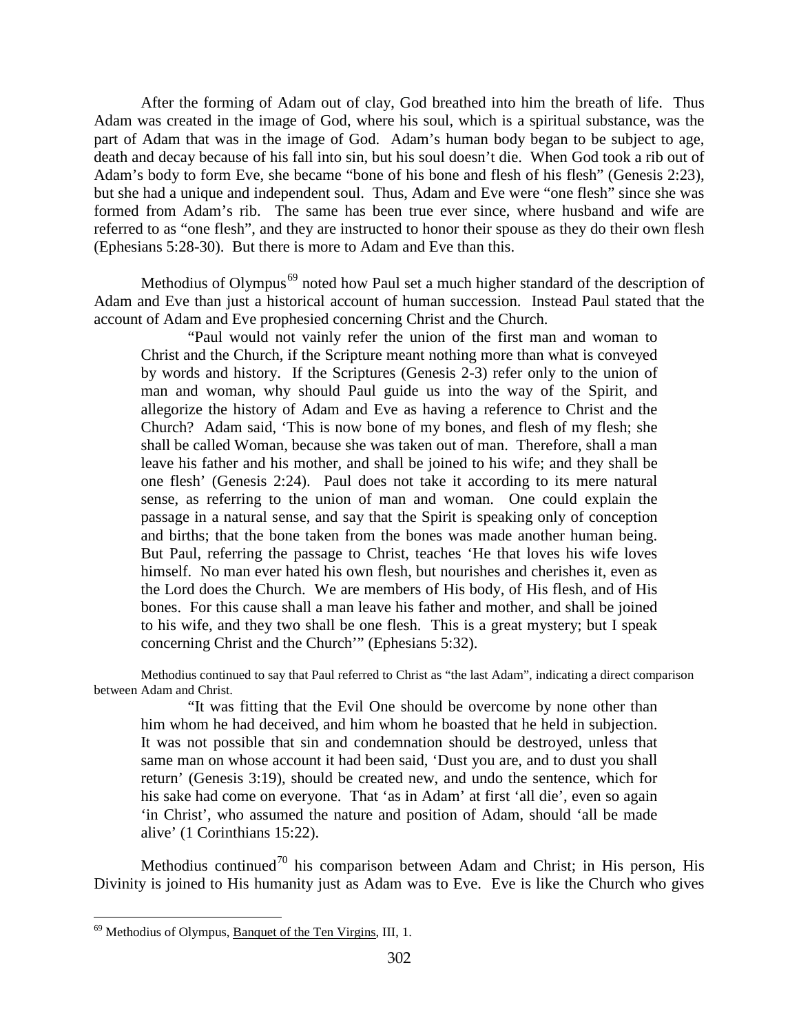After the forming of Adam out of clay, God breathed into him the breath of life. Thus Adam was created in the image of God, where his soul, which is a spiritual substance, was the part of Adam that was in the image of God. Adam's human body began to be subject to age, death and decay because of his fall into sin, but his soul doesn't die. When God took a rib out of Adam's body to form Eve, she became "bone of his bone and flesh of his flesh" (Genesis 2:23), but she had a unique and independent soul. Thus, Adam and Eve were "one flesh" since she was formed from Adam's rib. The same has been true ever since, where husband and wife are referred to as "one flesh", and they are instructed to honor their spouse as they do their own flesh (Ephesians 5:28-30). But there is more to Adam and Eve than this.

Methodius of Olympus[69] noted how Paul set a much higher standard of the description of Adam and Eve than just a historical account of human succession. Instead Paul stated that the account of Adam and Eve prophesied concerning Christ and the Church.

> "Paul would not vainly refer the union of the first man and woman to Christ and the Church, if the Scripture meant nothing more than what is conveyed by words and history. If the Scriptures (Genesis 2-3) refer only to the union of man and woman, why should Paul guide us into the way of the Spirit, and allegorize the history of Adam and Eve as having a reference to Christ and the Church? Adam said, 'This is now bone of my bones, and flesh of my flesh; she shall be called Woman, because she was taken out of man. Therefore, shall a man leave his father and his mother, and shall be joined to his wife; and they shall be one flesh' (Genesis 2:24). Paul does not take it according to its mere natural sense, as referring to the union of man and woman. One could explain the passage in a natural sense, and say that the Spirit is speaking only of conception and births; that the bone taken from the bones was made another human being. But Paul, referring the passage to Christ, teaches 'He that loves his wife loves himself. No man ever hated his own flesh, but nourishes and cherishes it, even as the Lord does the Church. We are members of His body, of His flesh, and of His bones. For this cause shall a man leave his father and mother, and shall be joined to his wife, and they two shall be one flesh. This is a great mystery; but I speak concerning Christ and the Church'" (Ephesians 5:32).

Methodius continued to say that Paul referred to Christ as "the last Adam", indicating a direct comparison between Adam and Christ.

> "It was fitting that the Evil One should be overcome by none other than him whom he had deceived, and him whom he boasted that he held in subjection. It was not possible that sin and condemnation should be destroyed, unless that same man on whose account it had been said, 'Dust you are, and to dust you shall return' (Genesis 3:19), should be created new, and undo the sentence, which for his sake had come on everyone. That 'as in Adam' at first 'all die', even so again 'in Christ', who assumed the nature and position of Adam, should 'all be made alive' (1 Corinthians 15:22).

Methodius continued[70] his comparison between Adam and Christ; in His person, His Divinity is joined to His humanity just as Adam was to Eve. Eve is like the Church who gives

---

[69] Methodius of Olympus, Banquet of the Ten Virgins, III, 1.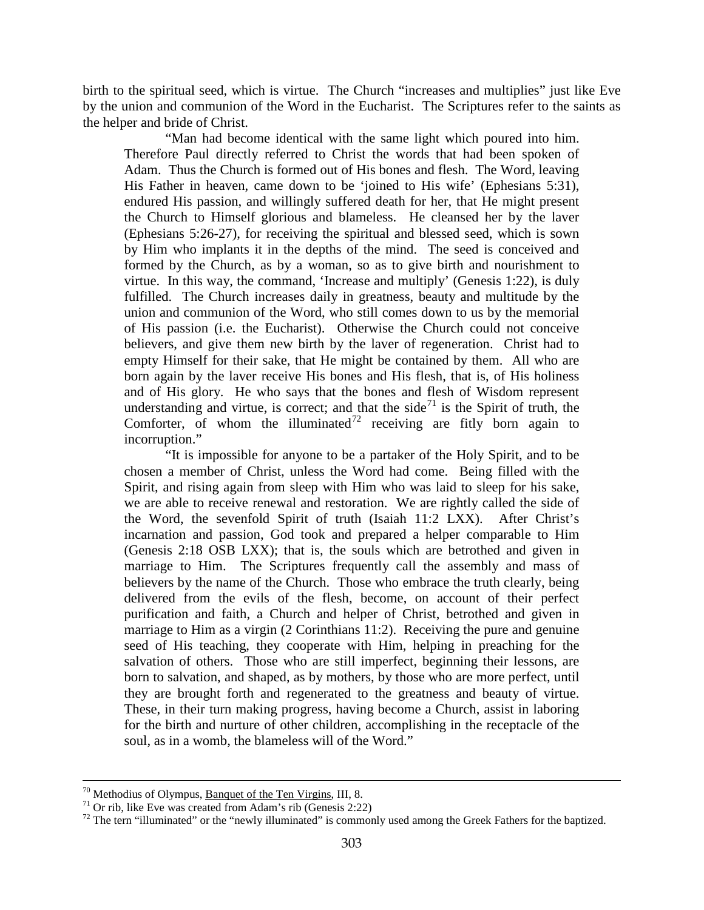birth to the spiritual seed, which is virtue. The Church "increases and multiplies" just like Eve by the union and communion of the Word in the Eucharist. The Scriptures refer to the saints as the helper and bride of Christ.

> "Man had become identical with the same light which poured into him. Therefore Paul directly referred to Christ the words that had been spoken of Adam. Thus the Church is formed out of His bones and flesh. The Word, leaving His Father in heaven, came down to be 'joined to His wife' (Ephesians 5:31), endured His passion, and willingly suffered death for her, that He might present the Church to Himself glorious and blameless. He cleansed her by the laver (Ephesians 5:26-27), for receiving the spiritual and blessed seed, which is sown by Him who implants it in the depths of the mind. The seed is conceived and formed by the Church, as by a woman, so as to give birth and nourishment to virtue. In this way, the command, 'Increase and multiply' (Genesis 1:22), is duly fulfilled. The Church increases daily in greatness, beauty and multitude by the union and communion of the Word, who still comes down to us by the memorial of His passion (i.e. the Eucharist). Otherwise the Church could not conceive believers, and give them new birth by the laver of regeneration. Christ had to empty Himself for their sake, that He might be contained by them. All who are born again by the laver receive His bones and His flesh, that is, of His holiness and of His glory. He who says that the bones and flesh of Wisdom represent understanding and virtue, is correct; and that the side[71] is the Spirit of truth, the Comforter, of whom the illuminated[72] receiving are fitly born again to incorruption."
>
> "It is impossible for anyone to be a partaker of the Holy Spirit, and to be chosen a member of Christ, unless the Word had come. Being filled with the Spirit, and rising again from sleep with Him who was laid to sleep for his sake, we are able to receive renewal and restoration. We are rightly called the side of the Word, the sevenfold Spirit of truth (Isaiah 11:2 LXX). After Christ's incarnation and passion, God took and prepared a helper comparable to Him (Genesis 2:18 OSB LXX); that is, the souls which are betrothed and given in marriage to Him. The Scriptures frequently call the assembly and mass of believers by the name of the Church. Those who embrace the truth clearly, being delivered from the evils of the flesh, become, on account of their perfect purification and faith, a Church and helper of Christ, betrothed and given in marriage to Him as a virgin (2 Corinthians 11:2). Receiving the pure and genuine seed of His teaching, they cooperate with Him, helping in preaching for the salvation of others. Those who are still imperfect, beginning their lessons, are born to salvation, and shaped, as by mothers, by those who are more perfect, until they are brought forth and regenerated to the greatness and beauty of virtue. These, in their turn making progress, having become a Church, assist in laboring for the birth and nurture of other children, accomplishing in the receptacle of the soul, as in a womb, the blameless will of the Word."

---

[70] Methodius of Olympus, Banquet of the Ten Virgins, III, 8.

[71] Or rib, like Eve was created from Adam's rib (Genesis 2:22)

[72] The tern "illuminated" or the "newly illuminated" is commonly used among the Greek Fathers for the baptized.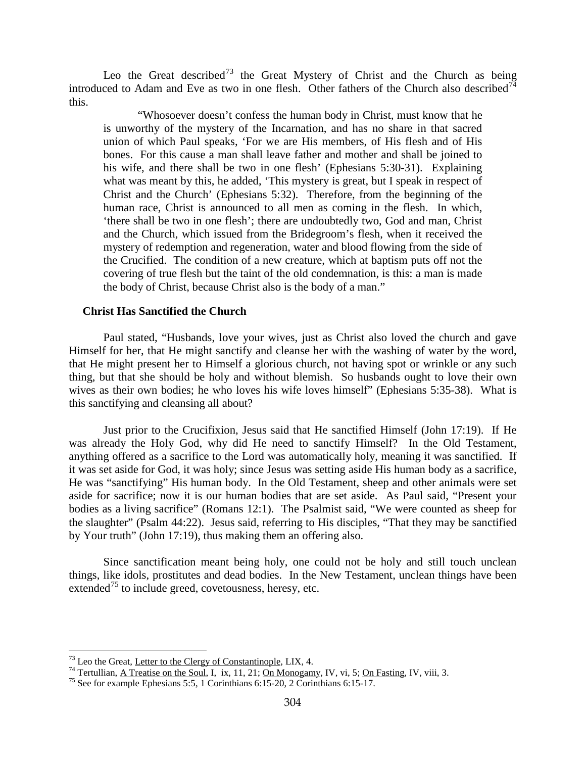Leo the Great described[73] the Great Mystery of Christ and the Church as being introduced to Adam and Eve as two in one flesh. Other fathers of the Church also described[74] this.

> "Whosoever doesn't confess the human body in Christ, must know that he is unworthy of the mystery of the Incarnation, and has no share in that sacred union of which Paul speaks, 'For we are His members, of His flesh and of His bones. For this cause a man shall leave father and mother and shall be joined to his wife, and there shall be two in one flesh' (Ephesians 5:30-31). Explaining what was meant by this, he added, 'This mystery is great, but I speak in respect of Christ and the Church' (Ephesians 5:32). Therefore, from the beginning of the human race, Christ is announced to all men as coming in the flesh. In which, 'there shall be two in one flesh'; there are undoubtedly two, God and man, Christ and the Church, which issued from the Bridegroom's flesh, when it received the mystery of redemption and regeneration, water and blood flowing from the side of the Crucified. The condition of a new creature, which at baptism puts off not the covering of true flesh but the taint of the old condemnation, is this: a man is made the body of Christ, because Christ also is the body of a man."

### Christ Has Sanctified the Church

Paul stated, "Husbands, love your wives, just as Christ also loved the church and gave Himself for her, that He might sanctify and cleanse her with the washing of water by the word, that He might present her to Himself a glorious church, not having spot or wrinkle or any such thing, but that she should be holy and without blemish. So husbands ought to love their own wives as their own bodies; he who loves his wife loves himself" (Ephesians 5:35-38). What is this sanctifying and cleansing all about?

Just prior to the Crucifixion, Jesus said that He sanctified Himself (John 17:19). If He was already the Holy God, why did He need to sanctify Himself? In the Old Testament, anything offered as a sacrifice to the Lord was automatically holy, meaning it was sanctified. If it was set aside for God, it was holy; since Jesus was setting aside His human body as a sacrifice, He was "sanctifying" His human body. In the Old Testament, sheep and other animals were set aside for sacrifice; now it is our human bodies that are set aside. As Paul said, "Present your bodies as a living sacrifice" (Romans 12:1). The Psalmist said, "We were counted as sheep for the slaughter" (Psalm 44:22). Jesus said, referring to His disciples, "That they may be sanctified by Your truth" (John 17:19), thus making them an offering also.

Since sanctification meant being holy, one could not be holy and still touch unclean things, like idols, prostitutes and dead bodies. In the New Testament, unclean things have been extended[75] to include greed, covetousness, heresy, etc.

---

[73] Leo the Great, Letter to the Clergy of Constantinople, LIX, 4.

[74] Tertullian, A Treatise on the Soul, I, ix, 11, 21; On Monogamy, IV, vi, 5; On Fasting, IV, viii, 3.

[75] See for example Ephesians 5:5, 1 Corinthians 6:15-20, 2 Corinthians 6:15-17.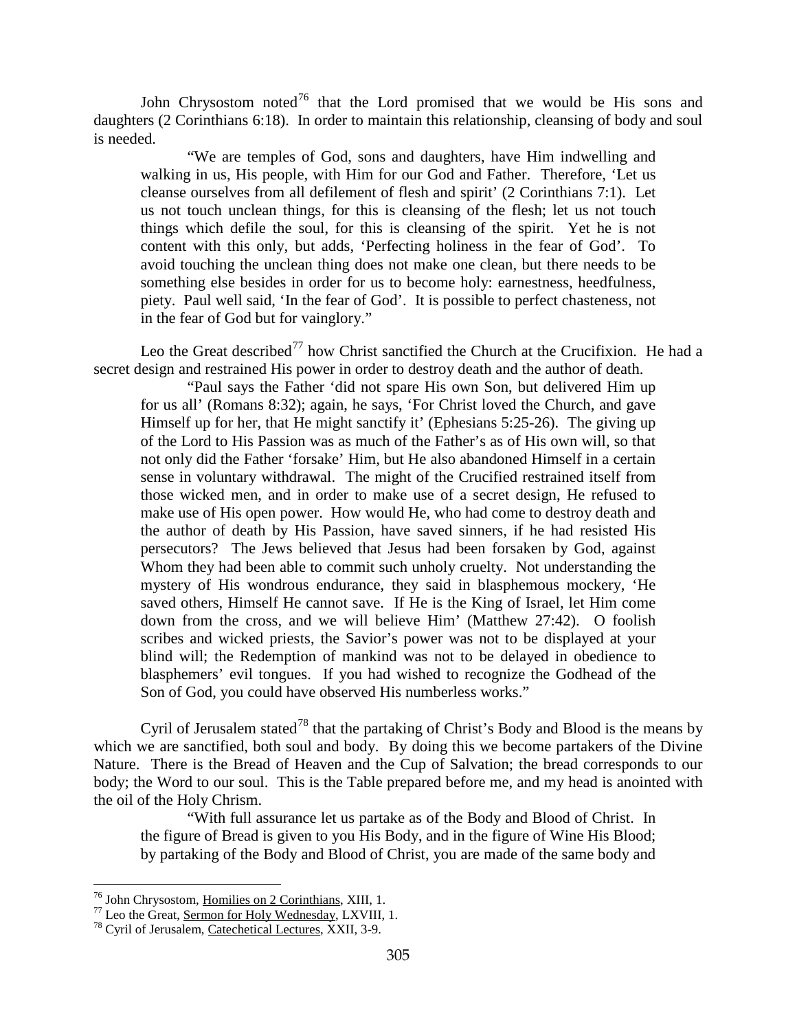John Chrysostom noted[76] that the Lord promised that we would be His sons and daughters (2 Corinthians 6:18). In order to maintain this relationship, cleansing of body and soul is needed.

> "We are temples of God, sons and daughters, have Him indwelling and walking in us, His people, with Him for our God and Father. Therefore, 'Let us cleanse ourselves from all defilement of flesh and spirit' (2 Corinthians 7:1). Let us not touch unclean things, for this is cleansing of the flesh; let us not touch things which defile the soul, for this is cleansing of the spirit. Yet he is not content with this only, but adds, 'Perfecting holiness in the fear of God'. To avoid touching the unclean thing does not make one clean, but there needs to be something else besides in order for us to become holy: earnestness, heedfulness, piety. Paul well said, 'In the fear of God'. It is possible to perfect chasteness, not in the fear of God but for vainglory."

Leo the Great described[77] how Christ sanctified the Church at the Crucifixion. He had a secret design and restrained His power in order to destroy death and the author of death.

> "Paul says the Father 'did not spare His own Son, but delivered Him up for us all' (Romans 8:32); again, he says, 'For Christ loved the Church, and gave Himself up for her, that He might sanctify it' (Ephesians 5:25-26). The giving up of the Lord to His Passion was as much of the Father's as of His own will, so that not only did the Father 'forsake' Him, but He also abandoned Himself in a certain sense in voluntary withdrawal. The might of the Crucified restrained itself from those wicked men, and in order to make use of a secret design, He refused to make use of His open power. How would He, who had come to destroy death and the author of death by His Passion, have saved sinners, if he had resisted His persecutors? The Jews believed that Jesus had been forsaken by God, against Whom they had been able to commit such unholy cruelty. Not understanding the mystery of His wondrous endurance, they said in blasphemous mockery, 'He saved others, Himself He cannot save. If He is the King of Israel, let Him come down from the cross, and we will believe Him' (Matthew 27:42). O foolish scribes and wicked priests, the Savior's power was not to be displayed at your blind will; the Redemption of mankind was not to be delayed in obedience to blasphemers' evil tongues. If you had wished to recognize the Godhead of the Son of God, you could have observed His numberless works."

Cyril of Jerusalem stated[78] that the partaking of Christ's Body and Blood is the means by which we are sanctified, both soul and body. By doing this we become partakers of the Divine Nature. There is the Bread of Heaven and the Cup of Salvation; the bread corresponds to our body; the Word to our soul. This is the Table prepared before me, and my head is anointed with the oil of the Holy Chrism.

> "With full assurance let us partake as of the Body and Blood of Christ. In the figure of Bread is given to you His Body, and in the figure of Wine His Blood; by partaking of the Body and Blood of Christ, you are made of the same body and

---

[76] John Chrysostom, Homilies on 2 Corinthians, XIII, 1.

[77] Leo the Great, Sermon for Holy Wednesday, LXVIII, 1.

[78] Cyril of Jerusalem, Catechetical Lectures, XXII, 3-9.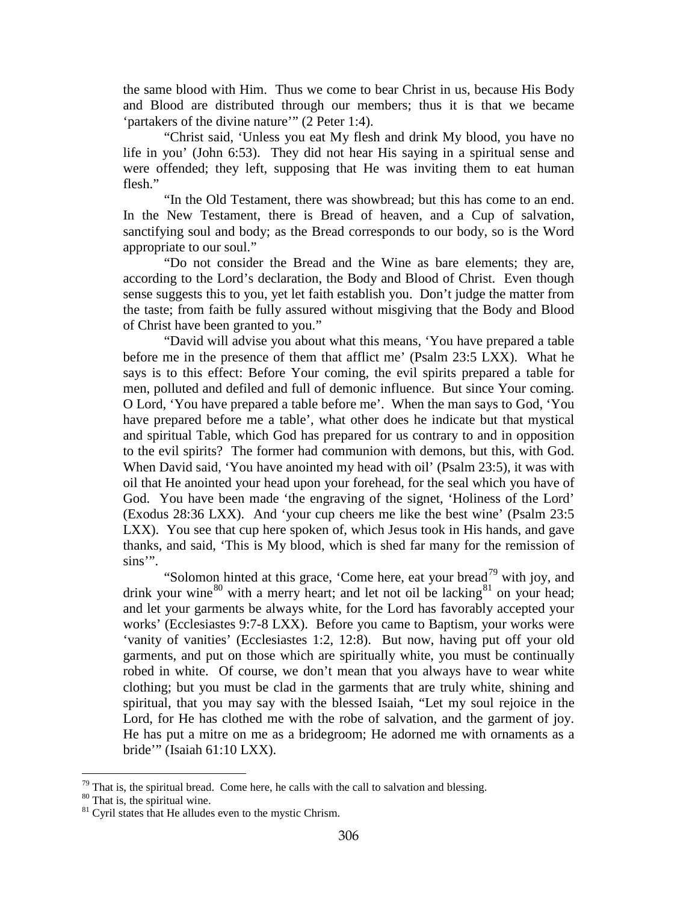the same blood with Him. Thus we come to bear Christ in us, because His Body and Blood are distributed through our members; thus it is that we became 'partakers of the divine nature'" (2 Peter 1:4).

"Christ said, 'Unless you eat My flesh and drink My blood, you have no life in you' (John 6:53). They did not hear His saying in a spiritual sense and were offended; they left, supposing that He was inviting them to eat human flesh."

"In the Old Testament, there was showbread; but this has come to an end. In the New Testament, there is Bread of heaven, and a Cup of salvation, sanctifying soul and body; as the Bread corresponds to our body, so is the Word appropriate to our soul."

"Do not consider the Bread and the Wine as bare elements; they are, according to the Lord's declaration, the Body and Blood of Christ. Even though sense suggests this to you, yet let faith establish you. Don't judge the matter from the taste; from faith be fully assured without misgiving that the Body and Blood of Christ have been granted to you."

"David will advise you about what this means, 'You have prepared a table before me in the presence of them that afflict me' (Psalm 23:5 LXX). What he says is to this effect: Before Your coming, the evil spirits prepared a table for men, polluted and defiled and full of demonic influence. But since Your coming. O Lord, 'You have prepared a table before me'. When the man says to God, 'You have prepared before me a table', what other does he indicate but that mystical and spiritual Table, which God has prepared for us contrary to and in opposition to the evil spirits? The former had communion with demons, but this, with God. When David said, 'You have anointed my head with oil' (Psalm 23:5), it was with oil that He anointed your head upon your forehead, for the seal which you have of God. You have been made 'the engraving of the signet, 'Holiness of the Lord' (Exodus 28:36 LXX). And 'your cup cheers me like the best wine' (Psalm 23:5 LXX). You see that cup here spoken of, which Jesus took in His hands, and gave thanks, and said, 'This is My blood, which is shed far many for the remission of sins'".

"Solomon hinted at this grace, 'Come here, eat your bread[79] with joy, and drink your wine[80] with a merry heart; and let not oil be lacking[81] on your head; and let your garments be always white, for the Lord has favorably accepted your works' (Ecclesiastes 9:7-8 LXX). Before you came to Baptism, your works were 'vanity of vanities' (Ecclesiastes 1:2, 12:8). But now, having put off your old garments, and put on those which are spiritually white, you must be continually robed in white. Of course, we don't mean that you always have to wear white clothing; but you must be clad in the garments that are truly white, shining and spiritual, that you may say with the blessed Isaiah, "Let my soul rejoice in the Lord, for He has clothed me with the robe of salvation, and the garment of joy. He has put a mitre on me as a bridegroom; He adorned me with ornaments as a bride'" (Isaiah 61:10 LXX).

[79] That is, the spiritual bread. Come here, he calls with the call to salvation and blessing.

[80] That is, the spiritual wine.

[81] Cyril states that He alludes even to the mystic Chrism.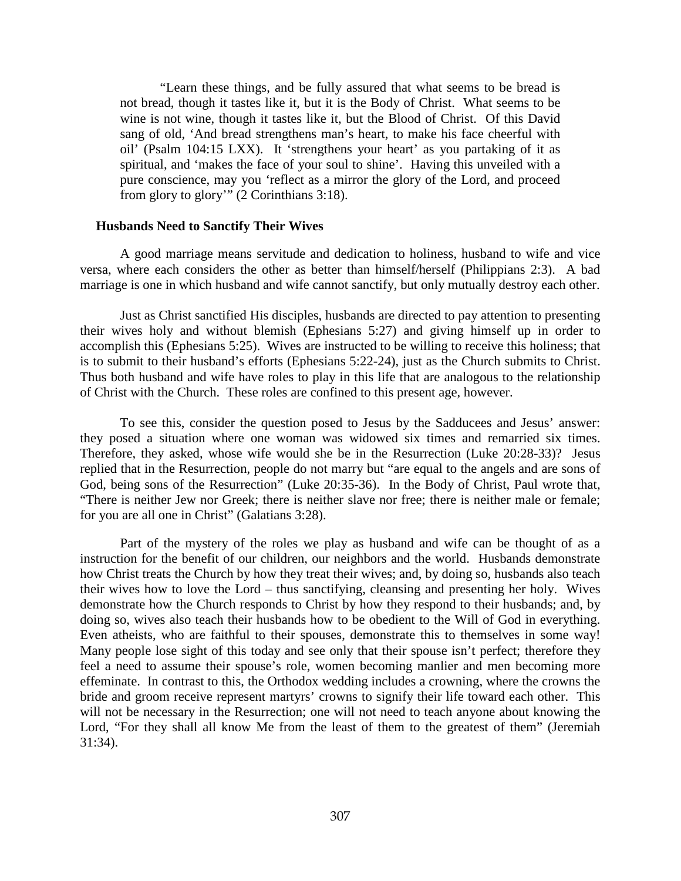> "Learn these things, and be fully assured that what seems to be bread is not bread, though it tastes like it, but it is the Body of Christ. What seems to be wine is not wine, though it tastes like it, but the Blood of Christ. Of this David sang of old, 'And bread strengthens man's heart, to make his face cheerful with oil' (Psalm 104:15 LXX). It 'strengthens your heart' as you partaking of it as spiritual, and 'makes the face of your soul to shine'. Having this unveiled with a pure conscience, may you 'reflect as a mirror the glory of the Lord, and proceed from glory to glory'" (2 Corinthians 3:18).

### Husbands Need to Sanctify Their Wives

A good marriage means servitude and dedication to holiness, husband to wife and vice versa, where each considers the other as better than himself/herself (Philippians 2:3). A bad marriage is one in which husband and wife cannot sanctify, but only mutually destroy each other.

Just as Christ sanctified His disciples, husbands are directed to pay attention to presenting their wives holy and without blemish (Ephesians 5:27) and giving himself up in order to accomplish this (Ephesians 5:25). Wives are instructed to be willing to receive this holiness; that is to submit to their husband's efforts (Ephesians 5:22-24), just as the Church submits to Christ. Thus both husband and wife have roles to play in this life that are analogous to the relationship of Christ with the Church. These roles are confined to this present age, however.

To see this, consider the question posed to Jesus by the Sadducees and Jesus' answer: they posed a situation where one woman was widowed six times and remarried six times. Therefore, they asked, whose wife would she be in the Resurrection (Luke 20:28-33)? Jesus replied that in the Resurrection, people do not marry but "are equal to the angels and are sons of God, being sons of the Resurrection" (Luke 20:35-36). In the Body of Christ, Paul wrote that, "There is neither Jew nor Greek; there is neither slave nor free; there is neither male or female; for you are all one in Christ" (Galatians 3:28).

Part of the mystery of the roles we play as husband and wife can be thought of as a instruction for the benefit of our children, our neighbors and the world. Husbands demonstrate how Christ treats the Church by how they treat their wives; and, by doing so, husbands also teach their wives how to love the Lord – thus sanctifying, cleansing and presenting her holy. Wives demonstrate how the Church responds to Christ by how they respond to their husbands; and, by doing so, wives also teach their husbands how to be obedient to the Will of God in everything. Even atheists, who are faithful to their spouses, demonstrate this to themselves in some way! Many people lose sight of this today and see only that their spouse isn't perfect; therefore they feel a need to assume their spouse's role, women becoming manlier and men becoming more effeminate. In contrast to this, the Orthodox wedding includes a crowning, where the crowns the bride and groom receive represent martyrs' crowns to signify their life toward each other. This will not be necessary in the Resurrection; one will not need to teach anyone about knowing the Lord, "For they shall all know Me from the least of them to the greatest of them" (Jeremiah 31:34).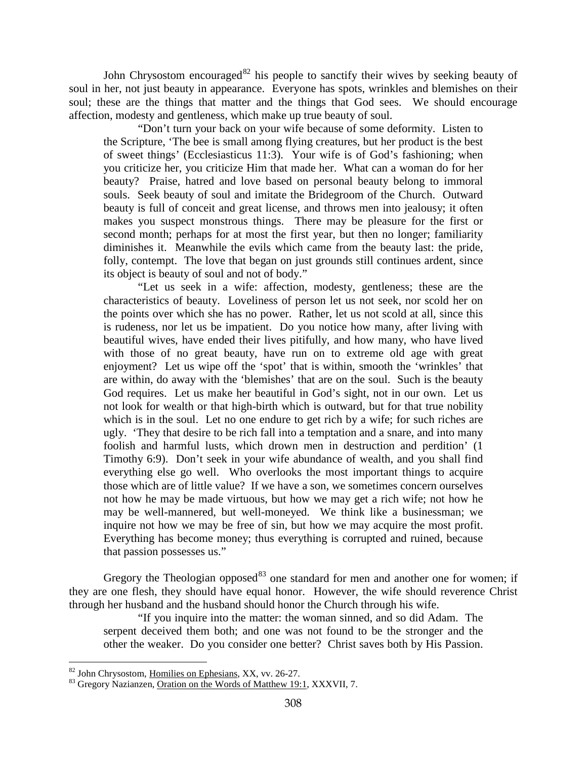John Chrysostom encouraged[82] his people to sanctify their wives by seeking beauty of soul in her, not just beauty in appearance. Everyone has spots, wrinkles and blemishes on their soul; these are the things that matter and the things that God sees. We should encourage affection, modesty and gentleness, which make up true beauty of soul.

> "Don't turn your back on your wife because of some deformity. Listen to the Scripture, 'The bee is small among flying creatures, but her product is the best of sweet things' (Ecclesiasticus 11:3). Your wife is of God's fashioning; when you criticize her, you criticize Him that made her. What can a woman do for her beauty? Praise, hatred and love based on personal beauty belong to immoral souls. Seek beauty of soul and imitate the Bridegroom of the Church. Outward beauty is full of conceit and great license, and throws men into jealousy; it often makes you suspect monstrous things. There may be pleasure for the first or second month; perhaps for at most the first year, but then no longer; familiarity diminishes it. Meanwhile the evils which came from the beauty last: the pride, folly, contempt. The love that began on just grounds still continues ardent, since its object is beauty of soul and not of body."
>
> "Let us seek in a wife: affection, modesty, gentleness; these are the characteristics of beauty. Loveliness of person let us not seek, nor scold her on the points over which she has no power. Rather, let us not scold at all, since this is rudeness, nor let us be impatient. Do you notice how many, after living with beautiful wives, have ended their lives pitifully, and how many, who have lived with those of no great beauty, have run on to extreme old age with great enjoyment? Let us wipe off the 'spot' that is within, smooth the 'wrinkles' that are within, do away with the 'blemishes' that are on the soul. Such is the beauty God requires. Let us make her beautiful in God's sight, not in our own. Let us not look for wealth or that high-birth which is outward, but for that true nobility which is in the soul. Let no one endure to get rich by a wife; for such riches are ugly. 'They that desire to be rich fall into a temptation and a snare, and into many foolish and harmful lusts, which drown men in destruction and perdition' (1 Timothy 6:9). Don't seek in your wife abundance of wealth, and you shall find everything else go well. Who overlooks the most important things to acquire those which are of little value? If we have a son, we sometimes concern ourselves not how he may be made virtuous, but how we may get a rich wife; not how he may be well-mannered, but well-moneyed. We think like a businessman; we inquire not how we may be free of sin, but how we may acquire the most profit. Everything has become money; thus everything is corrupted and ruined, because that passion possesses us."

Gregory the Theologian opposed[83] one standard for men and another one for women; if they are one flesh, they should have equal honor. However, the wife should reverence Christ through her husband and the husband should honor the Church through his wife.

> "If you inquire into the matter: the woman sinned, and so did Adam. The serpent deceived them both; and one was not found to be the stronger and the other the weaker. Do you consider one better? Christ saves both by His Passion.

---

[82] John Chrysostom, Homilies on Ephesians, XX, vv. 26-27.

[83] Gregory Nazianzen, Oration on the Words of Matthew 19:1, XXXVII, 7.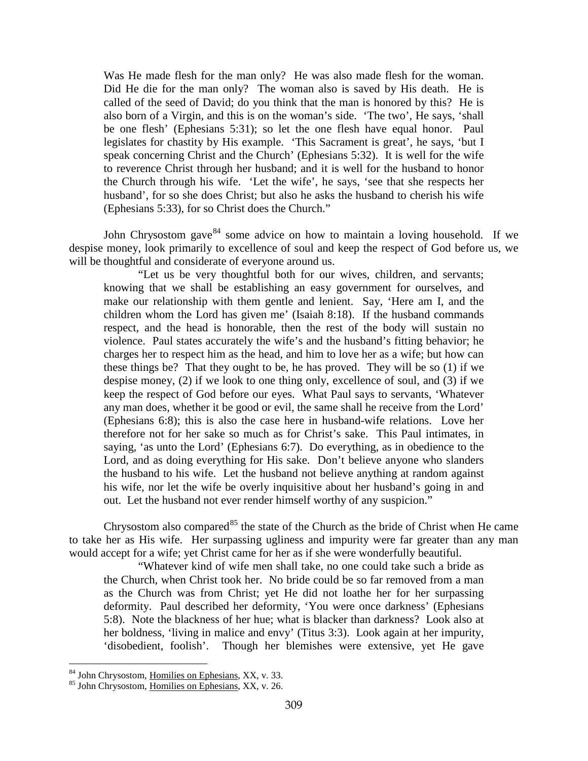> Was He made flesh for the man only? He was also made flesh for the woman. Did He die for the man only? The woman also is saved by His death. He is called of the seed of David; do you think that the man is honored by this? He is also born of a Virgin, and this is on the woman's side. 'The two', He says, 'shall be one flesh' (Ephesians 5:31); so let the one flesh have equal honor. Paul legislates for chastity by His example. 'This Sacrament is great', he says, 'but I speak concerning Christ and the Church' (Ephesians 5:32). It is well for the wife to reverence Christ through her husband; and it is well for the husband to honor the Church through his wife. 'Let the wife', he says, 'see that she respects her husband', for so she does Christ; but also he asks the husband to cherish his wife (Ephesians 5:33), for so Christ does the Church."

John Chrysostom gave[84] some advice on how to maintain a loving household. If we despise money, look primarily to excellence of soul and keep the respect of God before us, we will be thoughtful and considerate of everyone around us.

> "Let us be very thoughtful both for our wives, children, and servants; knowing that we shall be establishing an easy government for ourselves, and make our relationship with them gentle and lenient. Say, 'Here am I, and the children whom the Lord has given me' (Isaiah 8:18). If the husband commands respect, and the head is honorable, then the rest of the body will sustain no violence. Paul states accurately the wife's and the husband's fitting behavior; he charges her to respect him as the head, and him to love her as a wife; but how can these things be? That they ought to be, he has proved. They will be so (1) if we despise money, (2) if we look to one thing only, excellence of soul, and (3) if we keep the respect of God before our eyes. What Paul says to servants, 'Whatever any man does, whether it be good or evil, the same shall he receive from the Lord' (Ephesians 6:8); this is also the case here in husband-wife relations. Love her therefore not for her sake so much as for Christ's sake. This Paul intimates, in saying, 'as unto the Lord' (Ephesians 6:7). Do everything, as in obedience to the Lord, and as doing everything for His sake. Don't believe anyone who slanders the husband to his wife. Let the husband not believe anything at random against his wife, nor let the wife be overly inquisitive about her husband's going in and out. Let the husband not ever render himself worthy of any suspicion."

Chrysostom also compared[85] the state of the Church as the bride of Christ when He came to take her as His wife. Her surpassing ugliness and impurity were far greater than any man would accept for a wife; yet Christ came for her as if she were wonderfully beautiful.

> "Whatever kind of wife men shall take, no one could take such a bride as the Church, when Christ took her. No bride could be so far removed from a man as the Church was from Christ; yet He did not loathe her for her surpassing deformity. Paul described her deformity, 'You were once darkness' (Ephesians 5:8). Note the blackness of her hue; what is blacker than darkness? Look also at her boldness, 'living in malice and envy' (Titus 3:3). Look again at her impurity, 'disobedient, foolish'. Though her blemishes were extensive, yet He gave

---

[84] John Chrysostom, Homilies on Ephesians, XX, v. 33.

[85] John Chrysostom, Homilies on Ephesians, XX, v. 26.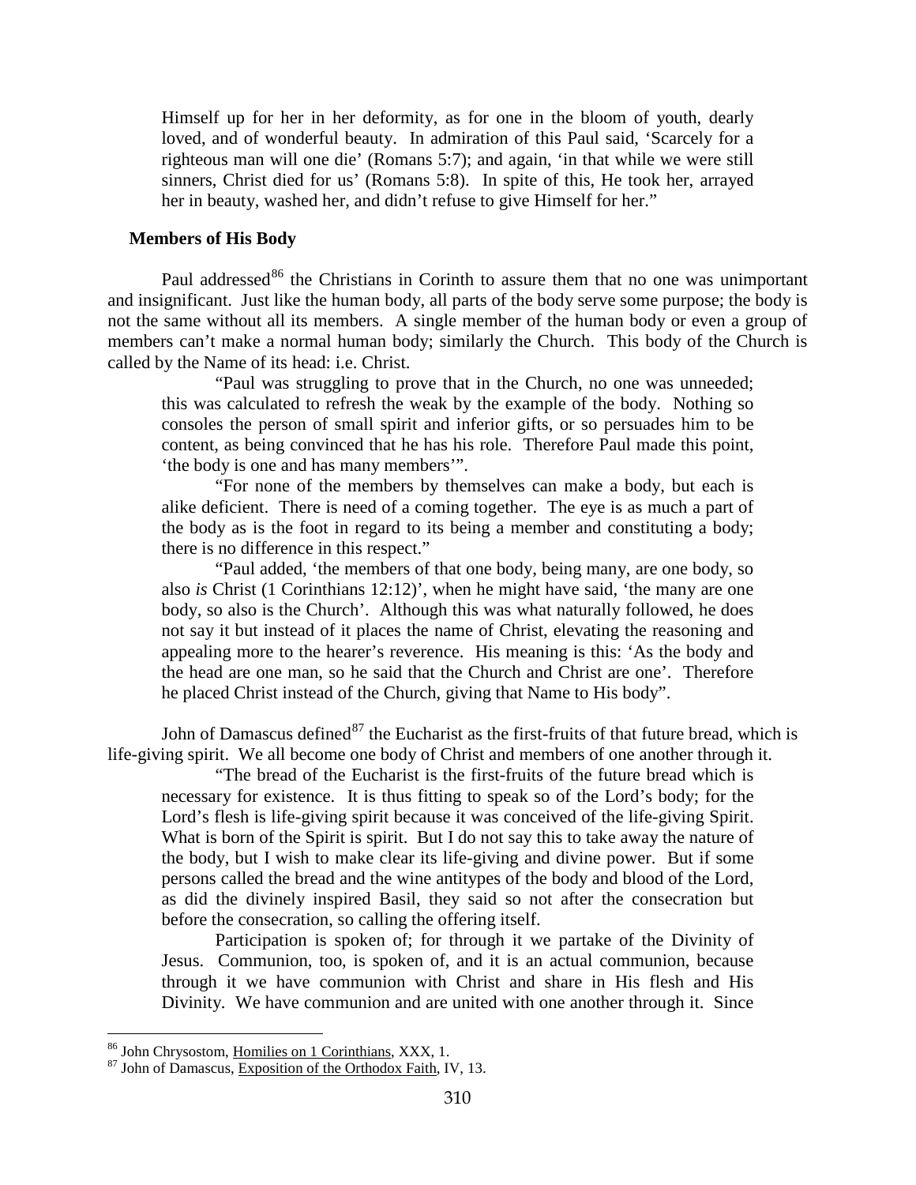Himself up for her in her deformity, as for one in the bloom of youth, dearly loved, and of wonderful beauty. In admiration of this Paul said, 'Scarcely for a righteous man will one die' (Romans 5:7); and again, 'in that while we were still sinners, Christ died for us' (Romans 5:8). In spite of this, He took her, arrayed her in beauty, washed her, and didn't refuse to give Himself for her."

### Members of His Body

Paul addressed[86] the Christians in Corinth to assure them that no one was unimportant and insignificant. Just like the human body, all parts of the body serve some purpose; the body is not the same without all its members. A single member of the human body or even a group of members can't make a normal human body; similarly the Church. This body of the Church is called by the Name of its head: i.e. Christ.

> "Paul was struggling to prove that in the Church, no one was unneeded; this was calculated to refresh the weak by the example of the body. Nothing so consoles the person of small spirit and inferior gifts, or so persuades him to be content, as being convinced that he has his role. Therefore Paul made this point, 'the body is one and has many members'".
>
> "For none of the members by themselves can make a body, but each is alike deficient. There is need of a coming together. The eye is as much a part of the body as is the foot in regard to its being a member and constituting a body; there is no difference in this respect."
>
> "Paul added, 'the members of that one body, being many, are one body, so also *is* Christ (1 Corinthians 12:12)', when he might have said, 'the many are one body, so also is the Church'. Although this was what naturally followed, he does not say it but instead of it places the name of Christ, elevating the reasoning and appealing more to the hearer's reverence. His meaning is this: 'As the body and the head are one man, so he said that the Church and Christ are one'. Therefore he placed Christ instead of the Church, giving that Name to His body".

John of Damascus defined[87] the Eucharist as the first-fruits of that future bread, which is life-giving spirit. We all become one body of Christ and members of one another through it.

> "The bread of the Eucharist is the first-fruits of the future bread which is necessary for existence. It is thus fitting to speak so of the Lord's body; for the Lord's flesh is life-giving spirit because it was conceived of the life-giving Spirit. What is born of the Spirit is spirit. But I do not say this to take away the nature of the body, but I wish to make clear its life-giving and divine power. But if some persons called the bread and the wine antitypes of the body and blood of the Lord, as did the divinely inspired Basil, they said so not after the consecration but before the consecration, so calling the offering itself.
>
> Participation is spoken of; for through it we partake of the Divinity of Jesus. Communion, too, is spoken of, and it is an actual communion, because through it we have communion with Christ and share in His flesh and His Divinity. We have communion and are united with one another through it. Since

[86] John Chrysostom, Homilies on 1 Corinthians, XXX, 1.

[87] John of Damascus, Exposition of the Orthodox Faith, IV, 13.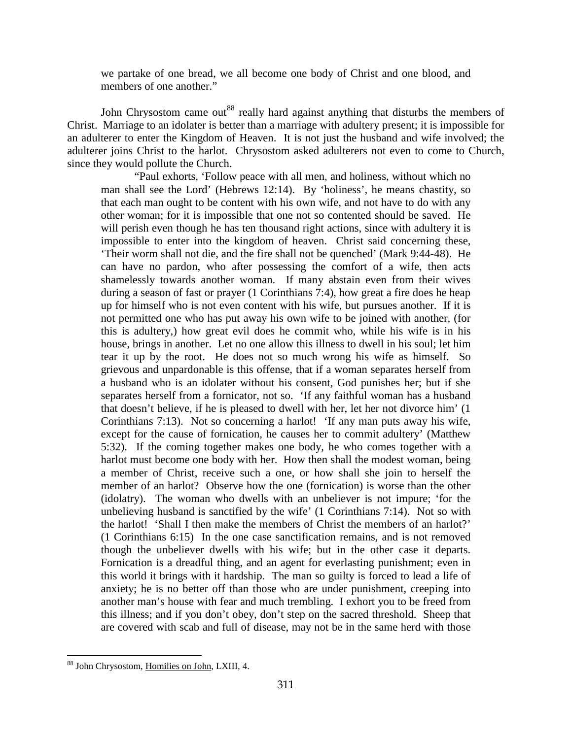we partake of one bread, we all become one body of Christ and one blood, and members of one another."

John Chrysostom came out[88] really hard against anything that disturbs the members of Christ. Marriage to an idolater is better than a marriage with adultery present; it is impossible for an adulterer to enter the Kingdom of Heaven. It is not just the husband and wife involved; the adulterer joins Christ to the harlot. Chrysostom asked adulterers not even to come to Church, since they would pollute the Church.

> "Paul exhorts, 'Follow peace with all men, and holiness, without which no man shall see the Lord' (Hebrews 12:14). By 'holiness', he means chastity, so that each man ought to be content with his own wife, and not have to do with any other woman; for it is impossible that one not so contented should be saved. He will perish even though he has ten thousand right actions, since with adultery it is impossible to enter into the kingdom of heaven. Christ said concerning these, 'Their worm shall not die, and the fire shall not be quenched' (Mark 9:44-48). He can have no pardon, who after possessing the comfort of a wife, then acts shamelessly towards another woman. If many abstain even from their wives during a season of fast or prayer (1 Corinthians 7:4), how great a fire does he heap up for himself who is not even content with his wife, but pursues another. If it is not permitted one who has put away his own wife to be joined with another, (for this is adultery,) how great evil does he commit who, while his wife is in his house, brings in another. Let no one allow this illness to dwell in his soul; let him tear it up by the root. He does not so much wrong his wife as himself. So grievous and unpardonable is this offense, that if a woman separates herself from a husband who is an idolater without his consent, God punishes her; but if she separates herself from a fornicator, not so. 'If any faithful woman has a husband that doesn't believe, if he is pleased to dwell with her, let her not divorce him' (1 Corinthians 7:13). Not so concerning a harlot! 'If any man puts away his wife, except for the cause of fornication, he causes her to commit adultery' (Matthew 5:32). If the coming together makes one body, he who comes together with a harlot must become one body with her. How then shall the modest woman, being a member of Christ, receive such a one, or how shall she join to herself the member of an harlot? Observe how the one (fornication) is worse than the other (idolatry). The woman who dwells with an unbeliever is not impure; 'for the unbelieving husband is sanctified by the wife' (1 Corinthians 7:14). Not so with the harlot! 'Shall I then make the members of Christ the members of an harlot?' (1 Corinthians 6:15) In the one case sanctification remains, and is not removed though the unbeliever dwells with his wife; but in the other case it departs. Fornication is a dreadful thing, and an agent for everlasting punishment; even in this world it brings with it hardship. The man so guilty is forced to lead a life of anxiety; he is no better off than those who are under punishment, creeping into another man's house with fear and much trembling. I exhort you to be freed from this illness; and if you don't obey, don't step on the sacred threshold. Sheep that are covered with scab and full of disease, may not be in the same herd with those

[88] John Chrysostom, Homilies on John, LXIII, 4.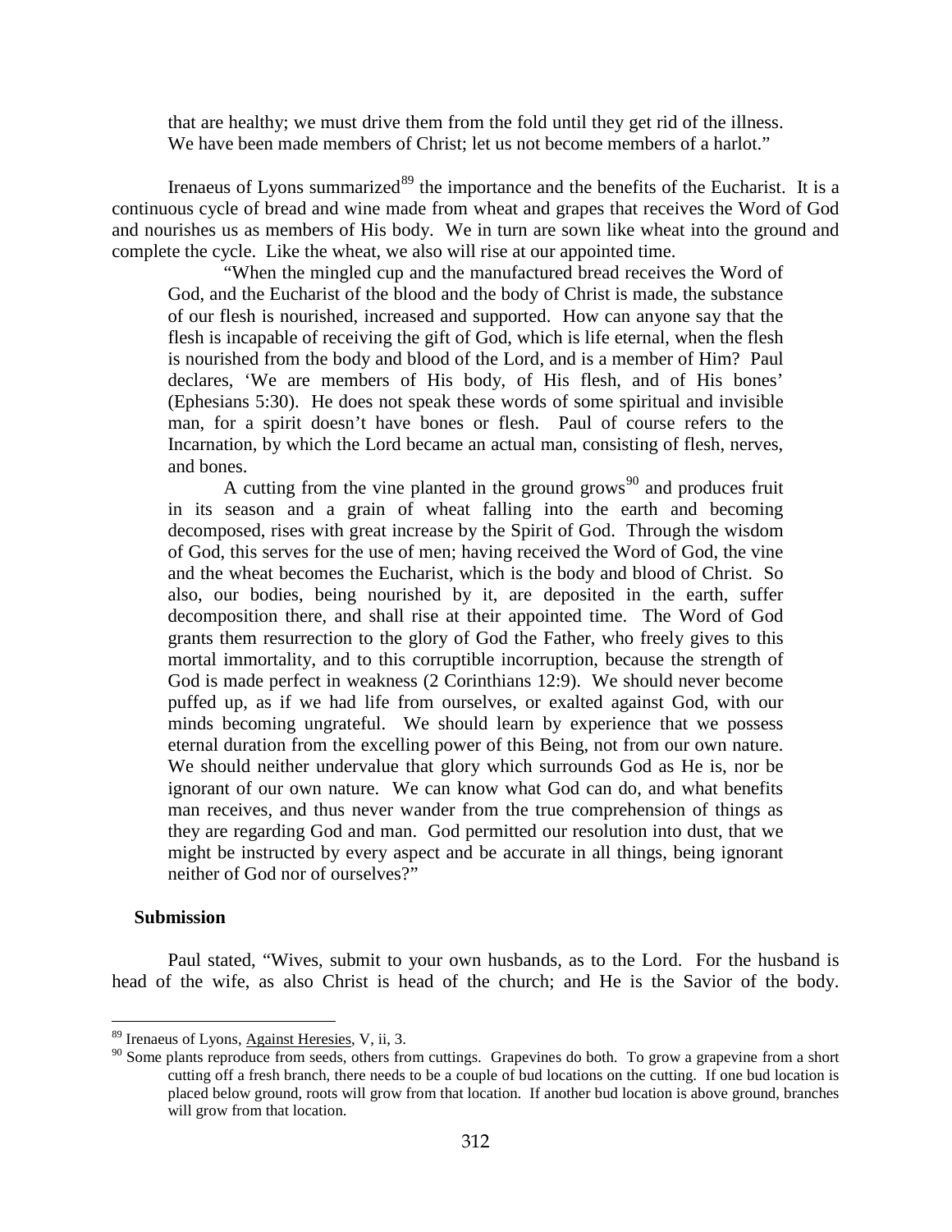> that are healthy; we must drive them from the fold until they get rid of the illness. We have been made members of Christ; let us not become members of a harlot."

Irenaeus of Lyons summarized[89] the importance and the benefits of the Eucharist. It is a continuous cycle of bread and wine made from wheat and grapes that receives the Word of God and nourishes us as members of His body. We in turn are sown like wheat into the ground and complete the cycle. Like the wheat, we also will rise at our appointed time.

> "When the mingled cup and the manufactured bread receives the Word of God, and the Eucharist of the blood and the body of Christ is made, the substance of our flesh is nourished, increased and supported. How can anyone say that the flesh is incapable of receiving the gift of God, which is life eternal, when the flesh is nourished from the body and blood of the Lord, and is a member of Him? Paul declares, 'We are members of His body, of His flesh, and of His bones' (Ephesians 5:30). He does not speak these words of some spiritual and invisible man, for a spirit doesn't have bones or flesh. Paul of course refers to the Incarnation, by which the Lord became an actual man, consisting of flesh, nerves, and bones.
>
> A cutting from the vine planted in the ground grows[90] and produces fruit in its season and a grain of wheat falling into the earth and becoming decomposed, rises with great increase by the Spirit of God. Through the wisdom of God, this serves for the use of men; having received the Word of God, the vine and the wheat becomes the Eucharist, which is the body and blood of Christ. So also, our bodies, being nourished by it, are deposited in the earth, suffer decomposition there, and shall rise at their appointed time. The Word of God grants them resurrection to the glory of God the Father, who freely gives to this mortal immortality, and to this corruptible incorruption, because the strength of God is made perfect in weakness (2 Corinthians 12:9). We should never become puffed up, as if we had life from ourselves, or exalted against God, with our minds becoming ungrateful. We should learn by experience that we possess eternal duration from the excelling power of this Being, not from our own nature. We should neither undervalue that glory which surrounds God as He is, nor be ignorant of our own nature. We can know what God can do, and what benefits man receives, and thus never wander from the true comprehension of things as they are regarding God and man. God permitted our resolution into dust, that we might be instructed by every aspect and be accurate in all things, being ignorant neither of God nor of ourselves?"

### Submission

Paul stated, "Wives, submit to your own husbands, as to the Lord. For the husband is head of the wife, as also Christ is head of the church; and He is the Savior of the body.

---

[89] Irenaeus of Lyons, Against Heresies, V, ii, 3.

[90] Some plants reproduce from seeds, others from cuttings. Grapevines do both. To grow a grapevine from a short cutting off a fresh branch, there needs to be a couple of bud locations on the cutting. If one bud location is placed below ground, roots will grow from that location. If another bud location is above ground, branches will grow from that location.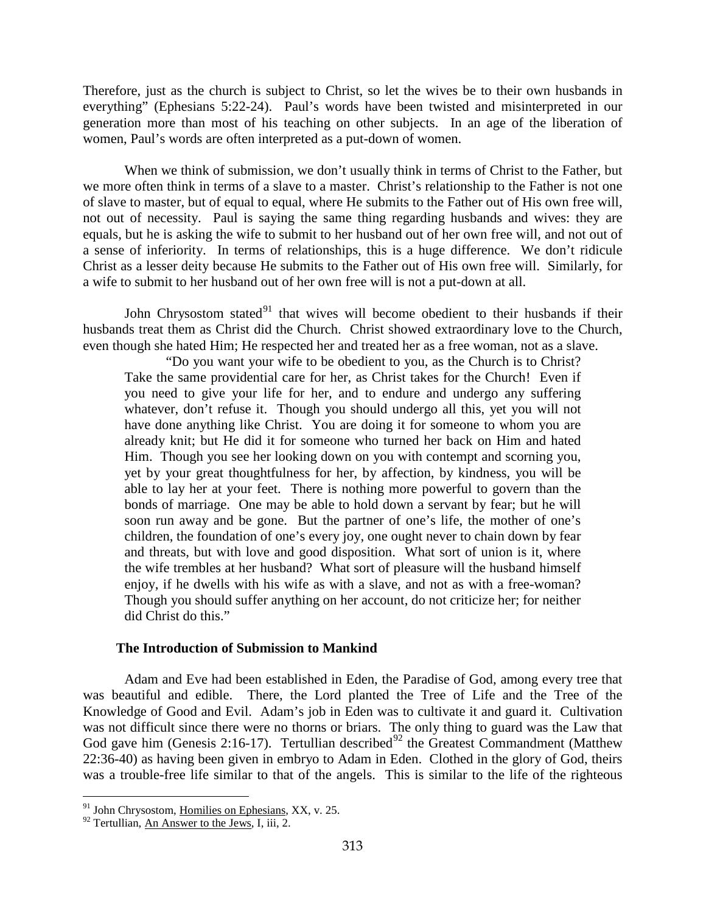Therefore, just as the church is subject to Christ, so let the wives be to their own husbands in everything" (Ephesians 5:22-24). Paul's words have been twisted and misinterpreted in our generation more than most of his teaching on other subjects. In an age of the liberation of women, Paul's words are often interpreted as a put-down of women.

When we think of submission, we don't usually think in terms of Christ to the Father, but we more often think in terms of a slave to a master. Christ's relationship to the Father is not one of slave to master, but of equal to equal, where He submits to the Father out of His own free will, not out of necessity. Paul is saying the same thing regarding husbands and wives: they are equals, but he is asking the wife to submit to her husband out of her own free will, and not out of a sense of inferiority. In terms of relationships, this is a huge difference. We don't ridicule Christ as a lesser deity because He submits to the Father out of His own free will. Similarly, for a wife to submit to her husband out of her own free will is not a put-down at all.

John Chrysostom stated[91] that wives will become obedient to their husbands if their husbands treat them as Christ did the Church. Christ showed extraordinary love to the Church, even though she hated Him; He respected her and treated her as a free woman, not as a slave.

> "Do you want your wife to be obedient to you, as the Church is to Christ? Take the same providential care for her, as Christ takes for the Church! Even if you need to give your life for her, and to endure and undergo any suffering whatever, don't refuse it. Though you should undergo all this, yet you will not have done anything like Christ. You are doing it for someone to whom you are already knit; but He did it for someone who turned her back on Him and hated Him. Though you see her looking down on you with contempt and scorning you, yet by your great thoughtfulness for her, by affection, by kindness, you will be able to lay her at your feet. There is nothing more powerful to govern than the bonds of marriage. One may be able to hold down a servant by fear; but he will soon run away and be gone. But the partner of one's life, the mother of one's children, the foundation of one's every joy, one ought never to chain down by fear and threats, but with love and good disposition. What sort of union is it, where the wife trembles at her husband? What sort of pleasure will the husband himself enjoy, if he dwells with his wife as with a slave, and not as with a free-woman? Though you should suffer anything on her account, do not criticize her; for neither did Christ do this."

### The Introduction of Submission to Mankind

Adam and Eve had been established in Eden, the Paradise of God, among every tree that was beautiful and edible. There, the Lord planted the Tree of Life and the Tree of the Knowledge of Good and Evil. Adam's job in Eden was to cultivate it and guard it. Cultivation was not difficult since there were no thorns or briars. The only thing to guard was the Law that God gave him (Genesis 2:16-17). Tertullian described[92] the Greatest Commandment (Matthew 22:36-40) as having been given in embryo to Adam in Eden. Clothed in the glory of God, theirs was a trouble-free life similar to that of the angels. This is similar to the life of the righteous

---

[91] John Chrysostom, Homilies on Ephesians, XX, v. 25.

[92] Tertullian, An Answer to the Jews, I, iii, 2.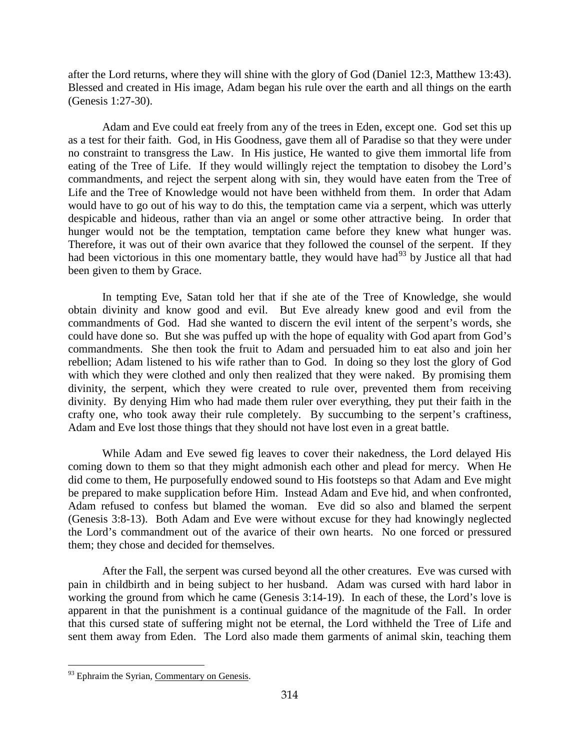after the Lord returns, where they will shine with the glory of God (Daniel 12:3, Matthew 13:43). Blessed and created in His image, Adam began his rule over the earth and all things on the earth (Genesis 1:27-30).

Adam and Eve could eat freely from any of the trees in Eden, except one. God set this up as a test for their faith. God, in His Goodness, gave them all of Paradise so that they were under no constraint to transgress the Law. In His justice, He wanted to give them immortal life from eating of the Tree of Life. If they would willingly reject the temptation to disobey the Lord's commandments, and reject the serpent along with sin, they would have eaten from the Tree of Life and the Tree of Knowledge would not have been withheld from them. In order that Adam would have to go out of his way to do this, the temptation came via a serpent, which was utterly despicable and hideous, rather than via an angel or some other attractive being. In order that hunger would not be the temptation, temptation came before they knew what hunger was. Therefore, it was out of their own avarice that they followed the counsel of the serpent. If they had been victorious in this one momentary battle, they would have had[93] by Justice all that had been given to them by Grace.

In tempting Eve, Satan told her that if she ate of the Tree of Knowledge, she would obtain divinity and know good and evil. But Eve already knew good and evil from the commandments of God. Had she wanted to discern the evil intent of the serpent's words, she could have done so. But she was puffed up with the hope of equality with God apart from God's commandments. She then took the fruit to Adam and persuaded him to eat also and join her rebellion; Adam listened to his wife rather than to God. In doing so they lost the glory of God with which they were clothed and only then realized that they were naked. By promising them divinity, the serpent, which they were created to rule over, prevented them from receiving divinity. By denying Him who had made them ruler over everything, they put their faith in the crafty one, who took away their rule completely. By succumbing to the serpent's craftiness, Adam and Eve lost those things that they should not have lost even in a great battle.

While Adam and Eve sewed fig leaves to cover their nakedness, the Lord delayed His coming down to them so that they might admonish each other and plead for mercy. When He did come to them, He purposefully endowed sound to His footsteps so that Adam and Eve might be prepared to make supplication before Him. Instead Adam and Eve hid, and when confronted, Adam refused to confess but blamed the woman. Eve did so also and blamed the serpent (Genesis 3:8-13). Both Adam and Eve were without excuse for they had knowingly neglected the Lord's commandment out of the avarice of their own hearts. No one forced or pressured them; they chose and decided for themselves.

After the Fall, the serpent was cursed beyond all the other creatures. Eve was cursed with pain in childbirth and in being subject to her husband. Adam was cursed with hard labor in working the ground from which he came (Genesis 3:14-19). In each of these, the Lord's love is apparent in that the punishment is a continual guidance of the magnitude of the Fall. In order that this cursed state of suffering might not be eternal, the Lord withheld the Tree of Life and sent them away from Eden. The Lord also made them garments of animal skin, teaching them

---

[93] Ephraim the Syrian, Commentary on Genesis.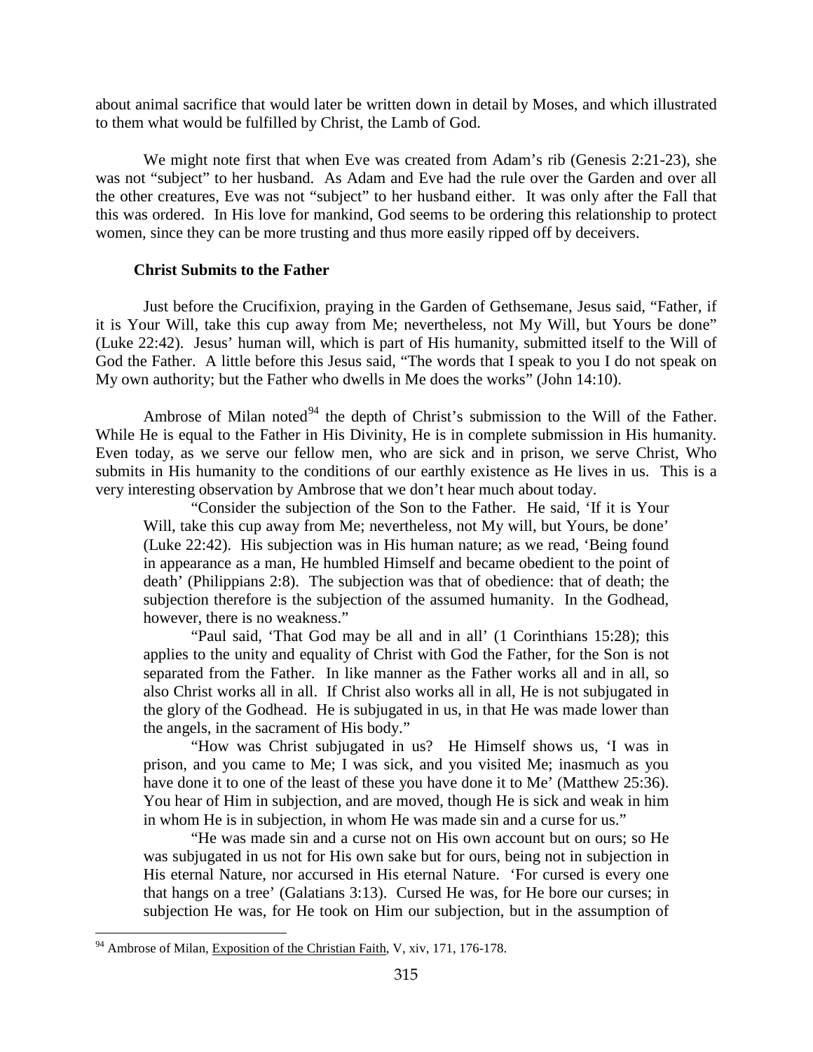about animal sacrifice that would later be written down in detail by Moses, and which illustrated to them what would be fulfilled by Christ, the Lamb of God.

We might note first that when Eve was created from Adam's rib (Genesis 2:21-23), she was not "subject" to her husband. As Adam and Eve had the rule over the Garden and over all the other creatures, Eve was not "subject" to her husband either. It was only after the Fall that this was ordered. In His love for mankind, God seems to be ordering this relationship to protect women, since they can be more trusting and thus more easily ripped off by deceivers.

### Christ Submits to the Father

Just before the Crucifixion, praying in the Garden of Gethsemane, Jesus said, "Father, if it is Your Will, take this cup away from Me; nevertheless, not My Will, but Yours be done" (Luke 22:42). Jesus' human will, which is part of His humanity, submitted itself to the Will of God the Father. A little before this Jesus said, "The words that I speak to you I do not speak on My own authority; but the Father who dwells in Me does the works" (John 14:10).

Ambrose of Milan noted[94] the depth of Christ's submission to the Will of the Father. While He is equal to the Father in His Divinity, He is in complete submission in His humanity. Even today, as we serve our fellow men, who are sick and in prison, we serve Christ, Who submits in His humanity to the conditions of our earthly existence as He lives in us. This is a very interesting observation by Ambrose that we don't hear much about today.

> "Consider the subjection of the Son to the Father. He said, 'If it is Your Will, take this cup away from Me; nevertheless, not My will, but Yours, be done' (Luke 22:42). His subjection was in His human nature; as we read, 'Being found in appearance as a man, He humbled Himself and became obedient to the point of death' (Philippians 2:8). The subjection was that of obedience: that of death; the subjection therefore is the subjection of the assumed humanity. In the Godhead, however, there is no weakness."
>
> "Paul said, 'That God may be all and in all' (1 Corinthians 15:28); this applies to the unity and equality of Christ with God the Father, for the Son is not separated from the Father. In like manner as the Father works all and in all, so also Christ works all in all. If Christ also works all in all, He is not subjugated in the glory of the Godhead. He is subjugated in us, in that He was made lower than the angels, in the sacrament of His body."
>
> "How was Christ subjugated in us? He Himself shows us, 'I was in prison, and you came to Me; I was sick, and you visited Me; inasmuch as you have done it to one of the least of these you have done it to Me' (Matthew 25:36). You hear of Him in subjection, and are moved, though He is sick and weak in him in whom He is in subjection, in whom He was made sin and a curse for us."
>
> "He was made sin and a curse not on His own account but on ours; so He was subjugated in us not for His own sake but for ours, being not in subjection in His eternal Nature, nor accursed in His eternal Nature. 'For cursed is every one that hangs on a tree' (Galatians 3:13). Cursed He was, for He bore our curses; in subjection He was, for He took on Him our subjection, but in the assumption of

[94] Ambrose of Milan, Exposition of the Christian Faith, V, xiv, 171, 176-178.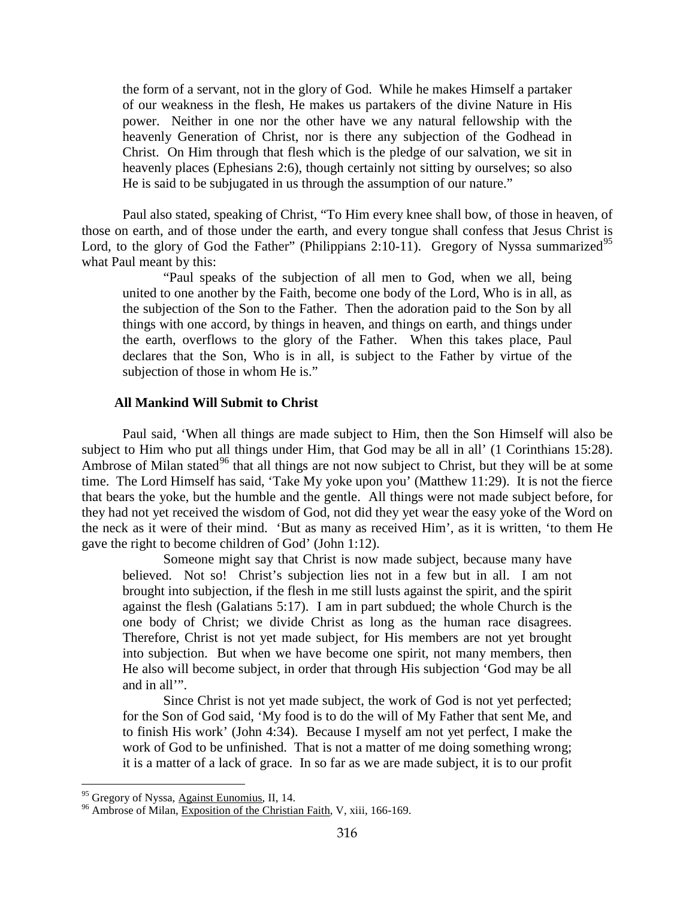> the form of a servant, not in the glory of God. While he makes Himself a partaker of our weakness in the flesh, He makes us partakers of the divine Nature in His power. Neither in one nor the other have we any natural fellowship with the heavenly Generation of Christ, nor is there any subjection of the Godhead in Christ. On Him through that flesh which is the pledge of our salvation, we sit in heavenly places (Ephesians 2:6), though certainly not sitting by ourselves; so also He is said to be subjugated in us through the assumption of our nature."

Paul also stated, speaking of Christ, "To Him every knee shall bow, of those in heaven, of those on earth, and of those under the earth, and every tongue shall confess that Jesus Christ is Lord, to the glory of God the Father" (Philippians 2:10-11). Gregory of Nyssa summarized[95] what Paul meant by this:

> "Paul speaks of the subjection of all men to God, when we all, being united to one another by the Faith, become one body of the Lord, Who is in all, as the subjection of the Son to the Father. Then the adoration paid to the Son by all things with one accord, by things in heaven, and things on earth, and things under the earth, overflows to the glory of the Father. When this takes place, Paul declares that the Son, Who is in all, is subject to the Father by virtue of the subjection of those in whom He is."

### All Mankind Will Submit to Christ

Paul said, 'When all things are made subject to Him, then the Son Himself will also be subject to Him who put all things under Him, that God may be all in all' (1 Corinthians 15:28). Ambrose of Milan stated[96] that all things are not now subject to Christ, but they will be at some time. The Lord Himself has said, 'Take My yoke upon you' (Matthew 11:29). It is not the fierce that bears the yoke, but the humble and the gentle. All things were not made subject before, for they had not yet received the wisdom of God, not did they yet wear the easy yoke of the Word on the neck as it were of their mind. 'But as many as received Him', as it is written, 'to them He gave the right to become children of God' (John 1:12).

> Someone might say that Christ is now made subject, because many have believed. Not so! Christ's subjection lies not in a few but in all. I am not brought into subjection, if the flesh in me still lusts against the spirit, and the spirit against the flesh (Galatians 5:17). I am in part subdued; the whole Church is the one body of Christ; we divide Christ as long as the human race disagrees. Therefore, Christ is not yet made subject, for His members are not yet brought into subjection. But when we have become one spirit, not many members, then He also will become subject, in order that through His subjection 'God may be all and in all'".
>
> Since Christ is not yet made subject, the work of God is not yet perfected; for the Son of God said, 'My food is to do the will of My Father that sent Me, and to finish His work' (John 4:34). Because I myself am not yet perfect, I make the work of God to be unfinished. That is not a matter of me doing something wrong; it is a matter of a lack of grace. In so far as we are made subject, it is to our profit

---

[95] Gregory of Nyssa, Against Eunomius, II, 14.

[96] Ambrose of Milan, Exposition of the Christian Faith, V, xiii, 166-169.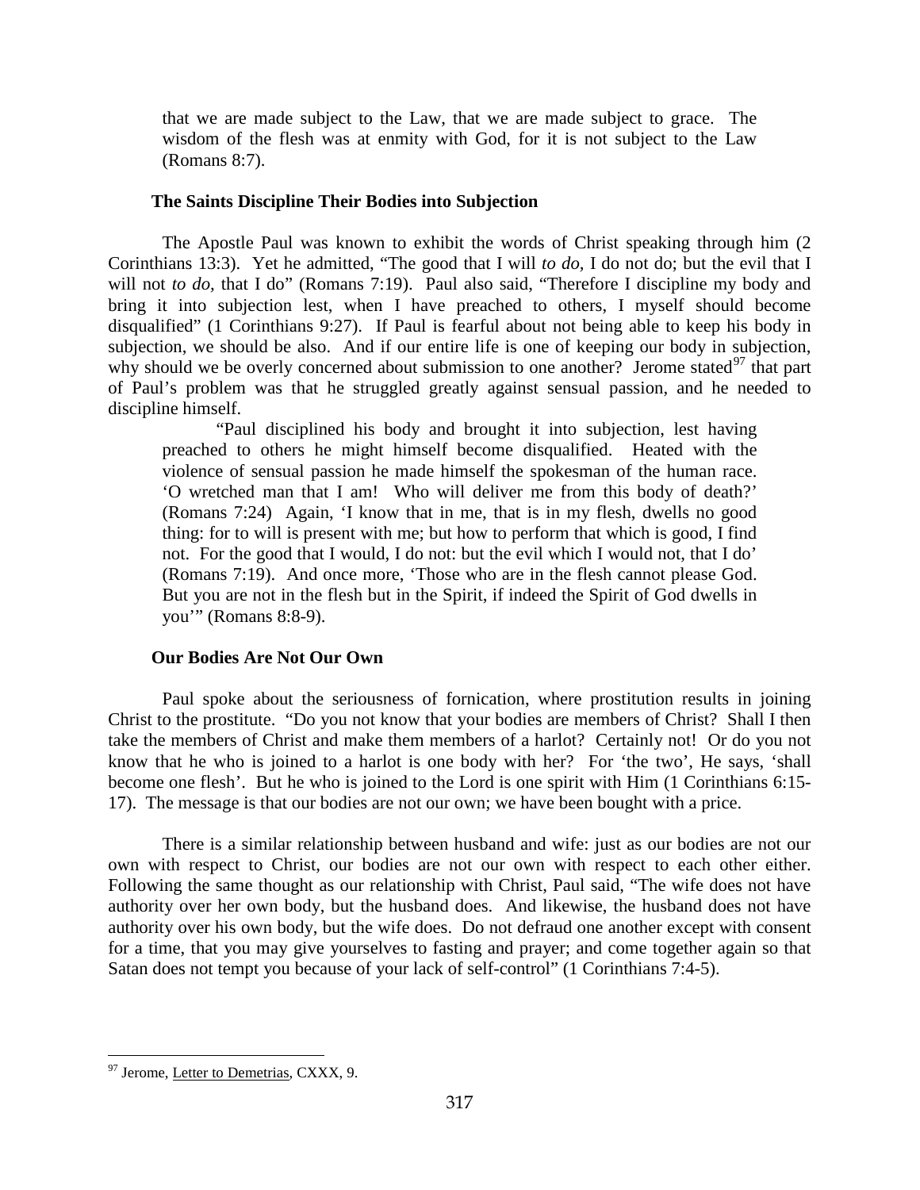> that we are made subject to the Law, that we are made subject to grace. The wisdom of the flesh was at enmity with God, for it is not subject to the Law (Romans 8:7).

### The Saints Discipline Their Bodies into Subjection

The Apostle Paul was known to exhibit the words of Christ speaking through him (2 Corinthians 13:3). Yet he admitted, "The good that I will *to do,* I do not do; but the evil that I will not *to do,* that I do" (Romans 7:19). Paul also said, "Therefore I discipline my body and bring it into subjection lest, when I have preached to others, I myself should become disqualified" (1 Corinthians 9:27). If Paul is fearful about not being able to keep his body in subjection, we should be also. And if our entire life is one of keeping our body in subjection, why should we be overly concerned about submission to one another? Jerome stated[97] that part of Paul's problem was that he struggled greatly against sensual passion, and he needed to discipline himself.

> "Paul disciplined his body and brought it into subjection, lest having preached to others he might himself become disqualified. Heated with the violence of sensual passion he made himself the spokesman of the human race. 'O wretched man that I am! Who will deliver me from this body of death?' (Romans 7:24) Again, 'I know that in me, that is in my flesh, dwells no good thing: for to will is present with me; but how to perform that which is good, I find not. For the good that I would, I do not: but the evil which I would not, that I do' (Romans 7:19). And once more, 'Those who are in the flesh cannot please God. But you are not in the flesh but in the Spirit, if indeed the Spirit of God dwells in you'" (Romans 8:8-9).

### Our Bodies Are Not Our Own

Paul spoke about the seriousness of fornication, where prostitution results in joining Christ to the prostitute. "Do you not know that your bodies are members of Christ? Shall I then take the members of Christ and make them members of a harlot? Certainly not! Or do you not know that he who is joined to a harlot is one body with her? For 'the two', He says, 'shall become one flesh'. But he who is joined to the Lord is one spirit with Him (1 Corinthians 6:15-17). The message is that our bodies are not our own; we have been bought with a price.

There is a similar relationship between husband and wife: just as our bodies are not our own with respect to Christ, our bodies are not our own with respect to each other either. Following the same thought as our relationship with Christ, Paul said, "The wife does not have authority over her own body, but the husband does. And likewise, the husband does not have authority over his own body, but the wife does. Do not defraud one another except with consent for a time, that you may give yourselves to fasting and prayer; and come together again so that Satan does not tempt you because of your lack of self-control" (1 Corinthians 7:4-5).

---

[97] Jerome, Letter to Demetrias, CXXX, 9.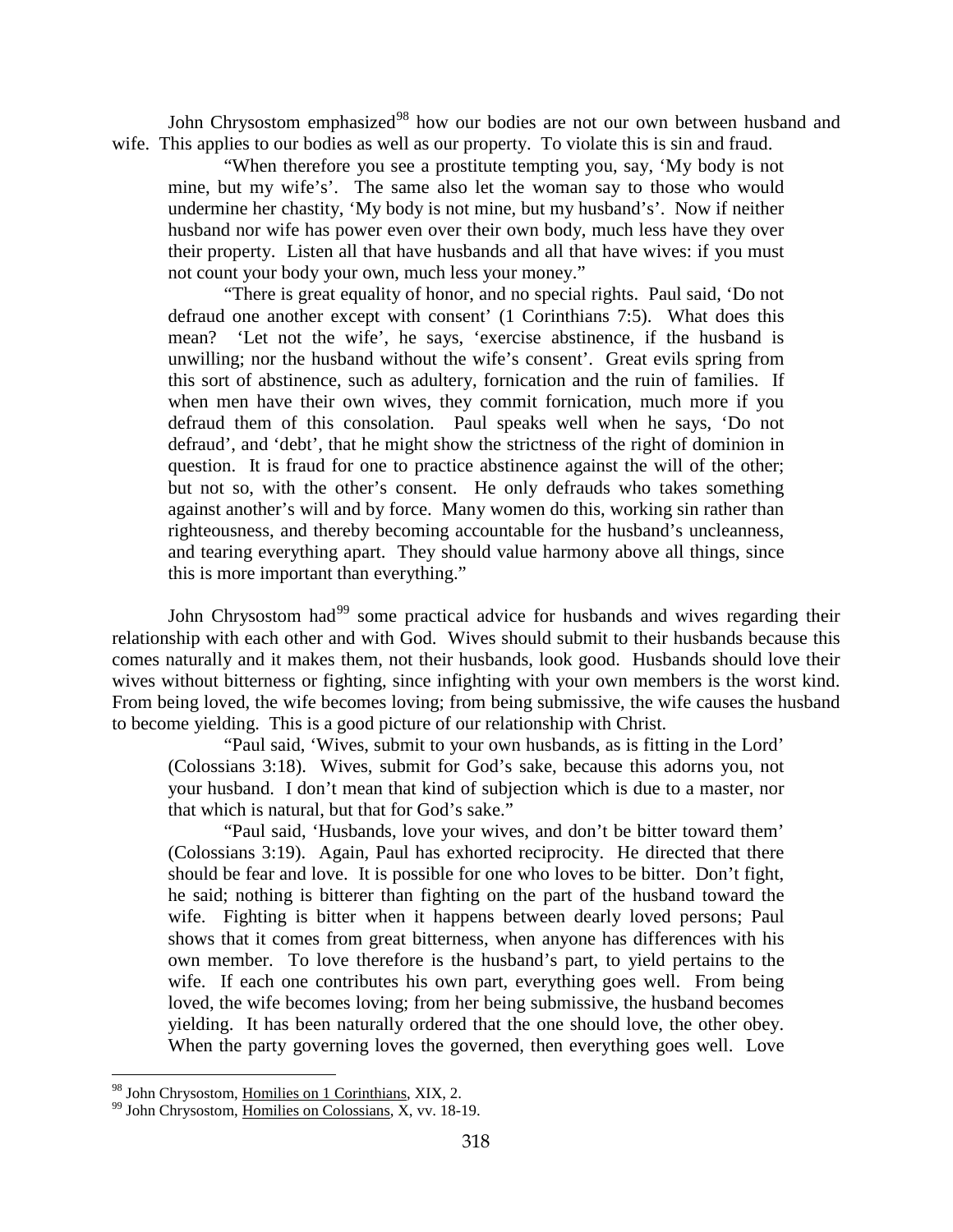John Chrysostom emphasized[98] how our bodies are not our own between husband and wife. This applies to our bodies as well as our property. To violate this is sin and fraud.

> "When therefore you see a prostitute tempting you, say, 'My body is not mine, but my wife's'. The same also let the woman say to those who would undermine her chastity, 'My body is not mine, but my husband's'. Now if neither husband nor wife has power even over their own body, much less have they over their property. Listen all that have husbands and all that have wives: if you must not count your body your own, much less your money."
>
> "There is great equality of honor, and no special rights. Paul said, 'Do not defraud one another except with consent' (1 Corinthians 7:5). What does this mean? 'Let not the wife', he says, 'exercise abstinence, if the husband is unwilling; nor the husband without the wife's consent'. Great evils spring from this sort of abstinence, such as adultery, fornication and the ruin of families. If when men have their own wives, they commit fornication, much more if you defraud them of this consolation. Paul speaks well when he says, 'Do not defraud', and 'debt', that he might show the strictness of the right of dominion in question. It is fraud for one to practice abstinence against the will of the other; but not so, with the other's consent. He only defrauds who takes something against another's will and by force. Many women do this, working sin rather than righteousness, and thereby becoming accountable for the husband's uncleanness, and tearing everything apart. They should value harmony above all things, since this is more important than everything."

John Chrysostom had[99] some practical advice for husbands and wives regarding their relationship with each other and with God. Wives should submit to their husbands because this comes naturally and it makes them, not their husbands, look good. Husbands should love their wives without bitterness or fighting, since infighting with your own members is the worst kind. From being loved, the wife becomes loving; from being submissive, the wife causes the husband to become yielding. This is a good picture of our relationship with Christ.

> "Paul said, 'Wives, submit to your own husbands, as is fitting in the Lord' (Colossians 3:18). Wives, submit for God's sake, because this adorns you, not your husband. I don't mean that kind of subjection which is due to a master, nor that which is natural, but that for God's sake."
>
> "Paul said, 'Husbands, love your wives, and don't be bitter toward them' (Colossians 3:19). Again, Paul has exhorted reciprocity. He directed that there should be fear and love. It is possible for one who loves to be bitter. Don't fight, he said; nothing is bitterer than fighting on the part of the husband toward the wife. Fighting is bitter when it happens between dearly loved persons; Paul shows that it comes from great bitterness, when anyone has differences with his own member. To love therefore is the husband's part, to yield pertains to the wife. If each one contributes his own part, everything goes well. From being loved, the wife becomes loving; from her being submissive, the husband becomes yielding. It has been naturally ordered that the one should love, the other obey. When the party governing loves the governed, then everything goes well. Love

---

[98] John Chrysostom, Homilies on 1 Corinthians, XIX, 2.

[99] John Chrysostom, Homilies on Colossians, X, vv. 18-19.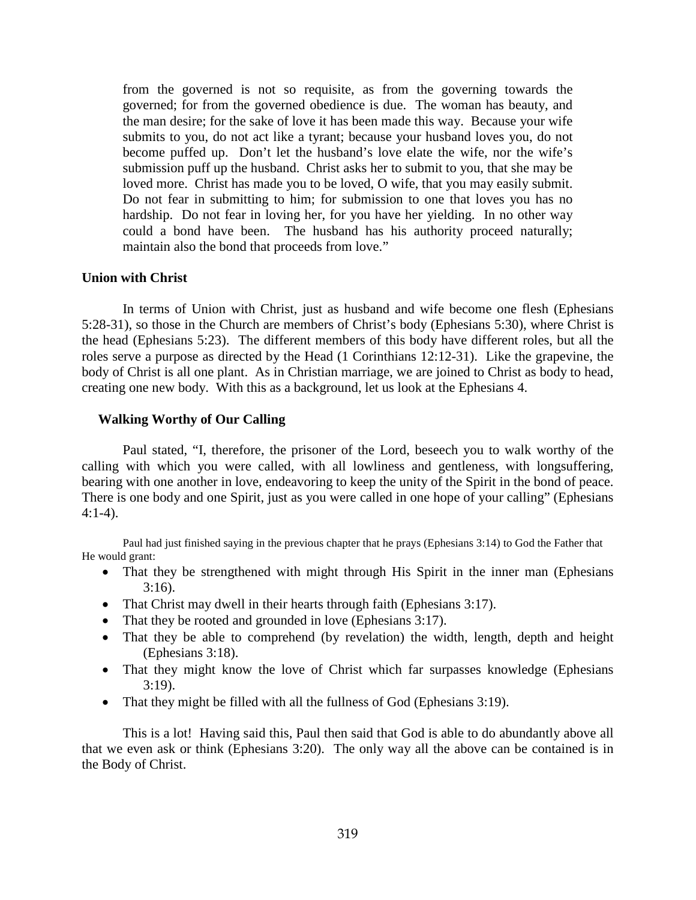from the governed is not so requisite, as from the governing towards the governed; for from the governed obedience is due. The woman has beauty, and the man desire; for the sake of love it has been made this way. Because your wife submits to you, do not act like a tyrant; because your husband loves you, do not become puffed up. Don't let the husband's love elate the wife, nor the wife's submission puff up the husband. Christ asks her to submit to you, that she may be loved more. Christ has made you to be loved, O wife, that you may easily submit. Do not fear in submitting to him; for submission to one that loves you has no hardship. Do not fear in loving her, for you have her yielding. In no other way could a bond have been. The husband has his authority proceed naturally; maintain also the bond that proceeds from love."

**Union with Christ**

In terms of Union with Christ, just as husband and wife become one flesh (Ephesians 5:28-31), so those in the Church are members of Christ's body (Ephesians 5:30), where Christ is the head (Ephesians 5:23). The different members of this body have different roles, but all the roles serve a purpose as directed by the Head (1 Corinthians 12:12-31). Like the grapevine, the body of Christ is all one plant. As in Christian marriage, we are joined to Christ as body to head, creating one new body. With this as a background, let us look at the Ephesians 4.

**Walking Worthy of Our Calling**

Paul stated, "I, therefore, the prisoner of the Lord, beseech you to walk worthy of the calling with which you were called, with all lowliness and gentleness, with longsuffering, bearing with one another in love, endeavoring to keep the unity of the Spirit in the bond of peace. There is one body and one Spirit, just as you were called in one hope of your calling" (Ephesians 4:1-4).

Paul had just finished saying in the previous chapter that he prays (Ephesians 3:14) to God the Father that He would grant:

- That they be strengthened with might through His Spirit in the inner man (Ephesians 3:16).
- That Christ may dwell in their hearts through faith (Ephesians 3:17).
- That they be rooted and grounded in love (Ephesians 3:17).
- That they be able to comprehend (by revelation) the width, length, depth and height (Ephesians 3:18).
- That they might know the love of Christ which far surpasses knowledge (Ephesians 3:19).
- That they might be filled with all the fullness of God (Ephesians 3:19).

This is a lot! Having said this, Paul then said that God is able to do abundantly above all that we even ask or think (Ephesians 3:20). The only way all the above can be contained is in the Body of Christ.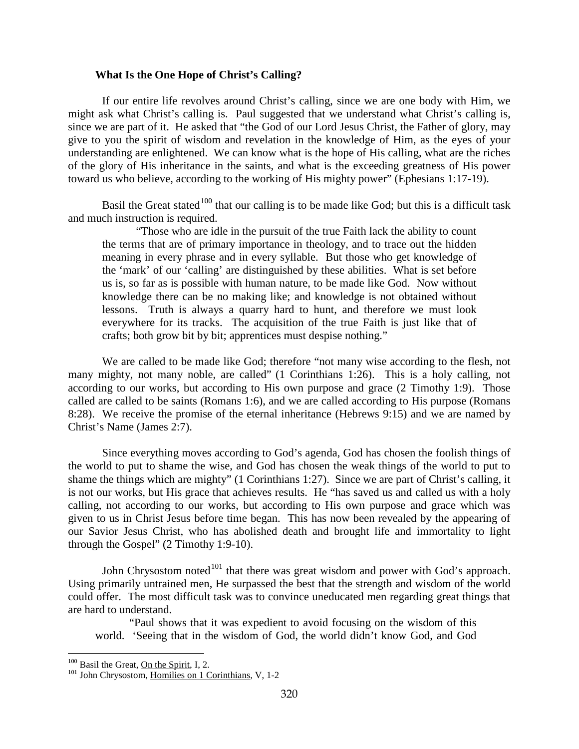### What Is the One Hope of Christ's Calling?

If our entire life revolves around Christ's calling, since we are one body with Him, we might ask what Christ's calling is. Paul suggested that we understand what Christ's calling is, since we are part of it. He asked that "the God of our Lord Jesus Christ, the Father of glory, may give to you the spirit of wisdom and revelation in the knowledge of Him, as the eyes of your understanding are enlightened. We can know what is the hope of His calling, what are the riches of the glory of His inheritance in the saints, and what is the exceeding greatness of His power toward us who believe, according to the working of His mighty power" (Ephesians 1:17-19).

Basil the Great stated[100] that our calling is to be made like God; but this is a difficult task and much instruction is required.

> "Those who are idle in the pursuit of the true Faith lack the ability to count the terms that are of primary importance in theology, and to trace out the hidden meaning in every phrase and in every syllable. But those who get knowledge of the 'mark' of our 'calling' are distinguished by these abilities. What is set before us is, so far as is possible with human nature, to be made like God. Now without knowledge there can be no making like; and knowledge is not obtained without lessons. Truth is always a quarry hard to hunt, and therefore we must look everywhere for its tracks. The acquisition of the true Faith is just like that of crafts; both grow bit by bit; apprentices must despise nothing."

We are called to be made like God; therefore "not many wise according to the flesh, not many mighty, not many noble, are called" (1 Corinthians 1:26). This is a holy calling, not according to our works, but according to His own purpose and grace (2 Timothy 1:9). Those called are called to be saints (Romans 1:6), and we are called according to His purpose (Romans 8:28). We receive the promise of the eternal inheritance (Hebrews 9:15) and we are named by Christ's Name (James 2:7).

Since everything moves according to God's agenda, God has chosen the foolish things of the world to put to shame the wise, and God has chosen the weak things of the world to put to shame the things which are mighty" (1 Corinthians 1:27). Since we are part of Christ's calling, it is not our works, but His grace that achieves results. He "has saved us and called us with a holy calling, not according to our works, but according to His own purpose and grace which was given to us in Christ Jesus before time began. This has now been revealed by the appearing of our Savior Jesus Christ, who has abolished death and brought life and immortality to light through the Gospel" (2 Timothy 1:9-10).

John Chrysostom noted[101] that there was great wisdom and power with God's approach. Using primarily untrained men, He surpassed the best that the strength and wisdom of the world could offer. The most difficult task was to convince uneducated men regarding great things that are hard to understand.

> "Paul shows that it was expedient to avoid focusing on the wisdom of this world. 'Seeing that in the wisdom of God, the world didn't know God, and God

---

[100] Basil the Great, On the Spirit, I, 2.

[101] John Chrysostom, Homilies on 1 Corinthians, V, 1-2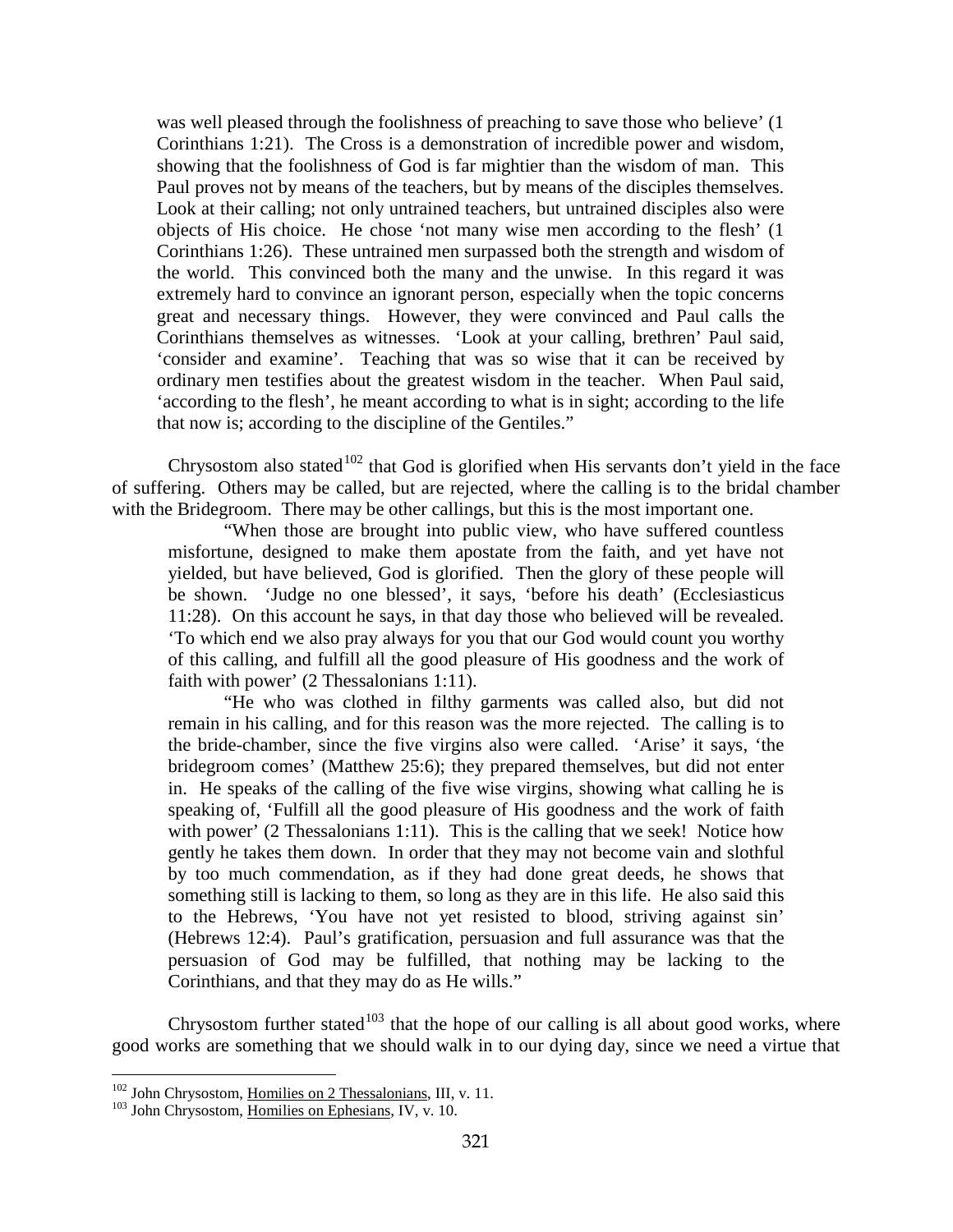was well pleased through the foolishness of preaching to save those who believe' (1 Corinthians 1:21). The Cross is a demonstration of incredible power and wisdom, showing that the foolishness of God is far mightier than the wisdom of man. This Paul proves not by means of the teachers, but by means of the disciples themselves. Look at their calling; not only untrained teachers, but untrained disciples also were objects of His choice. He chose 'not many wise men according to the flesh' (1 Corinthians 1:26). These untrained men surpassed both the strength and wisdom of the world. This convinced both the many and the unwise. In this regard it was extremely hard to convince an ignorant person, especially when the topic concerns great and necessary things. However, they were convinced and Paul calls the Corinthians themselves as witnesses. 'Look at your calling, brethren' Paul said, 'consider and examine'. Teaching that was so wise that it can be received by ordinary men testifies about the greatest wisdom in the teacher. When Paul said, 'according to the flesh', he meant according to what is in sight; according to the life that now is; according to the discipline of the Gentiles."

Chrysostom also stated[102] that God is glorified when His servants don't yield in the face of suffering. Others may be called, but are rejected, where the calling is to the bridal chamber with the Bridegroom. There may be other callings, but this is the most important one.

> "When those are brought into public view, who have suffered countless misfortune, designed to make them apostate from the faith, and yet have not yielded, but have believed, God is glorified. Then the glory of these people will be shown. 'Judge no one blessed', it says, 'before his death' (Ecclesiasticus 11:28). On this account he says, in that day those who believed will be revealed. 'To which end we also pray always for you that our God would count you worthy of this calling, and fulfill all the good pleasure of His goodness and the work of faith with power' (2 Thessalonians 1:11).
>
> "He who was clothed in filthy garments was called also, but did not remain in his calling, and for this reason was the more rejected. The calling is to the bride-chamber, since the five virgins also were called. 'Arise' it says, 'the bridegroom comes' (Matthew 25:6); they prepared themselves, but did not enter in. He speaks of the calling of the five wise virgins, showing what calling he is speaking of, 'Fulfill all the good pleasure of His goodness and the work of faith with power' (2 Thessalonians 1:11). This is the calling that we seek! Notice how gently he takes them down. In order that they may not become vain and slothful by too much commendation, as if they had done great deeds, he shows that something still is lacking to them, so long as they are in this life. He also said this to the Hebrews, 'You have not yet resisted to blood, striving against sin' (Hebrews 12:4). Paul's gratification, persuasion and full assurance was that the persuasion of God may be fulfilled, that nothing may be lacking to the Corinthians, and that they may do as He wills."

Chrysostom further stated[103] that the hope of our calling is all about good works, where good works are something that we should walk in to our dying day, since we need a virtue that

---

[102] John Chrysostom, Homilies on 2 Thessalonians, III, v. 11.

[103] John Chrysostom, Homilies on Ephesians, IV, v. 10.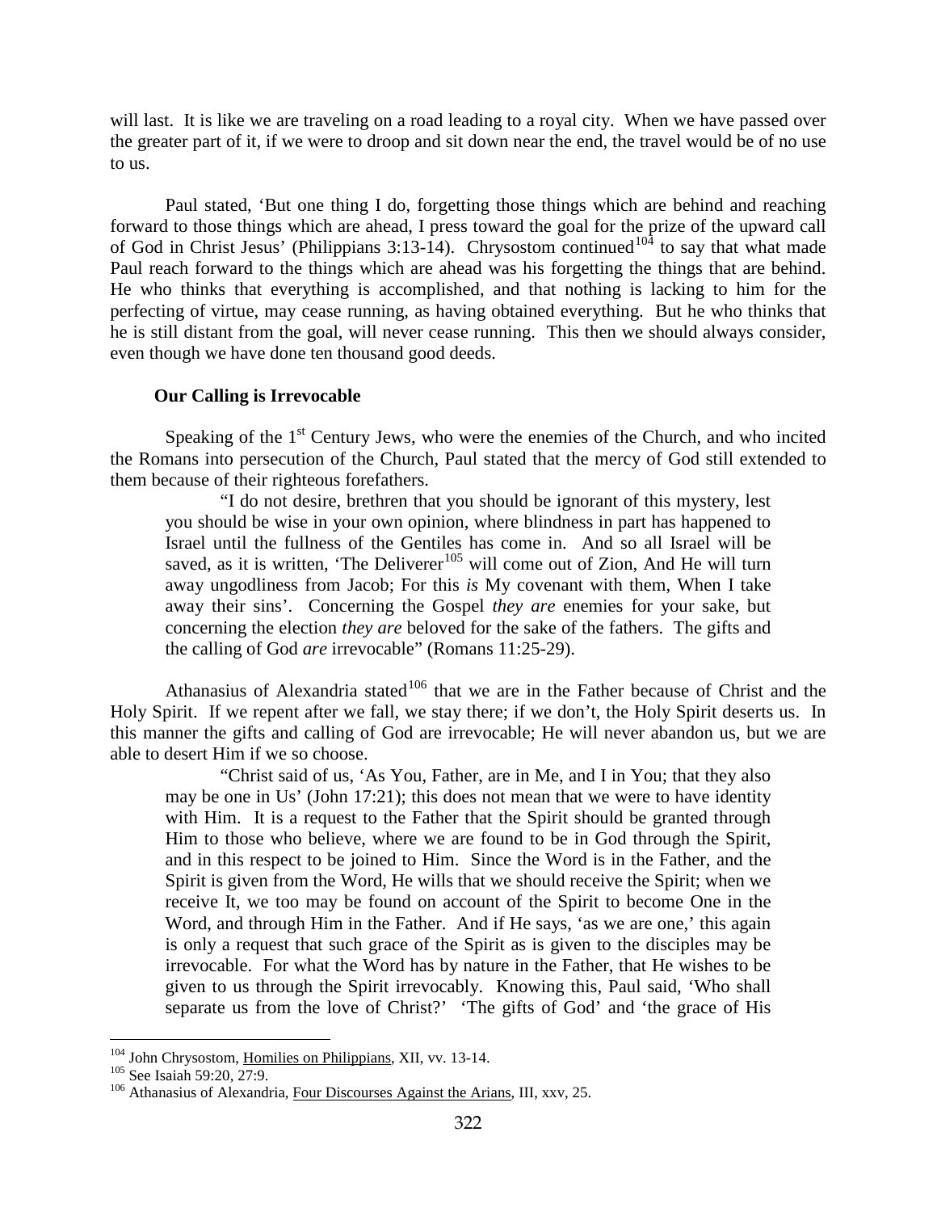will last. It is like we are traveling on a road leading to a royal city. When we have passed over the greater part of it, if we were to droop and sit down near the end, the travel would be of no use to us.

Paul stated, 'But one thing I do, forgetting those things which are behind and reaching forward to those things which are ahead, I press toward the goal for the prize of the upward call of God in Christ Jesus' (Philippians 3:13-14). Chrysostom continued[104] to say that what made Paul reach forward to the things which are ahead was his forgetting the things that are behind. He who thinks that everything is accomplished, and that nothing is lacking to him for the perfecting of virtue, may cease running, as having obtained everything. But he who thinks that he is still distant from the goal, will never cease running. This then we should always consider, even though we have done ten thousand good deeds.

**Our Calling is Irrevocable**

Speaking of the 1st Century Jews, who were the enemies of the Church, and who incited the Romans into persecution of the Church, Paul stated that the mercy of God still extended to them because of their righteous forefathers.

> "I do not desire, brethren that you should be ignorant of this mystery, lest you should be wise in your own opinion, where blindness in part has happened to Israel until the fullness of the Gentiles has come in. And so all Israel will be saved, as it is written, 'The Deliverer[105] will come out of Zion, And He will turn away ungodliness from Jacob; For this *is* My covenant with them, When I take away their sins'. Concerning the Gospel *they are* enemies for your sake, but concerning the election *they are* beloved for the sake of the fathers. The gifts and the calling of God *are* irrevocable" (Romans 11:25-29).

Athanasius of Alexandria stated[106] that we are in the Father because of Christ and the Holy Spirit. If we repent after we fall, we stay there; if we don't, the Holy Spirit deserts us. In this manner the gifts and calling of God are irrevocable; He will never abandon us, but we are able to desert Him if we so choose.

> "Christ said of us, 'As You, Father, are in Me, and I in You; that they also may be one in Us' (John 17:21); this does not mean that we were to have identity with Him. It is a request to the Father that the Spirit should be granted through Him to those who believe, where we are found to be in God through the Spirit, and in this respect to be joined to Him. Since the Word is in the Father, and the Spirit is given from the Word, He wills that we should receive the Spirit; when we receive It, we too may be found on account of the Spirit to become One in the Word, and through Him in the Father. And if He says, 'as we are one,' this again is only a request that such grace of the Spirit as is given to the disciples may be irrevocable. For what the Word has by nature in the Father, that He wishes to be given to us through the Spirit irrevocably. Knowing this, Paul said, 'Who shall separate us from the love of Christ?' 'The gifts of God' and 'the grace of His

---

[104] John Chrysostom, Homilies on Philippians, XII, vv. 13-14.

[105] See Isaiah 59:20, 27:9.

[106] Athanasius of Alexandria, Four Discourses Against the Arians, III, xxv, 25.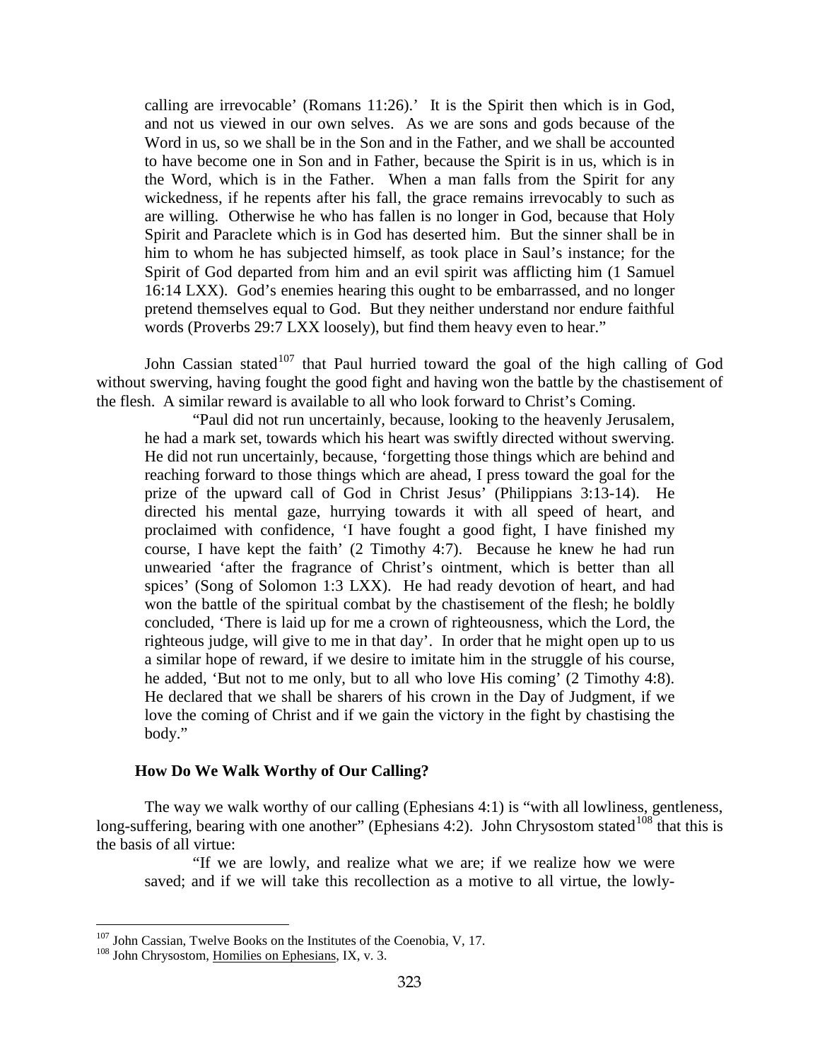calling are irrevocable' (Romans 11:26).' It is the Spirit then which is in God, and not us viewed in our own selves. As we are sons and gods because of the Word in us, so we shall be in the Son and in the Father, and we shall be accounted to have become one in Son and in Father, because the Spirit is in us, which is in the Word, which is in the Father. When a man falls from the Spirit for any wickedness, if he repents after his fall, the grace remains irrevocably to such as are willing. Otherwise he who has fallen is no longer in God, because that Holy Spirit and Paraclete which is in God has deserted him. But the sinner shall be in him to whom he has subjected himself, as took place in Saul's instance; for the Spirit of God departed from him and an evil spirit was afflicting him (1 Samuel 16:14 LXX). God's enemies hearing this ought to be embarrassed, and no longer pretend themselves equal to God. But they neither understand nor endure faithful words (Proverbs 29:7 LXX loosely), but find them heavy even to hear."

John Cassian stated[107] that Paul hurried toward the goal of the high calling of God without swerving, having fought the good fight and having won the battle by the chastisement of the flesh. A similar reward is available to all who look forward to Christ's Coming.

> "Paul did not run uncertainly, because, looking to the heavenly Jerusalem, he had a mark set, towards which his heart was swiftly directed without swerving. He did not run uncertainly, because, 'forgetting those things which are behind and reaching forward to those things which are ahead, I press toward the goal for the prize of the upward call of God in Christ Jesus' (Philippians 3:13-14). He directed his mental gaze, hurrying towards it with all speed of heart, and proclaimed with confidence, 'I have fought a good fight, I have finished my course, I have kept the faith' (2 Timothy 4:7). Because he knew he had run unwearied 'after the fragrance of Christ's ointment, which is better than all spices' (Song of Solomon 1:3 LXX). He had ready devotion of heart, and had won the battle of the spiritual combat by the chastisement of the flesh; he boldly concluded, 'There is laid up for me a crown of righteousness, which the Lord, the righteous judge, will give to me in that day'. In order that he might open up to us a similar hope of reward, if we desire to imitate him in the struggle of his course, he added, 'But not to me only, but to all who love His coming' (2 Timothy 4:8). He declared that we shall be sharers of his crown in the Day of Judgment, if we love the coming of Christ and if we gain the victory in the fight by chastising the body."

### How Do We Walk Worthy of Our Calling?

The way we walk worthy of our calling (Ephesians 4:1) is "with all lowliness, gentleness, long-suffering, bearing with one another" (Ephesians 4:2). John Chrysostom stated[108] that this is the basis of all virtue:

> "If we are lowly, and realize what we are; if we realize how we were saved; and if we will take this recollection as a motive to all virtue, the lowly-

---

[107] John Cassian, Twelve Books on the Institutes of the Coenobia, V, 17.

[108] John Chrysostom, Homilies on Ephesians, IX, v. 3.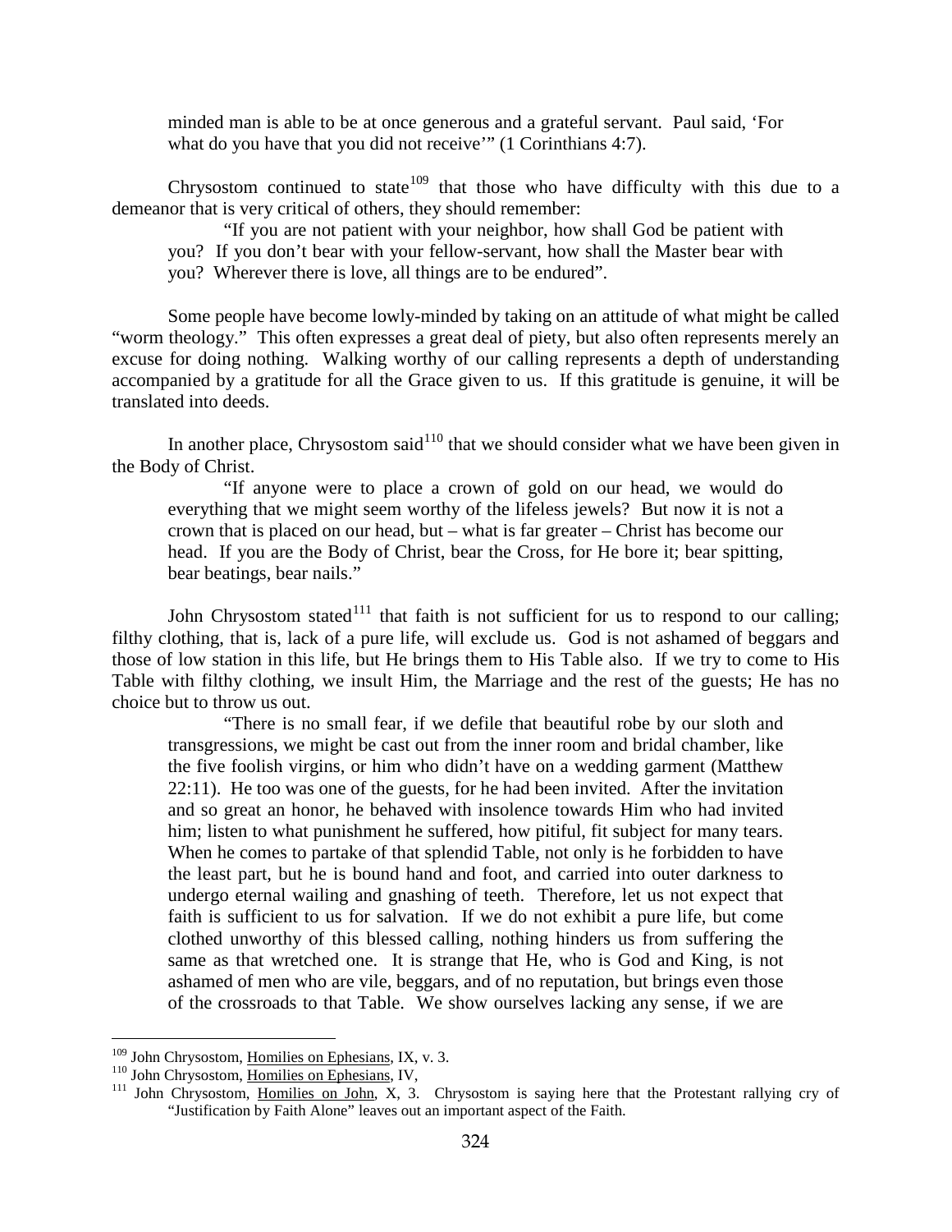> minded man is able to be at once generous and a grateful servant. Paul said, 'For what do you have that you did not receive'" (1 Corinthians 4:7).

Chrysostom continued to state[109] that those who have difficulty with this due to a demeanor that is very critical of others, they should remember:

> "If you are not patient with your neighbor, how shall God be patient with you? If you don't bear with your fellow-servant, how shall the Master bear with you? Wherever there is love, all things are to be endured".

Some people have become lowly-minded by taking on an attitude of what might be called "worm theology." This often expresses a great deal of piety, but also often represents merely an excuse for doing nothing. Walking worthy of our calling represents a depth of understanding accompanied by a gratitude for all the Grace given to us. If this gratitude is genuine, it will be translated into deeds.

In another place, Chrysostom said[110] that we should consider what we have been given in the Body of Christ.

> "If anyone were to place a crown of gold on our head, we would do everything that we might seem worthy of the lifeless jewels? But now it is not a crown that is placed on our head, but – what is far greater – Christ has become our head. If you are the Body of Christ, bear the Cross, for He bore it; bear spitting, bear beatings, bear nails."

John Chrysostom stated[111] that faith is not sufficient for us to respond to our calling; filthy clothing, that is, lack of a pure life, will exclude us. God is not ashamed of beggars and those of low station in this life, but He brings them to His Table also. If we try to come to His Table with filthy clothing, we insult Him, the Marriage and the rest of the guests; He has no choice but to throw us out.

> "There is no small fear, if we defile that beautiful robe by our sloth and transgressions, we might be cast out from the inner room and bridal chamber, like the five foolish virgins, or him who didn't have on a wedding garment (Matthew 22:11). He too was one of the guests, for he had been invited. After the invitation and so great an honor, he behaved with insolence towards Him who had invited him; listen to what punishment he suffered, how pitiful, fit subject for many tears. When he comes to partake of that splendid Table, not only is he forbidden to have the least part, but he is bound hand and foot, and carried into outer darkness to undergo eternal wailing and gnashing of teeth. Therefore, let us not expect that faith is sufficient to us for salvation. If we do not exhibit a pure life, but come clothed unworthy of this blessed calling, nothing hinders us from suffering the same as that wretched one. It is strange that He, who is God and King, is not ashamed of men who are vile, beggars, and of no reputation, but brings even those of the crossroads to that Table. We show ourselves lacking any sense, if we are

---

[109] John Chrysostom, Homilies on Ephesians, IX, v. 3.

[110] John Chrysostom, Homilies on Ephesians, IV,

[111] John Chrysostom, Homilies on John, X, 3. Chrysostom is saying here that the Protestant rallying cry of "Justification by Faith Alone" leaves out an important aspect of the Faith.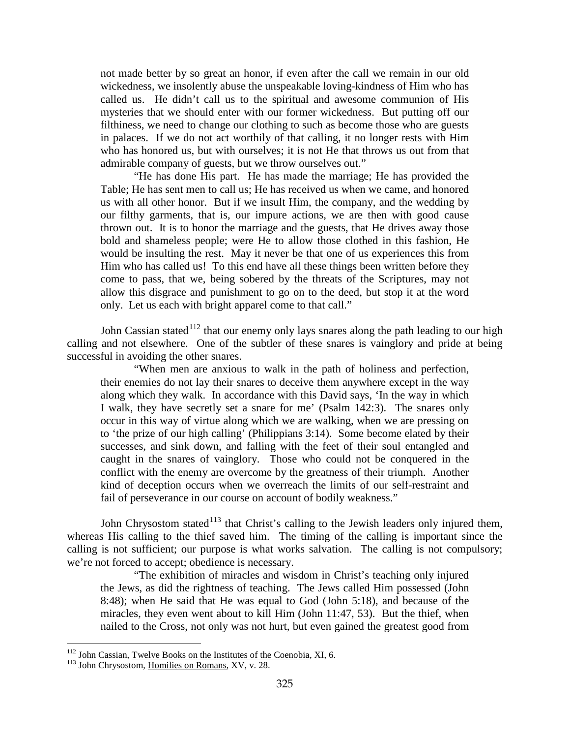not made better by so great an honor, if even after the call we remain in our old wickedness, we insolently abuse the unspeakable loving-kindness of Him who has called us. He didn't call us to the spiritual and awesome communion of His mysteries that we should enter with our former wickedness. But putting off our filthiness, we need to change our clothing to such as become those who are guests in palaces. If we do not act worthily of that calling, it no longer rests with Him who has honored us, but with ourselves; it is not He that throws us out from that admirable company of guests, but we throw ourselves out."

> "He has done His part. He has made the marriage; He has provided the Table; He has sent men to call us; He has received us when we came, and honored us with all other honor. But if we insult Him, the company, and the wedding by our filthy garments, that is, our impure actions, we are then with good cause thrown out. It is to honor the marriage and the guests, that He drives away those bold and shameless people; were He to allow those clothed in this fashion, He would be insulting the rest. May it never be that one of us experiences this from Him who has called us! To this end have all these things been written before they come to pass, that we, being sobered by the threats of the Scriptures, may not allow this disgrace and punishment to go on to the deed, but stop it at the word only. Let us each with bright apparel come to that call."

John Cassian stated[112] that our enemy only lays snares along the path leading to our high calling and not elsewhere. One of the subtler of these snares is vainglory and pride at being successful in avoiding the other snares.

> "When men are anxious to walk in the path of holiness and perfection, their enemies do not lay their snares to deceive them anywhere except in the way along which they walk. In accordance with this David says, 'In the way in which I walk, they have secretly set a snare for me' (Psalm 142:3). The snares only occur in this way of virtue along which we are walking, when we are pressing on to 'the prize of our high calling' (Philippians 3:14). Some become elated by their successes, and sink down, and falling with the feet of their soul entangled and caught in the snares of vainglory. Those who could not be conquered in the conflict with the enemy are overcome by the greatness of their triumph. Another kind of deception occurs when we overreach the limits of our self-restraint and fail of perseverance in our course on account of bodily weakness."

John Chrysostom stated[113] that Christ's calling to the Jewish leaders only injured them, whereas His calling to the thief saved him. The timing of the calling is important since the calling is not sufficient; our purpose is what works salvation. The calling is not compulsory; we're not forced to accept; obedience is necessary.

> "The exhibition of miracles and wisdom in Christ's teaching only injured the Jews, as did the rightness of teaching. The Jews called Him possessed (John 8:48); when He said that He was equal to God (John 5:18), and because of the miracles, they even went about to kill Him (John 11:47, 53). But the thief, when nailed to the Cross, not only was not hurt, but even gained the greatest good from

---

[112] John Cassian, Twelve Books on the Institutes of the Coenobia, XI, 6.

[113] John Chrysostom, Homilies on Romans, XV, v. 28.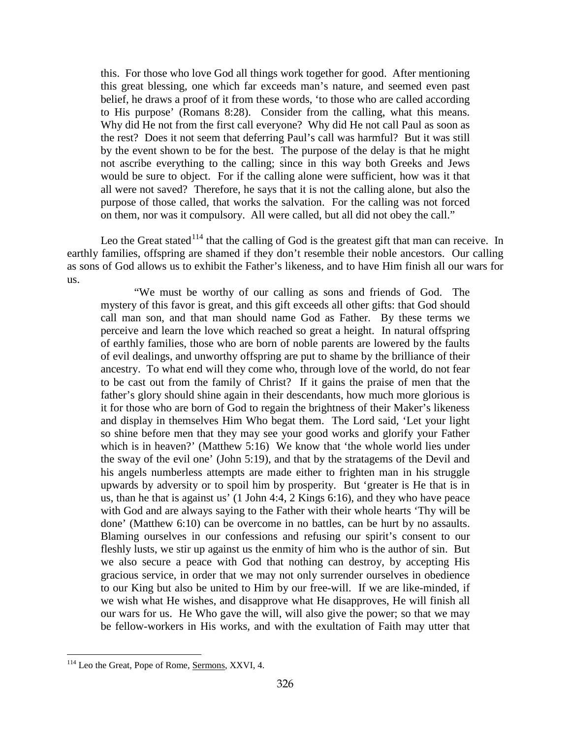> this. For those who love God all things work together for good. After mentioning this great blessing, one which far exceeds man's nature, and seemed even past belief, he draws a proof of it from these words, 'to those who are called according to His purpose' (Romans 8:28). Consider from the calling, what this means. Why did He not from the first call everyone? Why did He not call Paul as soon as the rest? Does it not seem that deferring Paul's call was harmful? But it was still by the event shown to be for the best. The purpose of the delay is that he might not ascribe everything to the calling; since in this way both Greeks and Jews would be sure to object. For if the calling alone were sufficient, how was it that all were not saved? Therefore, he says that it is not the calling alone, but also the purpose of those called, that works the salvation. For the calling was not forced on them, nor was it compulsory. All were called, but all did not obey the call."

Leo the Great stated[114] that the calling of God is the greatest gift that man can receive. In earthly families, offspring are shamed if they don't resemble their noble ancestors. Our calling as sons of God allows us to exhibit the Father's likeness, and to have Him finish all our wars for us.

> "We must be worthy of our calling as sons and friends of God. The mystery of this favor is great, and this gift exceeds all other gifts: that God should call man son, and that man should name God as Father. By these terms we perceive and learn the love which reached so great a height. In natural offspring of earthly families, those who are born of noble parents are lowered by the faults of evil dealings, and unworthy offspring are put to shame by the brilliance of their ancestry. To what end will they come who, through love of the world, do not fear to be cast out from the family of Christ? If it gains the praise of men that the father's glory should shine again in their descendants, how much more glorious is it for those who are born of God to regain the brightness of their Maker's likeness and display in themselves Him Who begat them. The Lord said, 'Let your light so shine before men that they may see your good works and glorify your Father which is in heaven?' (Matthew 5:16) We know that 'the whole world lies under the sway of the evil one' (John 5:19), and that by the stratagems of the Devil and his angels numberless attempts are made either to frighten man in his struggle upwards by adversity or to spoil him by prosperity. But 'greater is He that is in us, than he that is against us' (1 John 4:4, 2 Kings 6:16), and they who have peace with God and are always saying to the Father with their whole hearts 'Thy will be done' (Matthew 6:10) can be overcome in no battles, can be hurt by no assaults. Blaming ourselves in our confessions and refusing our spirit's consent to our fleshly lusts, we stir up against us the enmity of him who is the author of sin. But we also secure a peace with God that nothing can destroy, by accepting His gracious service, in order that we may not only surrender ourselves in obedience to our King but also be united to Him by our free-will. If we are like-minded, if we wish what He wishes, and disapprove what He disapproves, He will finish all our wars for us. He Who gave the will, will also give the power; so that we may be fellow-workers in His works, and with the exultation of Faith may utter that

---

[114] Leo the Great, Pope of Rome, Sermons, XXVI, 4.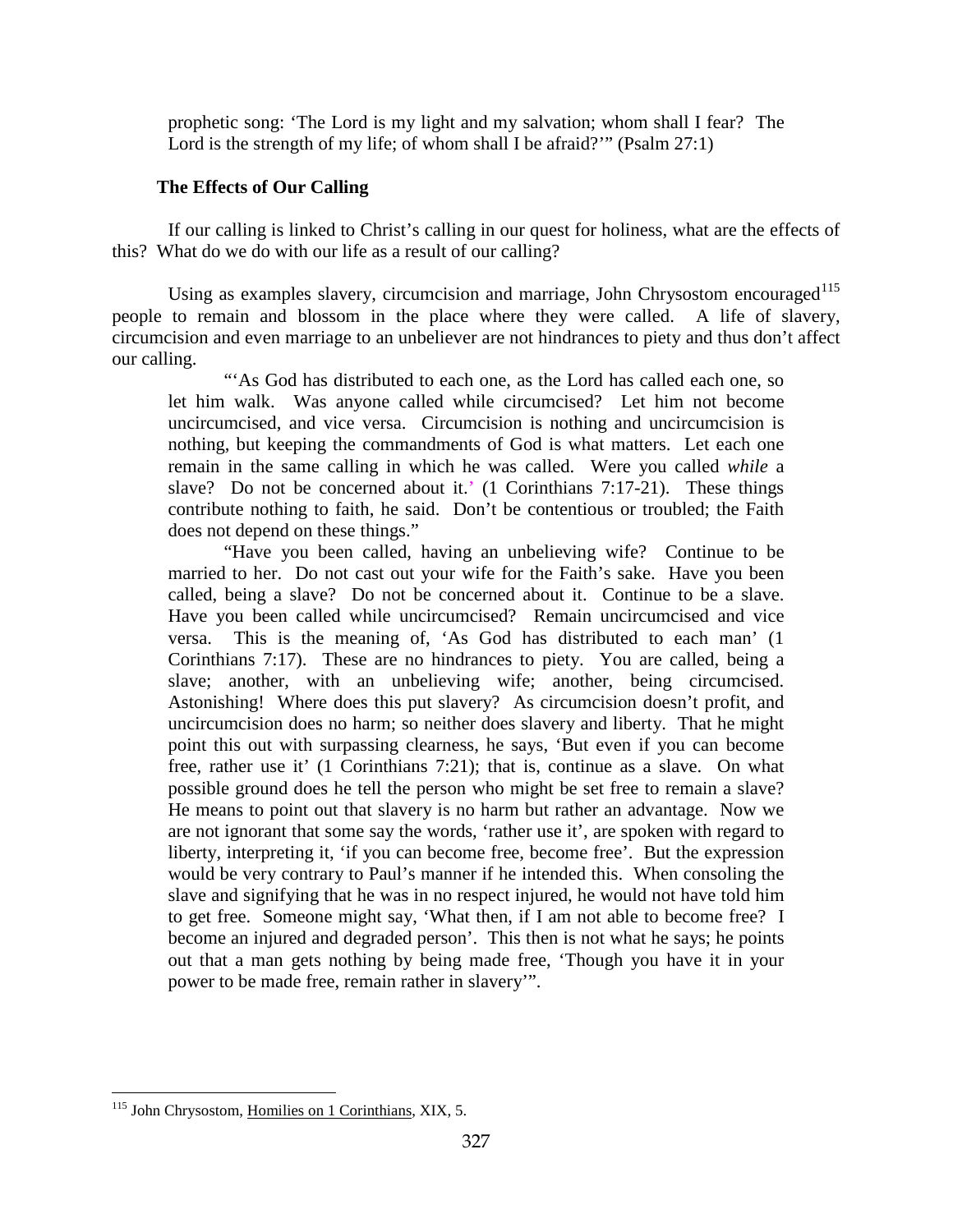prophetic song: 'The Lord is my light and my salvation; whom shall I fear? The Lord is the strength of my life; of whom shall I be afraid?'" (Psalm 27:1)

### The Effects of Our Calling

If our calling is linked to Christ's calling in our quest for holiness, what are the effects of this? What do we do with our life as a result of our calling?

Using as examples slavery, circumcision and marriage, John Chrysostom encouraged[115] people to remain and blossom in the place where they were called. A life of slavery, circumcision and even marriage to an unbeliever are not hindrances to piety and thus don't affect our calling.

> "'As God has distributed to each one, as the Lord has called each one, so let him walk. Was anyone called while circumcised? Let him not become uncircumcised, and vice versa. Circumcision is nothing and uncircumcision is nothing, but keeping the commandments of God is what matters. Let each one remain in the same calling in which he was called. Were you called *while* a slave? Do not be concerned about it.' (1 Corinthians 7:17-21). These things contribute nothing to faith, he said. Don't be contentious or troubled; the Faith does not depend on these things."
>
> "Have you been called, having an unbelieving wife? Continue to be married to her. Do not cast out your wife for the Faith's sake. Have you been called, being a slave? Do not be concerned about it. Continue to be a slave. Have you been called while uncircumcised? Remain uncircumcised and vice versa. This is the meaning of, 'As God has distributed to each man' (1 Corinthians 7:17). These are no hindrances to piety. You are called, being a slave; another, with an unbelieving wife; another, being circumcised. Astonishing! Where does this put slavery? As circumcision doesn't profit, and uncircumcision does no harm; so neither does slavery and liberty. That he might point this out with surpassing clearness, he says, 'But even if you can become free, rather use it' (1 Corinthians 7:21); that is, continue as a slave. On what possible ground does he tell the person who might be set free to remain a slave? He means to point out that slavery is no harm but rather an advantage. Now we are not ignorant that some say the words, 'rather use it', are spoken with regard to liberty, interpreting it, 'if you can become free, become free'. But the expression would be very contrary to Paul's manner if he intended this. When consoling the slave and signifying that he was in no respect injured, he would not have told him to get free. Someone might say, 'What then, if I am not able to become free? I become an injured and degraded person'. This then is not what he says; he points out that a man gets nothing by being made free, 'Though you have it in your power to be made free, remain rather in slavery'".

---

[115] John Chrysostom, Homilies on 1 Corinthians, XIX, 5.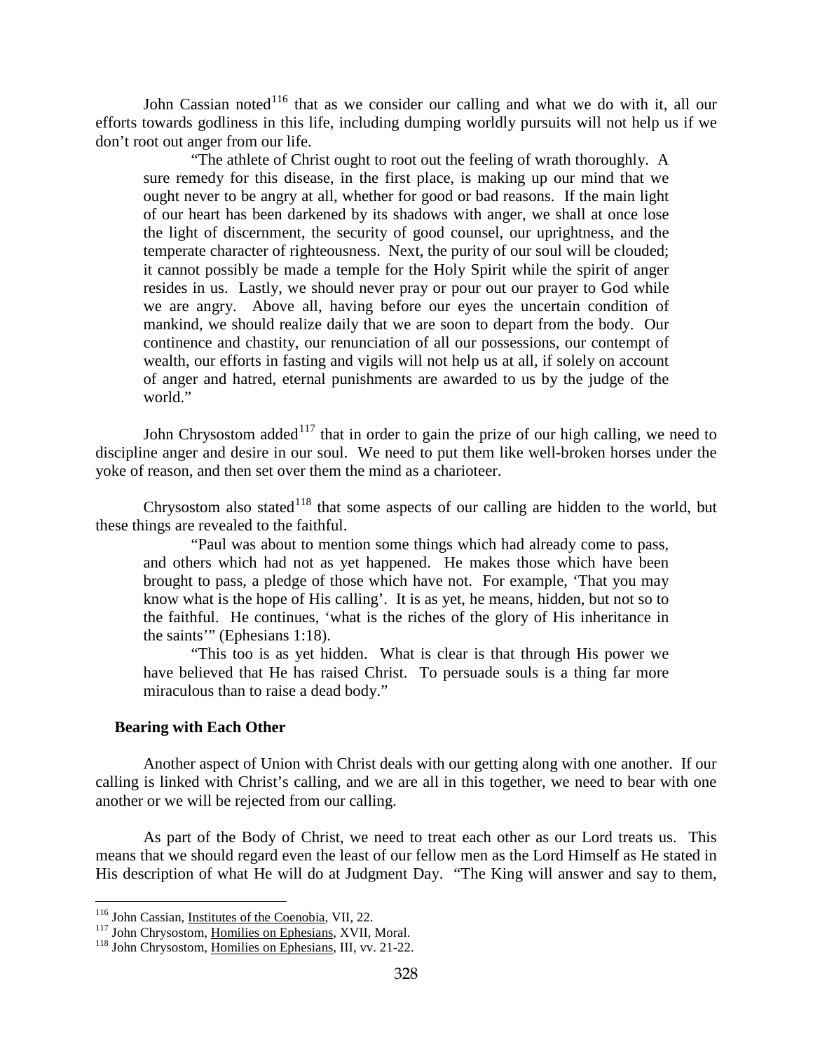John Cassian noted[116] that as we consider our calling and what we do with it, all our efforts towards godliness in this life, including dumping worldly pursuits will not help us if we don't root out anger from our life.

> "The athlete of Christ ought to root out the feeling of wrath thoroughly. A sure remedy for this disease, in the first place, is making up our mind that we ought never to be angry at all, whether for good or bad reasons. If the main light of our heart has been darkened by its shadows with anger, we shall at once lose the light of discernment, the security of good counsel, our uprightness, and the temperate character of righteousness. Next, the purity of our soul will be clouded; it cannot possibly be made a temple for the Holy Spirit while the spirit of anger resides in us. Lastly, we should never pray or pour out our prayer to God while we are angry. Above all, having before our eyes the uncertain condition of mankind, we should realize daily that we are soon to depart from the body. Our continence and chastity, our renunciation of all our possessions, our contempt of wealth, our efforts in fasting and vigils will not help us at all, if solely on account of anger and hatred, eternal punishments are awarded to us by the judge of the world."

John Chrysostom added[117] that in order to gain the prize of our high calling, we need to discipline anger and desire in our soul. We need to put them like well-broken horses under the yoke of reason, and then set over them the mind as a charioteer.

Chrysostom also stated[118] that some aspects of our calling are hidden to the world, but these things are revealed to the faithful.

> "Paul was about to mention some things which had already come to pass, and others which had not as yet happened. He makes those which have been brought to pass, a pledge of those which have not. For example, 'That you may know what is the hope of His calling'. It is as yet, he means, hidden, but not so to the faithful. He continues, 'what is the riches of the glory of His inheritance in the saints'" (Ephesians 1:18).
>
> "This too is as yet hidden. What is clear is that through His power we have believed that He has raised Christ. To persuade souls is a thing far more miraculous than to raise a dead body."

### Bearing with Each Other

Another aspect of Union with Christ deals with our getting along with one another. If our calling is linked with Christ's calling, and we are all in this together, we need to bear with one another or we will be rejected from our calling.

As part of the Body of Christ, we need to treat each other as our Lord treats us. This means that we should regard even the least of our fellow men as the Lord Himself as He stated in His description of what He will do at Judgment Day. "The King will answer and say to them,

---

[116] John Cassian, Institutes of the Coenobia, VII, 22.

[117] John Chrysostom, Homilies on Ephesians, XVII, Moral.

[118] John Chrysostom, Homilies on Ephesians, III, vv. 21-22.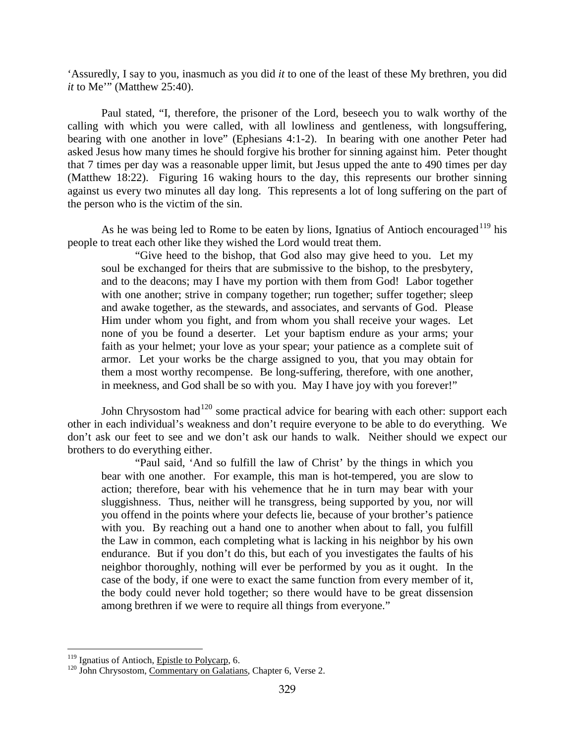'Assuredly, I say to you, inasmuch as you did *it* to one of the least of these My brethren, you did *it* to Me'" (Matthew 25:40).

Paul stated, "I, therefore, the prisoner of the Lord, beseech you to walk worthy of the calling with which you were called, with all lowliness and gentleness, with longsuffering, bearing with one another in love" (Ephesians 4:1-2). In bearing with one another Peter had asked Jesus how many times he should forgive his brother for sinning against him. Peter thought that 7 times per day was a reasonable upper limit, but Jesus upped the ante to 490 times per day (Matthew 18:22). Figuring 16 waking hours to the day, this represents our brother sinning against us every two minutes all day long. This represents a lot of long suffering on the part of the person who is the victim of the sin.

As he was being led to Rome to be eaten by lions, Ignatius of Antioch encouraged[119] his people to treat each other like they wished the Lord would treat them.

> "Give heed to the bishop, that God also may give heed to you. Let my soul be exchanged for theirs that are submissive to the bishop, to the presbytery, and to the deacons; may I have my portion with them from God! Labor together with one another; strive in company together; run together; suffer together; sleep and awake together, as the stewards, and associates, and servants of God. Please Him under whom you fight, and from whom you shall receive your wages. Let none of you be found a deserter. Let your baptism endure as your arms; your faith as your helmet; your love as your spear; your patience as a complete suit of armor. Let your works be the charge assigned to you, that you may obtain for them a most worthy recompense. Be long-suffering, therefore, with one another, in meekness, and God shall be so with you. May I have joy with you forever!"

John Chrysostom had[120] some practical advice for bearing with each other: support each other in each individual's weakness and don't require everyone to be able to do everything. We don't ask our feet to see and we don't ask our hands to walk. Neither should we expect our brothers to do everything either.

> "Paul said, 'And so fulfill the law of Christ' by the things in which you bear with one another. For example, this man is hot-tempered, you are slow to action; therefore, bear with his vehemence that he in turn may bear with your sluggishness. Thus, neither will he transgress, being supported by you, nor will you offend in the points where your defects lie, because of your brother's patience with you. By reaching out a hand one to another when about to fall, you fulfill the Law in common, each completing what is lacking in his neighbor by his own endurance. But if you don't do this, but each of you investigates the faults of his neighbor thoroughly, nothing will ever be performed by you as it ought. In the case of the body, if one were to exact the same function from every member of it, the body could never hold together; so there would have to be great dissension among brethren if we were to require all things from everyone."

---

[119] Ignatius of Antioch, Epistle to Polycarp, 6.

[120] John Chrysostom, Commentary on Galatians, Chapter 6, Verse 2.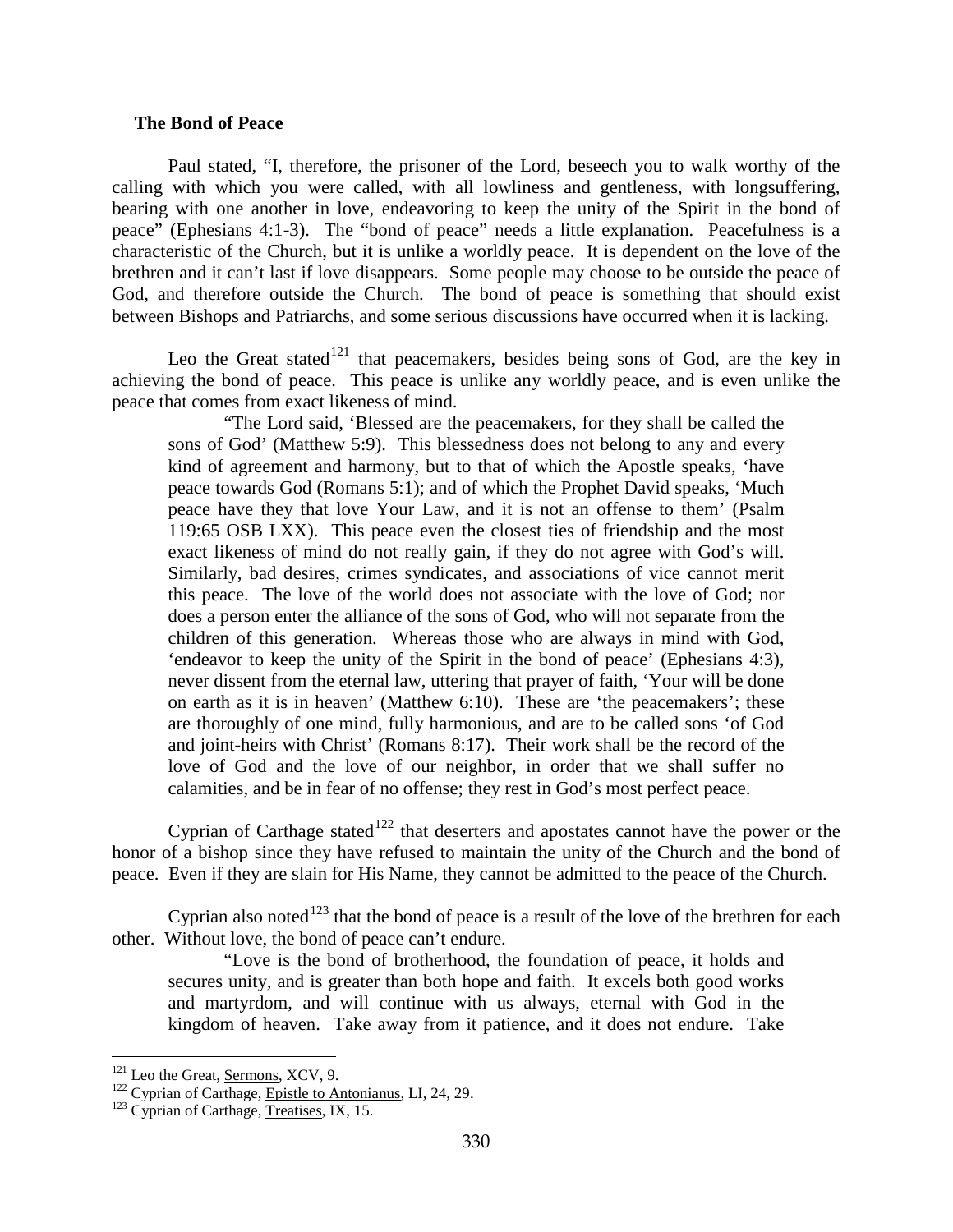## The Bond of Peace

Paul stated, "I, therefore, the prisoner of the Lord, beseech you to walk worthy of the calling with which you were called, with all lowliness and gentleness, with longsuffering, bearing with one another in love, endeavoring to keep the unity of the Spirit in the bond of peace" (Ephesians 4:1-3). The "bond of peace" needs a little explanation. Peacefulness is a characteristic of the Church, but it is unlike a worldly peace. It is dependent on the love of the brethren and it can't last if love disappears. Some people may choose to be outside the peace of God, and therefore outside the Church. The bond of peace is something that should exist between Bishops and Patriarchs, and some serious discussions have occurred when it is lacking.

Leo the Great stated[121] that peacemakers, besides being sons of God, are the key in achieving the bond of peace. This peace is unlike any worldly peace, and is even unlike the peace that comes from exact likeness of mind.

> "The Lord said, 'Blessed are the peacemakers, for they shall be called the sons of God' (Matthew 5:9). This blessedness does not belong to any and every kind of agreement and harmony, but to that of which the Apostle speaks, 'have peace towards God (Romans 5:1); and of which the Prophet David speaks, 'Much peace have they that love Your Law, and it is not an offense to them' (Psalm 119:65 OSB LXX). This peace even the closest ties of friendship and the most exact likeness of mind do not really gain, if they do not agree with God's will. Similarly, bad desires, crimes syndicates, and associations of vice cannot merit this peace. The love of the world does not associate with the love of God; nor does a person enter the alliance of the sons of God, who will not separate from the children of this generation. Whereas those who are always in mind with God, 'endeavor to keep the unity of the Spirit in the bond of peace' (Ephesians 4:3), never dissent from the eternal law, uttering that prayer of faith, 'Your will be done on earth as it is in heaven' (Matthew 6:10). These are 'the peacemakers'; these are thoroughly of one mind, fully harmonious, and are to be called sons 'of God and joint-heirs with Christ' (Romans 8:17). Their work shall be the record of the love of God and the love of our neighbor, in order that we shall suffer no calamities, and be in fear of no offense; they rest in God's most perfect peace.

Cyprian of Carthage stated[122] that deserters and apostates cannot have the power or the honor of a bishop since they have refused to maintain the unity of the Church and the bond of peace. Even if they are slain for His Name, they cannot be admitted to the peace of the Church.

Cyprian also noted[123] that the bond of peace is a result of the love of the brethren for each other. Without love, the bond of peace can't endure.

> "Love is the bond of brotherhood, the foundation of peace, it holds and secures unity, and is greater than both hope and faith. It excels both good works and martyrdom, and will continue with us always, eternal with God in the kingdom of heaven. Take away from it patience, and it does not endure. Take

---

[121] Leo the Great, Sermons, XCV, 9.

[122] Cyprian of Carthage, Epistle to Antonianus, LI, 24, 29.

[123] Cyprian of Carthage, Treatises, IX, 15.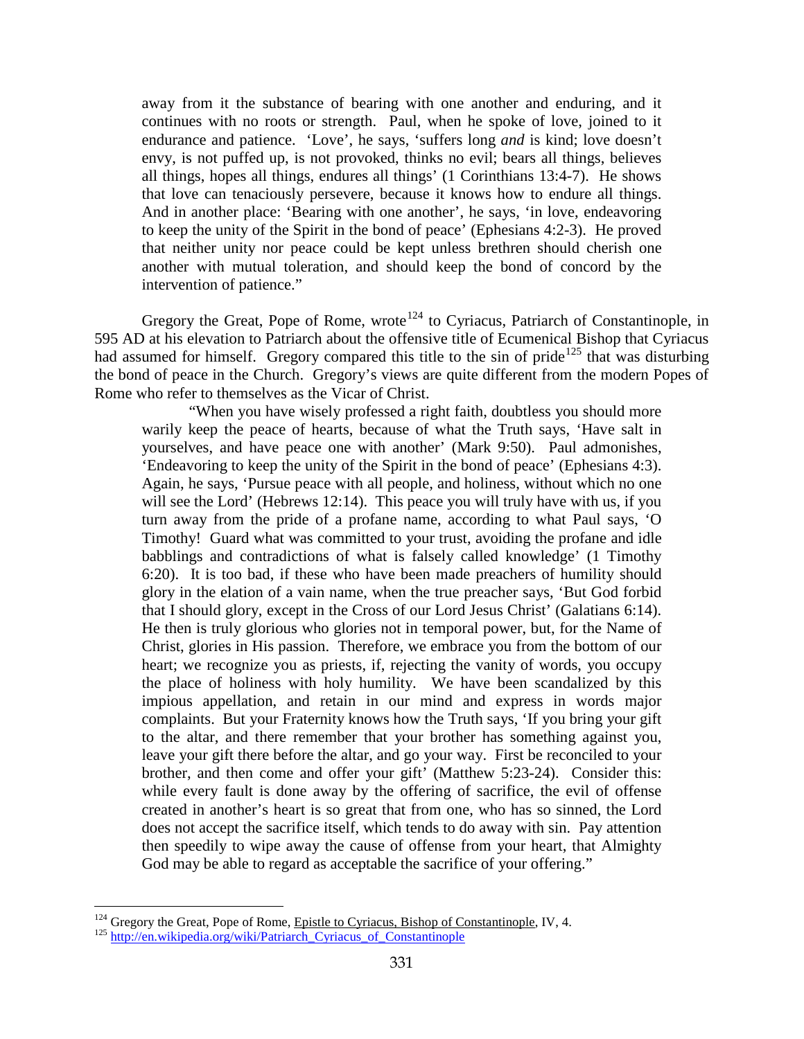> away from it the substance of bearing with one another and enduring, and it continues with no roots or strength. Paul, when he spoke of love, joined to it endurance and patience. 'Love', he says, 'suffers long *and* is kind; love doesn't envy, is not puffed up, is not provoked, thinks no evil; bears all things, believes all things, hopes all things, endures all things' (1 Corinthians 13:4-7). He shows that love can tenaciously persevere, because it knows how to endure all things. And in another place: 'Bearing with one another', he says, 'in love, endeavoring to keep the unity of the Spirit in the bond of peace' (Ephesians 4:2-3). He proved that neither unity nor peace could be kept unless brethren should cherish one another with mutual toleration, and should keep the bond of concord by the intervention of patience."

Gregory the Great, Pope of Rome, wrote[124] to Cyriacus, Patriarch of Constantinople, in 595 AD at his elevation to Patriarch about the offensive title of Ecumenical Bishop that Cyriacus had assumed for himself. Gregory compared this title to the sin of pride[125] that was disturbing the bond of peace in the Church. Gregory's views are quite different from the modern Popes of Rome who refer to themselves as the Vicar of Christ.

> "When you have wisely professed a right faith, doubtless you should more warily keep the peace of hearts, because of what the Truth says, 'Have salt in yourselves, and have peace one with another' (Mark 9:50). Paul admonishes, 'Endeavoring to keep the unity of the Spirit in the bond of peace' (Ephesians 4:3). Again, he says, 'Pursue peace with all people, and holiness, without which no one will see the Lord' (Hebrews 12:14). This peace you will truly have with us, if you turn away from the pride of a profane name, according to what Paul says, 'O Timothy! Guard what was committed to your trust, avoiding the profane and idle babblings and contradictions of what is falsely called knowledge' (1 Timothy 6:20). It is too bad, if these who have been made preachers of humility should glory in the elation of a vain name, when the true preacher says, 'But God forbid that I should glory, except in the Cross of our Lord Jesus Christ' (Galatians 6:14). He then is truly glorious who glories not in temporal power, but, for the Name of Christ, glories in His passion. Therefore, we embrace you from the bottom of our heart; we recognize you as priests, if, rejecting the vanity of words, you occupy the place of holiness with holy humility. We have been scandalized by this impious appellation, and retain in our mind and express in words major complaints. But your Fraternity knows how the Truth says, 'If you bring your gift to the altar, and there remember that your brother has something against you, leave your gift there before the altar, and go your way. First be reconciled to your brother, and then come and offer your gift' (Matthew 5:23-24). Consider this: while every fault is done away by the offering of sacrifice, the evil of offense created in another's heart is so great that from one, who has so sinned, the Lord does not accept the sacrifice itself, which tends to do away with sin. Pay attention then speedily to wipe away the cause of offense from your heart, that Almighty God may be able to regard as acceptable the sacrifice of your offering."

---

[124] Gregory the Great, Pope of Rome, Epistle to Cyriacus, Bishop of Constantinople, IV, 4.

[125] http://en.wikipedia.org/wiki/Patriarch_Cyriacus_of_Constantinople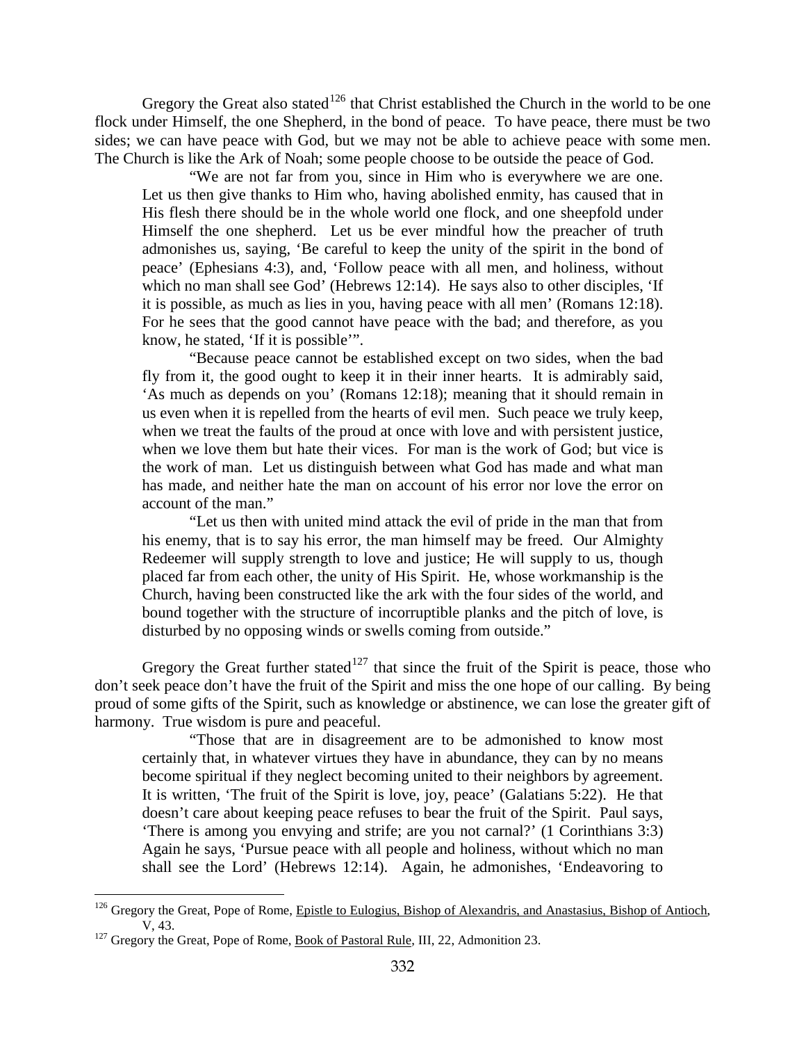Gregory the Great also stated[126] that Christ established the Church in the world to be one flock under Himself, the one Shepherd, in the bond of peace. To have peace, there must be two sides; we can have peace with God, but we may not be able to achieve peace with some men. The Church is like the Ark of Noah; some people choose to be outside the peace of God.

> "We are not far from you, since in Him who is everywhere we are one. Let us then give thanks to Him who, having abolished enmity, has caused that in His flesh there should be in the whole world one flock, and one sheepfold under Himself the one shepherd. Let us be ever mindful how the preacher of truth admonishes us, saying, 'Be careful to keep the unity of the spirit in the bond of peace' (Ephesians 4:3), and, 'Follow peace with all men, and holiness, without which no man shall see God' (Hebrews 12:14). He says also to other disciples, 'If it is possible, as much as lies in you, having peace with all men' (Romans 12:18). For he sees that the good cannot have peace with the bad; and therefore, as you know, he stated, 'If it is possible'".
>
> "Because peace cannot be established except on two sides, when the bad fly from it, the good ought to keep it in their inner hearts. It is admirably said, 'As much as depends on you' (Romans 12:18); meaning that it should remain in us even when it is repelled from the hearts of evil men. Such peace we truly keep, when we treat the faults of the proud at once with love and with persistent justice, when we love them but hate their vices. For man is the work of God; but vice is the work of man. Let us distinguish between what God has made and what man has made, and neither hate the man on account of his error nor love the error on account of the man."
>
> "Let us then with united mind attack the evil of pride in the man that from his enemy, that is to say his error, the man himself may be freed. Our Almighty Redeemer will supply strength to love and justice; He will supply to us, though placed far from each other, the unity of His Spirit. He, whose workmanship is the Church, having been constructed like the ark with the four sides of the world, and bound together with the structure of incorruptible planks and the pitch of love, is disturbed by no opposing winds or swells coming from outside."

Gregory the Great further stated[127] that since the fruit of the Spirit is peace, those who don't seek peace don't have the fruit of the Spirit and miss the one hope of our calling. By being proud of some gifts of the Spirit, such as knowledge or abstinence, we can lose the greater gift of harmony. True wisdom is pure and peaceful.

> "Those that are in disagreement are to be admonished to know most certainly that, in whatever virtues they have in abundance, they can by no means become spiritual if they neglect becoming united to their neighbors by agreement. It is written, 'The fruit of the Spirit is love, joy, peace' (Galatians 5:22). He that doesn't care about keeping peace refuses to bear the fruit of the Spirit. Paul says, 'There is among you envying and strife; are you not carnal?' (1 Corinthians 3:3) Again he says, 'Pursue peace with all people and holiness, without which no man shall see the Lord' (Hebrews 12:14). Again, he admonishes, 'Endeavoring to

---

[126] Gregory the Great, Pope of Rome, Epistle to Eulogius, Bishop of Alexandris, and Anastasius, Bishop of Antioch, V, 43.

[127] Gregory the Great, Pope of Rome, Book of Pastoral Rule, III, 22, Admonition 23.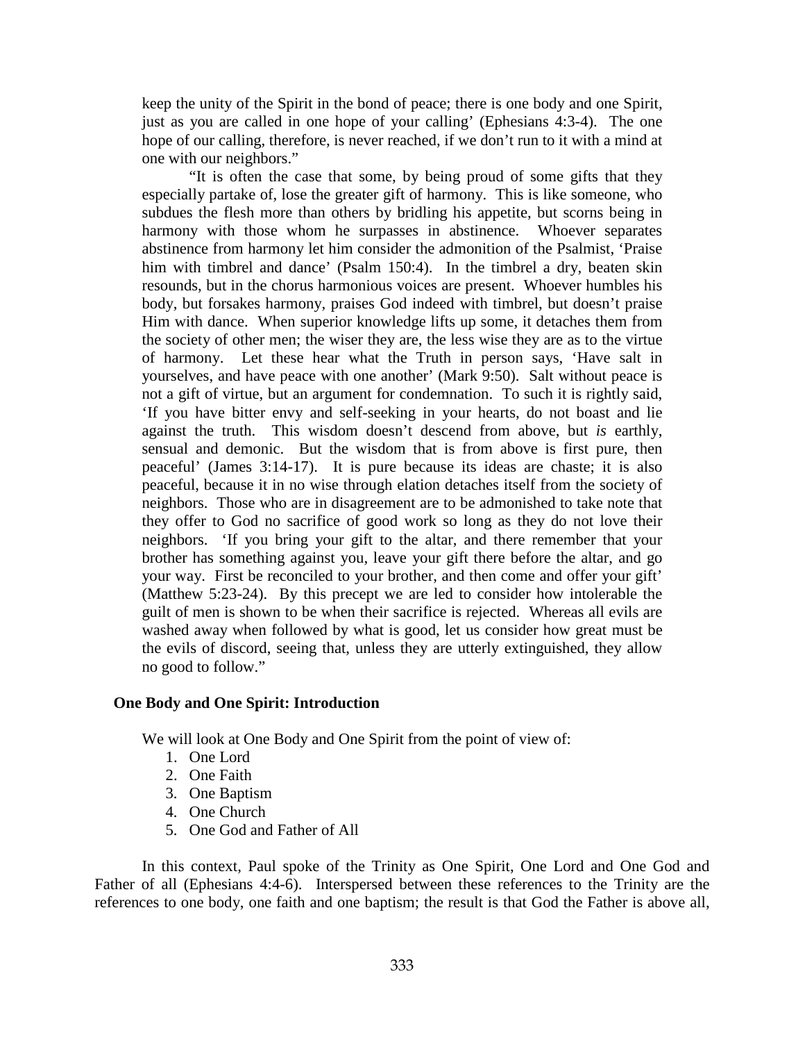keep the unity of the Spirit in the bond of peace; there is one body and one Spirit, just as you are called in one hope of your calling' (Ephesians 4:3-4). The one hope of our calling, therefore, is never reached, if we don't run to it with a mind at one with our neighbors."

"It is often the case that some, by being proud of some gifts that they especially partake of, lose the greater gift of harmony. This is like someone, who subdues the flesh more than others by bridling his appetite, but scorns being in harmony with those whom he surpasses in abstinence. Whoever separates abstinence from harmony let him consider the admonition of the Psalmist, 'Praise him with timbrel and dance' (Psalm 150:4). In the timbrel a dry, beaten skin resounds, but in the chorus harmonious voices are present. Whoever humbles his body, but forsakes harmony, praises God indeed with timbrel, but doesn't praise Him with dance. When superior knowledge lifts up some, it detaches them from the society of other men; the wiser they are, the less wise they are as to the virtue of harmony. Let these hear what the Truth in person says, 'Have salt in yourselves, and have peace with one another' (Mark 9:50). Salt without peace is not a gift of virtue, but an argument for condemnation. To such it is rightly said, 'If you have bitter envy and self-seeking in your hearts, do not boast and lie against the truth. This wisdom doesn't descend from above, but *is* earthly, sensual and demonic. But the wisdom that is from above is first pure, then peaceful' (James 3:14-17). It is pure because its ideas are chaste; it is also peaceful, because it in no wise through elation detaches itself from the society of neighbors. Those who are in disagreement are to be admonished to take note that they offer to God no sacrifice of good work so long as they do not love their neighbors. 'If you bring your gift to the altar, and there remember that your brother has something against you, leave your gift there before the altar, and go your way. First be reconciled to your brother, and then come and offer your gift' (Matthew 5:23-24). By this precept we are led to consider how intolerable the guilt of men is shown to be when their sacrifice is rejected. Whereas all evils are washed away when followed by what is good, let us consider how great must be the evils of discord, seeing that, unless they are utterly extinguished, they allow no good to follow."

## One Body and One Spirit: Introduction

We will look at One Body and One Spirit from the point of view of:

1. One Lord
2. One Faith
3. One Baptism
4. One Church
5. One God and Father of All

In this context, Paul spoke of the Trinity as One Spirit, One Lord and One God and Father of all (Ephesians 4:4-6). Interspersed between these references to the Trinity are the references to one body, one faith and one baptism; the result is that God the Father is above all,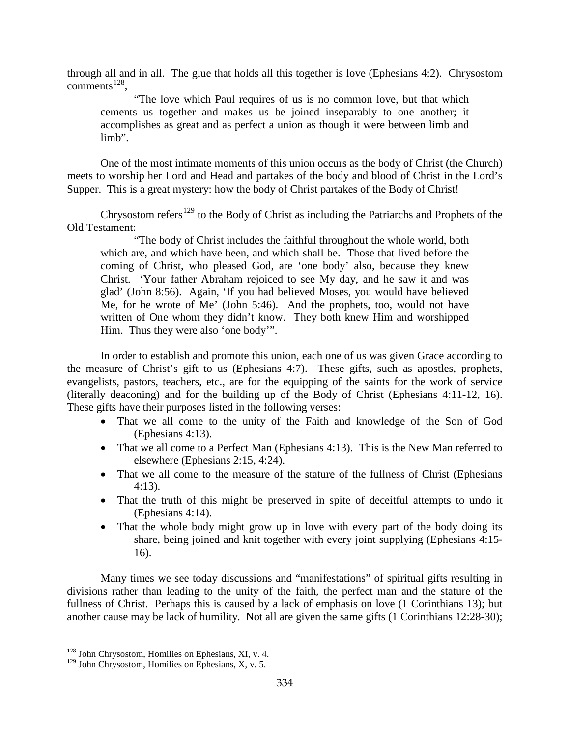through all and in all. The glue that holds all this together is love (Ephesians 4:2). Chrysostom comments[128],

> "The love which Paul requires of us is no common love, but that which cements us together and makes us be joined inseparably to one another; it accomplishes as great and as perfect a union as though it were between limb and limb".

One of the most intimate moments of this union occurs as the body of Christ (the Church) meets to worship her Lord and Head and partakes of the body and blood of Christ in the Lord's Supper. This is a great mystery: how the body of Christ partakes of the Body of Christ!

Chrysostom refers[129] to the Body of Christ as including the Patriarchs and Prophets of the Old Testament:

> "The body of Christ includes the faithful throughout the whole world, both which are, and which have been, and which shall be. Those that lived before the coming of Christ, who pleased God, are 'one body' also, because they knew Christ. 'Your father Abraham rejoiced to see My day, and he saw it and was glad' (John 8:56). Again, 'If you had believed Moses, you would have believed Me, for he wrote of Me' (John 5:46). And the prophets, too, would not have written of One whom they didn't know. They both knew Him and worshipped Him. Thus they were also 'one body'".

In order to establish and promote this union, each one of us was given Grace according to the measure of Christ's gift to us (Ephesians 4:7). These gifts, such as apostles, prophets, evangelists, pastors, teachers, etc., are for the equipping of the saints for the work of service (literally deaconing) and for the building up of the Body of Christ (Ephesians 4:11-12, 16). These gifts have their purposes listed in the following verses:

- That we all come to the unity of the Faith and knowledge of the Son of God (Ephesians 4:13).
- That we all come to a Perfect Man (Ephesians 4:13). This is the New Man referred to elsewhere (Ephesians 2:15, 4:24).
- That we all come to the measure of the stature of the fullness of Christ (Ephesians 4:13).
- That the truth of this might be preserved in spite of deceitful attempts to undo it (Ephesians 4:14).
- That the whole body might grow up in love with every part of the body doing its share, being joined and knit together with every joint supplying (Ephesians 4:15-16).

Many times we see today discussions and "manifestations" of spiritual gifts resulting in divisions rather than leading to the unity of the faith, the perfect man and the stature of the fullness of Christ. Perhaps this is caused by a lack of emphasis on love (1 Corinthians 13); but another cause may be lack of humility. Not all are given the same gifts (1 Corinthians 12:28-30);

---

[128] John Chrysostom, Homilies on Ephesians, XI, v. 4.

[129] John Chrysostom, Homilies on Ephesians, X, v. 5.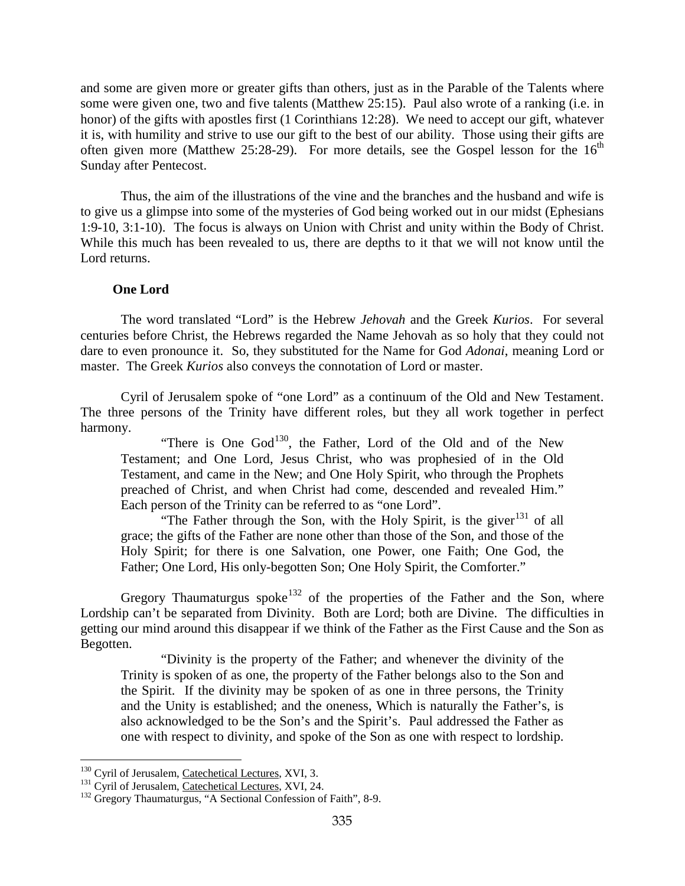and some are given more or greater gifts than others, just as in the Parable of the Talents where some were given one, two and five talents (Matthew 25:15). Paul also wrote of a ranking (i.e. in honor) of the gifts with apostles first (1 Corinthians 12:28). We need to accept our gift, whatever it is, with humility and strive to use our gift to the best of our ability. Those using their gifts are often given more (Matthew 25:28-29). For more details, see the Gospel lesson for the 16th Sunday after Pentecost.

Thus, the aim of the illustrations of the vine and the branches and the husband and wife is to give us a glimpse into some of the mysteries of God being worked out in our midst (Ephesians 1:9-10, 3:1-10). The focus is always on Union with Christ and unity within the Body of Christ. While this much has been revealed to us, there are depths to it that we will not know until the Lord returns.

**One Lord**

The word translated "Lord" is the Hebrew *Jehovah* and the Greek *Kurios*. For several centuries before Christ, the Hebrews regarded the Name Jehovah as so holy that they could not dare to even pronounce it. So, they substituted for the Name for God *Adonai*, meaning Lord or master. The Greek *Kurios* also conveys the connotation of Lord or master.

Cyril of Jerusalem spoke of "one Lord" as a continuum of the Old and New Testament. The three persons of the Trinity have different roles, but they all work together in perfect harmony.

> "There is One God[130], the Father, Lord of the Old and of the New Testament; and One Lord, Jesus Christ, who was prophesied of in the Old Testament, and came in the New; and One Holy Spirit, who through the Prophets preached of Christ, and when Christ had come, descended and revealed Him."
>
> Each person of the Trinity can be referred to as "one Lord".
>
> "The Father through the Son, with the Holy Spirit, is the giver[131] of all grace; the gifts of the Father are none other than those of the Son, and those of the Holy Spirit; for there is one Salvation, one Power, one Faith; One God, the Father; One Lord, His only-begotten Son; One Holy Spirit, the Comforter."

Gregory Thaumaturgus spoke[132] of the properties of the Father and the Son, where Lordship can't be separated from Divinity. Both are Lord; both are Divine. The difficulties in getting our mind around this disappear if we think of the Father as the First Cause and the Son as Begotten.

> "Divinity is the property of the Father; and whenever the divinity of the Trinity is spoken of as one, the property of the Father belongs also to the Son and the Spirit. If the divinity may be spoken of as one in three persons, the Trinity and the Unity is established; and the oneness, Which is naturally the Father's, is also acknowledged to be the Son's and the Spirit's. Paul addressed the Father as one with respect to divinity, and spoke of the Son as one with respect to lordship.

---

[130] Cyril of Jerusalem, Catechetical Lectures, XVI, 3.

[131] Cyril of Jerusalem, Catechetical Lectures, XVI, 24.

[132] Gregory Thaumaturgus, "A Sectional Confession of Faith", 8-9.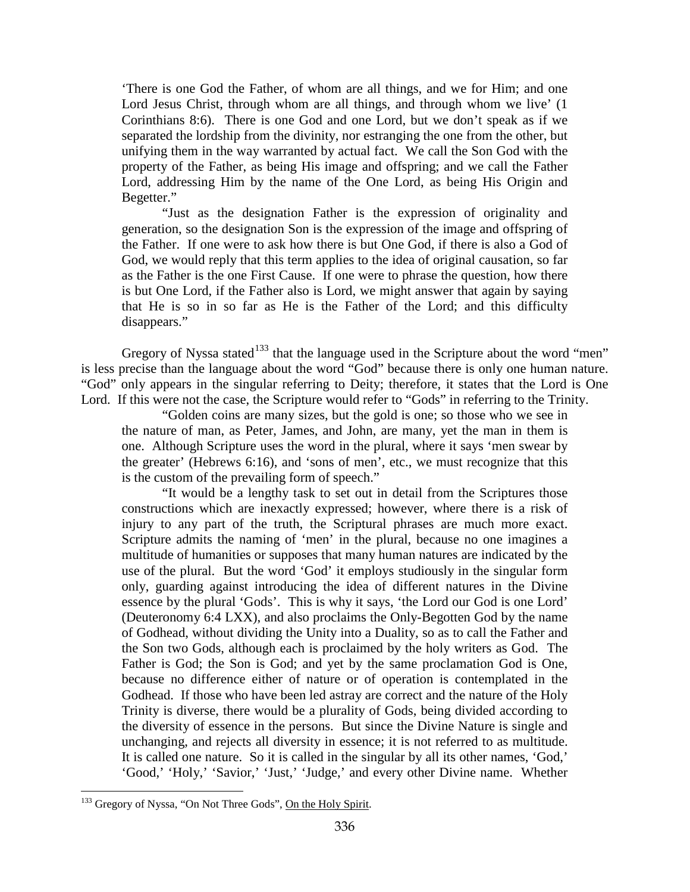'There is one God the Father, of whom are all things, and we for Him; and one Lord Jesus Christ, through whom are all things, and through whom we live' (1 Corinthians 8:6). There is one God and one Lord, but we don't speak as if we separated the lordship from the divinity, nor estranging the one from the other, but unifying them in the way warranted by actual fact. We call the Son God with the property of the Father, as being His image and offspring; and we call the Father Lord, addressing Him by the name of the One Lord, as being His Origin and Begetter."

"Just as the designation Father is the expression of originality and generation, so the designation Son is the expression of the image and offspring of the Father. If one were to ask how there is but One God, if there is also a God of God, we would reply that this term applies to the idea of original causation, so far as the Father is the one First Cause. If one were to phrase the question, how there is but One Lord, if the Father also is Lord, we might answer that again by saying that He is so in so far as He is the Father of the Lord; and this difficulty disappears."

Gregory of Nyssa stated[133] that the language used in the Scripture about the word "men" is less precise than the language about the word "God" because there is only one human nature. "God" only appears in the singular referring to Deity; therefore, it states that the Lord is One Lord. If this were not the case, the Scripture would refer to "Gods" in referring to the Trinity.

"Golden coins are many sizes, but the gold is one; so those who we see in the nature of man, as Peter, James, and John, are many, yet the man in them is one. Although Scripture uses the word in the plural, where it says 'men swear by the greater' (Hebrews 6:16), and 'sons of men', etc., we must recognize that this is the custom of the prevailing form of speech."

"It would be a lengthy task to set out in detail from the Scriptures those constructions which are inexactly expressed; however, where there is a risk of injury to any part of the truth, the Scriptural phrases are much more exact. Scripture admits the naming of 'men' in the plural, because no one imagines a multitude of humanities or supposes that many human natures are indicated by the use of the plural. But the word 'God' it employs studiously in the singular form only, guarding against introducing the idea of different natures in the Divine essence by the plural 'Gods'. This is why it says, 'the Lord our God is one Lord' (Deuteronomy 6:4 LXX), and also proclaims the Only-Begotten God by the name of Godhead, without dividing the Unity into a Duality, so as to call the Father and the Son two Gods, although each is proclaimed by the holy writers as God. The Father is God; the Son is God; and yet by the same proclamation God is One, because no difference either of nature or of operation is contemplated in the Godhead. If those who have been led astray are correct and the nature of the Holy Trinity is diverse, there would be a plurality of Gods, being divided according to the diversity of essence in the persons. But since the Divine Nature is single and unchanging, and rejects all diversity in essence; it is not referred to as multitude. It is called one nature. So it is called in the singular by all its other names, 'God,' 'Good,' 'Holy,' 'Savior,' 'Just,' 'Judge,' and every other Divine name. Whether

[133] Gregory of Nyssa, "On Not Three Gods", On the Holy Spirit.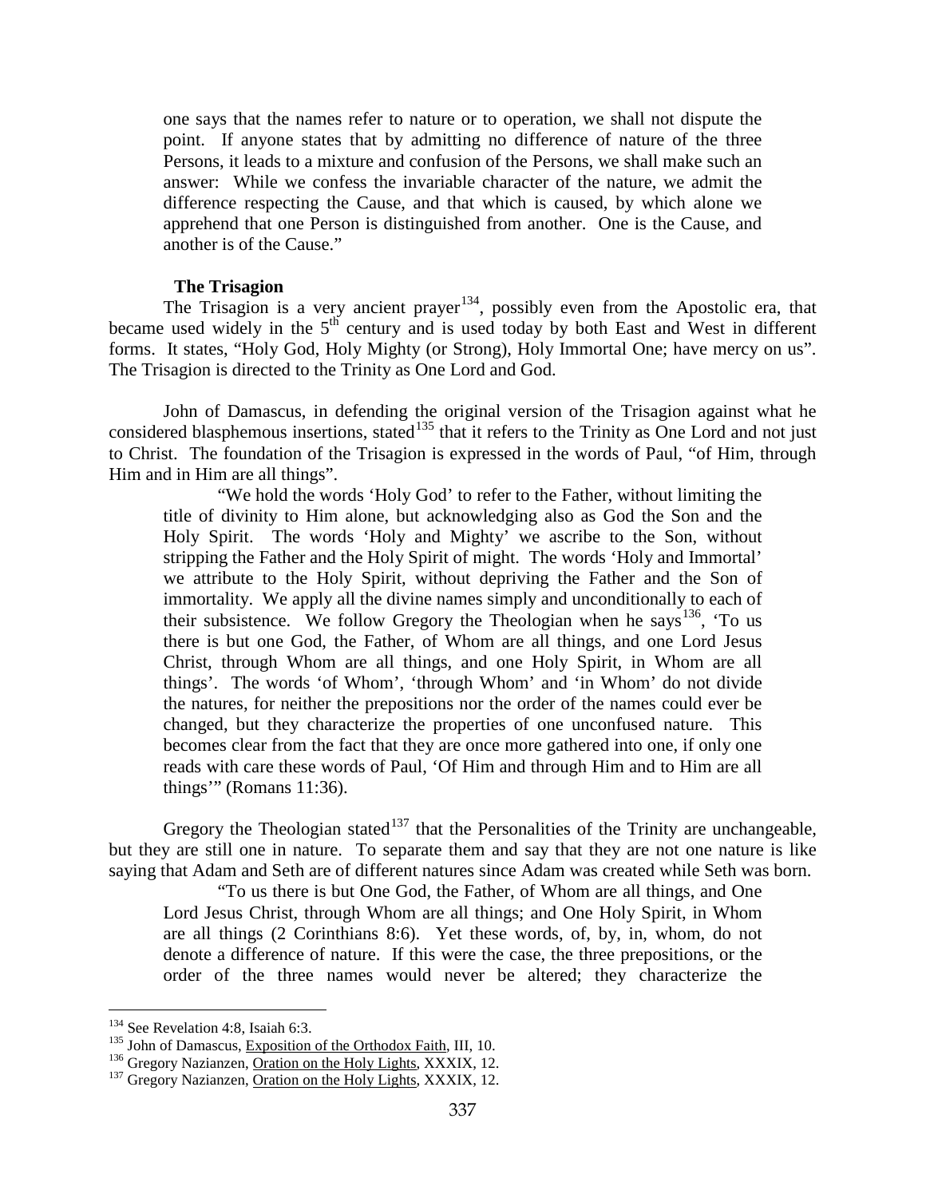> one says that the names refer to nature or to operation, we shall not dispute the point. If anyone states that by admitting no difference of nature of the three Persons, it leads to a mixture and confusion of the Persons, we shall make such an answer: While we confess the invariable character of the nature, we admit the difference respecting the Cause, and that which is caused, by which alone we apprehend that one Person is distinguished from another. One is the Cause, and another is of the Cause."

### The Trisagion

The Trisagion is a very ancient prayer[134], possibly even from the Apostolic era, that became used widely in the 5th century and is used today by both East and West in different forms. It states, "Holy God, Holy Mighty (or Strong), Holy Immortal One; have mercy on us". The Trisagion is directed to the Trinity as One Lord and God.

John of Damascus, in defending the original version of the Trisagion against what he considered blasphemous insertions, stated[135] that it refers to the Trinity as One Lord and not just to Christ. The foundation of the Trisagion is expressed in the words of Paul, "of Him, through Him and in Him are all things".

> "We hold the words 'Holy God' to refer to the Father, without limiting the title of divinity to Him alone, but acknowledging also as God the Son and the Holy Spirit. The words 'Holy and Mighty' we ascribe to the Son, without stripping the Father and the Holy Spirit of might. The words 'Holy and Immortal' we attribute to the Holy Spirit, without depriving the Father and the Son of immortality. We apply all the divine names simply and unconditionally to each of their subsistence. We follow Gregory the Theologian when he says[136], 'To us there is but one God, the Father, of Whom are all things, and one Lord Jesus Christ, through Whom are all things, and one Holy Spirit, in Whom are all things'. The words 'of Whom', 'through Whom' and 'in Whom' do not divide the natures, for neither the prepositions nor the order of the names could ever be changed, but they characterize the properties of one unconfused nature. This becomes clear from the fact that they are once more gathered into one, if only one reads with care these words of Paul, 'Of Him and through Him and to Him are all things'" (Romans 11:36).

Gregory the Theologian stated[137] that the Personalities of the Trinity are unchangeable, but they are still one in nature. To separate them and say that they are not one nature is like saying that Adam and Seth are of different natures since Adam was created while Seth was born.

> "To us there is but One God, the Father, of Whom are all things, and One Lord Jesus Christ, through Whom are all things; and One Holy Spirit, in Whom are all things (2 Corinthians 8:6). Yet these words, of, by, in, whom, do not denote a difference of nature. If this were the case, the three prepositions, or the order of the three names would never be altered; they characterize the

---

[134] See Revelation 4:8, Isaiah 6:3.

[135] John of Damascus, Exposition of the Orthodox Faith, III, 10.

[136] Gregory Nazianzen, Oration on the Holy Lights, XXXIX, 12.

[137] Gregory Nazianzen, Oration on the Holy Lights, XXXIX, 12.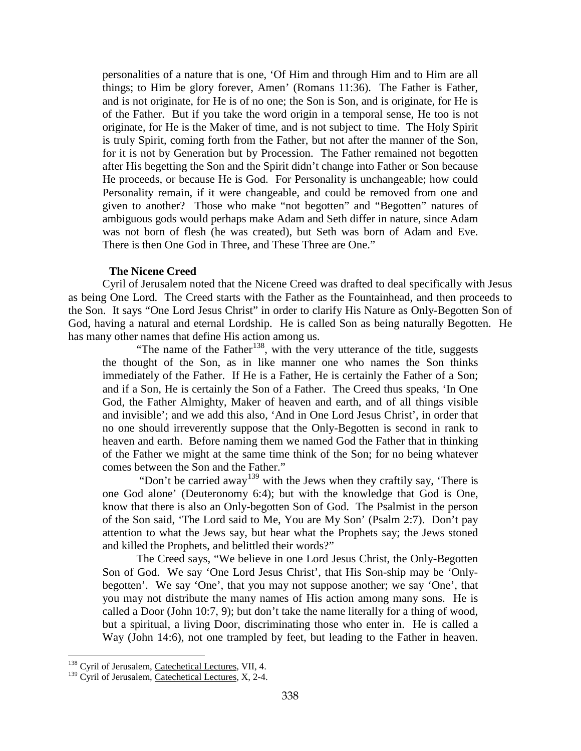personalities of a nature that is one, 'Of Him and through Him and to Him are all things; to Him be glory forever, Amen' (Romans 11:36). The Father is Father, and is not originate, for He is of no one; the Son is Son, and is originate, for He is of the Father. But if you take the word origin in a temporal sense, He too is not originate, for He is the Maker of time, and is not subject to time. The Holy Spirit is truly Spirit, coming forth from the Father, but not after the manner of the Son, for it is not by Generation but by Procession. The Father remained not begotten after His begetting the Son and the Spirit didn't change into Father or Son because He proceeds, or because He is God. For Personality is unchangeable; how could Personality remain, if it were changeable, and could be removed from one and given to another? Those who make "not begotten" and "Begotten" natures of ambiguous gods would perhaps make Adam and Seth differ in nature, since Adam was not born of flesh (he was created), but Seth was born of Adam and Eve. There is then One God in Three, and These Three are One."

**The Nicene Creed**

Cyril of Jerusalem noted that the Nicene Creed was drafted to deal specifically with Jesus as being One Lord. The Creed starts with the Father as the Fountainhead, and then proceeds to the Son. It says "One Lord Jesus Christ" in order to clarify His Nature as Only-Begotten Son of God, having a natural and eternal Lordship. He is called Son as being naturally Begotten. He has many other names that define His action among us.

"The name of the Father[138], with the very utterance of the title, suggests the thought of the Son, as in like manner one who names the Son thinks immediately of the Father. If He is a Father, He is certainly the Father of a Son; and if a Son, He is certainly the Son of a Father. The Creed thus speaks, 'In One God, the Father Almighty, Maker of heaven and earth, and of all things visible and invisible'; and we add this also, 'And in One Lord Jesus Christ', in order that no one should irreverently suppose that the Only-Begotten is second in rank to heaven and earth. Before naming them we named God the Father that in thinking of the Father we might at the same time think of the Son; for no being whatever comes between the Son and the Father."

"Don't be carried away[139] with the Jews when they craftily say, 'There is one God alone' (Deuteronomy 6:4); but with the knowledge that God is One, know that there is also an Only-begotten Son of God. The Psalmist in the person of the Son said, 'The Lord said to Me, You are My Son' (Psalm 2:7). Don't pay attention to what the Jews say, but hear what the Prophets say; the Jews stoned and killed the Prophets, and belittled their words?"

The Creed says, "We believe in one Lord Jesus Christ, the Only-Begotten Son of God. We say 'One Lord Jesus Christ', that His Son-ship may be 'Only-begotten'. We say 'One', that you may not suppose another; we say 'One', that you may not distribute the many names of His action among many sons. He is called a Door (John 10:7, 9); but don't take the name literally for a thing of wood, but a spiritual, a living Door, discriminating those who enter in. He is called a Way (John 14:6), not one trampled by feet, but leading to the Father in heaven.

---

[138] Cyril of Jerusalem, Catechetical Lectures, VII, 4.

[139] Cyril of Jerusalem, Catechetical Lectures, X, 2-4.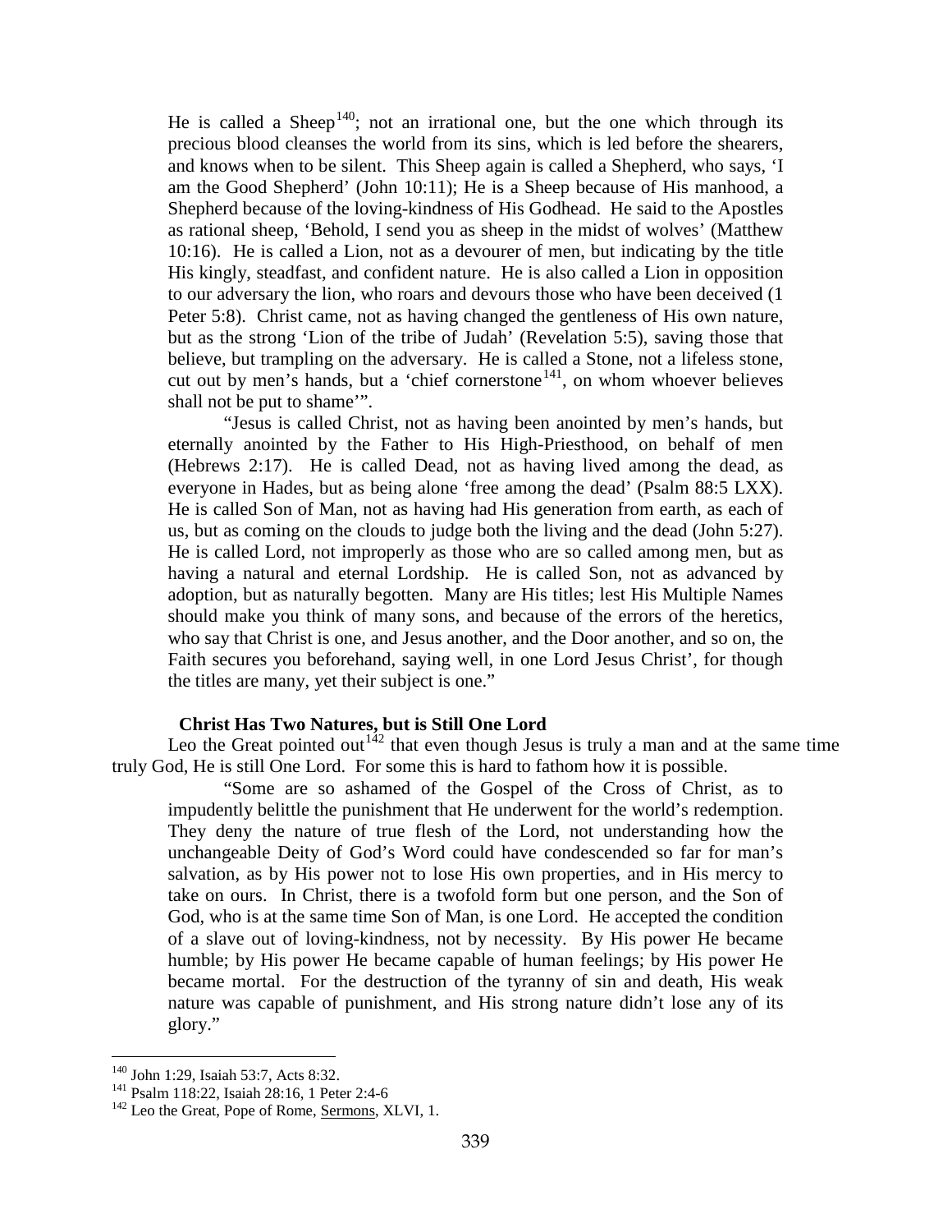He is called a Sheep[140]; not an irrational one, but the one which through its precious blood cleanses the world from its sins, which is led before the shearers, and knows when to be silent. This Sheep again is called a Shepherd, who says, 'I am the Good Shepherd' (John 10:11); He is a Sheep because of His manhood, a Shepherd because of the loving-kindness of His Godhead. He said to the Apostles as rational sheep, 'Behold, I send you as sheep in the midst of wolves' (Matthew 10:16). He is called a Lion, not as a devourer of men, but indicating by the title His kingly, steadfast, and confident nature. He is also called a Lion in opposition to our adversary the lion, who roars and devours those who have been deceived (1 Peter 5:8). Christ came, not as having changed the gentleness of His own nature, but as the strong 'Lion of the tribe of Judah' (Revelation 5:5), saving those that believe, but trampling on the adversary. He is called a Stone, not a lifeless stone, cut out by men's hands, but a 'chief cornerstone[141], on whom whoever believes shall not be put to shame'".

"Jesus is called Christ, not as having been anointed by men's hands, but eternally anointed by the Father to His High-Priesthood, on behalf of men (Hebrews 2:17). He is called Dead, not as having lived among the dead, as everyone in Hades, but as being alone 'free among the dead' (Psalm 88:5 LXX). He is called Son of Man, not as having had His generation from earth, as each of us, but as coming on the clouds to judge both the living and the dead (John 5:27). He is called Lord, not improperly as those who are so called among men, but as having a natural and eternal Lordship. He is called Son, not as advanced by adoption, but as naturally begotten. Many are His titles; lest His Multiple Names should make you think of many sons, and because of the errors of the heretics, who say that Christ is one, and Jesus another, and the Door another, and so on, the Faith secures you beforehand, saying well, in one Lord Jesus Christ', for though the titles are many, yet their subject is one."

### Christ Has Two Natures, but is Still One Lord

Leo the Great pointed out[142] that even though Jesus is truly a man and at the same time truly God, He is still One Lord. For some this is hard to fathom how it is possible.

"Some are so ashamed of the Gospel of the Cross of Christ, as to impudently belittle the punishment that He underwent for the world's redemption. They deny the nature of true flesh of the Lord, not understanding how the unchangeable Deity of God's Word could have condescended so far for man's salvation, as by His power not to lose His own properties, and in His mercy to take on ours. In Christ, there is a twofold form but one person, and the Son of God, who is at the same time Son of Man, is one Lord. He accepted the condition of a slave out of loving-kindness, not by necessity. By His power He became humble; by His power He became capable of human feelings; by His power He became mortal. For the destruction of the tyranny of sin and death, His weak nature was capable of punishment, and His strong nature didn't lose any of its glory."

---

[140] John 1:29, Isaiah 53:7, Acts 8:32.

[141] Psalm 118:22, Isaiah 28:16, 1 Peter 2:4-6

[142] Leo the Great, Pope of Rome, Sermons, XLVI, 1.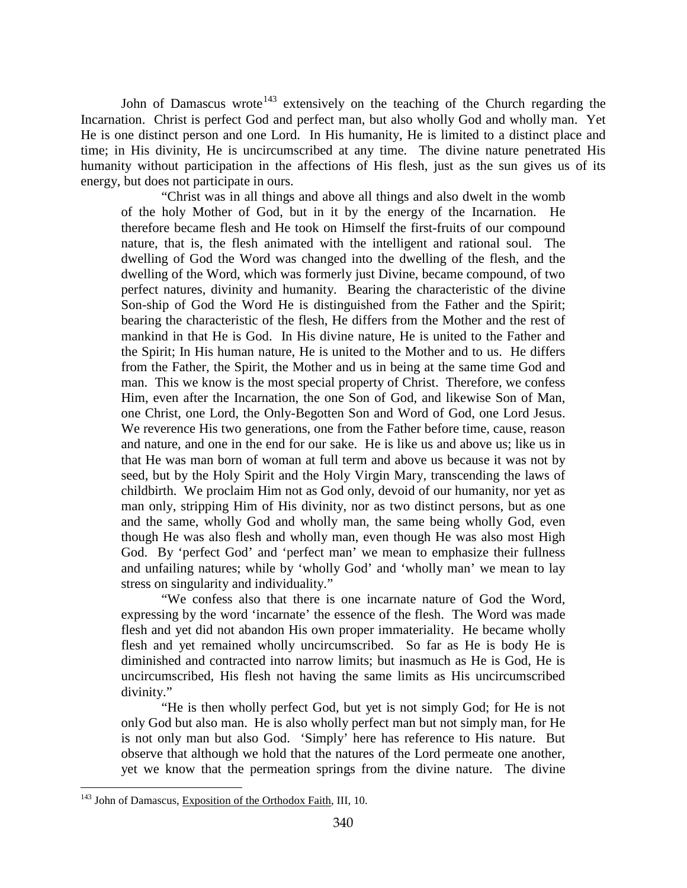John of Damascus wrote[143] extensively on the teaching of the Church regarding the Incarnation. Christ is perfect God and perfect man, but also wholly God and wholly man. Yet He is one distinct person and one Lord. In His humanity, He is limited to a distinct place and time; in His divinity, He is uncircumscribed at any time. The divine nature penetrated His humanity without participation in the affections of His flesh, just as the sun gives us of its energy, but does not participate in ours.

> "Christ was in all things and above all things and also dwelt in the womb of the holy Mother of God, but in it by the energy of the Incarnation. He therefore became flesh and He took on Himself the first-fruits of our compound nature, that is, the flesh animated with the intelligent and rational soul. The dwelling of God the Word was changed into the dwelling of the flesh, and the dwelling of the Word, which was formerly just Divine, became compound, of two perfect natures, divinity and humanity. Bearing the characteristic of the divine Son-ship of God the Word He is distinguished from the Father and the Spirit; bearing the characteristic of the flesh, He differs from the Mother and the rest of mankind in that He is God. In His divine nature, He is united to the Father and the Spirit; In His human nature, He is united to the Mother and to us. He differs from the Father, the Spirit, the Mother and us in being at the same time God and man. This we know is the most special property of Christ. Therefore, we confess Him, even after the Incarnation, the one Son of God, and likewise Son of Man, one Christ, one Lord, the Only-Begotten Son and Word of God, one Lord Jesus. We reverence His two generations, one from the Father before time, cause, reason and nature, and one in the end for our sake. He is like us and above us; like us in that He was man born of woman at full term and above us because it was not by seed, but by the Holy Spirit and the Holy Virgin Mary, transcending the laws of childbirth. We proclaim Him not as God only, devoid of our humanity, nor yet as man only, stripping Him of His divinity, nor as two distinct persons, but as one and the same, wholly God and wholly man, the same being wholly God, even though He was also flesh and wholly man, even though He was also most High God. By 'perfect God' and 'perfect man' we mean to emphasize their fullness and unfailing natures; while by 'wholly God' and 'wholly man' we mean to lay stress on singularity and individuality."
>
> "We confess also that there is one incarnate nature of God the Word, expressing by the word 'incarnate' the essence of the flesh. The Word was made flesh and yet did not abandon His own proper immateriality. He became wholly flesh and yet remained wholly uncircumscribed. So far as He is body He is diminished and contracted into narrow limits; but inasmuch as He is God, He is uncircumscribed, His flesh not having the same limits as His uncircumscribed divinity."
>
> "He is then wholly perfect God, but yet is not simply God; for He is not only God but also man. He is also wholly perfect man but not simply man, for He is not only man but also God. 'Simply' here has reference to His nature. But observe that although we hold that the natures of the Lord permeate one another, yet we know that the permeation springs from the divine nature. The divine

[143] John of Damascus, Exposition of the Orthodox Faith, III, 10.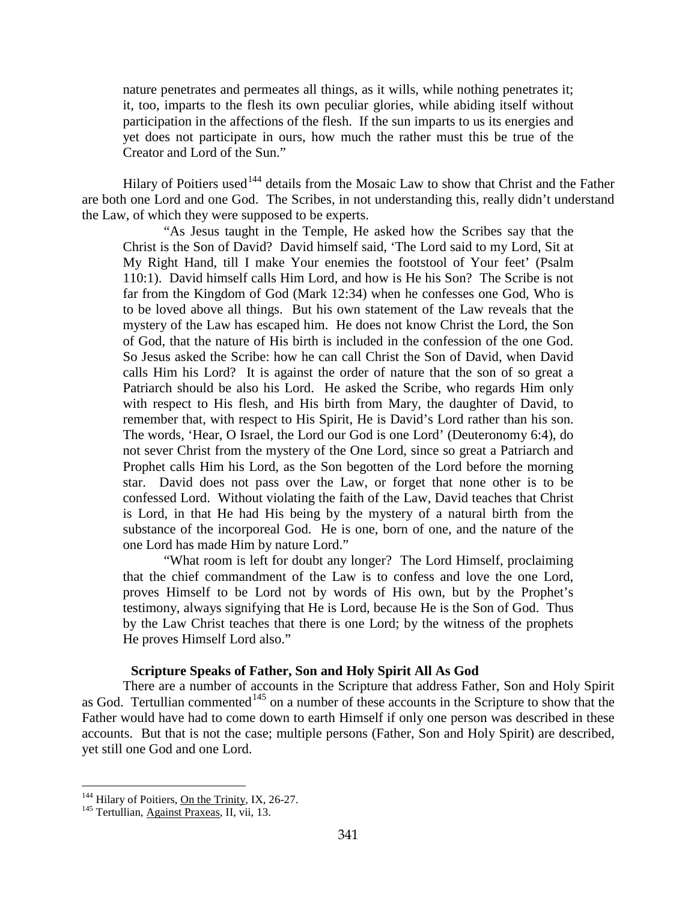> nature penetrates and permeates all things, as it wills, while nothing penetrates it; it, too, imparts to the flesh its own peculiar glories, while abiding itself without participation in the affections of the flesh. If the sun imparts to us its energies and yet does not participate in ours, how much the rather must this be true of the Creator and Lord of the Sun."

Hilary of Poitiers used[144] details from the Mosaic Law to show that Christ and the Father are both one Lord and one God. The Scribes, in not understanding this, really didn't understand the Law, of which they were supposed to be experts.

> "As Jesus taught in the Temple, He asked how the Scribes say that the Christ is the Son of David? David himself said, 'The Lord said to my Lord, Sit at My Right Hand, till I make Your enemies the footstool of Your feet' (Psalm 110:1). David himself calls Him Lord, and how is He his Son? The Scribe is not far from the Kingdom of God (Mark 12:34) when he confesses one God, Who is to be loved above all things. But his own statement of the Law reveals that the mystery of the Law has escaped him. He does not know Christ the Lord, the Son of God, that the nature of His birth is included in the confession of the one God. So Jesus asked the Scribe: how he can call Christ the Son of David, when David calls Him his Lord? It is against the order of nature that the son of so great a Patriarch should be also his Lord. He asked the Scribe, who regards Him only with respect to His flesh, and His birth from Mary, the daughter of David, to remember that, with respect to His Spirit, He is David's Lord rather than his son. The words, 'Hear, O Israel, the Lord our God is one Lord' (Deuteronomy 6:4), do not sever Christ from the mystery of the One Lord, since so great a Patriarch and Prophet calls Him his Lord, as the Son begotten of the Lord before the morning star. David does not pass over the Law, or forget that none other is to be confessed Lord. Without violating the faith of the Law, David teaches that Christ is Lord, in that He had His being by the mystery of a natural birth from the substance of the incorporeal God. He is one, born of one, and the nature of the one Lord has made Him by nature Lord."
>
> "What room is left for doubt any longer? The Lord Himself, proclaiming that the chief commandment of the Law is to confess and love the one Lord, proves Himself to be Lord not by words of His own, but by the Prophet's testimony, always signifying that He is Lord, because He is the Son of God. Thus by the Law Christ teaches that there is one Lord; by the witness of the prophets He proves Himself Lord also."

### Scripture Speaks of Father, Son and Holy Spirit All As God

There are a number of accounts in the Scripture that address Father, Son and Holy Spirit as God. Tertullian commented[145] on a number of these accounts in the Scripture to show that the Father would have had to come down to earth Himself if only one person was described in these accounts. But that is not the case; multiple persons (Father, Son and Holy Spirit) are described, yet still one God and one Lord.

---

[144] Hilary of Poitiers, On the Trinity, IX, 26-27.

[145] Tertullian, Against Praxeas, II, vii, 13.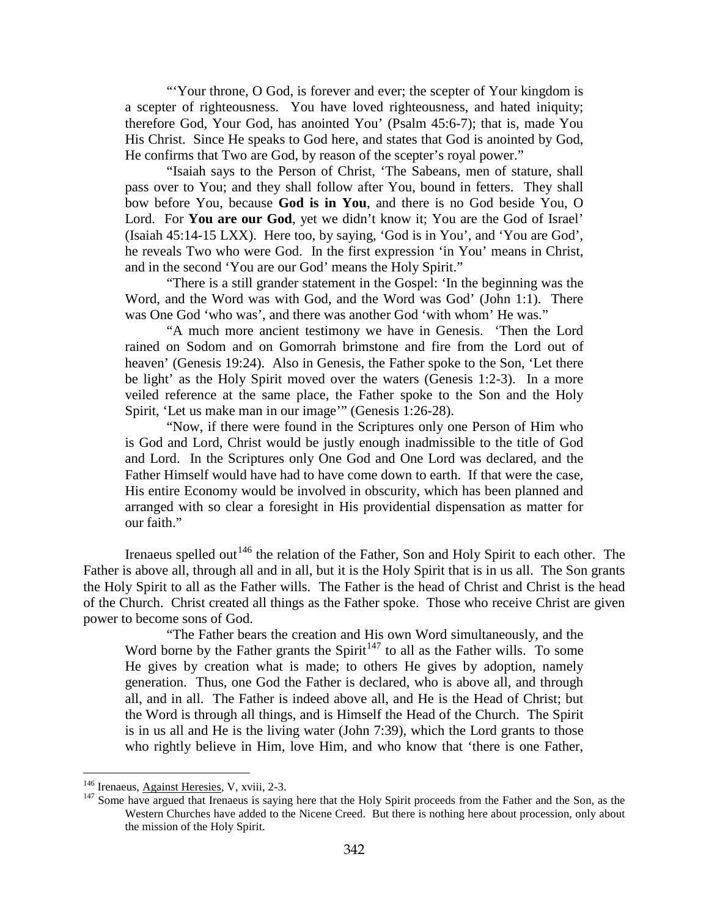"'Your throne, O God, is forever and ever; the scepter of Your kingdom is a scepter of righteousness. You have loved righteousness, and hated iniquity; therefore God, Your God, has anointed You' (Psalm 45:6-7); that is, made You His Christ. Since He speaks to God here, and states that God is anointed by God, He confirms that Two are God, by reason of the scepter's royal power."

"Isaiah says to the Person of Christ, 'The Sabeans, men of stature, shall pass over to You; and they shall follow after You, bound in fetters. They shall bow before You, because **God is in You**, and there is no God beside You, O Lord. For **You are our God**, yet we didn't know it; You are the God of Israel' (Isaiah 45:14-15 LXX). Here too, by saying, 'God is in You', and 'You are God', he reveals Two who were God. In the first expression 'in You' means in Christ, and in the second 'You are our God' means the Holy Spirit."

"There is a still grander statement in the Gospel: 'In the beginning was the Word, and the Word was with God, and the Word was God' (John 1:1). There was One God 'who was', and there was another God 'with whom' He was."

"A much more ancient testimony we have in Genesis. 'Then the Lord rained on Sodom and on Gomorrah brimstone and fire from the Lord out of heaven' (Genesis 19:24). Also in Genesis, the Father spoke to the Son, 'Let there be light' as the Holy Spirit moved over the waters (Genesis 1:2-3). In a more veiled reference at the same place, the Father spoke to the Son and the Holy Spirit, 'Let us make man in our image'" (Genesis 1:26-28).

"Now, if there were found in the Scriptures only one Person of Him who is God and Lord, Christ would be justly enough inadmissible to the title of God and Lord. In the Scriptures only One God and One Lord was declared, and the Father Himself would have had to have come down to earth. If that were the case, His entire Economy would be involved in obscurity, which has been planned and arranged with so clear a foresight in His providential dispensation as matter for our faith."

Irenaeus spelled out[146] the relation of the Father, Son and Holy Spirit to each other. The Father is above all, through all and in all, but it is the Holy Spirit that is in us all. The Son grants the Holy Spirit to all as the Father wills. The Father is the head of Christ and Christ is the head of the Church. Christ created all things as the Father spoke. Those who receive Christ are given power to become sons of God.

"The Father bears the creation and His own Word simultaneously, and the Word borne by the Father grants the Spirit[147] to all as the Father wills. To some He gives by creation what is made; to others He gives by adoption, namely generation. Thus, one God the Father is declared, who is above all, and through all, and in all. The Father is indeed above all, and He is the Head of Christ; but the Word is through all things, and is Himself the Head of the Church. The Spirit is in us all and He is the living water (John 7:39), which the Lord grants to those who rightly believe in Him, love Him, and who know that 'there is one Father,

---

[146] Irenaeus, Against Heresies, V, xviii, 2-3.

[147] Some have argued that Irenaeus is saying here that the Holy Spirit proceeds from the Father and the Son, as the Western Churches have added to the Nicene Creed. But there is nothing here about procession, only about the mission of the Holy Spirit.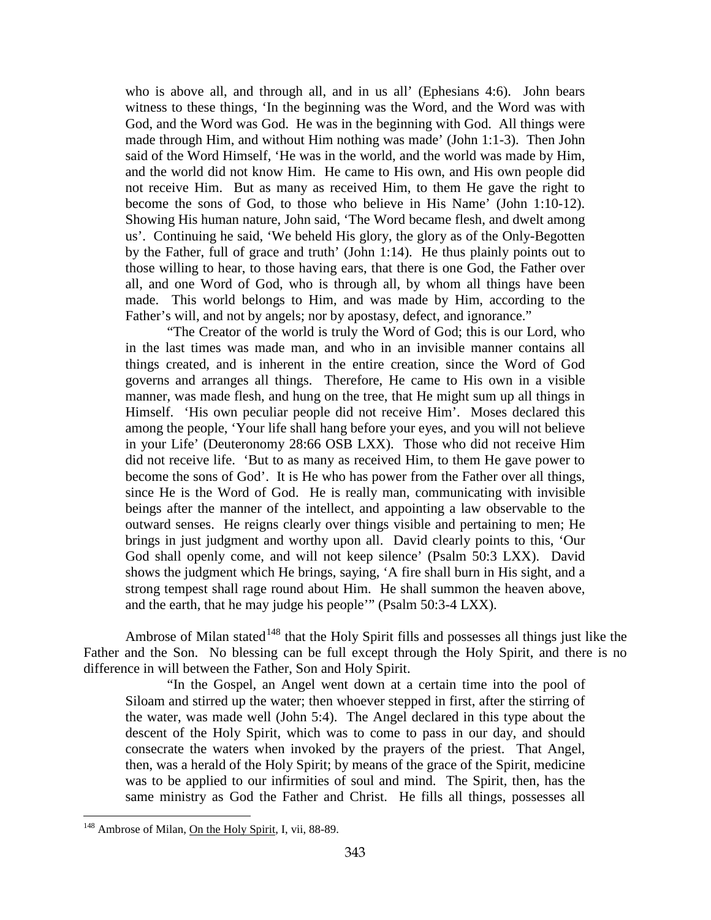> who is above all, and through all, and in us all' (Ephesians 4:6). John bears witness to these things, 'In the beginning was the Word, and the Word was with God, and the Word was God. He was in the beginning with God. All things were made through Him, and without Him nothing was made' (John 1:1-3). Then John said of the Word Himself, 'He was in the world, and the world was made by Him, and the world did not know Him. He came to His own, and His own people did not receive Him. But as many as received Him, to them He gave the right to become the sons of God, to those who believe in His Name' (John 1:10-12). Showing His human nature, John said, 'The Word became flesh, and dwelt among us'. Continuing he said, 'We beheld His glory, the glory as of the Only-Begotten by the Father, full of grace and truth' (John 1:14). He thus plainly points out to those willing to hear, to those having ears, that there is one God, the Father over all, and one Word of God, who is through all, by whom all things have been made. This world belongs to Him, and was made by Him, according to the Father's will, and not by angels; nor by apostasy, defect, and ignorance."
>
> "The Creator of the world is truly the Word of God; this is our Lord, who in the last times was made man, and who in an invisible manner contains all things created, and is inherent in the entire creation, since the Word of God governs and arranges all things. Therefore, He came to His own in a visible manner, was made flesh, and hung on the tree, that He might sum up all things in Himself. 'His own peculiar people did not receive Him'. Moses declared this among the people, 'Your life shall hang before your eyes, and you will not believe in your Life' (Deuteronomy 28:66 OSB LXX). Those who did not receive Him did not receive life. 'But to as many as received Him, to them He gave power to become the sons of God'. It is He who has power from the Father over all things, since He is the Word of God. He is really man, communicating with invisible beings after the manner of the intellect, and appointing a law observable to the outward senses. He reigns clearly over things visible and pertaining to men; He brings in just judgment and worthy upon all. David clearly points to this, 'Our God shall openly come, and will not keep silence' (Psalm 50:3 LXX). David shows the judgment which He brings, saying, 'A fire shall burn in His sight, and a strong tempest shall rage round about Him. He shall summon the heaven above, and the earth, that he may judge his people'" (Psalm 50:3-4 LXX).

Ambrose of Milan stated[148] that the Holy Spirit fills and possesses all things just like the Father and the Son. No blessing can be full except through the Holy Spirit, and there is no difference in will between the Father, Son and Holy Spirit.

> "In the Gospel, an Angel went down at a certain time into the pool of Siloam and stirred up the water; then whoever stepped in first, after the stirring of the water, was made well (John 5:4). The Angel declared in this type about the descent of the Holy Spirit, which was to come to pass in our day, and should consecrate the waters when invoked by the prayers of the priest. That Angel, then, was a herald of the Holy Spirit; by means of the grace of the Spirit, medicine was to be applied to our infirmities of soul and mind. The Spirit, then, has the same ministry as God the Father and Christ. He fills all things, possesses all

---

[148] Ambrose of Milan, On the Holy Spirit, I, vii, 88-89.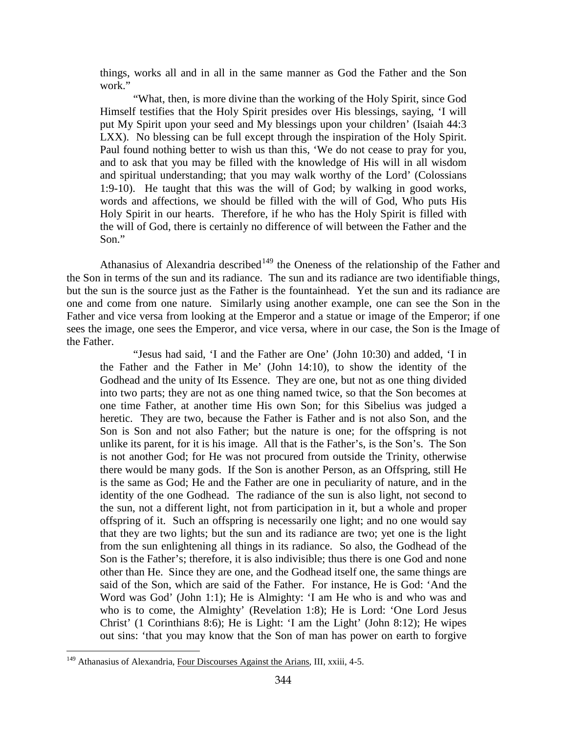things, works all and in all in the same manner as God the Father and the Son work."

"What, then, is more divine than the working of the Holy Spirit, since God Himself testifies that the Holy Spirit presides over His blessings, saying, 'I will put My Spirit upon your seed and My blessings upon your children' (Isaiah 44:3 LXX). No blessing can be full except through the inspiration of the Holy Spirit. Paul found nothing better to wish us than this, 'We do not cease to pray for you, and to ask that you may be filled with the knowledge of His will in all wisdom and spiritual understanding; that you may walk worthy of the Lord' (Colossians 1:9-10). He taught that this was the will of God; by walking in good works, words and affections, we should be filled with the will of God, Who puts His Holy Spirit in our hearts. Therefore, if he who has the Holy Spirit is filled with the will of God, there is certainly no difference of will between the Father and the Son."

Athanasius of Alexandria described[149] the Oneness of the relationship of the Father and the Son in terms of the sun and its radiance. The sun and its radiance are two identifiable things, but the sun is the source just as the Father is the fountainhead. Yet the sun and its radiance are one and come from one nature. Similarly using another example, one can see the Son in the Father and vice versa from looking at the Emperor and a statue or image of the Emperor; if one sees the image, one sees the Emperor, and vice versa, where in our case, the Son is the Image of the Father.

"Jesus had said, 'I and the Father are One' (John 10:30) and added, 'I in the Father and the Father in Me' (John 14:10), to show the identity of the Godhead and the unity of Its Essence. They are one, but not as one thing divided into two parts; they are not as one thing named twice, so that the Son becomes at one time Father, at another time His own Son; for this Sibelius was judged a heretic. They are two, because the Father is Father and is not also Son, and the Son is Son and not also Father; but the nature is one; for the offspring is not unlike its parent, for it is his image. All that is the Father's, is the Son's. The Son is not another God; for He was not procured from outside the Trinity, otherwise there would be many gods. If the Son is another Person, as an Offspring, still He is the same as God; He and the Father are one in peculiarity of nature, and in the identity of the one Godhead. The radiance of the sun is also light, not second to the sun, not a different light, not from participation in it, but a whole and proper offspring of it. Such an offspring is necessarily one light; and no one would say that they are two lights; but the sun and its radiance are two; yet one is the light from the sun enlightening all things in its radiance. So also, the Godhead of the Son is the Father's; therefore, it is also indivisible; thus there is one God and none other than He. Since they are one, and the Godhead itself one, the same things are said of the Son, which are said of the Father. For instance, He is God: 'And the Word was God' (John 1:1); He is Almighty: 'I am He who is and who was and who is to come, the Almighty' (Revelation 1:8); He is Lord: 'One Lord Jesus Christ' (1 Corinthians 8:6); He is Light: 'I am the Light' (John 8:12); He wipes out sins: 'that you may know that the Son of man has power on earth to forgive

[149] Athanasius of Alexandria, Four Discourses Against the Arians, III, xxiii, 4-5.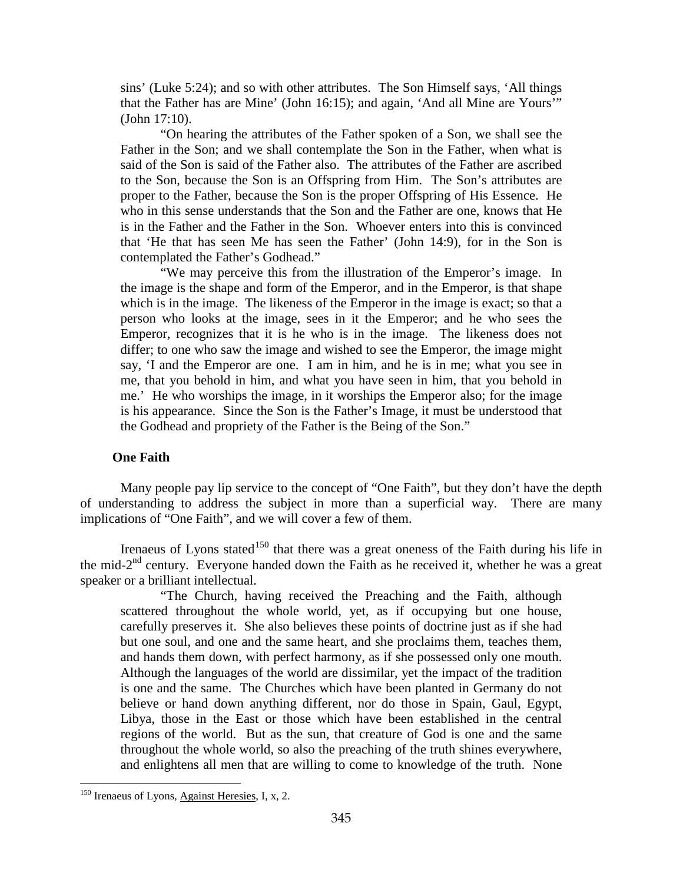sins' (Luke 5:24); and so with other attributes. The Son Himself says, 'All things that the Father has are Mine' (John 16:15); and again, 'And all Mine are Yours'" (John 17:10).

"On hearing the attributes of the Father spoken of a Son, we shall see the Father in the Son; and we shall contemplate the Son in the Father, when what is said of the Son is said of the Father also. The attributes of the Father are ascribed to the Son, because the Son is an Offspring from Him. The Son's attributes are proper to the Father, because the Son is the proper Offspring of His Essence. He who in this sense understands that the Son and the Father are one, knows that He is in the Father and the Father in the Son. Whoever enters into this is convinced that 'He that has seen Me has seen the Father' (John 14:9), for in the Son is contemplated the Father's Godhead."

"We may perceive this from the illustration of the Emperor's image. In the image is the shape and form of the Emperor, and in the Emperor, is that shape which is in the image. The likeness of the Emperor in the image is exact; so that a person who looks at the image, sees in it the Emperor; and he who sees the Emperor, recognizes that it is he who is in the image. The likeness does not differ; to one who saw the image and wished to see the Emperor, the image might say, 'I and the Emperor are one. I am in him, and he is in me; what you see in me, that you behold in him, and what you have seen in him, that you behold in me.' He who worships the image, in it worships the Emperor also; for the image is his appearance. Since the Son is the Father's Image, it must be understood that the Godhead and propriety of the Father is the Being of the Son."

### One Faith

Many people pay lip service to the concept of "One Faith", but they don't have the depth of understanding to address the subject in more than a superficial way. There are many implications of "One Faith", and we will cover a few of them.

Irenaeus of Lyons stated[150] that there was a great oneness of the Faith during his life in the mid-2nd century. Everyone handed down the Faith as he received it, whether he was a great speaker or a brilliant intellectual.

"The Church, having received the Preaching and the Faith, although scattered throughout the whole world, yet, as if occupying but one house, carefully preserves it. She also believes these points of doctrine just as if she had but one soul, and one and the same heart, and she proclaims them, teaches them, and hands them down, with perfect harmony, as if she possessed only one mouth. Although the languages of the world are dissimilar, yet the impact of the tradition is one and the same. The Churches which have been planted in Germany do not believe or hand down anything different, nor do those in Spain, Gaul, Egypt, Libya, those in the East or those which have been established in the central regions of the world. But as the sun, that creature of God is one and the same throughout the whole world, so also the preaching of the truth shines everywhere, and enlightens all men that are willing to come to knowledge of the truth. None

---

[150] Irenaeus of Lyons, Against Heresies, I, x, 2.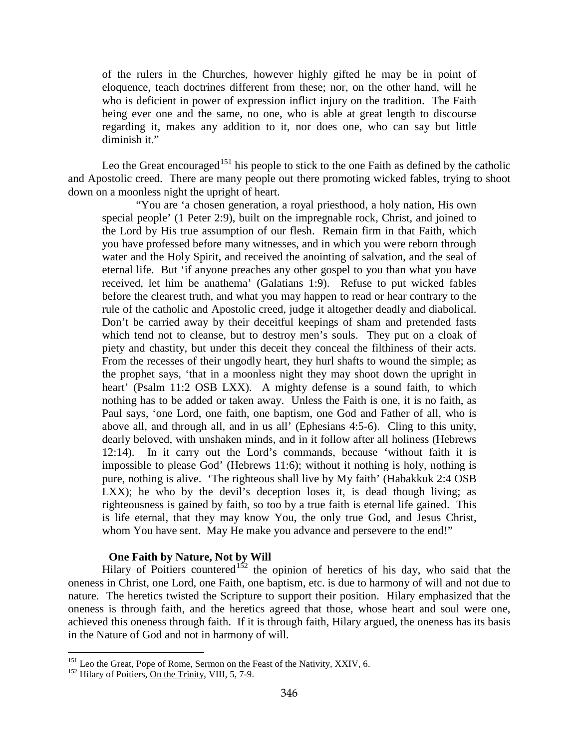> of the rulers in the Churches, however highly gifted he may be in point of eloquence, teach doctrines different from these; nor, on the other hand, will he who is deficient in power of expression inflict injury on the tradition. The Faith being ever one and the same, no one, who is able at great length to discourse regarding it, makes any addition to it, nor does one, who can say but little diminish it."

Leo the Great encouraged[151] his people to stick to the one Faith as defined by the catholic and Apostolic creed. There are many people out there promoting wicked fables, trying to shoot down on a moonless night the upright of heart.

> "You are 'a chosen generation, a royal priesthood, a holy nation, His own special people' (1 Peter 2:9), built on the impregnable rock, Christ, and joined to the Lord by His true assumption of our flesh. Remain firm in that Faith, which you have professed before many witnesses, and in which you were reborn through water and the Holy Spirit, and received the anointing of salvation, and the seal of eternal life. But 'if anyone preaches any other gospel to you than what you have received, let him be anathema' (Galatians 1:9). Refuse to put wicked fables before the clearest truth, and what you may happen to read or hear contrary to the rule of the catholic and Apostolic creed, judge it altogether deadly and diabolical. Don't be carried away by their deceitful keepings of sham and pretended fasts which tend not to cleanse, but to destroy men's souls. They put on a cloak of piety and chastity, but under this deceit they conceal the filthiness of their acts. From the recesses of their ungodly heart, they hurl shafts to wound the simple; as the prophet says, 'that in a moonless night they may shoot down the upright in heart' (Psalm 11:2 OSB LXX). A mighty defense is a sound faith, to which nothing has to be added or taken away. Unless the Faith is one, it is no faith, as Paul says, 'one Lord, one faith, one baptism, one God and Father of all, who is above all, and through all, and in us all' (Ephesians 4:5-6). Cling to this unity, dearly beloved, with unshaken minds, and in it follow after all holiness (Hebrews 12:14). In it carry out the Lord's commands, because 'without faith it is impossible to please God' (Hebrews 11:6); without it nothing is holy, nothing is pure, nothing is alive. 'The righteous shall live by My faith' (Habakkuk 2:4 OSB LXX); he who by the devil's deception loses it, is dead though living; as righteousness is gained by faith, so too by a true faith is eternal life gained. This is life eternal, that they may know You, the only true God, and Jesus Christ, whom You have sent. May He make you advance and persevere to the end!"

### One Faith by Nature, Not by Will

Hilary of Poitiers countered[152] the opinion of heretics of his day, who said that the oneness in Christ, one Lord, one Faith, one baptism, etc. is due to harmony of will and not due to nature. The heretics twisted the Scripture to support their position. Hilary emphasized that the oneness is through faith, and the heretics agreed that those, whose heart and soul were one, achieved this oneness through faith. If it is through faith, Hilary argued, the oneness has its basis in the Nature of God and not in harmony of will.

---

[151] Leo the Great, Pope of Rome, Sermon on the Feast of the Nativity, XXIV, 6.

[152] Hilary of Poitiers, On the Trinity, VIII, 5, 7-9.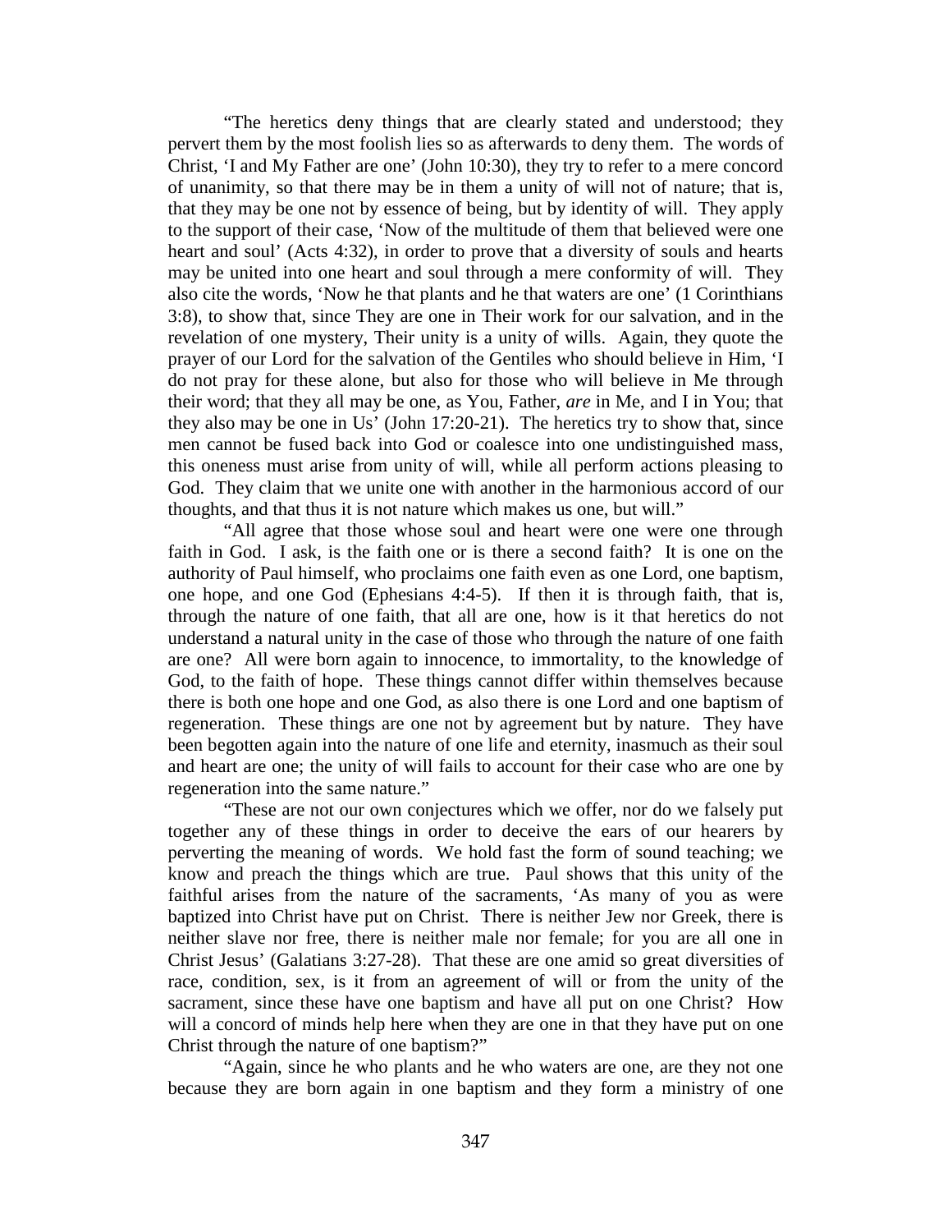"The heretics deny things that are clearly stated and understood; they pervert them by the most foolish lies so as afterwards to deny them. The words of Christ, 'I and My Father are one' (John 10:30), they try to refer to a mere concord of unanimity, so that there may be in them a unity of will not of nature; that is, that they may be one not by essence of being, but by identity of will. They apply to the support of their case, 'Now of the multitude of them that believed were one heart and soul' (Acts 4:32), in order to prove that a diversity of souls and hearts may be united into one heart and soul through a mere conformity of will. They also cite the words, 'Now he that plants and he that waters are one' (1 Corinthians 3:8), to show that, since They are one in Their work for our salvation, and in the revelation of one mystery, Their unity is a unity of wills. Again, they quote the prayer of our Lord for the salvation of the Gentiles who should believe in Him, 'I do not pray for these alone, but also for those who will believe in Me through their word; that they all may be one, as You, Father, *are* in Me, and I in You; that they also may be one in Us' (John 17:20-21). The heretics try to show that, since men cannot be fused back into God or coalesce into one undistinguished mass, this oneness must arise from unity of will, while all perform actions pleasing to God. They claim that we unite one with another in the harmonious accord of our thoughts, and that thus it is not nature which makes us one, but will."

"All agree that those whose soul and heart were one were one through faith in God. I ask, is the faith one or is there a second faith? It is one on the authority of Paul himself, who proclaims one faith even as one Lord, one baptism, one hope, and one God (Ephesians 4:4-5). If then it is through faith, that is, through the nature of one faith, that all are one, how is it that heretics do not understand a natural unity in the case of those who through the nature of one faith are one? All were born again to innocence, to immortality, to the knowledge of God, to the faith of hope. These things cannot differ within themselves because there is both one hope and one God, as also there is one Lord and one baptism of regeneration. These things are one not by agreement but by nature. They have been begotten again into the nature of one life and eternity, inasmuch as their soul and heart are one; the unity of will fails to account for their case who are one by regeneration into the same nature."

"These are not our own conjectures which we offer, nor do we falsely put together any of these things in order to deceive the ears of our hearers by perverting the meaning of words. We hold fast the form of sound teaching; we know and preach the things which are true. Paul shows that this unity of the faithful arises from the nature of the sacraments, 'As many of you as were baptized into Christ have put on Christ. There is neither Jew nor Greek, there is neither slave nor free, there is neither male nor female; for you are all one in Christ Jesus' (Galatians 3:27-28). That these are one amid so great diversities of race, condition, sex, is it from an agreement of will or from the unity of the sacrament, since these have one baptism and have all put on one Christ? How will a concord of minds help here when they are one in that they have put on one Christ through the nature of one baptism?"

"Again, since he who plants and he who waters are one, are they not one because they are born again in one baptism and they form a ministry of one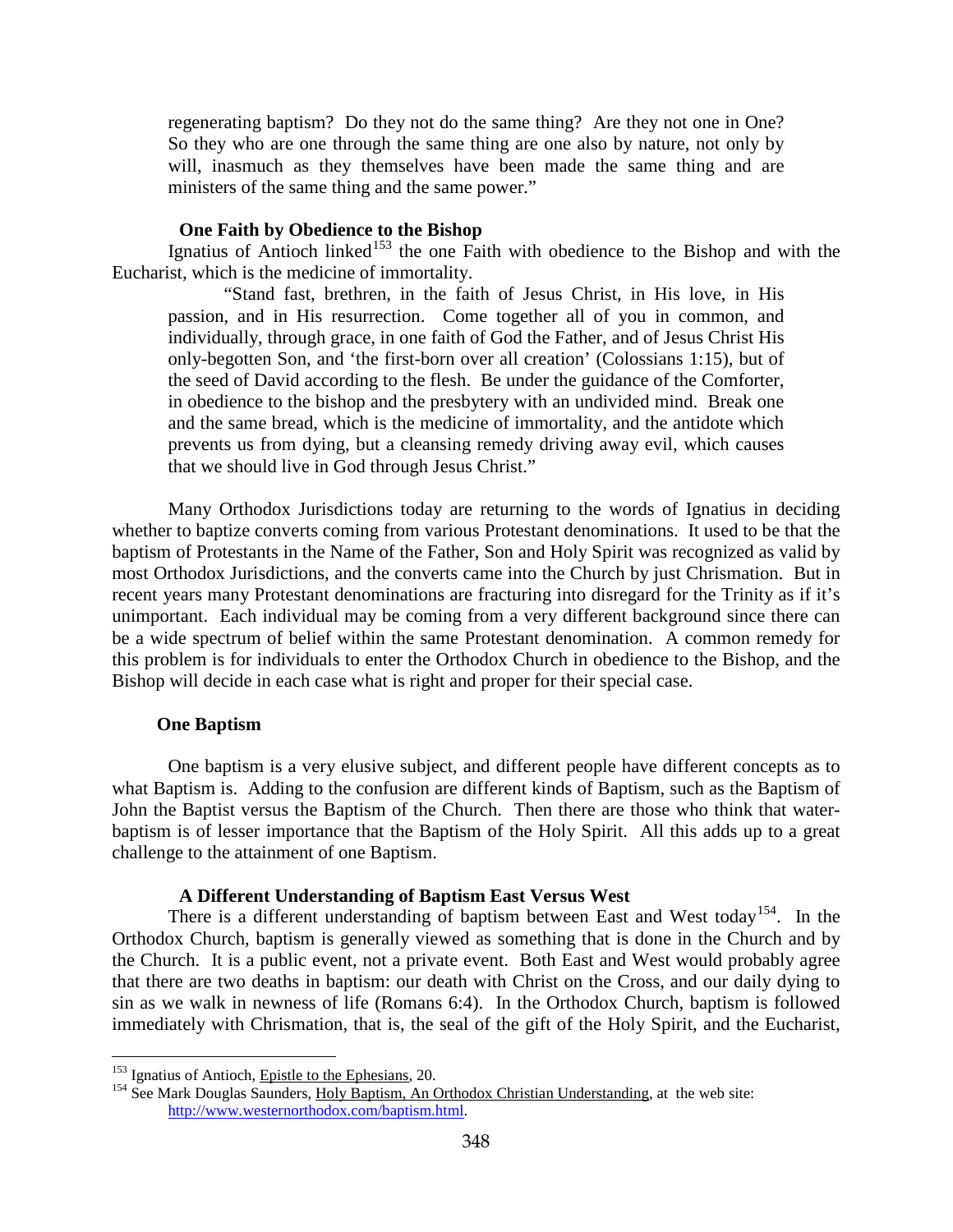> regenerating baptism? Do they not do the same thing? Are they not one in One? So they who are one through the same thing are one also by nature, not only by will, inasmuch as they themselves have been made the same thing and are ministers of the same thing and the same power."

### One Faith by Obedience to the Bishop

Ignatius of Antioch linked[153] the one Faith with obedience to the Bishop and with the Eucharist, which is the medicine of immortality.

> "Stand fast, brethren, in the faith of Jesus Christ, in His love, in His passion, and in His resurrection. Come together all of you in common, and individually, through grace, in one faith of God the Father, and of Jesus Christ His only-begotten Son, and 'the first-born over all creation' (Colossians 1:15), but of the seed of David according to the flesh. Be under the guidance of the Comforter, in obedience to the bishop and the presbytery with an undivided mind. Break one and the same bread, which is the medicine of immortality, and the antidote which prevents us from dying, but a cleansing remedy driving away evil, which causes that we should live in God through Jesus Christ."

Many Orthodox Jurisdictions today are returning to the words of Ignatius in deciding whether to baptize converts coming from various Protestant denominations. It used to be that the baptism of Protestants in the Name of the Father, Son and Holy Spirit was recognized as valid by most Orthodox Jurisdictions, and the converts came into the Church by just Chrismation. But in recent years many Protestant denominations are fracturing into disregard for the Trinity as if it's unimportant. Each individual may be coming from a very different background since there can be a wide spectrum of belief within the same Protestant denomination. A common remedy for this problem is for individuals to enter the Orthodox Church in obedience to the Bishop, and the Bishop will decide in each case what is right and proper for their special case.

## One Baptism

One baptism is a very elusive subject, and different people have different concepts as to what Baptism is. Adding to the confusion are different kinds of Baptism, such as the Baptism of John the Baptist versus the Baptism of the Church. Then there are those who think that water-baptism is of lesser importance that the Baptism of the Holy Spirit. All this adds up to a great challenge to the attainment of one Baptism.

### A Different Understanding of Baptism East Versus West

There is a different understanding of baptism between East and West today[154]. In the Orthodox Church, baptism is generally viewed as something that is done in the Church and by the Church. It is a public event, not a private event. Both East and West would probably agree that there are two deaths in baptism: our death with Christ on the Cross, and our daily dying to sin as we walk in newness of life (Romans 6:4). In the Orthodox Church, baptism is followed immediately with Chrismation, that is, the seal of the gift of the Holy Spirit, and the Eucharist,

---

[153] Ignatius of Antioch, Epistle to the Ephesians, 20.

[154] See Mark Douglas Saunders, Holy Baptism, An Orthodox Christian Understanding, at the web site: http://www.westernorthodox.com/baptism.html.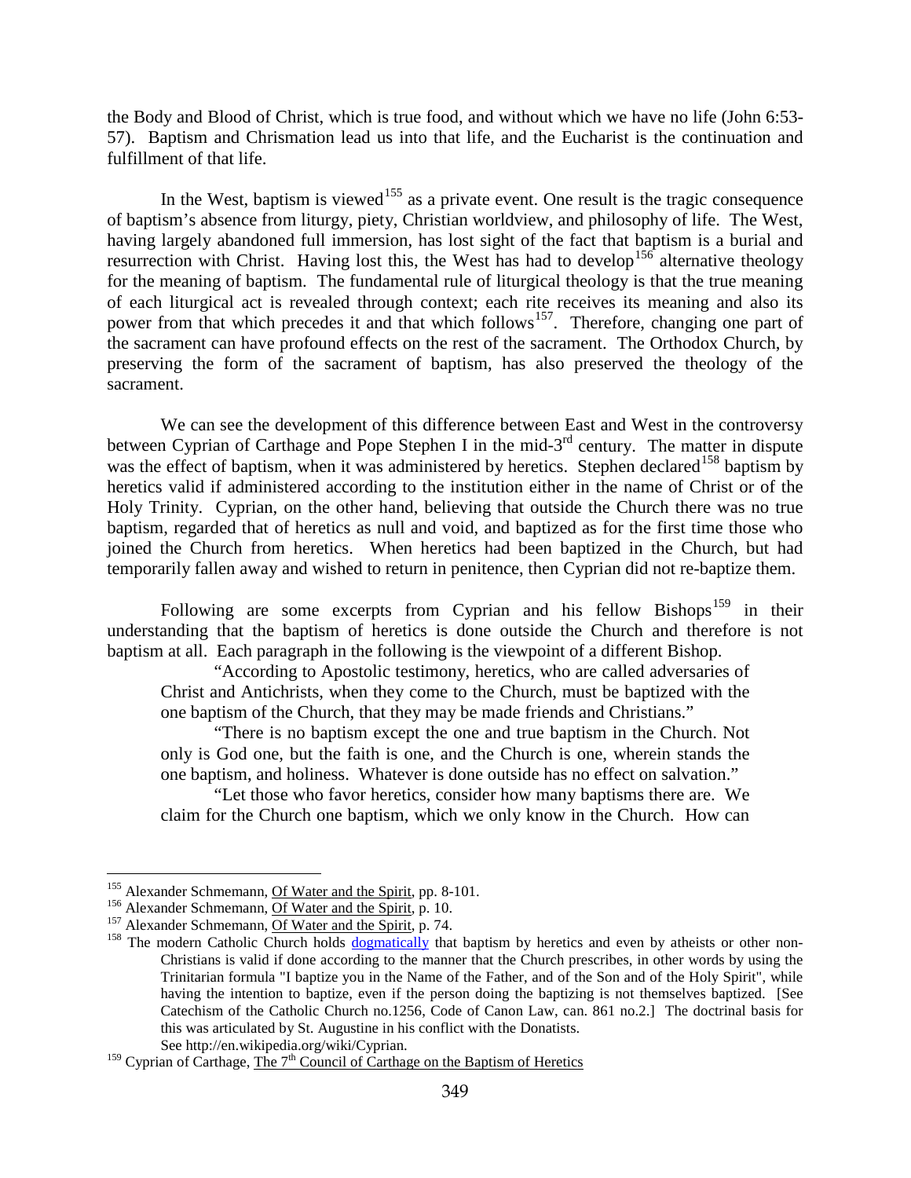the Body and Blood of Christ, which is true food, and without which we have no life (John 6:53-57). Baptism and Chrismation lead us into that life, and the Eucharist is the continuation and fulfillment of that life.

In the West, baptism is viewed[155] as a private event. One result is the tragic consequence of baptism's absence from liturgy, piety, Christian worldview, and philosophy of life. The West, having largely abandoned full immersion, has lost sight of the fact that baptism is a burial and resurrection with Christ. Having lost this, the West has had to develop[156] alternative theology for the meaning of baptism. The fundamental rule of liturgical theology is that the true meaning of each liturgical act is revealed through context; each rite receives its meaning and also its power from that which precedes it and that which follows[157]. Therefore, changing one part of the sacrament can have profound effects on the rest of the sacrament. The Orthodox Church, by preserving the form of the sacrament of baptism, has also preserved the theology of the sacrament.

We can see the development of this difference between East and West in the controversy between Cyprian of Carthage and Pope Stephen I in the mid-3rd century. The matter in dispute was the effect of baptism, when it was administered by heretics. Stephen declared[158] baptism by heretics valid if administered according to the institution either in the name of Christ or of the Holy Trinity. Cyprian, on the other hand, believing that outside the Church there was no true baptism, regarded that of heretics as null and void, and baptized as for the first time those who joined the Church from heretics. When heretics had been baptized in the Church, but had temporarily fallen away and wished to return in penitence, then Cyprian did not re-baptize them.

Following are some excerpts from Cyprian and his fellow Bishops[159] in their understanding that the baptism of heretics is done outside the Church and therefore is not baptism at all. Each paragraph in the following is the viewpoint of a different Bishop.

> "According to Apostolic testimony, heretics, who are called adversaries of Christ and Antichrists, when they come to the Church, must be baptized with the one baptism of the Church, that they may be made friends and Christians."
>
> "There is no baptism except the one and true baptism in the Church. Not only is God one, but the faith is one, and the Church is one, wherein stands the one baptism, and holiness. Whatever is done outside has no effect on salvation."
>
> "Let those who favor heretics, consider how many baptisms there are. We claim for the Church one baptism, which we only know in the Church. How can

---

[155] Alexander Schmemann, Of Water and the Spirit, pp. 8-101.

[156] Alexander Schmemann, Of Water and the Spirit, p. 10.

[157] Alexander Schmemann, Of Water and the Spirit, p. 74.

[158] The modern Catholic Church holds dogmatically that baptism by heretics and even by atheists or other non-Christians is valid if done according to the manner that the Church prescribes, in other words by using the Trinitarian formula "I baptize you in the Name of the Father, and of the Son and of the Holy Spirit", while having the intention to baptize, even if the person doing the baptizing is not themselves baptized. [See Catechism of the Catholic Church no.1256, Code of Canon Law, can. 861 no.2.] The doctrinal basis for this was articulated by St. Augustine in his conflict with the Donatists. See http://en.wikipedia.org/wiki/Cyprian.

[159] Cyprian of Carthage, The 7th Council of Carthage on the Baptism of Heretics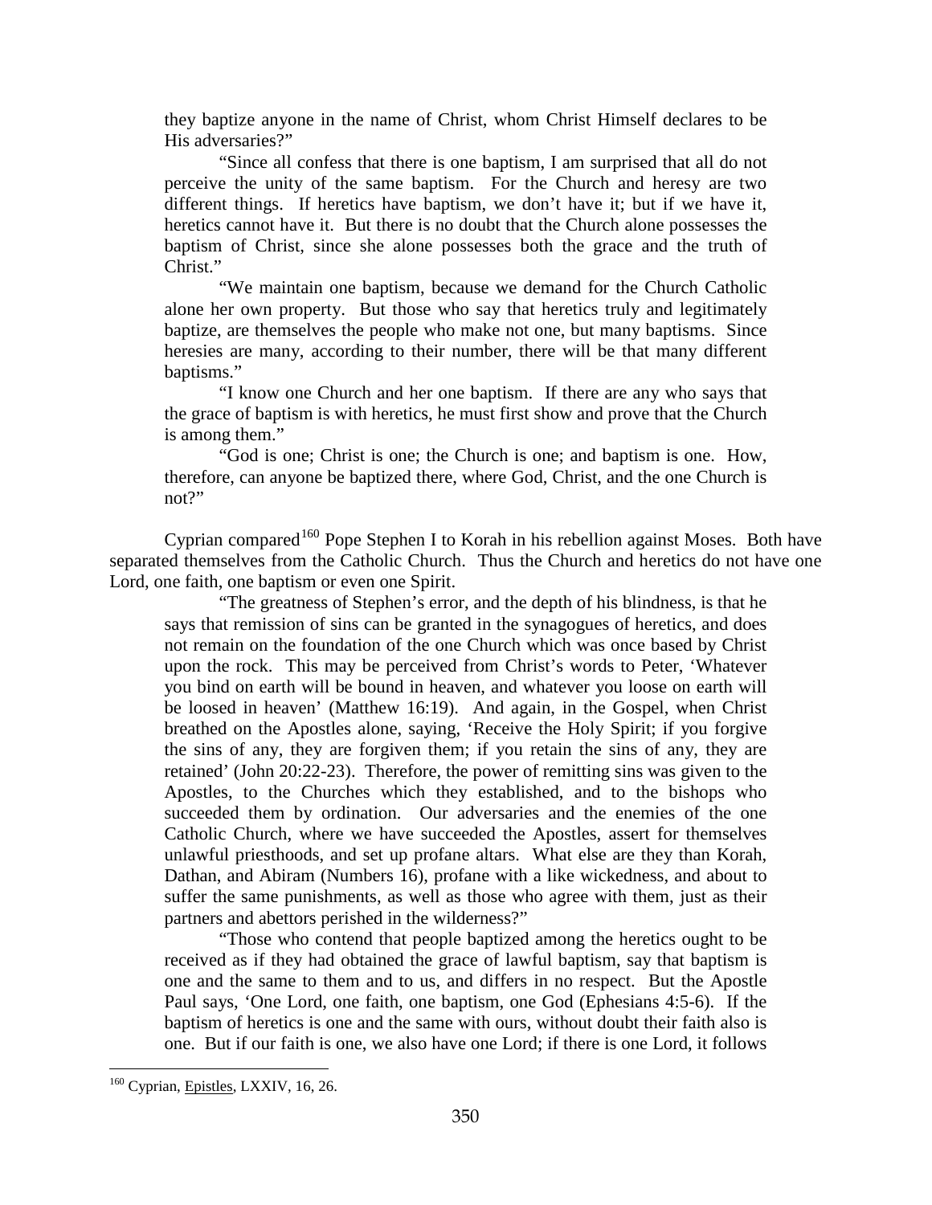they baptize anyone in the name of Christ, whom Christ Himself declares to be His adversaries?"

> "Since all confess that there is one baptism, I am surprised that all do not perceive the unity of the same baptism. For the Church and heresy are two different things. If heretics have baptism, we don't have it; but if we have it, heretics cannot have it. But there is no doubt that the Church alone possesses the baptism of Christ, since she alone possesses both the grace and the truth of Christ."
>
> "We maintain one baptism, because we demand for the Church Catholic alone her own property. But those who say that heretics truly and legitimately baptize, are themselves the people who make not one, but many baptisms. Since heresies are many, according to their number, there will be that many different baptisms."
>
> "I know one Church and her one baptism. If there are any who says that the grace of baptism is with heretics, he must first show and prove that the Church is among them."
>
> "God is one; Christ is one; the Church is one; and baptism is one. How, therefore, can anyone be baptized there, where God, Christ, and the one Church is not?"

Cyprian compared[160] Pope Stephen I to Korah in his rebellion against Moses. Both have separated themselves from the Catholic Church. Thus the Church and heretics do not have one Lord, one faith, one baptism or even one Spirit.

> "The greatness of Stephen's error, and the depth of his blindness, is that he says that remission of sins can be granted in the synagogues of heretics, and does not remain on the foundation of the one Church which was once based by Christ upon the rock. This may be perceived from Christ's words to Peter, 'Whatever you bind on earth will be bound in heaven, and whatever you loose on earth will be loosed in heaven' (Matthew 16:19). And again, in the Gospel, when Christ breathed on the Apostles alone, saying, 'Receive the Holy Spirit; if you forgive the sins of any, they are forgiven them; if you retain the sins of any, they are retained' (John 20:22-23). Therefore, the power of remitting sins was given to the Apostles, to the Churches which they established, and to the bishops who succeeded them by ordination. Our adversaries and the enemies of the one Catholic Church, where we have succeeded the Apostles, assert for themselves unlawful priesthoods, and set up profane altars. What else are they than Korah, Dathan, and Abiram (Numbers 16), profane with a like wickedness, and about to suffer the same punishments, as well as those who agree with them, just as their partners and abettors perished in the wilderness?"
>
> "Those who contend that people baptized among the heretics ought to be received as if they had obtained the grace of lawful baptism, say that baptism is one and the same to them and to us, and differs in no respect. But the Apostle Paul says, 'One Lord, one faith, one baptism, one God (Ephesians 4:5-6). If the baptism of heretics is one and the same with ours, without doubt their faith also is one. But if our faith is one, we also have one Lord; if there is one Lord, it follows

---

[160] Cyprian, Epistles, LXXIV, 16, 26.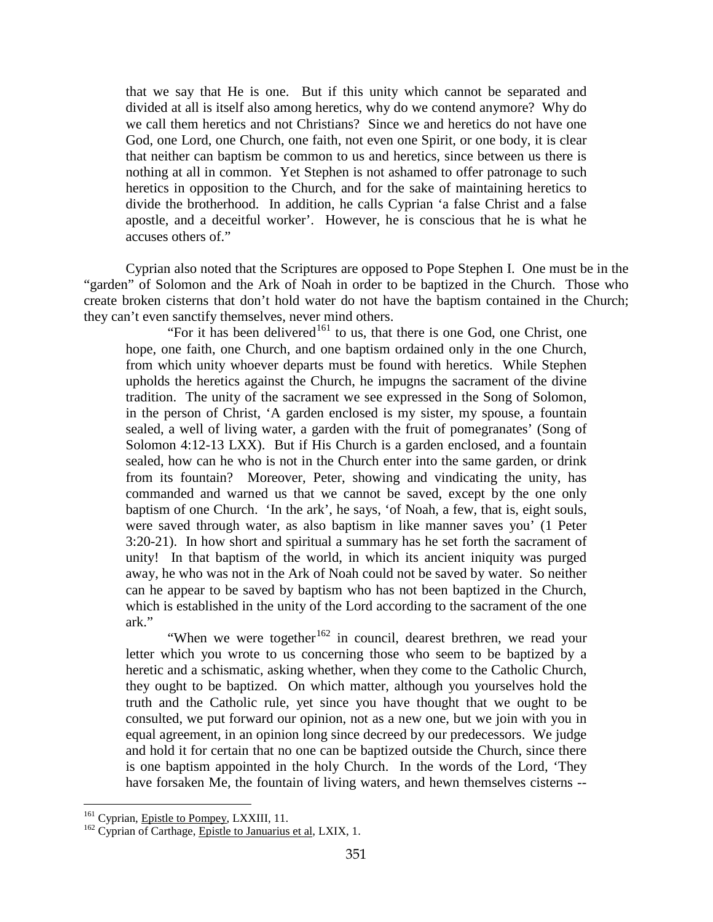that we say that He is one. But if this unity which cannot be separated and divided at all is itself also among heretics, why do we contend anymore? Why do we call them heretics and not Christians? Since we and heretics do not have one God, one Lord, one Church, one faith, not even one Spirit, or one body, it is clear that neither can baptism be common to us and heretics, since between us there is nothing at all in common. Yet Stephen is not ashamed to offer patronage to such heretics in opposition to the Church, and for the sake of maintaining heretics to divide the brotherhood. In addition, he calls Cyprian 'a false Christ and a false apostle, and a deceitful worker'. However, he is conscious that he is what he accuses others of."

Cyprian also noted that the Scriptures are opposed to Pope Stephen I. One must be in the "garden" of Solomon and the Ark of Noah in order to be baptized in the Church. Those who create broken cisterns that don't hold water do not have the baptism contained in the Church; they can't even sanctify themselves, never mind others.

"For it has been delivered[161] to us, that there is one God, one Christ, one hope, one faith, one Church, and one baptism ordained only in the one Church, from which unity whoever departs must be found with heretics. While Stephen upholds the heretics against the Church, he impugns the sacrament of the divine tradition. The unity of the sacrament we see expressed in the Song of Solomon, in the person of Christ, 'A garden enclosed is my sister, my spouse, a fountain sealed, a well of living water, a garden with the fruit of pomegranates' (Song of Solomon 4:12-13 LXX). But if His Church is a garden enclosed, and a fountain sealed, how can he who is not in the Church enter into the same garden, or drink from its fountain? Moreover, Peter, showing and vindicating the unity, has commanded and warned us that we cannot be saved, except by the one only baptism of one Church. 'In the ark', he says, 'of Noah, a few, that is, eight souls, were saved through water, as also baptism in like manner saves you' (1 Peter 3:20-21). In how short and spiritual a summary has he set forth the sacrament of unity! In that baptism of the world, in which its ancient iniquity was purged away, he who was not in the Ark of Noah could not be saved by water. So neither can he appear to be saved by baptism who has not been baptized in the Church, which is established in the unity of the Lord according to the sacrament of the one ark."

"When we were together[162] in council, dearest brethren, we read your letter which you wrote to us concerning those who seem to be baptized by a heretic and a schismatic, asking whether, when they come to the Catholic Church, they ought to be baptized. On which matter, although you yourselves hold the truth and the Catholic rule, yet since you have thought that we ought to be consulted, we put forward our opinion, not as a new one, but we join with you in equal agreement, in an opinion long since decreed by our predecessors. We judge and hold it for certain that no one can be baptized outside the Church, since there is one baptism appointed in the holy Church. In the words of the Lord, 'They have forsaken Me, the fountain of living waters, and hewn themselves cisterns --

---

[161] Cyprian, Epistle to Pompey, LXXIII, 11.

[162] Cyprian of Carthage, Epistle to Januarius et al, LXIX, 1.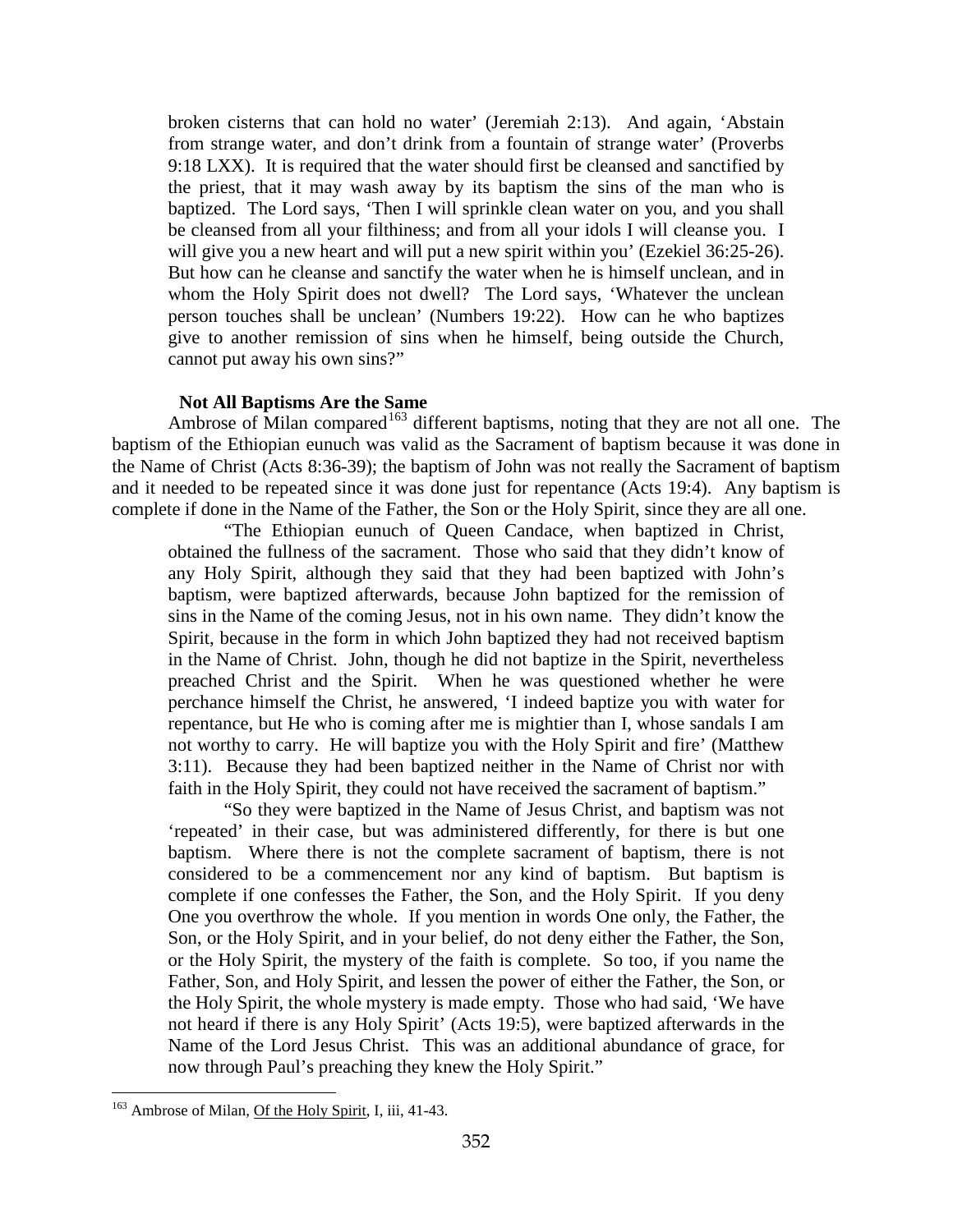broken cisterns that can hold no water' (Jeremiah 2:13). And again, 'Abstain from strange water, and don't drink from a fountain of strange water' (Proverbs 9:18 LXX). It is required that the water should first be cleansed and sanctified by the priest, that it may wash away by its baptism the sins of the man who is baptized. The Lord says, 'Then I will sprinkle clean water on you, and you shall be cleansed from all your filthiness; and from all your idols I will cleanse you. I will give you a new heart and will put a new spirit within you' (Ezekiel 36:25-26). But how can he cleanse and sanctify the water when he is himself unclean, and in whom the Holy Spirit does not dwell? The Lord says, 'Whatever the unclean person touches shall be unclean' (Numbers 19:22). How can he who baptizes give to another remission of sins when he himself, being outside the Church, cannot put away his own sins?"

### Not All Baptisms Are the Same

Ambrose of Milan compared[163] different baptisms, noting that they are not all one. The baptism of the Ethiopian eunuch was valid as the Sacrament of baptism because it was done in the Name of Christ (Acts 8:36-39); the baptism of John was not really the Sacrament of baptism and it needed to be repeated since it was done just for repentance (Acts 19:4). Any baptism is complete if done in the Name of the Father, the Son or the Holy Spirit, since they are all one.

"The Ethiopian eunuch of Queen Candace, when baptized in Christ, obtained the fullness of the sacrament. Those who said that they didn't know of any Holy Spirit, although they said that they had been baptized with John's baptism, were baptized afterwards, because John baptized for the remission of sins in the Name of the coming Jesus, not in his own name. They didn't know the Spirit, because in the form in which John baptized they had not received baptism in the Name of Christ. John, though he did not baptize in the Spirit, nevertheless preached Christ and the Spirit. When he was questioned whether he were perchance himself the Christ, he answered, 'I indeed baptize you with water for repentance, but He who is coming after me is mightier than I, whose sandals I am not worthy to carry. He will baptize you with the Holy Spirit and fire' (Matthew 3:11). Because they had been baptized neither in the Name of Christ nor with faith in the Holy Spirit, they could not have received the sacrament of baptism."

"So they were baptized in the Name of Jesus Christ, and baptism was not 'repeated' in their case, but was administered differently, for there is but one baptism. Where there is not the complete sacrament of baptism, there is not considered to be a commencement nor any kind of baptism. But baptism is complete if one confesses the Father, the Son, and the Holy Spirit. If you deny One you overthrow the whole. If you mention in words One only, the Father, the Son, or the Holy Spirit, and in your belief, do not deny either the Father, the Son, or the Holy Spirit, the mystery of the faith is complete. So too, if you name the Father, Son, and Holy Spirit, and lessen the power of either the Father, the Son, or the Holy Spirit, the whole mystery is made empty. Those who had said, 'We have not heard if there is any Holy Spirit' (Acts 19:5), were baptized afterwards in the Name of the Lord Jesus Christ. This was an additional abundance of grace, for now through Paul's preaching they knew the Holy Spirit."

---

[163] Ambrose of Milan, Of the Holy Spirit, I, iii, 41-43.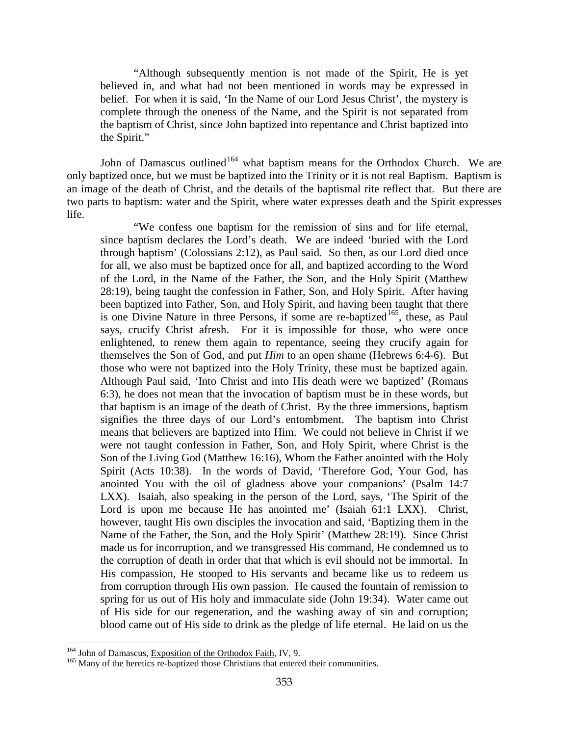> "Although subsequently mention is not made of the Spirit, He is yet believed in, and what had not been mentioned in words may be expressed in belief. For when it is said, 'In the Name of our Lord Jesus Christ', the mystery is complete through the oneness of the Name, and the Spirit is not separated from the baptism of Christ, since John baptized into repentance and Christ baptized into the Spirit."

John of Damascus outlined[164] what baptism means for the Orthodox Church. We are only baptized once, but we must be baptized into the Trinity or it is not real Baptism. Baptism is an image of the death of Christ, and the details of the baptismal rite reflect that. But there are two parts to baptism: water and the Spirit, where water expresses death and the Spirit expresses life.

> "We confess one baptism for the remission of sins and for life eternal, since baptism declares the Lord's death. We are indeed 'buried with the Lord through baptism' (Colossians 2:12), as Paul said. So then, as our Lord died once for all, we also must be baptized once for all, and baptized according to the Word of the Lord, in the Name of the Father, the Son, and the Holy Spirit (Matthew 28:19), being taught the confession in Father, Son, and Holy Spirit. After having been baptized into Father, Son, and Holy Spirit, and having been taught that there is one Divine Nature in three Persons, if some are re-baptized[165], these, as Paul says, crucify Christ afresh. For it is impossible for those, who were once enlightened, to renew them again to repentance, seeing they crucify again for themselves the Son of God, and put *Him* to an open shame (Hebrews 6:4-6). But those who were not baptized into the Holy Trinity, these must be baptized again. Although Paul said, 'Into Christ and into His death were we baptized' (Romans 6:3), he does not mean that the invocation of baptism must be in these words, but that baptism is an image of the death of Christ. By the three immersions, baptism signifies the three days of our Lord's entombment. The baptism into Christ means that believers are baptized into Him. We could not believe in Christ if we were not taught confession in Father, Son, and Holy Spirit, where Christ is the Son of the Living God (Matthew 16:16), Whom the Father anointed with the Holy Spirit (Acts 10:38). In the words of David, 'Therefore God, Your God, has anointed You with the oil of gladness above your companions' (Psalm 14:7 LXX). Isaiah, also speaking in the person of the Lord, says, 'The Spirit of the Lord is upon me because He has anointed me' (Isaiah 61:1 LXX). Christ, however, taught His own disciples the invocation and said, 'Baptizing them in the Name of the Father, the Son, and the Holy Spirit' (Matthew 28:19). Since Christ made us for incorruption, and we transgressed His command, He condemned us to the corruption of death in order that that which is evil should not be immortal. In His compassion, He stooped to His servants and became like us to redeem us from corruption through His own passion. He caused the fountain of remission to spring for us out of His holy and immaculate side (John 19:34). Water came out of His side for our regeneration, and the washing away of sin and corruption; blood came out of His side to drink as the pledge of life eternal. He laid on us the

---

[164] John of Damascus, Exposition of the Orthodox Faith, IV, 9.

[165] Many of the heretics re-baptized those Christians that entered their communities.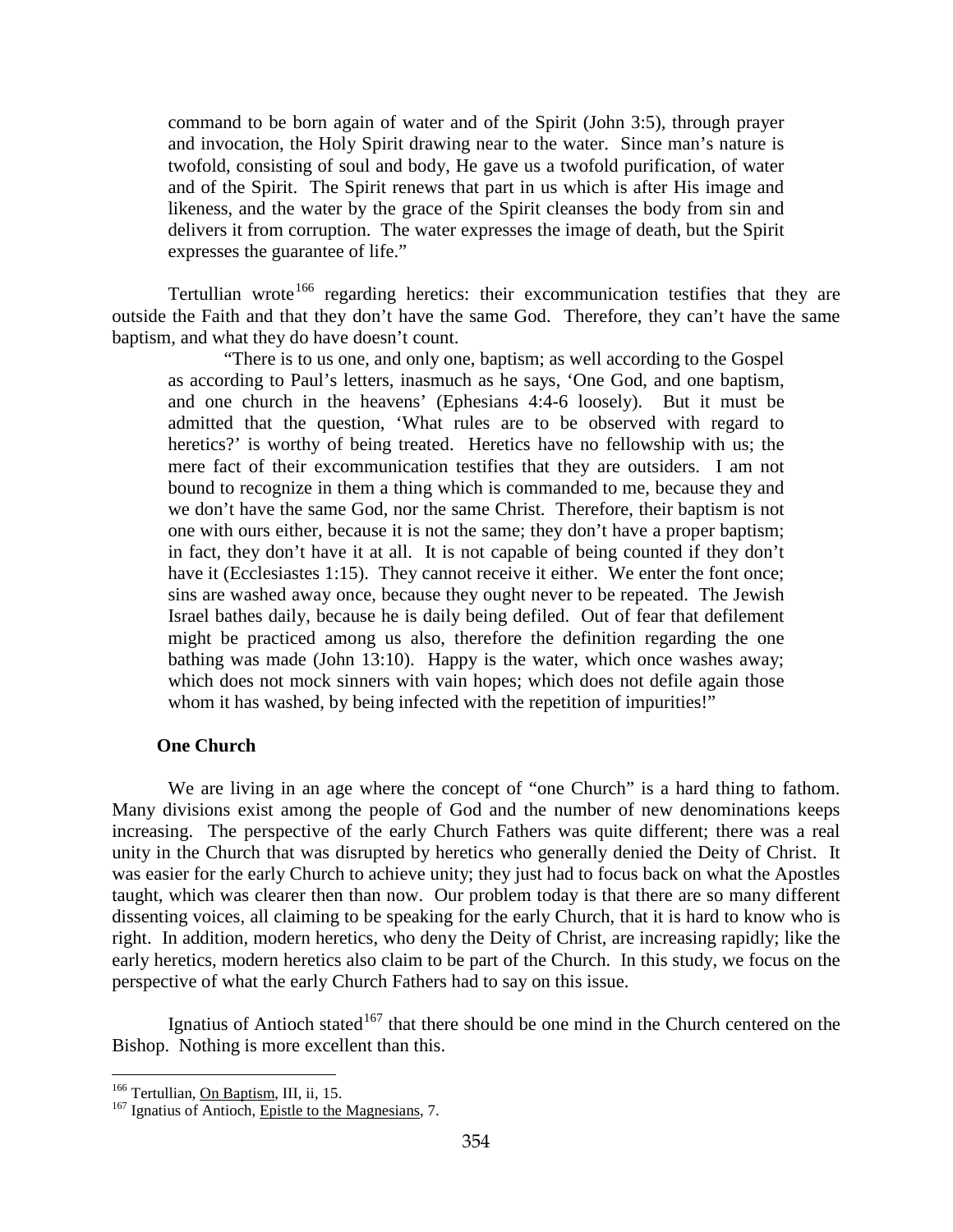command to be born again of water and of the Spirit (John 3:5), through prayer and invocation, the Holy Spirit drawing near to the water. Since man's nature is twofold, consisting of soul and body, He gave us a twofold purification, of water and of the Spirit. The Spirit renews that part in us which is after His image and likeness, and the water by the grace of the Spirit cleanses the body from sin and delivers it from corruption. The water expresses the image of death, but the Spirit expresses the guarantee of life."

Tertullian wrote[166] regarding heretics: their excommunication testifies that they are outside the Faith and that they don't have the same God. Therefore, they can't have the same baptism, and what they do have doesn't count.

> "There is to us one, and only one, baptism; as well according to the Gospel as according to Paul's letters, inasmuch as he says, 'One God, and one baptism, and one church in the heavens' (Ephesians 4:4-6 loosely). But it must be admitted that the question, 'What rules are to be observed with regard to heretics?' is worthy of being treated. Heretics have no fellowship with us; the mere fact of their excommunication testifies that they are outsiders. I am not bound to recognize in them a thing which is commanded to me, because they and we don't have the same God, nor the same Christ. Therefore, their baptism is not one with ours either, because it is not the same; they don't have a proper baptism; in fact, they don't have it at all. It is not capable of being counted if they don't have it (Ecclesiastes 1:15). They cannot receive it either. We enter the font once; sins are washed away once, because they ought never to be repeated. The Jewish Israel bathes daily, because he is daily being defiled. Out of fear that defilement might be practiced among us also, therefore the definition regarding the one bathing was made (John 13:10). Happy is the water, which once washes away; which does not mock sinners with vain hopes; which does not defile again those whom it has washed, by being infected with the repetition of impurities!"

## One Church

We are living in an age where the concept of "one Church" is a hard thing to fathom. Many divisions exist among the people of God and the number of new denominations keeps increasing. The perspective of the early Church Fathers was quite different; there was a real unity in the Church that was disrupted by heretics who generally denied the Deity of Christ. It was easier for the early Church to achieve unity; they just had to focus back on what the Apostles taught, which was clearer then than now. Our problem today is that there are so many different dissenting voices, all claiming to be speaking for the early Church, that it is hard to know who is right. In addition, modern heretics, who deny the Deity of Christ, are increasing rapidly; like the early heretics, modern heretics also claim to be part of the Church. In this study, we focus on the perspective of what the early Church Fathers had to say on this issue.

Ignatius of Antioch stated[167] that there should be one mind in the Church centered on the Bishop. Nothing is more excellent than this.

---

[166] Tertullian, On Baptism, III, ii, 15.

[167] Ignatius of Antioch, Epistle to the Magnesians, 7.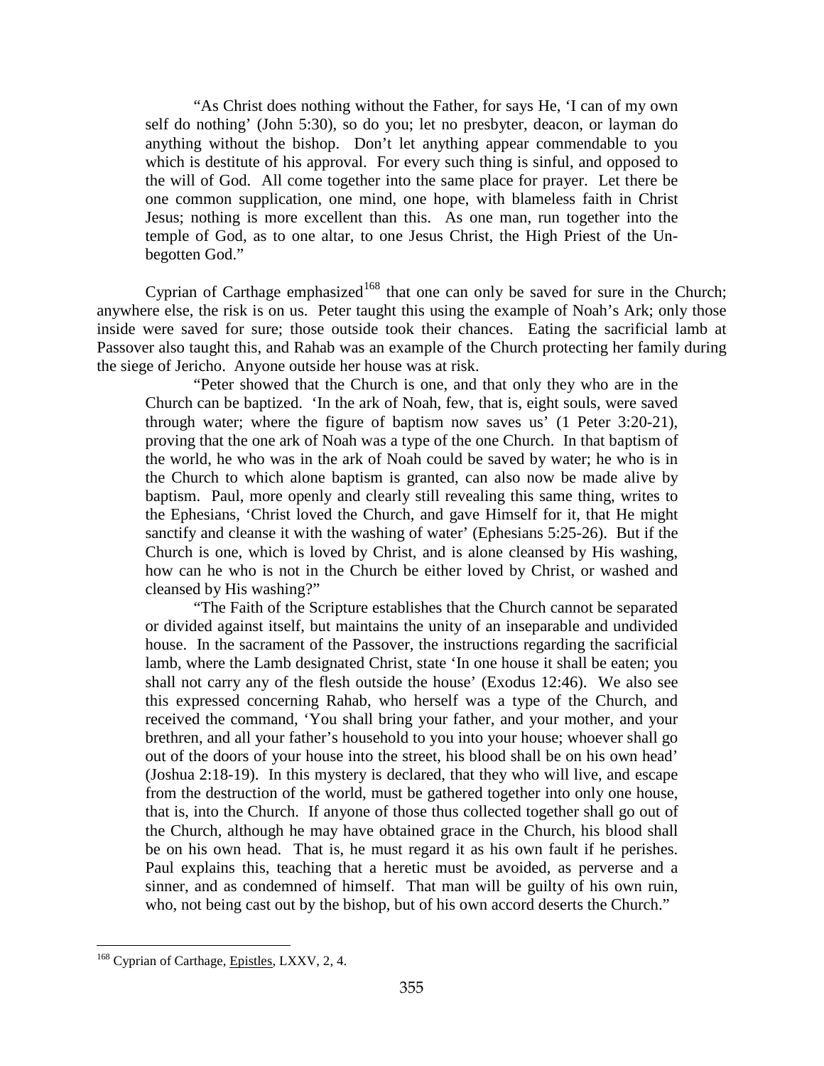> "As Christ does nothing without the Father, for says He, 'I can of my own self do nothing' (John 5:30), so do you; let no presbyter, deacon, or layman do anything without the bishop. Don't let anything appear commendable to you which is destitute of his approval. For every such thing is sinful, and opposed to the will of God. All come together into the same place for prayer. Let there be one common supplication, one mind, one hope, with blameless faith in Christ Jesus; nothing is more excellent than this. As one man, run together into the temple of God, as to one altar, to one Jesus Christ, the High Priest of the Unbegotten God."

Cyprian of Carthage emphasized[168] that one can only be saved for sure in the Church; anywhere else, the risk is on us. Peter taught this using the example of Noah's Ark; only those inside were saved for sure; those outside took their chances. Eating the sacrificial lamb at Passover also taught this, and Rahab was an example of the Church protecting her family during the siege of Jericho. Anyone outside her house was at risk.

> "Peter showed that the Church is one, and that only they who are in the Church can be baptized. 'In the ark of Noah, few, that is, eight souls, were saved through water; where the figure of baptism now saves us' (1 Peter 3:20-21), proving that the one ark of Noah was a type of the one Church. In that baptism of the world, he who was in the ark of Noah could be saved by water; he who is in the Church to which alone baptism is granted, can also now be made alive by baptism. Paul, more openly and clearly still revealing this same thing, writes to the Ephesians, 'Christ loved the Church, and gave Himself for it, that He might sanctify and cleanse it with the washing of water' (Ephesians 5:25-26). But if the Church is one, which is loved by Christ, and is alone cleansed by His washing, how can he who is not in the Church be either loved by Christ, or washed and cleansed by His washing?"
>
> "The Faith of the Scripture establishes that the Church cannot be separated or divided against itself, but maintains the unity of an inseparable and undivided house. In the sacrament of the Passover, the instructions regarding the sacrificial lamb, where the Lamb designated Christ, state 'In one house it shall be eaten; you shall not carry any of the flesh outside the house' (Exodus 12:46). We also see this expressed concerning Rahab, who herself was a type of the Church, and received the command, 'You shall bring your father, and your mother, and your brethren, and all your father's household to you into your house; whoever shall go out of the doors of your house into the street, his blood shall be on his own head' (Joshua 2:18-19). In this mystery is declared, that they who will live, and escape from the destruction of the world, must be gathered together into only one house, that is, into the Church. If anyone of those thus collected together shall go out of the Church, although he may have obtained grace in the Church, his blood shall be on his own head. That is, he must regard it as his own fault if he perishes. Paul explains this, teaching that a heretic must be avoided, as perverse and a sinner, and as condemned of himself. That man will be guilty of his own ruin, who, not being cast out by the bishop, but of his own accord deserts the Church."

---

[168] Cyprian of Carthage, Epistles, LXXV, 2, 4.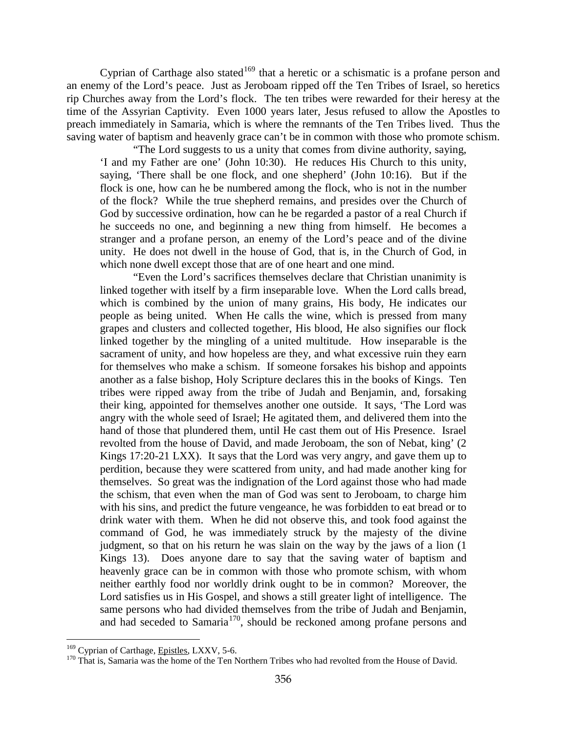Cyprian of Carthage also stated[169] that a heretic or a schismatic is a profane person and an enemy of the Lord's peace. Just as Jeroboam ripped off the Ten Tribes of Israel, so heretics rip Churches away from the Lord's flock. The ten tribes were rewarded for their heresy at the time of the Assyrian Captivity. Even 1000 years later, Jesus refused to allow the Apostles to preach immediately in Samaria, which is where the remnants of the Ten Tribes lived. Thus the saving water of baptism and heavenly grace can't be in common with those who promote schism.

> "The Lord suggests to us a unity that comes from divine authority, saying, 'I and my Father are one' (John 10:30). He reduces His Church to this unity, saying, 'There shall be one flock, and one shepherd' (John 10:16). But if the flock is one, how can he be numbered among the flock, who is not in the number of the flock? While the true shepherd remains, and presides over the Church of God by successive ordination, how can he be regarded a pastor of a real Church if he succeeds no one, and beginning a new thing from himself. He becomes a stranger and a profane person, an enemy of the Lord's peace and of the divine unity. He does not dwell in the house of God, that is, in the Church of God, in which none dwell except those that are of one heart and one mind.
>
> "Even the Lord's sacrifices themselves declare that Christian unanimity is linked together with itself by a firm inseparable love. When the Lord calls bread, which is combined by the union of many grains, His body, He indicates our people as being united. When He calls the wine, which is pressed from many grapes and clusters and collected together, His blood, He also signifies our flock linked together by the mingling of a united multitude. How inseparable is the sacrament of unity, and how hopeless are they, and what excessive ruin they earn for themselves who make a schism. If someone forsakes his bishop and appoints another as a false bishop, Holy Scripture declares this in the books of Kings. Ten tribes were ripped away from the tribe of Judah and Benjamin, and, forsaking their king, appointed for themselves another one outside. It says, 'The Lord was angry with the whole seed of Israel; He agitated them, and delivered them into the hand of those that plundered them, until He cast them out of His Presence. Israel revolted from the house of David, and made Jeroboam, the son of Nebat, king' (2 Kings 17:20-21 LXX). It says that the Lord was very angry, and gave them up to perdition, because they were scattered from unity, and had made another king for themselves. So great was the indignation of the Lord against those who had made the schism, that even when the man of God was sent to Jeroboam, to charge him with his sins, and predict the future vengeance, he was forbidden to eat bread or to drink water with them. When he did not observe this, and took food against the command of God, he was immediately struck by the majesty of the divine judgment, so that on his return he was slain on the way by the jaws of a lion (1 Kings 13). Does anyone dare to say that the saving water of baptism and heavenly grace can be in common with those who promote schism, with whom neither earthly food nor worldly drink ought to be in common? Moreover, the Lord satisfies us in His Gospel, and shows a still greater light of intelligence. The same persons who had divided themselves from the tribe of Judah and Benjamin, and had seceded to Samaria[170], should be reckoned among profane persons and

---

[169] Cyprian of Carthage, Epistles, LXXV, 5-6.

[170] That is, Samaria was the home of the Ten Northern Tribes who had revolted from the House of David.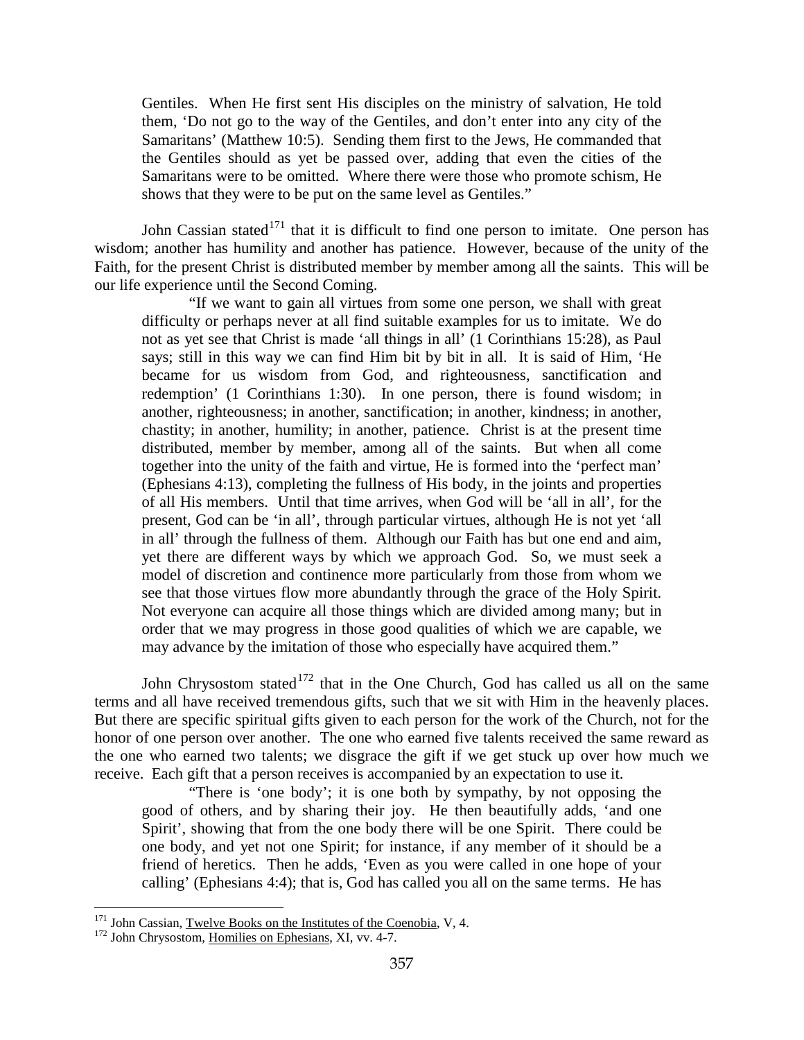Gentiles. When He first sent His disciples on the ministry of salvation, He told them, 'Do not go to the way of the Gentiles, and don't enter into any city of the Samaritans' (Matthew 10:5). Sending them first to the Jews, He commanded that the Gentiles should as yet be passed over, adding that even the cities of the Samaritans were to be omitted. Where there were those who promote schism, He shows that they were to be put on the same level as Gentiles."

John Cassian stated[171] that it is difficult to find one person to imitate. One person has wisdom; another has humility and another has patience. However, because of the unity of the Faith, for the present Christ is distributed member by member among all the saints. This will be our life experience until the Second Coming.

> "If we want to gain all virtues from some one person, we shall with great difficulty or perhaps never at all find suitable examples for us to imitate. We do not as yet see that Christ is made 'all things in all' (1 Corinthians 15:28), as Paul says; still in this way we can find Him bit by bit in all. It is said of Him, 'He became for us wisdom from God, and righteousness, sanctification and redemption' (1 Corinthians 1:30). In one person, there is found wisdom; in another, righteousness; in another, sanctification; in another, kindness; in another, chastity; in another, humility; in another, patience. Christ is at the present time distributed, member by member, among all of the saints. But when all come together into the unity of the faith and virtue, He is formed into the 'perfect man' (Ephesians 4:13), completing the fullness of His body, in the joints and properties of all His members. Until that time arrives, when God will be 'all in all', for the present, God can be 'in all', through particular virtues, although He is not yet 'all in all' through the fullness of them. Although our Faith has but one end and aim, yet there are different ways by which we approach God. So, we must seek a model of discretion and continence more particularly from those from whom we see that those virtues flow more abundantly through the grace of the Holy Spirit. Not everyone can acquire all those things which are divided among many; but in order that we may progress in those good qualities of which we are capable, we may advance by the imitation of those who especially have acquired them."

John Chrysostom stated[172] that in the One Church, God has called us all on the same terms and all have received tremendous gifts, such that we sit with Him in the heavenly places. But there are specific spiritual gifts given to each person for the work of the Church, not for the honor of one person over another. The one who earned five talents received the same reward as the one who earned two talents; we disgrace the gift if we get stuck up over how much we receive. Each gift that a person receives is accompanied by an expectation to use it.

> "There is 'one body'; it is one both by sympathy, by not opposing the good of others, and by sharing their joy. He then beautifully adds, 'and one Spirit', showing that from the one body there will be one Spirit. There could be one body, and yet not one Spirit; for instance, if any member of it should be a friend of heretics. Then he adds, 'Even as you were called in one hope of your calling' (Ephesians 4:4); that is, God has called you all on the same terms. He has

---

[171] John Cassian, Twelve Books on the Institutes of the Coenobia, V, 4.

[172] John Chrysostom, Homilies on Ephesians, XI, vv. 4-7.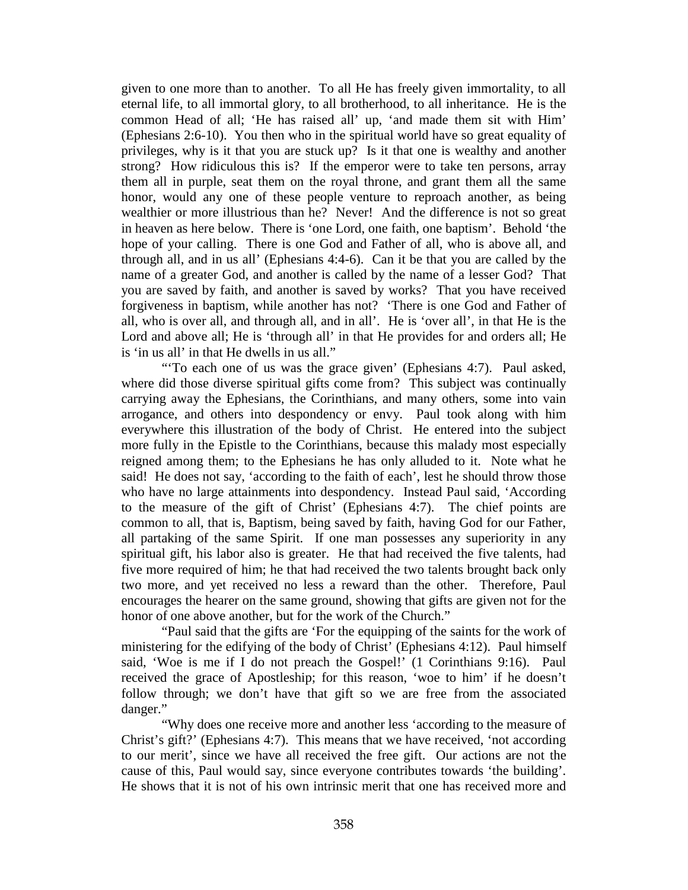given to one more than to another. To all He has freely given immortality, to all eternal life, to all immortal glory, to all brotherhood, to all inheritance. He is the common Head of all; 'He has raised all' up, 'and made them sit with Him' (Ephesians 2:6-10). You then who in the spiritual world have so great equality of privileges, why is it that you are stuck up? Is it that one is wealthy and another strong? How ridiculous this is? If the emperor were to take ten persons, array them all in purple, seat them on the royal throne, and grant them all the same honor, would any one of these people venture to reproach another, as being wealthier or more illustrious than he? Never! And the difference is not so great in heaven as here below. There is 'one Lord, one faith, one baptism'. Behold 'the hope of your calling. There is one God and Father of all, who is above all, and through all, and in us all' (Ephesians 4:4-6). Can it be that you are called by the name of a greater God, and another is called by the name of a lesser God? That you are saved by faith, and another is saved by works? That you have received forgiveness in baptism, while another has not? 'There is one God and Father of all, who is over all, and through all, and in all'. He is 'over all', in that He is the Lord and above all; He is 'through all' in that He provides for and orders all; He is 'in us all' in that He dwells in us all."

"'To each one of us was the grace given' (Ephesians 4:7). Paul asked, where did those diverse spiritual gifts come from? This subject was continually carrying away the Ephesians, the Corinthians, and many others, some into vain arrogance, and others into despondency or envy. Paul took along with him everywhere this illustration of the body of Christ. He entered into the subject more fully in the Epistle to the Corinthians, because this malady most especially reigned among them; to the Ephesians he has only alluded to it. Note what he said! He does not say, 'according to the faith of each', lest he should throw those who have no large attainments into despondency. Instead Paul said, 'According to the measure of the gift of Christ' (Ephesians 4:7). The chief points are common to all, that is, Baptism, being saved by faith, having God for our Father, all partaking of the same Spirit. If one man possesses any superiority in any spiritual gift, his labor also is greater. He that had received the five talents, had five more required of him; he that had received the two talents brought back only two more, and yet received no less a reward than the other. Therefore, Paul encourages the hearer on the same ground, showing that gifts are given not for the honor of one above another, but for the work of the Church."

"Paul said that the gifts are 'For the equipping of the saints for the work of ministering for the edifying of the body of Christ' (Ephesians 4:12). Paul himself said, 'Woe is me if I do not preach the Gospel!' (1 Corinthians 9:16). Paul received the grace of Apostleship; for this reason, 'woe to him' if he doesn't follow through; we don't have that gift so we are free from the associated danger."

"Why does one receive more and another less 'according to the measure of Christ's gift?' (Ephesians 4:7). This means that we have received, 'not according to our merit', since we have all received the free gift. Our actions are not the cause of this, Paul would say, since everyone contributes towards 'the building'. He shows that it is not of his own intrinsic merit that one has received more and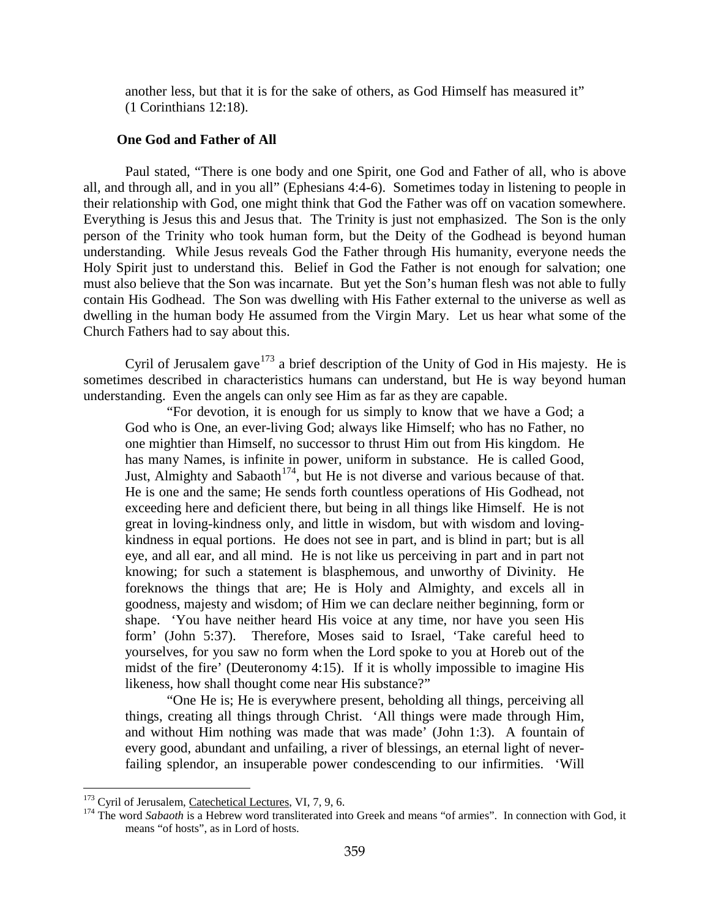another less, but that it is for the sake of others, as God Himself has measured it" (1 Corinthians 12:18).

### One God and Father of All

Paul stated, "There is one body and one Spirit, one God and Father of all, who is above all, and through all, and in you all" (Ephesians 4:4-6). Sometimes today in listening to people in their relationship with God, one might think that God the Father was off on vacation somewhere. Everything is Jesus this and Jesus that. The Trinity is just not emphasized. The Son is the only person of the Trinity who took human form, but the Deity of the Godhead is beyond human understanding. While Jesus reveals God the Father through His humanity, everyone needs the Holy Spirit just to understand this. Belief in God the Father is not enough for salvation; one must also believe that the Son was incarnate. But yet the Son's human flesh was not able to fully contain His Godhead. The Son was dwelling with His Father external to the universe as well as dwelling in the human body He assumed from the Virgin Mary. Let us hear what some of the Church Fathers had to say about this.

Cyril of Jerusalem gave[173] a brief description of the Unity of God in His majesty. He is sometimes described in characteristics humans can understand, but He is way beyond human understanding. Even the angels can only see Him as far as they are capable.

> "For devotion, it is enough for us simply to know that we have a God; a God who is One, an ever-living God; always like Himself; who has no Father, no one mightier than Himself, no successor to thrust Him out from His kingdom. He has many Names, is infinite in power, uniform in substance. He is called Good, Just, Almighty and Sabaoth[174], but He is not diverse and various because of that. He is one and the same; He sends forth countless operations of His Godhead, not exceeding here and deficient there, but being in all things like Himself. He is not great in loving-kindness only, and little in wisdom, but with wisdom and loving-kindness in equal portions. He does not see in part, and is blind in part; but is all eye, and all ear, and all mind. He is not like us perceiving in part and in part not knowing; for such a statement is blasphemous, and unworthy of Divinity. He foreknows the things that are; He is Holy and Almighty, and excels all in goodness, majesty and wisdom; of Him we can declare neither beginning, form or shape. 'You have neither heard His voice at any time, nor have you seen His form' (John 5:37). Therefore, Moses said to Israel, 'Take careful heed to yourselves, for you saw no form when the Lord spoke to you at Horeb out of the midst of the fire' (Deuteronomy 4:15). If it is wholly impossible to imagine His likeness, how shall thought come near His substance?"
>
> "One He is; He is everywhere present, beholding all things, perceiving all things, creating all things through Christ. 'All things were made through Him, and without Him nothing was made that was made' (John 1:3). A fountain of every good, abundant and unfailing, a river of blessings, an eternal light of never-failing splendor, an insuperable power condescending to our infirmities. 'Will

---

[173] Cyril of Jerusalem, Catechetical Lectures, VI, 7, 9, 6.

[174] The word *Sabaoth* is a Hebrew word transliterated into Greek and means "of armies". In connection with God, it means "of hosts", as in Lord of hosts.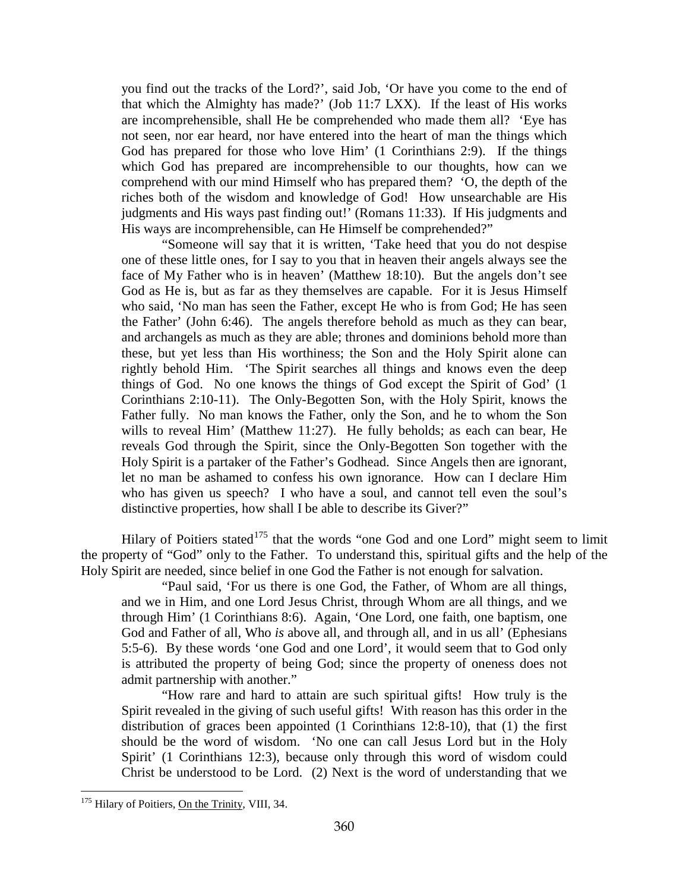you find out the tracks of the Lord?', said Job, 'Or have you come to the end of that which the Almighty has made?' (Job 11:7 LXX). If the least of His works are incomprehensible, shall He be comprehended who made them all? 'Eye has not seen, nor ear heard, nor have entered into the heart of man the things which God has prepared for those who love Him' (1 Corinthians 2:9). If the things which God has prepared are incomprehensible to our thoughts, how can we comprehend with our mind Himself who has prepared them? 'O, the depth of the riches both of the wisdom and knowledge of God! How unsearchable are His judgments and His ways past finding out!' (Romans 11:33). If His judgments and His ways are incomprehensible, can He Himself be comprehended?"

"Someone will say that it is written, 'Take heed that you do not despise one of these little ones, for I say to you that in heaven their angels always see the face of My Father who is in heaven' (Matthew 18:10). But the angels don't see God as He is, but as far as they themselves are capable. For it is Jesus Himself who said, 'No man has seen the Father, except He who is from God; He has seen the Father' (John 6:46). The angels therefore behold as much as they can bear, and archangels as much as they are able; thrones and dominions behold more than these, but yet less than His worthiness; the Son and the Holy Spirit alone can rightly behold Him. 'The Spirit searches all things and knows even the deep things of God. No one knows the things of God except the Spirit of God' (1 Corinthians 2:10-11). The Only-Begotten Son, with the Holy Spirit, knows the Father fully. No man knows the Father, only the Son, and he to whom the Son wills to reveal Him' (Matthew 11:27). He fully beholds; as each can bear, He reveals God through the Spirit, since the Only-Begotten Son together with the Holy Spirit is a partaker of the Father's Godhead. Since Angels then are ignorant, let no man be ashamed to confess his own ignorance. How can I declare Him who has given us speech? I who have a soul, and cannot tell even the soul's distinctive properties, how shall I be able to describe its Giver?"

Hilary of Poitiers stated[175] that the words "one God and one Lord" might seem to limit the property of "God" only to the Father. To understand this, spiritual gifts and the help of the Holy Spirit are needed, since belief in one God the Father is not enough for salvation.

"Paul said, 'For us there is one God, the Father, of Whom are all things, and we in Him, and one Lord Jesus Christ, through Whom are all things, and we through Him' (1 Corinthians 8:6). Again, 'One Lord, one faith, one baptism, one God and Father of all, Who *is* above all, and through all, and in us all' (Ephesians 5:5-6). By these words 'one God and one Lord', it would seem that to God only is attributed the property of being God; since the property of oneness does not admit partnership with another."

"How rare and hard to attain are such spiritual gifts! How truly is the Spirit revealed in the giving of such useful gifts! With reason has this order in the distribution of graces been appointed (1 Corinthians 12:8-10), that (1) the first should be the word of wisdom. 'No one can call Jesus Lord but in the Holy Spirit' (1 Corinthians 12:3), because only through this word of wisdom could Christ be understood to be Lord. (2) Next is the word of understanding that we

---

[175] Hilary of Poitiers, On the Trinity, VIII, 34.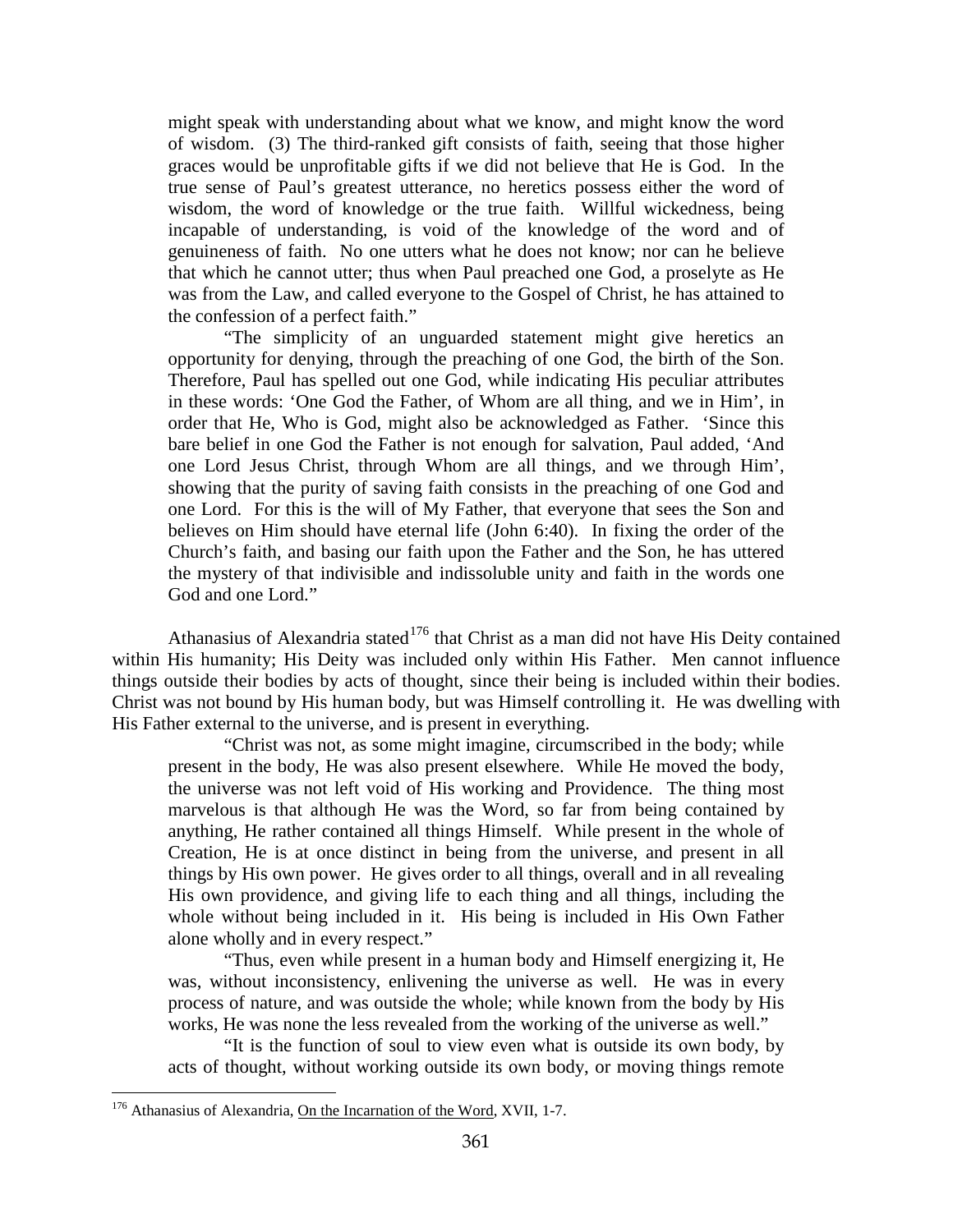> might speak with understanding about what we know, and might know the word of wisdom. (3) The third-ranked gift consists of faith, seeing that those higher graces would be unprofitable gifts if we did not believe that He is God. In the true sense of Paul's greatest utterance, no heretics possess either the word of wisdom, the word of knowledge or the true faith. Willful wickedness, being incapable of understanding, is void of the knowledge of the word and of genuineness of faith. No one utters what he does not know; nor can he believe that which he cannot utter; thus when Paul preached one God, a proselyte as He was from the Law, and called everyone to the Gospel of Christ, he has attained to the confession of a perfect faith."
>
> "The simplicity of an unguarded statement might give heretics an opportunity for denying, through the preaching of one God, the birth of the Son. Therefore, Paul has spelled out one God, while indicating His peculiar attributes in these words: 'One God the Father, of Whom are all thing, and we in Him', in order that He, Who is God, might also be acknowledged as Father. 'Since this bare belief in one God the Father is not enough for salvation, Paul added, 'And one Lord Jesus Christ, through Whom are all things, and we through Him', showing that the purity of saving faith consists in the preaching of one God and one Lord. For this is the will of My Father, that everyone that sees the Son and believes on Him should have eternal life (John 6:40). In fixing the order of the Church's faith, and basing our faith upon the Father and the Son, he has uttered the mystery of that indivisible and indissoluble unity and faith in the words one God and one Lord."

Athanasius of Alexandria stated[176] that Christ as a man did not have His Deity contained within His humanity; His Deity was included only within His Father. Men cannot influence things outside their bodies by acts of thought, since their being is included within their bodies. Christ was not bound by His human body, but was Himself controlling it. He was dwelling with His Father external to the universe, and is present in everything.

> "Christ was not, as some might imagine, circumscribed in the body; while present in the body, He was also present elsewhere. While He moved the body, the universe was not left void of His working and Providence. The thing most marvelous is that although He was the Word, so far from being contained by anything, He rather contained all things Himself. While present in the whole of Creation, He is at once distinct in being from the universe, and present in all things by His own power. He gives order to all things, overall and in all revealing His own providence, and giving life to each thing and all things, including the whole without being included in it. His being is included in His Own Father alone wholly and in every respect."
>
> "Thus, even while present in a human body and Himself energizing it, He was, without inconsistency, enlivening the universe as well. He was in every process of nature, and was outside the whole; while known from the body by His works, He was none the less revealed from the working of the universe as well."
>
> "It is the function of soul to view even what is outside its own body, by acts of thought, without working outside its own body, or moving things remote

---

[176] Athanasius of Alexandria, On the Incarnation of the Word, XVII, 1-7.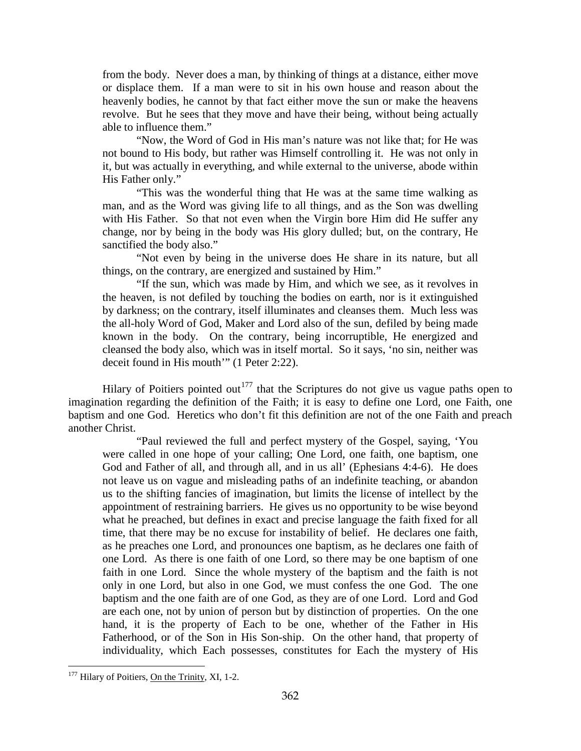from the body. Never does a man, by thinking of things at a distance, either move or displace them. If a man were to sit in his own house and reason about the heavenly bodies, he cannot by that fact either move the sun or make the heavens revolve. But he sees that they move and have their being, without being actually able to influence them."

> "Now, the Word of God in His man's nature was not like that; for He was not bound to His body, but rather was Himself controlling it. He was not only in it, but was actually in everything, and while external to the universe, abode within His Father only."

> "This was the wonderful thing that He was at the same time walking as man, and as the Word was giving life to all things, and as the Son was dwelling with His Father. So that not even when the Virgin bore Him did He suffer any change, nor by being in the body was His glory dulled; but, on the contrary, He sanctified the body also."

> "Not even by being in the universe does He share in its nature, but all things, on the contrary, are energized and sustained by Him."

> "If the sun, which was made by Him, and which we see, as it revolves in the heaven, is not defiled by touching the bodies on earth, nor is it extinguished by darkness; on the contrary, itself illuminates and cleanses them. Much less was the all-holy Word of God, Maker and Lord also of the sun, defiled by being made known in the body. On the contrary, being incorruptible, He energized and cleansed the body also, which was in itself mortal. So it says, 'no sin, neither was deceit found in His mouth'" (1 Peter 2:22).

Hilary of Poitiers pointed out[177] that the Scriptures do not give us vague paths open to imagination regarding the definition of the Faith; it is easy to define one Lord, one Faith, one baptism and one God. Heretics who don't fit this definition are not of the one Faith and preach another Christ.

> "Paul reviewed the full and perfect mystery of the Gospel, saying, 'You were called in one hope of your calling; One Lord, one faith, one baptism, one God and Father of all, and through all, and in us all' (Ephesians 4:4-6). He does not leave us on vague and misleading paths of an indefinite teaching, or abandon us to the shifting fancies of imagination, but limits the license of intellect by the appointment of restraining barriers. He gives us no opportunity to be wise beyond what he preached, but defines in exact and precise language the faith fixed for all time, that there may be no excuse for instability of belief. He declares one faith, as he preaches one Lord, and pronounces one baptism, as he declares one faith of one Lord. As there is one faith of one Lord, so there may be one baptism of one faith in one Lord. Since the whole mystery of the baptism and the faith is not only in one Lord, but also in one God, we must confess the one God. The one baptism and the one faith are of one God, as they are of one Lord. Lord and God are each one, not by union of person but by distinction of properties. On the one hand, it is the property of Each to be one, whether of the Father in His Fatherhood, or of the Son in His Son-ship. On the other hand, that property of individuality, which Each possesses, constitutes for Each the mystery of His

[177] Hilary of Poitiers, On the Trinity, XI, 1-2.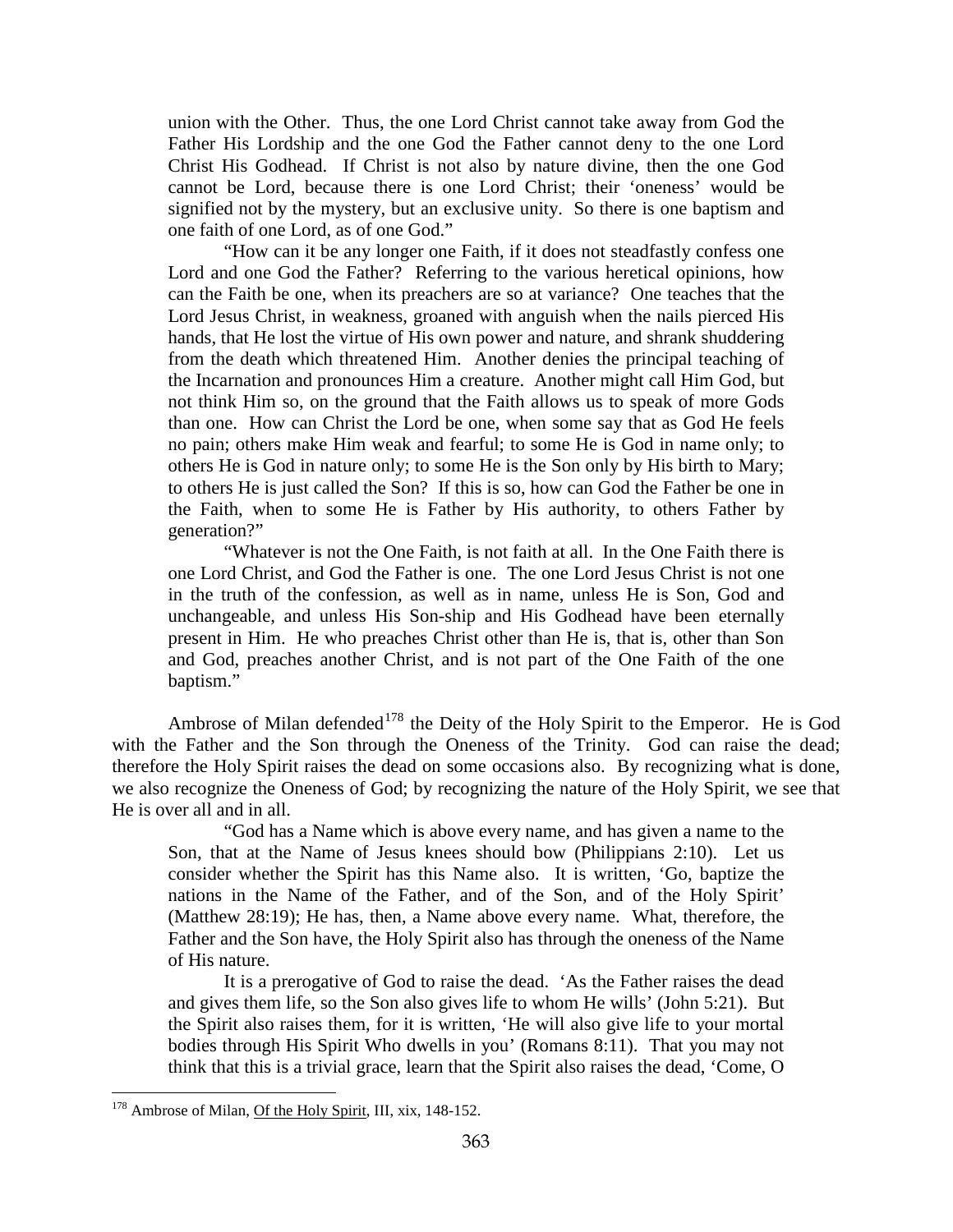> union with the Other. Thus, the one Lord Christ cannot take away from God the Father His Lordship and the one God the Father cannot deny to the one Lord Christ His Godhead. If Christ is not also by nature divine, then the one God cannot be Lord, because there is one Lord Christ; their 'oneness' would be signified not by the mystery, but an exclusive unity. So there is one baptism and one faith of one Lord, as of one God."
>
> "How can it be any longer one Faith, if it does not steadfastly confess one Lord and one God the Father? Referring to the various heretical opinions, how can the Faith be one, when its preachers are so at variance? One teaches that the Lord Jesus Christ, in weakness, groaned with anguish when the nails pierced His hands, that He lost the virtue of His own power and nature, and shrank shuddering from the death which threatened Him. Another denies the principal teaching of the Incarnation and pronounces Him a creature. Another might call Him God, but not think Him so, on the ground that the Faith allows us to speak of more Gods than one. How can Christ the Lord be one, when some say that as God He feels no pain; others make Him weak and fearful; to some He is God in name only; to others He is God in nature only; to some He is the Son only by His birth to Mary; to others He is just called the Son? If this is so, how can God the Father be one in the Faith, when to some He is Father by His authority, to others Father by generation?"
>
> "Whatever is not the One Faith, is not faith at all. In the One Faith there is one Lord Christ, and God the Father is one. The one Lord Jesus Christ is not one in the truth of the confession, as well as in name, unless He is Son, God and unchangeable, and unless His Son-ship and His Godhead have been eternally present in Him. He who preaches Christ other than He is, that is, other than Son and God, preaches another Christ, and is not part of the One Faith of the one baptism."

Ambrose of Milan defended[178] the Deity of the Holy Spirit to the Emperor. He is God with the Father and the Son through the Oneness of the Trinity. God can raise the dead; therefore the Holy Spirit raises the dead on some occasions also. By recognizing what is done, we also recognize the Oneness of God; by recognizing the nature of the Holy Spirit, we see that He is over all and in all.

> "God has a Name which is above every name, and has given a name to the Son, that at the Name of Jesus knees should bow (Philippians 2:10). Let us consider whether the Spirit has this Name also. It is written, 'Go, baptize the nations in the Name of the Father, and of the Son, and of the Holy Spirit' (Matthew 28:19); He has, then, a Name above every name. What, therefore, the Father and the Son have, the Holy Spirit also has through the oneness of the Name of His nature.
>
> It is a prerogative of God to raise the dead. 'As the Father raises the dead and gives them life, so the Son also gives life to whom He wills' (John 5:21). But the Spirit also raises them, for it is written, 'He will also give life to your mortal bodies through His Spirit Who dwells in you' (Romans 8:11). That you may not think that this is a trivial grace, learn that the Spirit also raises the dead, 'Come, O

---

[178] Ambrose of Milan, Of the Holy Spirit, III, xix, 148-152.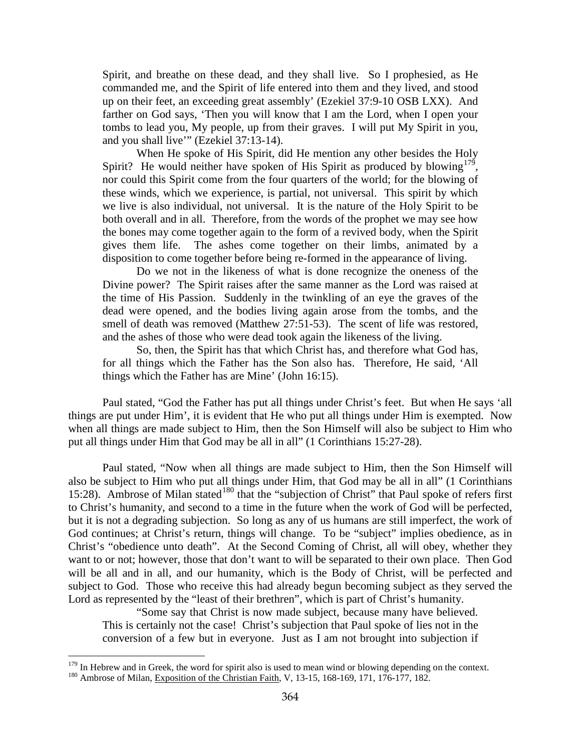Spirit, and breathe on these dead, and they shall live. So I prophesied, as He commanded me, and the Spirit of life entered into them and they lived, and stood up on their feet, an exceeding great assembly' (Ezekiel 37:9-10 OSB LXX). And farther on God says, 'Then you will know that I am the Lord, when I open your tombs to lead you, My people, up from their graves. I will put My Spirit in you, and you shall live'" (Ezekiel 37:13-14).

When He spoke of His Spirit, did He mention any other besides the Holy Spirit? He would neither have spoken of His Spirit as produced by blowing[179], nor could this Spirit come from the four quarters of the world; for the blowing of these winds, which we experience, is partial, not universal. This spirit by which we live is also individual, not universal. It is the nature of the Holy Spirit to be both overall and in all. Therefore, from the words of the prophet we may see how the bones may come together again to the form of a revived body, when the Spirit gives them life. The ashes come together on their limbs, animated by a disposition to come together before being re-formed in the appearance of living.

Do we not in the likeness of what is done recognize the oneness of the Divine power? The Spirit raises after the same manner as the Lord was raised at the time of His Passion. Suddenly in the twinkling of an eye the graves of the dead were opened, and the bodies living again arose from the tombs, and the smell of death was removed (Matthew 27:51-53). The scent of life was restored, and the ashes of those who were dead took again the likeness of the living.

So, then, the Spirit has that which Christ has, and therefore what God has, for all things which the Father has the Son also has. Therefore, He said, 'All things which the Father has are Mine' (John 16:15).

Paul stated, "God the Father has put all things under Christ's feet. But when He says 'all things are put under Him', it is evident that He who put all things under Him is exempted. Now when all things are made subject to Him, then the Son Himself will also be subject to Him who put all things under Him that God may be all in all" (1 Corinthians 15:27-28).

Paul stated, "Now when all things are made subject to Him, then the Son Himself will also be subject to Him who put all things under Him, that God may be all in all" (1 Corinthians 15:28). Ambrose of Milan stated[180] that the "subjection of Christ" that Paul spoke of refers first to Christ's humanity, and second to a time in the future when the work of God will be perfected, but it is not a degrading subjection. So long as any of us humans are still imperfect, the work of God continues; at Christ's return, things will change. To be "subject" implies obedience, as in Christ's "obedience unto death". At the Second Coming of Christ, all will obey, whether they want to or not; however, those that don't want to will be separated to their own place. Then God will be all and in all, and our humanity, which is the Body of Christ, will be perfected and subject to God. Those who receive this had already begun becoming subject as they served the Lord as represented by the "least of their brethren", which is part of Christ's humanity.

"Some say that Christ is now made subject, because many have believed. This is certainly not the case! Christ's subjection that Paul spoke of lies not in the conversion of a few but in everyone. Just as I am not brought into subjection if

---

[179] In Hebrew and in Greek, the word for spirit also is used to mean wind or blowing depending on the context.

[180] Ambrose of Milan, Exposition of the Christian Faith, V, 13-15, 168-169, 171, 176-177, 182.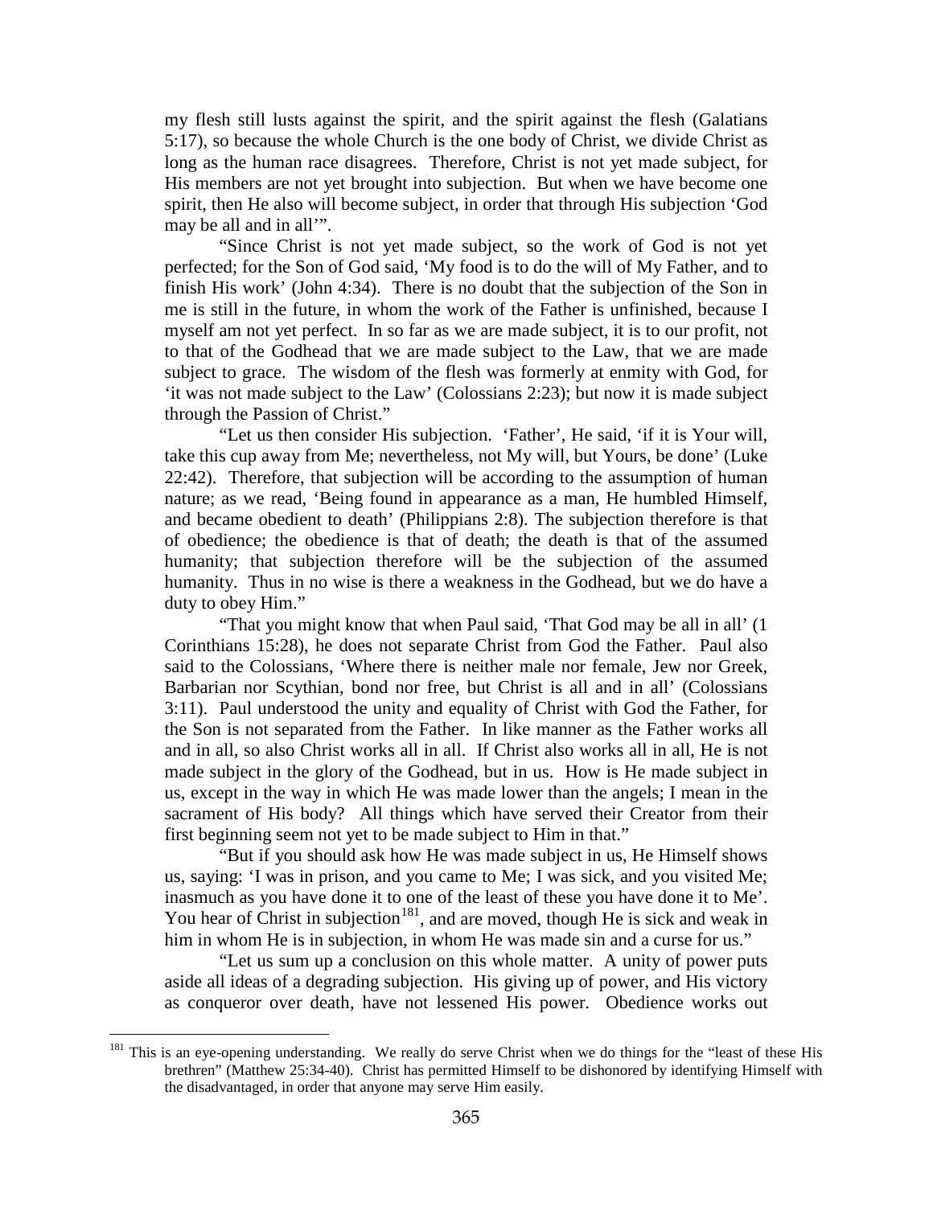my flesh still lusts against the spirit, and the spirit against the flesh (Galatians 5:17), so because the whole Church is the one body of Christ, we divide Christ as long as the human race disagrees. Therefore, Christ is not yet made subject, for His members are not yet brought into subjection. But when we have become one spirit, then He also will become subject, in order that through His subjection 'God may be all and in all'".

"Since Christ is not yet made subject, so the work of God is not yet perfected; for the Son of God said, 'My food is to do the will of My Father, and to finish His work' (John 4:34). There is no doubt that the subjection of the Son in me is still in the future, in whom the work of the Father is unfinished, because I myself am not yet perfect. In so far as we are made subject, it is to our profit, not to that of the Godhead that we are made subject to the Law, that we are made subject to grace. The wisdom of the flesh was formerly at enmity with God, for 'it was not made subject to the Law' (Colossians 2:23); but now it is made subject through the Passion of Christ."

"Let us then consider His subjection. 'Father', He said, 'if it is Your will, take this cup away from Me; nevertheless, not My will, but Yours, be done' (Luke 22:42). Therefore, that subjection will be according to the assumption of human nature; as we read, 'Being found in appearance as a man, He humbled Himself, and became obedient to death' (Philippians 2:8). The subjection therefore is that of obedience; the obedience is that of death; the death is that of the assumed humanity; that subjection therefore will be the subjection of the assumed humanity. Thus in no wise is there a weakness in the Godhead, but we do have a duty to obey Him."

"That you might know that when Paul said, 'That God may be all in all' (1 Corinthians 15:28), he does not separate Christ from God the Father. Paul also said to the Colossians, 'Where there is neither male nor female, Jew nor Greek, Barbarian nor Scythian, bond nor free, but Christ is all and in all' (Colossians 3:11). Paul understood the unity and equality of Christ with God the Father, for the Son is not separated from the Father. In like manner as the Father works all and in all, so also Christ works all in all. If Christ also works all in all, He is not made subject in the glory of the Godhead, but in us. How is He made subject in us, except in the way in which He was made lower than the angels; I mean in the sacrament of His body? All things which have served their Creator from their first beginning seem not yet to be made subject to Him in that."

"But if you should ask how He was made subject in us, He Himself shows us, saying: 'I was in prison, and you came to Me; I was sick, and you visited Me; inasmuch as you have done it to one of the least of these you have done it to Me'. You hear of Christ in subjection[181], and are moved, though He is sick and weak in him in whom He is in subjection, in whom He was made sin and a curse for us."

"Let us sum up a conclusion on this whole matter. A unity of power puts aside all ideas of a degrading subjection. His giving up of power, and His victory as conqueror over death, have not lessened His power. Obedience works out

[181] This is an eye-opening understanding. We really do serve Christ when we do things for the "least of these His brethren" (Matthew 25:34-40). Christ has permitted Himself to be dishonored by identifying Himself with the disadvantaged, in order that anyone may serve Him easily.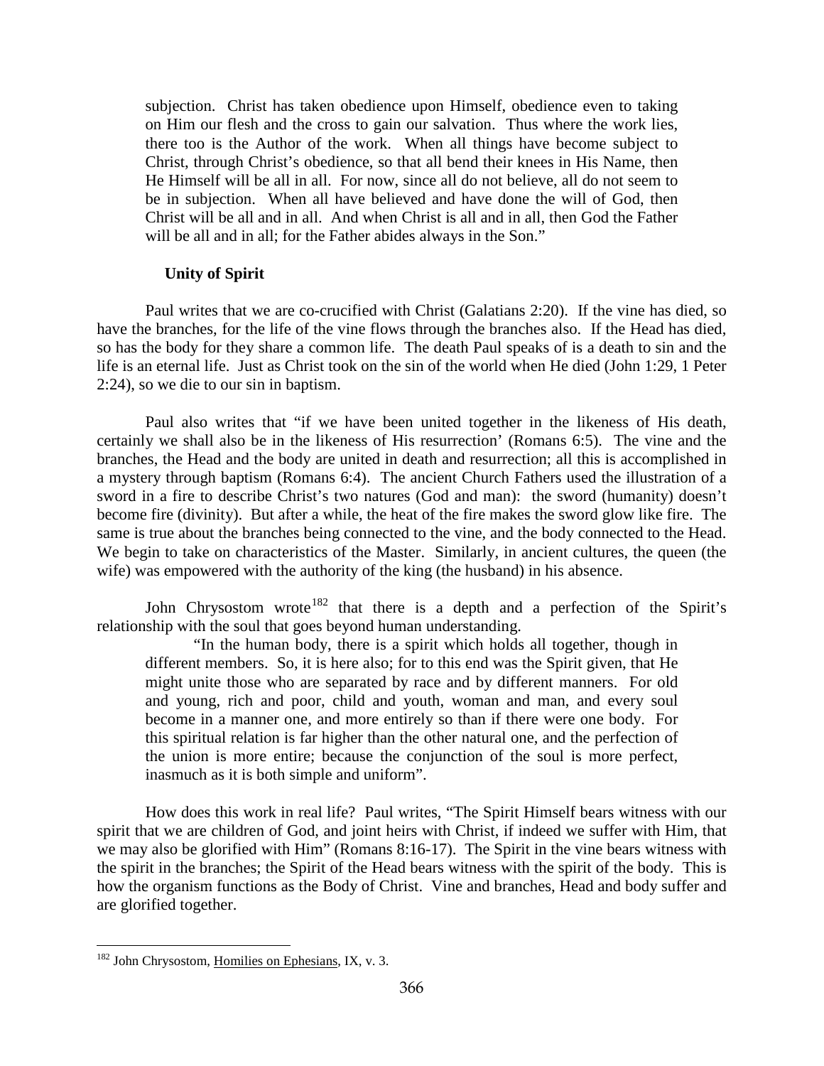> subjection. Christ has taken obedience upon Himself, obedience even to taking on Him our flesh and the cross to gain our salvation. Thus where the work lies, there too is the Author of the work. When all things have become subject to Christ, through Christ's obedience, so that all bend their knees in His Name, then He Himself will be all in all. For now, since all do not believe, all do not seem to be in subjection. When all have believed and have done the will of God, then Christ will be all and in all. And when Christ is all and in all, then God the Father will be all and in all; for the Father abides always in the Son."

### Unity of Spirit

Paul writes that we are co-crucified with Christ (Galatians 2:20). If the vine has died, so have the branches, for the life of the vine flows through the branches also. If the Head has died, so has the body for they share a common life. The death Paul speaks of is a death to sin and the life is an eternal life. Just as Christ took on the sin of the world when He died (John 1:29, 1 Peter 2:24), so we die to our sin in baptism.

Paul also writes that "if we have been united together in the likeness of His death, certainly we shall also be in the likeness of His resurrection' (Romans 6:5). The vine and the branches, the Head and the body are united in death and resurrection; all this is accomplished in a mystery through baptism (Romans 6:4). The ancient Church Fathers used the illustration of a sword in a fire to describe Christ's two natures (God and man): the sword (humanity) doesn't become fire (divinity). But after a while, the heat of the fire makes the sword glow like fire. The same is true about the branches being connected to the vine, and the body connected to the Head. We begin to take on characteristics of the Master. Similarly, in ancient cultures, the queen (the wife) was empowered with the authority of the king (the husband) in his absence.

John Chrysostom wrote[182] that there is a depth and a perfection of the Spirit's relationship with the soul that goes beyond human understanding.

> "In the human body, there is a spirit which holds all together, though in different members. So, it is here also; for to this end was the Spirit given, that He might unite those who are separated by race and by different manners. For old and young, rich and poor, child and youth, woman and man, and every soul become in a manner one, and more entirely so than if there were one body. For this spiritual relation is far higher than the other natural one, and the perfection of the union is more entire; because the conjunction of the soul is more perfect, inasmuch as it is both simple and uniform".

How does this work in real life? Paul writes, "The Spirit Himself bears witness with our spirit that we are children of God, and joint heirs with Christ, if indeed we suffer with Him, that we may also be glorified with Him" (Romans 8:16-17). The Spirit in the vine bears witness with the spirit in the branches; the Spirit of the Head bears witness with the spirit of the body. This is how the organism functions as the Body of Christ. Vine and branches, Head and body suffer and are glorified together.

---

[182] John Chrysostom, Homilies on Ephesians, IX, v. 3.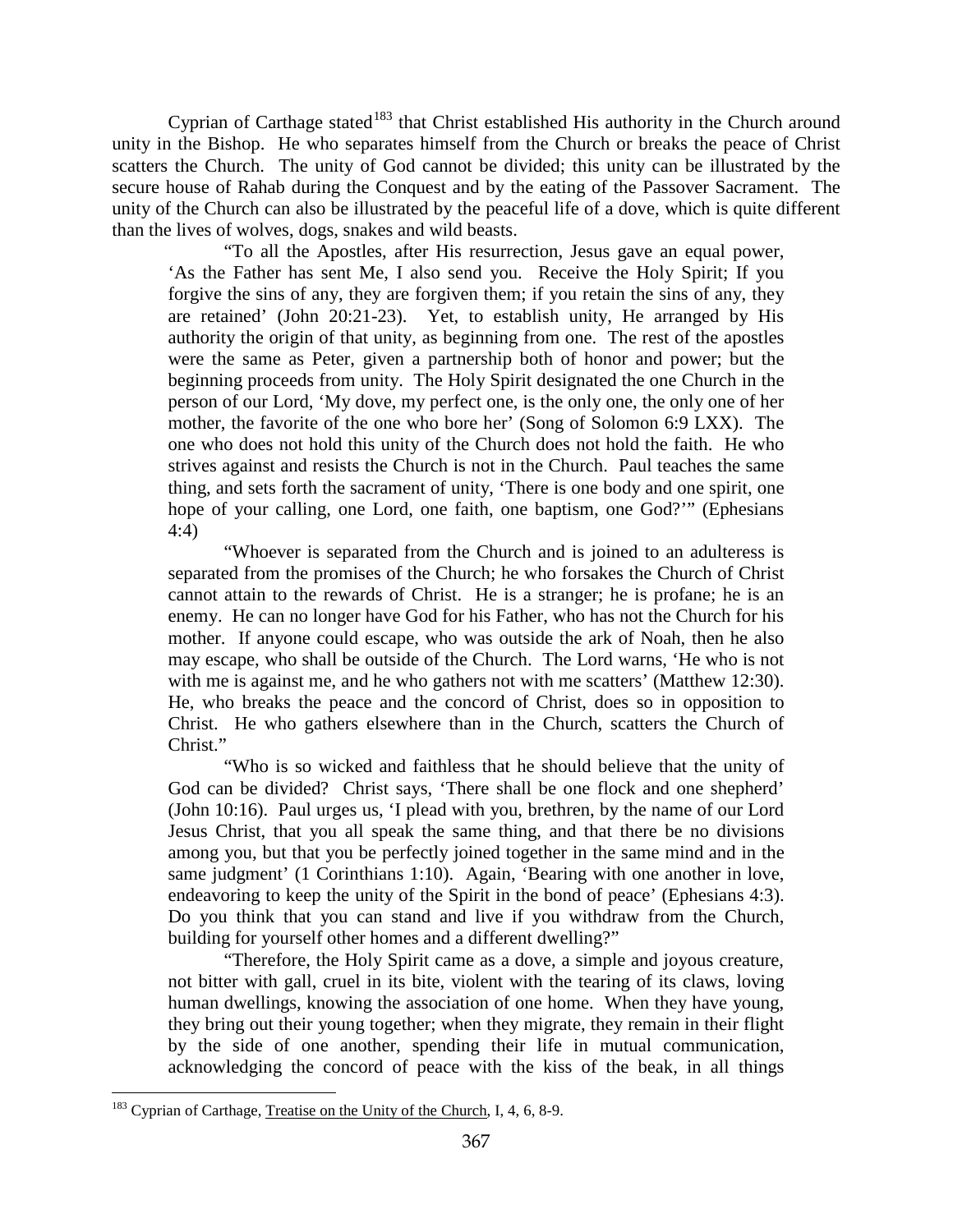Cyprian of Carthage stated[183] that Christ established His authority in the Church around unity in the Bishop. He who separates himself from the Church or breaks the peace of Christ scatters the Church. The unity of God cannot be divided; this unity can be illustrated by the secure house of Rahab during the Conquest and by the eating of the Passover Sacrament. The unity of the Church can also be illustrated by the peaceful life of a dove, which is quite different than the lives of wolves, dogs, snakes and wild beasts.

> "To all the Apostles, after His resurrection, Jesus gave an equal power, 'As the Father has sent Me, I also send you. Receive the Holy Spirit; If you forgive the sins of any, they are forgiven them; if you retain the sins of any, they are retained' (John 20:21-23). Yet, to establish unity, He arranged by His authority the origin of that unity, as beginning from one. The rest of the apostles were the same as Peter, given a partnership both of honor and power; but the beginning proceeds from unity. The Holy Spirit designated the one Church in the person of our Lord, 'My dove, my perfect one, is the only one, the only one of her mother, the favorite of the one who bore her' (Song of Solomon 6:9 LXX). The one who does not hold this unity of the Church does not hold the faith. He who strives against and resists the Church is not in the Church. Paul teaches the same thing, and sets forth the sacrament of unity, 'There is one body and one spirit, one hope of your calling, one Lord, one faith, one baptism, one God?'" (Ephesians 4:4)
>
> "Whoever is separated from the Church and is joined to an adulteress is separated from the promises of the Church; he who forsakes the Church of Christ cannot attain to the rewards of Christ. He is a stranger; he is profane; he is an enemy. He can no longer have God for his Father, who has not the Church for his mother. If anyone could escape, who was outside the ark of Noah, then he also may escape, who shall be outside of the Church. The Lord warns, 'He who is not with me is against me, and he who gathers not with me scatters' (Matthew 12:30). He, who breaks the peace and the concord of Christ, does so in opposition to Christ. He who gathers elsewhere than in the Church, scatters the Church of Christ."
>
> "Who is so wicked and faithless that he should believe that the unity of God can be divided? Christ says, 'There shall be one flock and one shepherd' (John 10:16). Paul urges us, 'I plead with you, brethren, by the name of our Lord Jesus Christ, that you all speak the same thing, and that there be no divisions among you, but that you be perfectly joined together in the same mind and in the same judgment' (1 Corinthians 1:10). Again, 'Bearing with one another in love, endeavoring to keep the unity of the Spirit in the bond of peace' (Ephesians 4:3). Do you think that you can stand and live if you withdraw from the Church, building for yourself other homes and a different dwelling?"
>
> "Therefore, the Holy Spirit came as a dove, a simple and joyous creature, not bitter with gall, cruel in its bite, violent with the tearing of its claws, loving human dwellings, knowing the association of one home. When they have young, they bring out their young together; when they migrate, they remain in their flight by the side of one another, spending their life in mutual communication, acknowledging the concord of peace with the kiss of the beak, in all things

---

[183] Cyprian of Carthage, Treatise on the Unity of the Church, I, 4, 6, 8-9.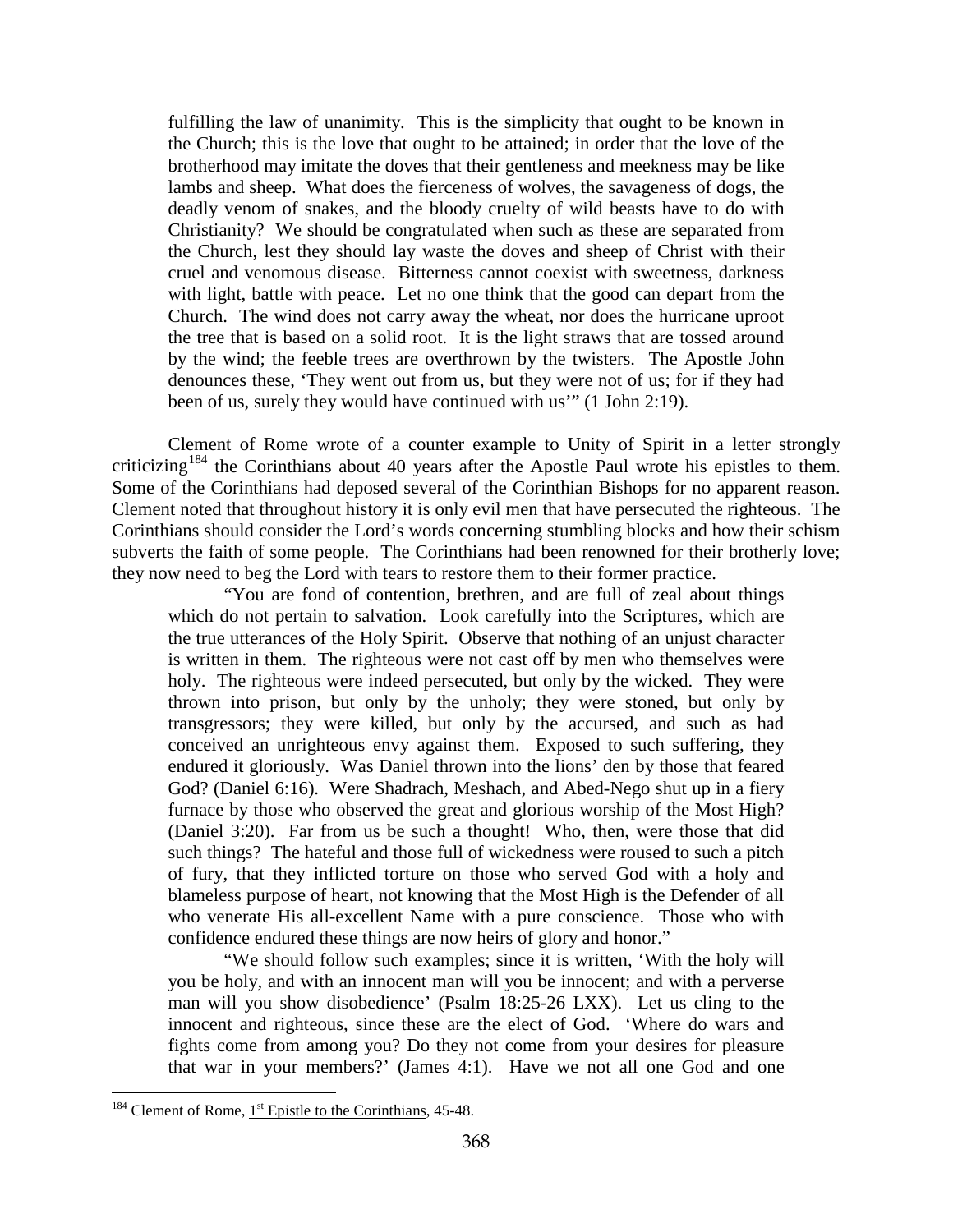fulfilling the law of unanimity. This is the simplicity that ought to be known in the Church; this is the love that ought to be attained; in order that the love of the brotherhood may imitate the doves that their gentleness and meekness may be like lambs and sheep. What does the fierceness of wolves, the savageness of dogs, the deadly venom of snakes, and the bloody cruelty of wild beasts have to do with Christianity? We should be congratulated when such as these are separated from the Church, lest they should lay waste the doves and sheep of Christ with their cruel and venomous disease. Bitterness cannot coexist with sweetness, darkness with light, battle with peace. Let no one think that the good can depart from the Church. The wind does not carry away the wheat, nor does the hurricane uproot the tree that is based on a solid root. It is the light straws that are tossed around by the wind; the feeble trees are overthrown by the twisters. The Apostle John denounces these, 'They went out from us, but they were not of us; for if they had been of us, surely they would have continued with us'" (1 John 2:19).

Clement of Rome wrote of a counter example to Unity of Spirit in a letter strongly criticizing[184] the Corinthians about 40 years after the Apostle Paul wrote his epistles to them. Some of the Corinthians had deposed several of the Corinthian Bishops for no apparent reason. Clement noted that throughout history it is only evil men that have persecuted the righteous. The Corinthians should consider the Lord's words concerning stumbling blocks and how their schism subverts the faith of some people. The Corinthians had been renowned for their brotherly love; they now need to beg the Lord with tears to restore them to their former practice.

"You are fond of contention, brethren, and are full of zeal about things which do not pertain to salvation. Look carefully into the Scriptures, which are the true utterances of the Holy Spirit. Observe that nothing of an unjust character is written in them. The righteous were not cast off by men who themselves were holy. The righteous were indeed persecuted, but only by the wicked. They were thrown into prison, but only by the unholy; they were stoned, but only by transgressors; they were killed, but only by the accursed, and such as had conceived an unrighteous envy against them. Exposed to such suffering, they endured it gloriously. Was Daniel thrown into the lions' den by those that feared God? (Daniel 6:16). Were Shadrach, Meshach, and Abed-Nego shut up in a fiery furnace by those who observed the great and glorious worship of the Most High? (Daniel 3:20). Far from us be such a thought! Who, then, were those that did such things? The hateful and those full of wickedness were roused to such a pitch of fury, that they inflicted torture on those who served God with a holy and blameless purpose of heart, not knowing that the Most High is the Defender of all who venerate His all-excellent Name with a pure conscience. Those who with confidence endured these things are now heirs of glory and honor."

"We should follow such examples; since it is written, 'With the holy will you be holy, and with an innocent man will you be innocent; and with a perverse man will you show disobedience' (Psalm 18:25-26 LXX). Let us cling to the innocent and righteous, since these are the elect of God. 'Where do wars and fights come from among you? Do they not come from your desires for pleasure that war in your members?' (James 4:1). Have we not all one God and one

[184] Clement of Rome, 1st Epistle to the Corinthians, 45-48.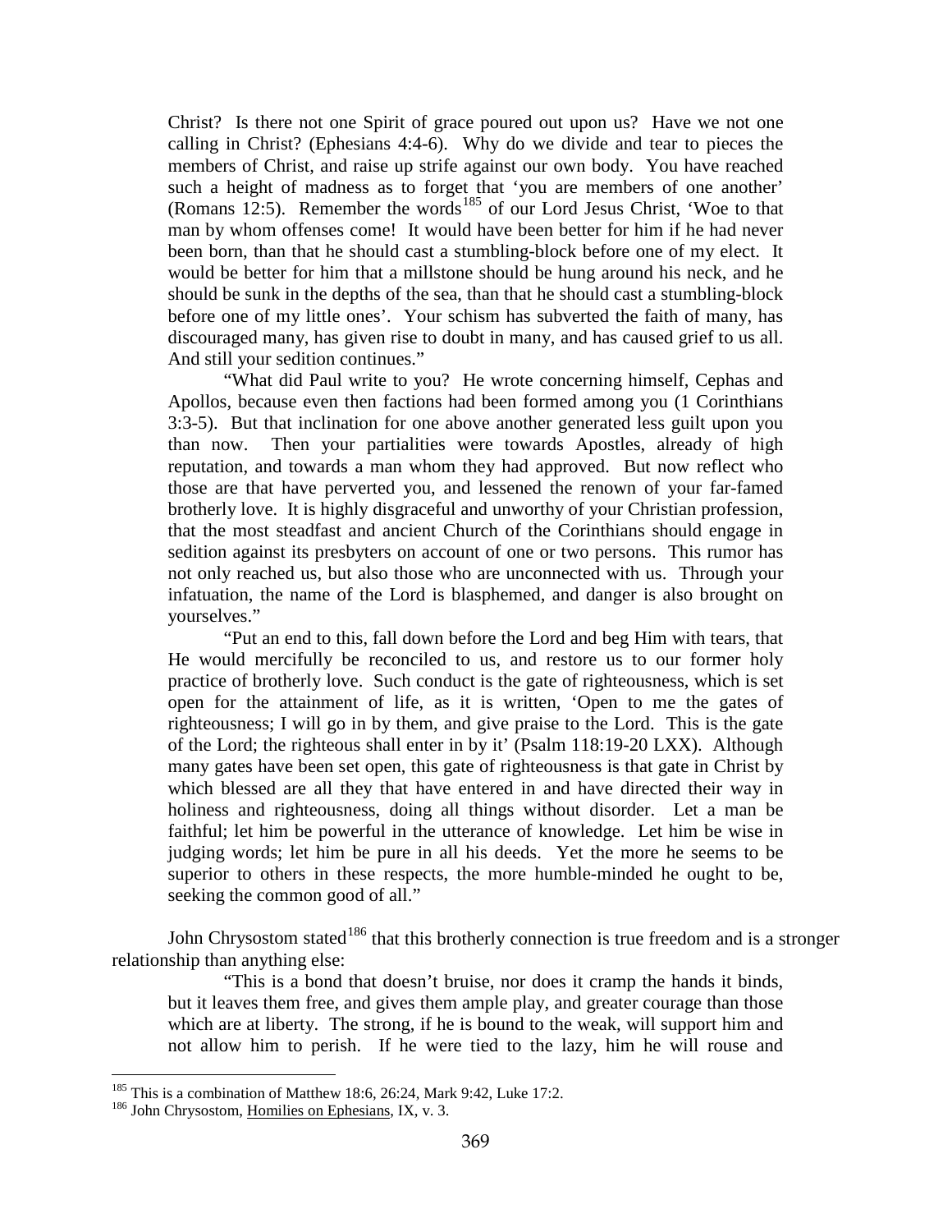Christ? Is there not one Spirit of grace poured out upon us? Have we not one calling in Christ? (Ephesians 4:4-6). Why do we divide and tear to pieces the members of Christ, and raise up strife against our own body. You have reached such a height of madness as to forget that 'you are members of one another' (Romans 12:5). Remember the words[185] of our Lord Jesus Christ, 'Woe to that man by whom offenses come! It would have been better for him if he had never been born, than that he should cast a stumbling-block before one of my elect. It would be better for him that a millstone should be hung around his neck, and he should be sunk in the depths of the sea, than that he should cast a stumbling-block before one of my little ones'. Your schism has subverted the faith of many, has discouraged many, has given rise to doubt in many, and has caused grief to us all. And still your sedition continues."

"What did Paul write to you? He wrote concerning himself, Cephas and Apollos, because even then factions had been formed among you (1 Corinthians 3:3-5). But that inclination for one above another generated less guilt upon you than now. Then your partialities were towards Apostles, already of high reputation, and towards a man whom they had approved. But now reflect who those are that have perverted you, and lessened the renown of your far-famed brotherly love. It is highly disgraceful and unworthy of your Christian profession, that the most steadfast and ancient Church of the Corinthians should engage in sedition against its presbyters on account of one or two persons. This rumor has not only reached us, but also those who are unconnected with us. Through your infatuation, the name of the Lord is blasphemed, and danger is also brought on yourselves."

"Put an end to this, fall down before the Lord and beg Him with tears, that He would mercifully be reconciled to us, and restore us to our former holy practice of brotherly love. Such conduct is the gate of righteousness, which is set open for the attainment of life, as it is written, 'Open to me the gates of righteousness; I will go in by them, and give praise to the Lord. This is the gate of the Lord; the righteous shall enter in by it' (Psalm 118:19-20 LXX). Although many gates have been set open, this gate of righteousness is that gate in Christ by which blessed are all they that have entered in and have directed their way in holiness and righteousness, doing all things without disorder. Let a man be faithful; let him be powerful in the utterance of knowledge. Let him be wise in judging words; let him be pure in all his deeds. Yet the more he seems to be superior to others in these respects, the more humble-minded he ought to be, seeking the common good of all."

John Chrysostom stated[186] that this brotherly connection is true freedom and is a stronger relationship than anything else:

"This is a bond that doesn't bruise, nor does it cramp the hands it binds, but it leaves them free, and gives them ample play, and greater courage than those which are at liberty. The strong, if he is bound to the weak, will support him and not allow him to perish. If he were tied to the lazy, him he will rouse and

---

[185] This is a combination of Matthew 18:6, 26:24, Mark 9:42, Luke 17:2.

[186] John Chrysostom, Homilies on Ephesians, IX, v. 3.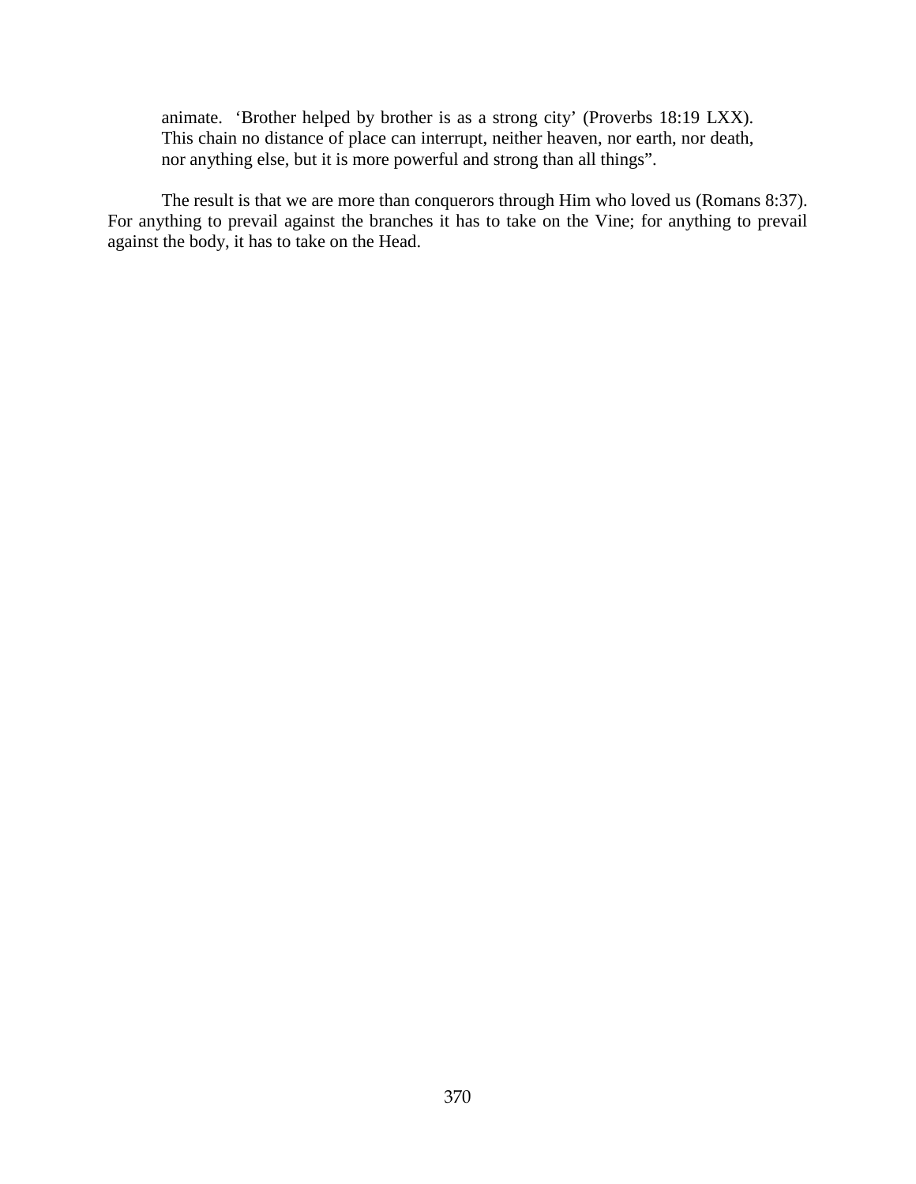> animate. ‘Brother helped by brother is as a strong city’ (Proverbs 18:19 LXX). This chain no distance of place can interrupt, neither heaven, nor earth, nor death, nor anything else, but it is more powerful and strong than all things”.

The result is that we are more than conquerors through Him who loved us (Romans 8:37). For anything to prevail against the branches it has to take on the Vine; for anything to prevail against the body, it has to take on the Head.